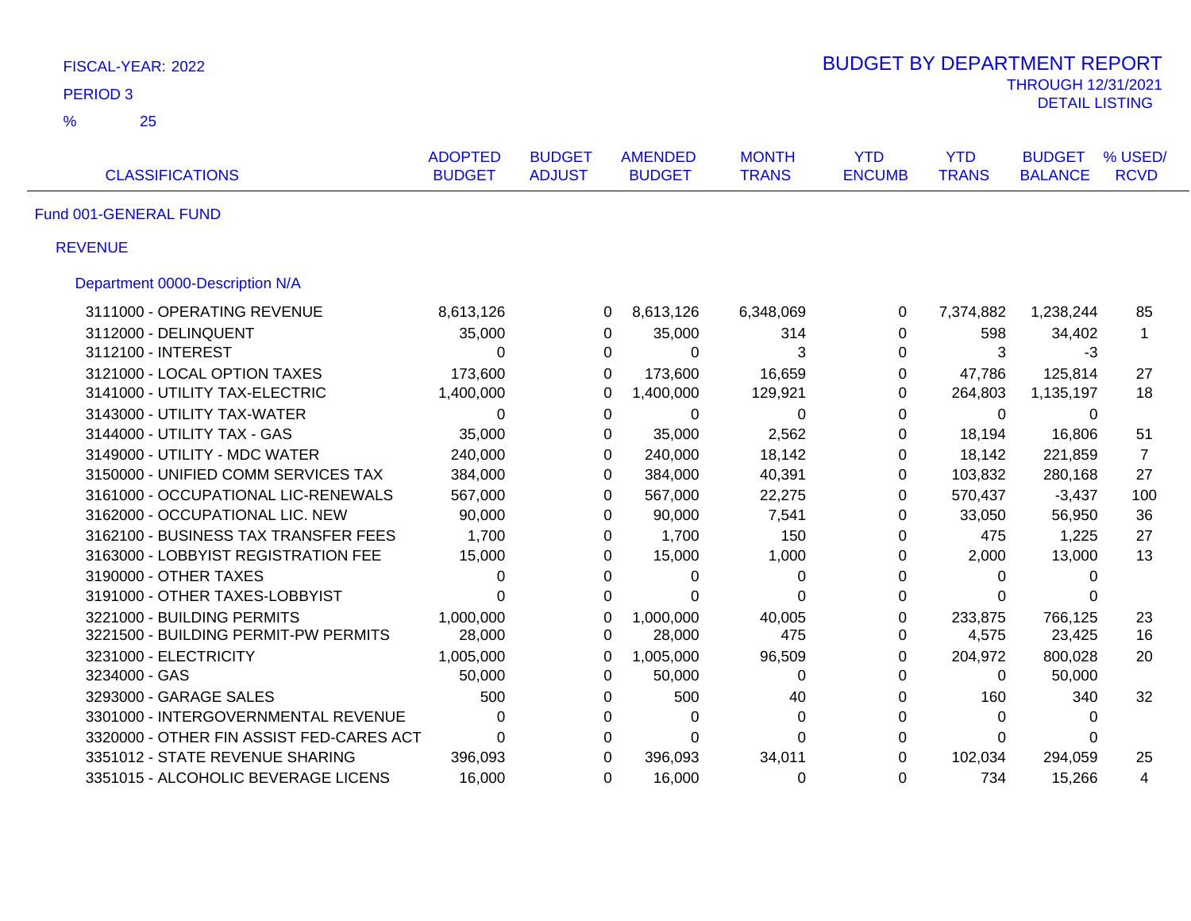FISCAL-YEAR: 2022

PERIOD 3

% 25

# BUDGET BY DEPARTMENT REPORT

THROUGH 12/31/2021

DETAIL LISTING

| CLASSIFICATIONS | ADOPTED BUDGET | BUDGET ADJUST | AMENDED BUDGET | MONTH TRANS | YTD ENCUMB | YTD TRANS | BUDGET BALANCE | % USED/ RCVD |
|---|---|---|---|---|---|---|---|---|
| **Fund 001-GENERAL FUND** | | | | | | | | |
| **REVENUE** | | | | | | | | |
| **Department 0000-Description N/A** | | | | | | | | |
| 3111000 - OPERATING REVENUE | 8,613,126 | 0 | 8,613,126 | 6,348,069 | 0 | 7,374,882 | 1,238,244 | 85 |
| 3112000 - DELINQUENT | 35,000 | 0 | 35,000 | 314 | 0 | 598 | 34,402 | 1 |
| 3112100 - INTEREST | 0 | 0 | 0 | 3 | 0 | 3 | -3 | |
| 3121000 - LOCAL OPTION TAXES | 173,600 | 0 | 173,600 | 16,659 | 0 | 47,786 | 125,814 | 27 |
| 3141000 - UTILITY TAX-ELECTRIC | 1,400,000 | 0 | 1,400,000 | 129,921 | 0 | 264,803 | 1,135,197 | 18 |
| 3143000 - UTILITY TAX-WATER | 0 | 0 | 0 | 0 | 0 | 0 | 0 | |
| 3144000 - UTILITY TAX - GAS | 35,000 | 0 | 35,000 | 2,562 | 0 | 18,194 | 16,806 | 51 |
| 3149000 - UTILITY - MDC WATER | 240,000 | 0 | 240,000 | 18,142 | 0 | 18,142 | 221,859 | 7 |
| 3150000 - UNIFIED COMM SERVICES TAX | 384,000 | 0 | 384,000 | 40,391 | 0 | 103,832 | 280,168 | 27 |
| 3161000 - OCCUPATIONAL LIC-RENEWALS | 567,000 | 0 | 567,000 | 22,275 | 0 | 570,437 | -3,437 | 100 |
| 3162000 - OCCUPATIONAL LIC. NEW | 90,000 | 0 | 90,000 | 7,541 | 0 | 33,050 | 56,950 | 36 |
| 3162100 - BUSINESS TAX TRANSFER FEES | 1,700 | 0 | 1,700 | 150 | 0 | 475 | 1,225 | 27 |
| 3163000 - LOBBYIST REGISTRATION FEE | 15,000 | 0 | 15,000 | 1,000 | 0 | 2,000 | 13,000 | 13 |
| 3190000 - OTHER TAXES | 0 | 0 | 0 | 0 | 0 | 0 | 0 | |
| 3191000 - OTHER TAXES-LOBBYIST | 0 | 0 | 0 | 0 | 0 | 0 | 0 | |
| 3221000 - BUILDING PERMITS | 1,000,000 | 0 | 1,000,000 | 40,005 | 0 | 233,875 | 766,125 | 23 |
| 3221500 - BUILDING PERMIT-PW PERMITS | 28,000 | 0 | 28,000 | 475 | 0 | 4,575 | 23,425 | 16 |
| 3231000 - ELECTRICITY | 1,005,000 | 0 | 1,005,000 | 96,509 | 0 | 204,972 | 800,028 | 20 |
| 3234000 - GAS | 50,000 | 0 | 50,000 | 0 | 0 | 0 | 50,000 | |
| 3293000 - GARAGE SALES | 500 | 0 | 500 | 40 | 0 | 160 | 340 | 32 |
| 3301000 - INTERGOVERNMENTAL REVENUE | 0 | 0 | 0 | 0 | 0 | 0 | 0 | |
| 3320000 - OTHER FIN ASSIST FED-CARES ACT | 0 | 0 | 0 | 0 | 0 | 0 | 0 | |
| 3351012 - STATE REVENUE SHARING | 396,093 | 0 | 396,093 | 34,011 | 0 | 102,034 | 294,059 | 25 |
| 3351015 - ALCOHOLIC BEVERAGE LICENS | 16,000 | 0 | 16,000 | 0 | 0 | 734 | 15,266 | 4 |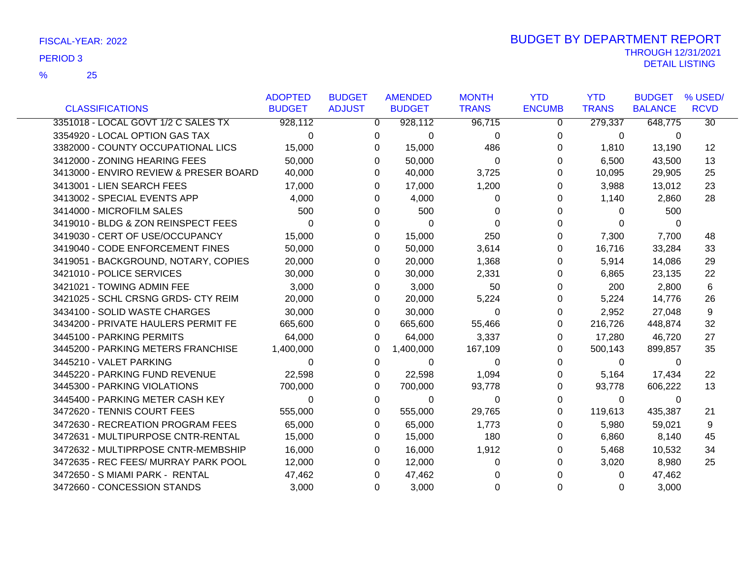FISCAL-YEAR: 2022

PERIOD 3

% 25

# BUDGET BY DEPARTMENT REPORT

THROUGH 12/31/2021

DETAIL LISTING

| CLASSIFICATIONS | ADOPTED BUDGET | BUDGET ADJUST | AMENDED BUDGET | MONTH TRANS | YTD ENCUMB | YTD TRANS | BUDGET BALANCE | % USED/ RCVD |
|---|---|---|---|---|---|---|---|---|
| 3351018 - LOCAL GOVT 1/2 C SALES TX | 928,112 | 0 | 928,112 | 96,715 | 0 | 279,337 | 648,775 | 30 |
| 3354920 - LOCAL OPTION GAS TAX | 0 | 0 | 0 | 0 | 0 | 0 | 0 | |
| 3382000 - COUNTY OCCUPATIONAL LICS | 15,000 | 0 | 15,000 | 486 | 0 | 1,810 | 13,190 | 12 |
| 3412000 - ZONING HEARING FEES | 50,000 | 0 | 50,000 | 0 | 0 | 6,500 | 43,500 | 13 |
| 3413000 - ENVIRO REVIEW & PRESER BOARD | 40,000 | 0 | 40,000 | 3,725 | 0 | 10,095 | 29,905 | 25 |
| 3413001 - LIEN SEARCH FEES | 17,000 | 0 | 17,000 | 1,200 | 0 | 3,988 | 13,012 | 23 |
| 3413002 - SPECIAL EVENTS APP | 4,000 | 0 | 4,000 | 0 | 0 | 1,140 | 2,860 | 28 |
| 3414000 - MICROFILM SALES | 500 | 0 | 500 | 0 | 0 | 0 | 500 | |
| 3419010 - BLDG & ZON REINSPECT FEES | 0 | 0 | 0 | 0 | 0 | 0 | 0 | |
| 3419030 - CERT OF USE/OCCUPANCY | 15,000 | 0 | 15,000 | 250 | 0 | 7,300 | 7,700 | 48 |
| 3419040 - CODE ENFORCEMENT FINES | 50,000 | 0 | 50,000 | 3,614 | 0 | 16,716 | 33,284 | 33 |
| 3419051 - BACKGROUND, NOTARY, COPIES | 20,000 | 0 | 20,000 | 1,368 | 0 | 5,914 | 14,086 | 29 |
| 3421010 - POLICE SERVICES | 30,000 | 0 | 30,000 | 2,331 | 0 | 6,865 | 23,135 | 22 |
| 3421021 - TOWING ADMIN FEE | 3,000 | 0 | 3,000 | 50 | 0 | 200 | 2,800 | 6 |
| 3421025 - SCHL CRSNG GRDS- CTY REIM | 20,000 | 0 | 20,000 | 5,224 | 0 | 5,224 | 14,776 | 26 |
| 3434100 - SOLID WASTE CHARGES | 30,000 | 0 | 30,000 | 0 | 0 | 2,952 | 27,048 | 9 |
| 3434200 - PRIVATE HAULERS PERMIT FE | 665,600 | 0 | 665,600 | 55,466 | 0 | 216,726 | 448,874 | 32 |
| 3445100 - PARKING PERMITS | 64,000 | 0 | 64,000 | 3,337 | 0 | 17,280 | 46,720 | 27 |
| 3445200 - PARKING METERS FRANCHISE | 1,400,000 | 0 | 1,400,000 | 167,109 | 0 | 500,143 | 899,857 | 35 |
| 3445210 - VALET PARKING | 0 | 0 | 0 | 0 | 0 | 0 | 0 | |
| 3445220 - PARKING FUND REVENUE | 22,598 | 0 | 22,598 | 1,094 | 0 | 5,164 | 17,434 | 22 |
| 3445300 - PARKING VIOLATIONS | 700,000 | 0 | 700,000 | 93,778 | 0 | 93,778 | 606,222 | 13 |
| 3445400 - PARKING METER CASH KEY | 0 | 0 | 0 | 0 | 0 | 0 | 0 | |
| 3472620 - TENNIS COURT FEES | 555,000 | 0 | 555,000 | 29,765 | 0 | 119,613 | 435,387 | 21 |
| 3472630 - RECREATION PROGRAM FEES | 65,000 | 0 | 65,000 | 1,773 | 0 | 5,980 | 59,021 | 9 |
| 3472631 - MULTIPURPOSE CNTR-RENTAL | 15,000 | 0 | 15,000 | 180 | 0 | 6,860 | 8,140 | 45 |
| 3472632 - MULTIPRPOSE CNTR-MEMBSHIP | 16,000 | 0 | 16,000 | 1,912 | 0 | 5,468 | 10,532 | 34 |
| 3472635 - REC FEES/ MURRAY PARK POOL | 12,000 | 0 | 12,000 | 0 | 0 | 3,020 | 8,980 | 25 |
| 3472650 - S MIAMI PARK - RENTAL | 47,462 | 0 | 47,462 | 0 | 0 | 0 | 47,462 | |
| 3472660 - CONCESSION STANDS | 3,000 | 0 | 3,000 | 0 | 0 | 0 | 3,000 | |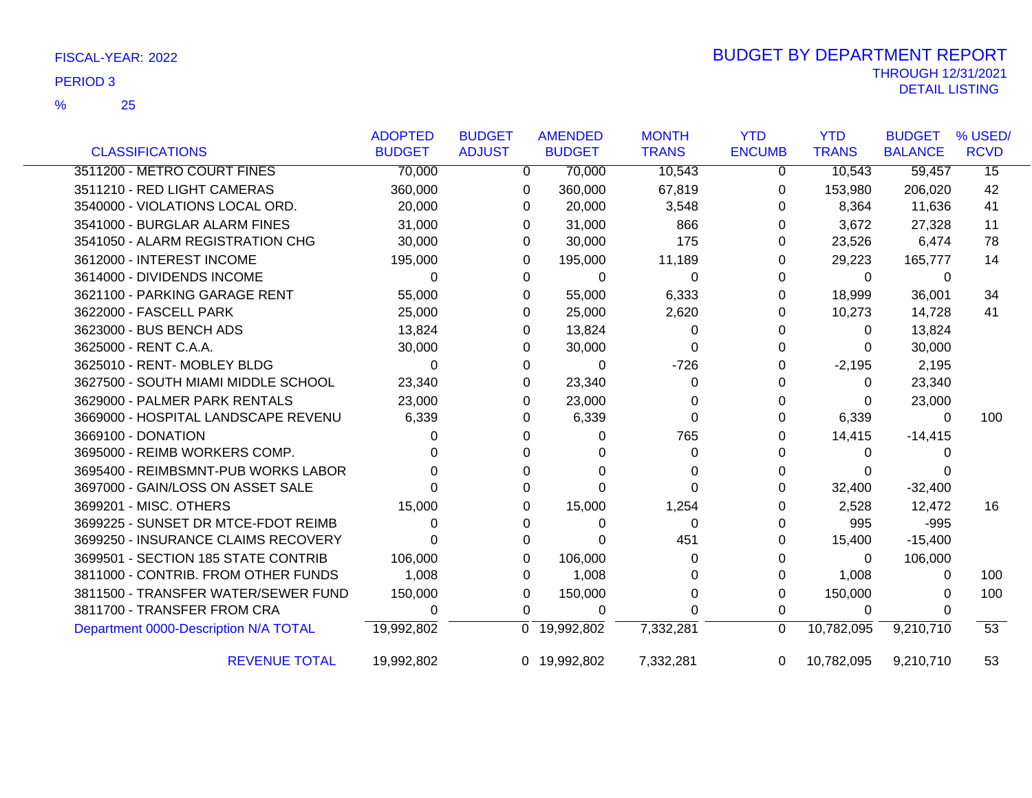FISCAL-YEAR: 2022

PERIOD 3

% 25

# BUDGET BY DEPARTMENT REPORT

THROUGH 12/31/2021

DETAIL LISTING

| CLASSIFICATIONS | ADOPTED BUDGET | BUDGET ADJUST | AMENDED BUDGET | MONTH TRANS | YTD ENCUMB | YTD TRANS | BUDGET BALANCE | % USED/ RCVD |
|---|---|---|---|---|---|---|---|---|
| 3511200 - METRO COURT FINES | 70,000 | 0 | 70,000 | 10,543 | 0 | 10,543 | 59,457 | 15 |
| 3511210 - RED LIGHT CAMERAS | 360,000 | 0 | 360,000 | 67,819 | 0 | 153,980 | 206,020 | 42 |
| 3540000 - VIOLATIONS LOCAL ORD. | 20,000 | 0 | 20,000 | 3,548 | 0 | 8,364 | 11,636 | 41 |
| 3541000 - BURGLAR ALARM FINES | 31,000 | 0 | 31,000 | 866 | 0 | 3,672 | 27,328 | 11 |
| 3541050 - ALARM REGISTRATION CHG | 30,000 | 0 | 30,000 | 175 | 0 | 23,526 | 6,474 | 78 |
| 3612000 - INTEREST INCOME | 195,000 | 0 | 195,000 | 11,189 | 0 | 29,223 | 165,777 | 14 |
| 3614000 - DIVIDENDS INCOME | 0 | 0 | 0 | 0 | 0 | 0 | 0 | |
| 3621100 - PARKING GARAGE RENT | 55,000 | 0 | 55,000 | 6,333 | 0 | 18,999 | 36,001 | 34 |
| 3622000 - FASCELL PARK | 25,000 | 0 | 25,000 | 2,620 | 0 | 10,273 | 14,728 | 41 |
| 3623000 - BUS BENCH ADS | 13,824 | 0 | 13,824 | 0 | 0 | 0 | 13,824 | |
| 3625000 - RENT C.A.A. | 30,000 | 0 | 30,000 | 0 | 0 | 0 | 30,000 | |
| 3625010 - RENT- MOBLEY BLDG | 0 | 0 | 0 | -726 | 0 | -2,195 | 2,195 | |
| 3627500 - SOUTH MIAMI MIDDLE SCHOOL | 23,340 | 0 | 23,340 | 0 | 0 | 0 | 23,340 | |
| 3629000 - PALMER PARK RENTALS | 23,000 | 0 | 23,000 | 0 | 0 | 0 | 23,000 | |
| 3669000 - HOSPITAL LANDSCAPE REVENU | 6,339 | 0 | 6,339 | 0 | 0 | 6,339 | 0 | 100 |
| 3669100 - DONATION | 0 | 0 | 0 | 765 | 0 | 14,415 | -14,415 | |
| 3695000 - REIMB WORKERS COMP. | 0 | 0 | 0 | 0 | 0 | 0 | 0 | |
| 3695400 - REIMBSMNT-PUB WORKS LABOR | 0 | 0 | 0 | 0 | 0 | 0 | 0 | |
| 3697000 - GAIN/LOSS ON ASSET SALE | 0 | 0 | 0 | 0 | 0 | 32,400 | -32,400 | |
| 3699201 - MISC. OTHERS | 15,000 | 0 | 15,000 | 1,254 | 0 | 2,528 | 12,472 | 16 |
| 3699225 - SUNSET DR MTCE-FDOT REIMB | 0 | 0 | 0 | 0 | 0 | 995 | -995 | |
| 3699250 - INSURANCE CLAIMS RECOVERY | 0 | 0 | 0 | 451 | 0 | 15,400 | -15,400 | |
| 3699501 - SECTION 185 STATE CONTRIB | 106,000 | 0 | 106,000 | 0 | 0 | 0 | 106,000 | |
| 3811000 - CONTRIB. FROM OTHER FUNDS | 1,008 | 0 | 1,008 | 0 | 0 | 1,008 | 0 | 100 |
| 3811500 - TRANSFER WATER/SEWER FUND | 150,000 | 0 | 150,000 | 0 | 0 | 150,000 | 0 | 100 |
| 3811700 - TRANSFER FROM CRA | 0 | 0 | 0 | 0 | 0 | 0 | 0 | |
| Department 0000-Description N/A TOTAL | 19,992,802 | 0 | 19,992,802 | 7,332,281 | 0 | 10,782,095 | 9,210,710 | 53 |
| REVENUE TOTAL | 19,992,802 | 0 | 19,992,802 | 7,332,281 | 0 | 10,782,095 | 9,210,710 | 53 |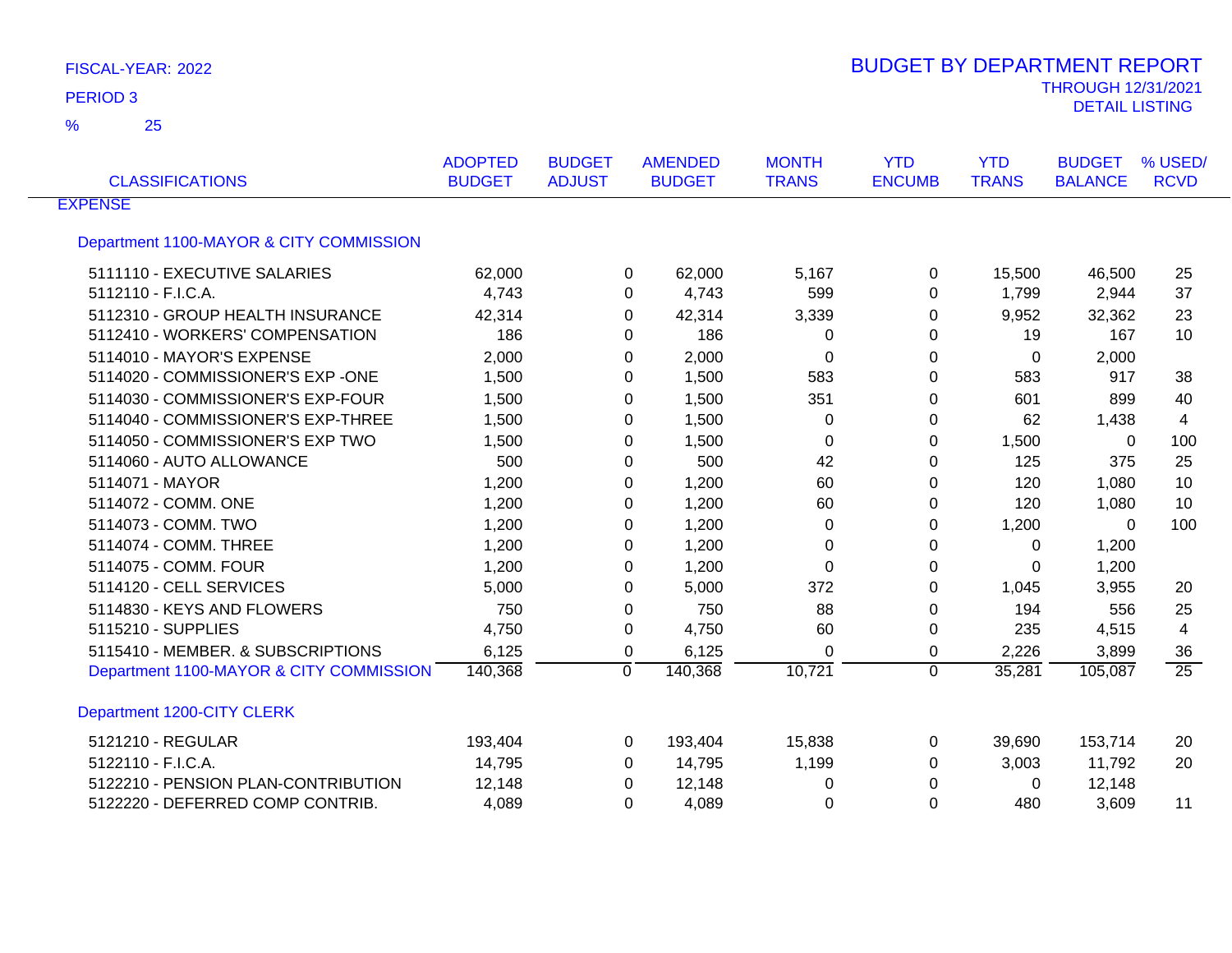FISCAL-YEAR: 2022

PERIOD 3

% 25

# BUDGET BY DEPARTMENT REPORT

THROUGH 12/31/2021

DETAIL LISTING

| CLASSIFICATIONS | ADOPTED BUDGET | BUDGET ADJUST | AMENDED BUDGET | MONTH TRANS | YTD ENCUMB | YTD TRANS | BUDGET BALANCE | % USED/ RCVD |
|---|---|---|---|---|---|---|---|---|
| EXPENSE | | | | | | | | |
| Department 1100-MAYOR & CITY COMMISSION | | | | | | | | |
| 5111110 - EXECUTIVE SALARIES | 62,000 | 0 | 62,000 | 5,167 | 0 | 15,500 | 46,500 | 25 |
| 5112110 - F.I.C.A. | 4,743 | 0 | 4,743 | 599 | 0 | 1,799 | 2,944 | 37 |
| 5112310 - GROUP HEALTH INSURANCE | 42,314 | 0 | 42,314 | 3,339 | 0 | 9,952 | 32,362 | 23 |
| 5112410 - WORKERS' COMPENSATION | 186 | 0 | 186 | 0 | 0 | 19 | 167 | 10 |
| 5114010 - MAYOR'S EXPENSE | 2,000 | 0 | 2,000 | 0 | 0 | 0 | 2,000 | |
| 5114020 - COMMISSIONER'S EXP -ONE | 1,500 | 0 | 1,500 | 583 | 0 | 583 | 917 | 38 |
| 5114030 - COMMISSIONER'S EXP-FOUR | 1,500 | 0 | 1,500 | 351 | 0 | 601 | 899 | 40 |
| 5114040 - COMMISSIONER'S EXP-THREE | 1,500 | 0 | 1,500 | 0 | 0 | 62 | 1,438 | 4 |
| 5114050 - COMMISSIONER'S EXP TWO | 1,500 | 0 | 1,500 | 0 | 0 | 1,500 | 0 | 100 |
| 5114060 - AUTO ALLOWANCE | 500 | 0 | 500 | 42 | 0 | 125 | 375 | 25 |
| 5114071 - MAYOR | 1,200 | 0 | 1,200 | 60 | 0 | 120 | 1,080 | 10 |
| 5114072 - COMM. ONE | 1,200 | 0 | 1,200 | 60 | 0 | 120 | 1,080 | 10 |
| 5114073 - COMM. TWO | 1,200 | 0 | 1,200 | 0 | 0 | 1,200 | 0 | 100 |
| 5114074 - COMM. THREE | 1,200 | 0 | 1,200 | 0 | 0 | 0 | 1,200 | |
| 5114075 - COMM. FOUR | 1,200 | 0 | 1,200 | 0 | 0 | 0 | 1,200 | |
| 5114120 - CELL SERVICES | 5,000 | 0 | 5,000 | 372 | 0 | 1,045 | 3,955 | 20 |
| 5114830 - KEYS AND FLOWERS | 750 | 0 | 750 | 88 | 0 | 194 | 556 | 25 |
| 5115210 - SUPPLIES | 4,750 | 0 | 4,750 | 60 | 0 | 235 | 4,515 | 4 |
| 5115410 - MEMBER. & SUBSCRIPTIONS | 6,125 | 0 | 6,125 | 0 | 0 | 2,226 | 3,899 | 36 |
| Department 1100-MAYOR & CITY COMMISSION | 140,368 | 0 | 140,368 | 10,721 | 0 | 35,281 | 105,087 | 25 |
| Department 1200-CITY CLERK | | | | | | | | |
| 5121210 - REGULAR | 193,404 | 0 | 193,404 | 15,838 | 0 | 39,690 | 153,714 | 20 |
| 5122110 - F.I.C.A. | 14,795 | 0 | 14,795 | 1,199 | 0 | 3,003 | 11,792 | 20 |
| 5122210 - PENSION PLAN-CONTRIBUTION | 12,148 | 0 | 12,148 | 0 | 0 | 0 | 12,148 | |
| 5122220 - DEFERRED COMP CONTRIB. | 4,089 | 0 | 4,089 | 0 | 0 | 480 | 3,609 | 11 |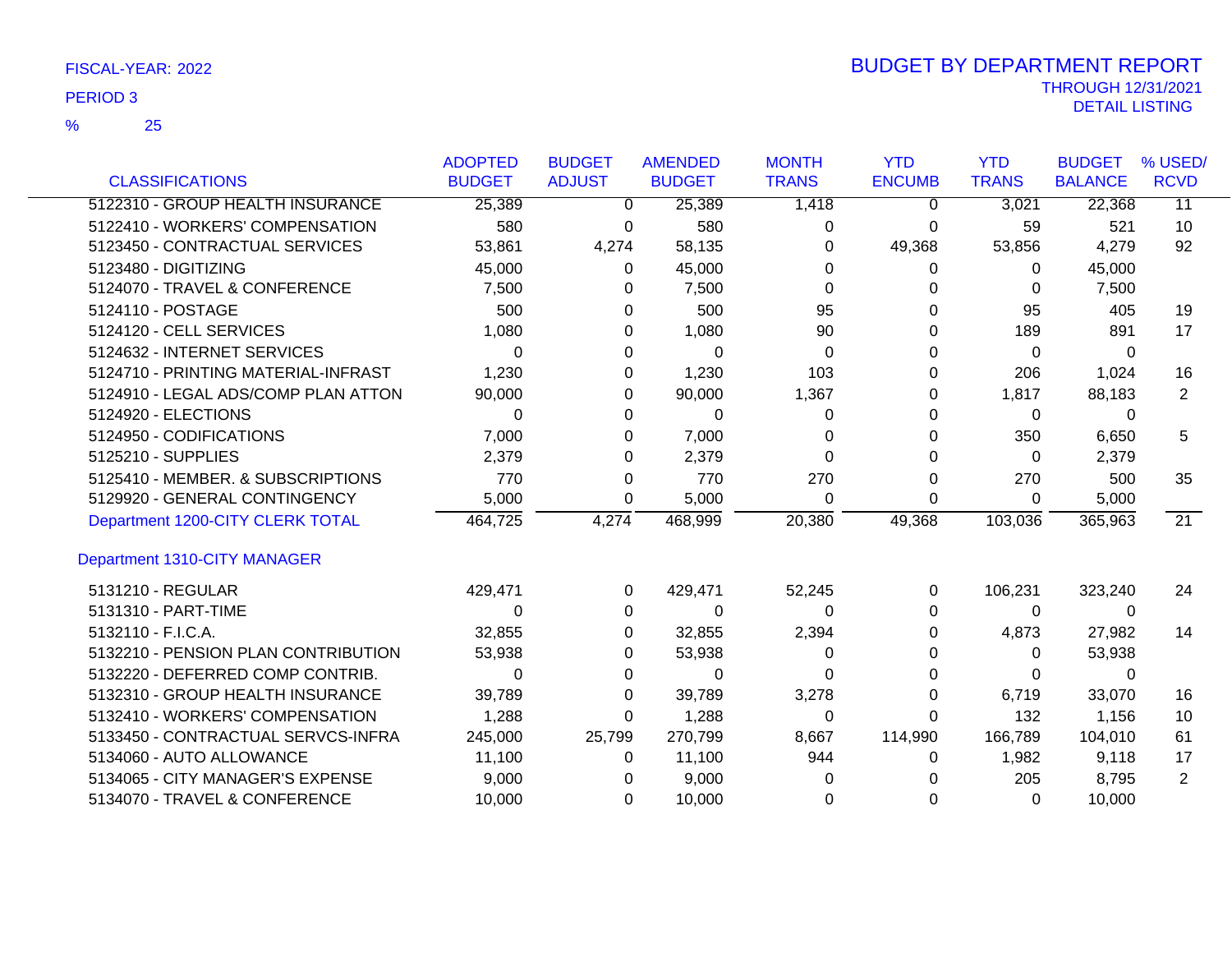FISCAL-YEAR: 2022

PERIOD 3

% 25

# BUDGET BY DEPARTMENT REPORT

THROUGH 12/31/2021

DETAIL LISTING

| CLASSIFICATIONS | ADOPTED BUDGET | BUDGET ADJUST | AMENDED BUDGET | MONTH TRANS | YTD ENCUMB | YTD TRANS | BUDGET BALANCE | % USED/ RCVD |
|---|---|---|---|---|---|---|---|---|
| 5122310 - GROUP HEALTH INSURANCE | 25,389 | 0 | 25,389 | 1,418 | 0 | 3,021 | 22,368 | 11 |
| 5122410 - WORKERS' COMPENSATION | 580 | 0 | 580 | 0 | 0 | 59 | 521 | 10 |
| 5123450 - CONTRACTUAL SERVICES | 53,861 | 4,274 | 58,135 | 0 | 49,368 | 53,856 | 4,279 | 92 |
| 5123480 - DIGITIZING | 45,000 | 0 | 45,000 | 0 | 0 | 0 | 45,000 | |
| 5124070 - TRAVEL & CONFERENCE | 7,500 | 0 | 7,500 | 0 | 0 | 0 | 7,500 | |
| 5124110 - POSTAGE | 500 | 0 | 500 | 95 | 0 | 95 | 405 | 19 |
| 5124120 - CELL SERVICES | 1,080 | 0 | 1,080 | 90 | 0 | 189 | 891 | 17 |
| 5124632 - INTERNET SERVICES | 0 | 0 | 0 | 0 | 0 | 0 | 0 | |
| 5124710 - PRINTING MATERIAL-INFRAST | 1,230 | 0 | 1,230 | 103 | 0 | 206 | 1,024 | 16 |
| 5124910 - LEGAL ADS/COMP PLAN ATTON | 90,000 | 0 | 90,000 | 1,367 | 0 | 1,817 | 88,183 | 2 |
| 5124920 - ELECTIONS | 0 | 0 | 0 | 0 | 0 | 0 | 0 | |
| 5124950 - CODIFICATIONS | 7,000 | 0 | 7,000 | 0 | 0 | 350 | 6,650 | 5 |
| 5125210 - SUPPLIES | 2,379 | 0 | 2,379 | 0 | 0 | 0 | 2,379 | |
| 5125410 - MEMBER. & SUBSCRIPTIONS | 770 | 0 | 770 | 270 | 0 | 270 | 500 | 35 |
| 5129920 - GENERAL CONTINGENCY | 5,000 | 0 | 5,000 | 0 | 0 | 0 | 5,000 | |
| Department 1200-CITY CLERK TOTAL | 464,725 | 4,274 | 468,999 | 20,380 | 49,368 | 103,036 | 365,963 | 21 |
| **Department 1310-CITY MANAGER** | | | | | | | | |
| 5131210 - REGULAR | 429,471 | 0 | 429,471 | 52,245 | 0 | 106,231 | 323,240 | 24 |
| 5131310 - PART-TIME | 0 | 0 | 0 | 0 | 0 | 0 | 0 | |
| 5132110 - F.I.C.A. | 32,855 | 0 | 32,855 | 2,394 | 0 | 4,873 | 27,982 | 14 |
| 5132210 - PENSION PLAN CONTRIBUTION | 53,938 | 0 | 53,938 | 0 | 0 | 0 | 53,938 | |
| 5132220 - DEFERRED COMP CONTRIB. | 0 | 0 | 0 | 0 | 0 | 0 | 0 | |
| 5132310 - GROUP HEALTH INSURANCE | 39,789 | 0 | 39,789 | 3,278 | 0 | 6,719 | 33,070 | 16 |
| 5132410 - WORKERS' COMPENSATION | 1,288 | 0 | 1,288 | 0 | 0 | 132 | 1,156 | 10 |
| 5133450 - CONTRACTUAL SERVCS-INFRA | 245,000 | 25,799 | 270,799 | 8,667 | 114,990 | 166,789 | 104,010 | 61 |
| 5134060 - AUTO ALLOWANCE | 11,100 | 0 | 11,100 | 944 | 0 | 1,982 | 9,118 | 17 |
| 5134065 - CITY MANAGER'S EXPENSE | 9,000 | 0 | 9,000 | 0 | 0 | 205 | 8,795 | 2 |
| 5134070 - TRAVEL & CONFERENCE | 10,000 | 0 | 10,000 | 0 | 0 | 0 | 10,000 | |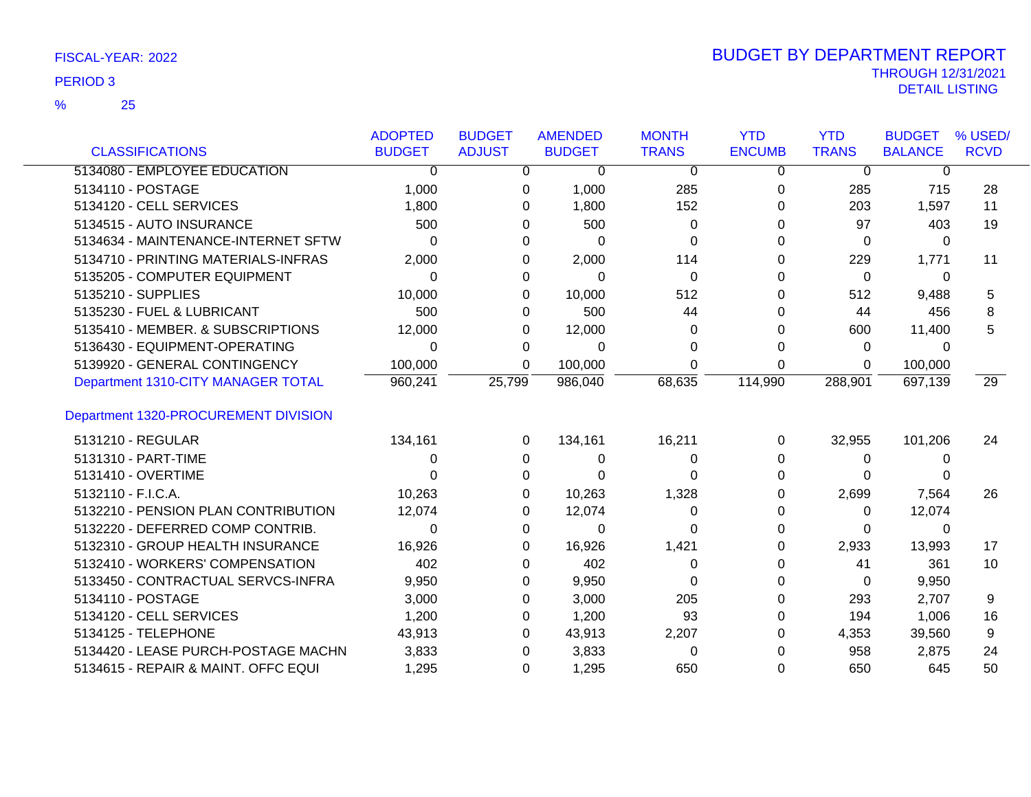FISCAL-YEAR: 2022

PERIOD 3

% 25

# BUDGET BY DEPARTMENT REPORT

THROUGH 12/31/2021

DETAIL LISTING

| CLASSIFICATIONS | ADOPTED BUDGET | BUDGET ADJUST | AMENDED BUDGET | MONTH TRANS | YTD ENCUMB | YTD TRANS | BUDGET BALANCE | % USED/ RCVD |
|---|---|---|---|---|---|---|---|---|
| 5134080 - EMPLOYEE EDUCATION | 0 | 0 | 0 | 0 | 0 | 0 | 0 | |
| 5134110 - POSTAGE | 1,000 | 0 | 1,000 | 285 | 0 | 285 | 715 | 28 |
| 5134120 - CELL SERVICES | 1,800 | 0 | 1,800 | 152 | 0 | 203 | 1,597 | 11 |
| 5134515 - AUTO INSURANCE | 500 | 0 | 500 | 0 | 0 | 97 | 403 | 19 |
| 5134634 - MAINTENANCE-INTERNET SFTW | 0 | 0 | 0 | 0 | 0 | 0 | 0 | |
| 5134710 - PRINTING MATERIALS-INFRAS | 2,000 | 0 | 2,000 | 114 | 0 | 229 | 1,771 | 11 |
| 5135205 - COMPUTER EQUIPMENT | 0 | 0 | 0 | 0 | 0 | 0 | 0 | |
| 5135210 - SUPPLIES | 10,000 | 0 | 10,000 | 512 | 0 | 512 | 9,488 | 5 |
| 5135230 - FUEL & LUBRICANT | 500 | 0 | 500 | 44 | 0 | 44 | 456 | 8 |
| 5135410 - MEMBER. & SUBSCRIPTIONS | 12,000 | 0 | 12,000 | 0 | 0 | 600 | 11,400 | 5 |
| 5136430 - EQUIPMENT-OPERATING | 0 | 0 | 0 | 0 | 0 | 0 | 0 | |
| 5139920 - GENERAL CONTINGENCY | 100,000 | 0 | 100,000 | 0 | 0 | 0 | 100,000 | |
| Department 1310-CITY MANAGER TOTAL | 960,241 | 25,799 | 986,040 | 68,635 | 114,990 | 288,901 | 697,139 | 29 |
| **Department 1320-PROCUREMENT DIVISION** | | | | | | | | |
| 5131210 - REGULAR | 134,161 | 0 | 134,161 | 16,211 | 0 | 32,955 | 101,206 | 24 |
| 5131310 - PART-TIME | 0 | 0 | 0 | 0 | 0 | 0 | 0 | |
| 5131410 - OVERTIME | 0 | 0 | 0 | 0 | 0 | 0 | 0 | |
| 5132110 - F.I.C.A. | 10,263 | 0 | 10,263 | 1,328 | 0 | 2,699 | 7,564 | 26 |
| 5132210 - PENSION PLAN CONTRIBUTION | 12,074 | 0 | 12,074 | 0 | 0 | 0 | 12,074 | |
| 5132220 - DEFERRED COMP CONTRIB. | 0 | 0 | 0 | 0 | 0 | 0 | 0 | |
| 5132310 - GROUP HEALTH INSURANCE | 16,926 | 0 | 16,926 | 1,421 | 0 | 2,933 | 13,993 | 17 |
| 5132410 - WORKERS' COMPENSATION | 402 | 0 | 402 | 0 | 0 | 41 | 361 | 10 |
| 5133450 - CONTRACTUAL SERVCS-INFRA | 9,950 | 0 | 9,950 | 0 | 0 | 0 | 9,950 | |
| 5134110 - POSTAGE | 3,000 | 0 | 3,000 | 205 | 0 | 293 | 2,707 | 9 |
| 5134120 - CELL SERVICES | 1,200 | 0 | 1,200 | 93 | 0 | 194 | 1,006 | 16 |
| 5134125 - TELEPHONE | 43,913 | 0 | 43,913 | 2,207 | 0 | 4,353 | 39,560 | 9 |
| 5134420 - LEASE PURCH-POSTAGE MACHN | 3,833 | 0 | 3,833 | 0 | 0 | 958 | 2,875 | 24 |
| 5134615 - REPAIR & MAINT. OFFC EQUI | 1,295 | 0 | 1,295 | 650 | 0 | 650 | 645 | 50 |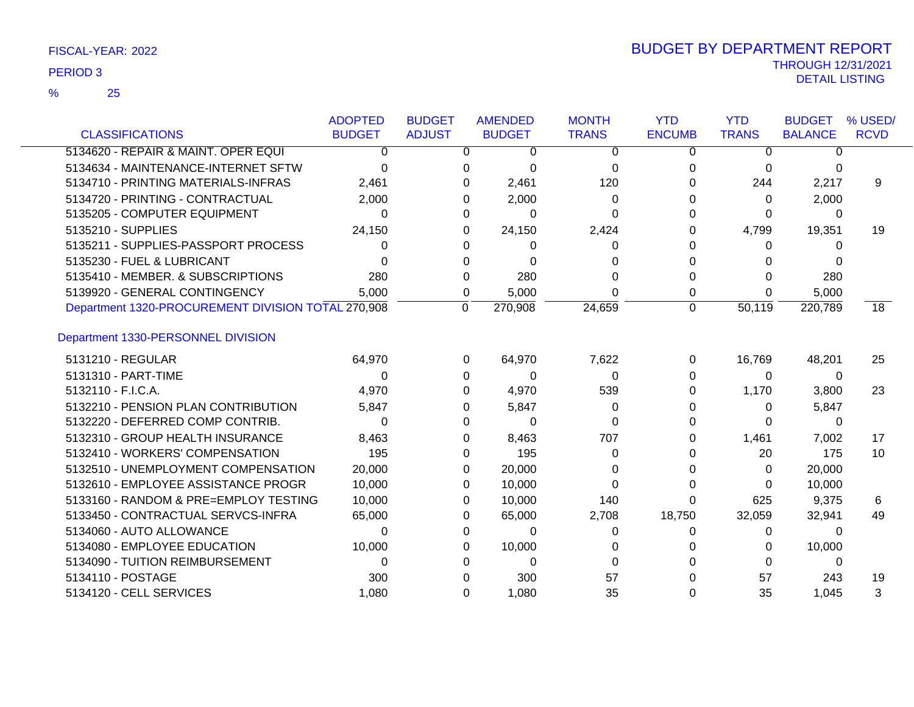FISCAL-YEAR: 2022

PERIOD 3

% 25

# BUDGET BY DEPARTMENT REPORT

THROUGH 12/31/2021

DETAIL LISTING

| CLASSIFICATIONS | ADOPTED BUDGET | BUDGET ADJUST | AMENDED BUDGET | MONTH TRANS | YTD ENCUMB | YTD TRANS | BUDGET BALANCE | % USED/ RCVD |
|---|---|---|---|---|---|---|---|---|
| 5134620 - REPAIR & MAINT. OPER EQUI | 0 | 0 | 0 | 0 | 0 | 0 | 0 | |
| 5134634 - MAINTENANCE-INTERNET SFTW | 0 | 0 | 0 | 0 | 0 | 0 | 0 | |
| 5134710 - PRINTING MATERIALS-INFRAS | 2,461 | 0 | 2,461 | 120 | 0 | 244 | 2,217 | 9 |
| 5134720 - PRINTING - CONTRACTUAL | 2,000 | 0 | 2,000 | 0 | 0 | 0 | 2,000 | |
| 5135205 - COMPUTER EQUIPMENT | 0 | 0 | 0 | 0 | 0 | 0 | 0 | |
| 5135210 - SUPPLIES | 24,150 | 0 | 24,150 | 2,424 | 0 | 4,799 | 19,351 | 19 |
| 5135211 - SUPPLIES-PASSPORT PROCESS | 0 | 0 | 0 | 0 | 0 | 0 | 0 | |
| 5135230 - FUEL & LUBRICANT | 0 | 0 | 0 | 0 | 0 | 0 | 0 | |
| 5135410 - MEMBER. & SUBSCRIPTIONS | 280 | 0 | 280 | 0 | 0 | 0 | 280 | |
| 5139920 - GENERAL CONTINGENCY | 5,000 | 0 | 5,000 | 0 | 0 | 0 | 5,000 | |
| Department 1320-PROCUREMENT DIVISION TOTAL | 270,908 | 0 | 270,908 | 24,659 | 0 | 50,119 | 220,789 | 18 |
| **Department 1330-PERSONNEL DIVISION** | | | | | | | | |
| 5131210 - REGULAR | 64,970 | 0 | 64,970 | 7,622 | 0 | 16,769 | 48,201 | 25 |
| 5131310 - PART-TIME | 0 | 0 | 0 | 0 | 0 | 0 | 0 | |
| 5132110 - F.I.C.A. | 4,970 | 0 | 4,970 | 539 | 0 | 1,170 | 3,800 | 23 |
| 5132210 - PENSION PLAN CONTRIBUTION | 5,847 | 0 | 5,847 | 0 | 0 | 0 | 5,847 | |
| 5132220 - DEFERRED COMP CONTRIB. | 0 | 0 | 0 | 0 | 0 | 0 | 0 | |
| 5132310 - GROUP HEALTH INSURANCE | 8,463 | 0 | 8,463 | 707 | 0 | 1,461 | 7,002 | 17 |
| 5132410 - WORKERS' COMPENSATION | 195 | 0 | 195 | 0 | 0 | 20 | 175 | 10 |
| 5132510 - UNEMPLOYMENT COMPENSATION | 20,000 | 0 | 20,000 | 0 | 0 | 0 | 20,000 | |
| 5132610 - EMPLOYEE ASSISTANCE PROGR | 10,000 | 0 | 10,000 | 0 | 0 | 0 | 10,000 | |
| 5133160 - RANDOM & PRE=EMPLOY TESTING | 10,000 | 0 | 10,000 | 140 | 0 | 625 | 9,375 | 6 |
| 5133450 - CONTRACTUAL SERVCS-INFRA | 65,000 | 0 | 65,000 | 2,708 | 18,750 | 32,059 | 32,941 | 49 |
| 5134060 - AUTO ALLOWANCE | 0 | 0 | 0 | 0 | 0 | 0 | 0 | |
| 5134080 - EMPLOYEE EDUCATION | 10,000 | 0 | 10,000 | 0 | 0 | 0 | 10,000 | |
| 5134090 - TUITION REIMBURSEMENT | 0 | 0 | 0 | 0 | 0 | 0 | 0 | |
| 5134110 - POSTAGE | 300 | 0 | 300 | 57 | 0 | 57 | 243 | 19 |
| 5134120 - CELL SERVICES | 1,080 | 0 | 1,080 | 35 | 0 | 35 | 1,045 | 3 |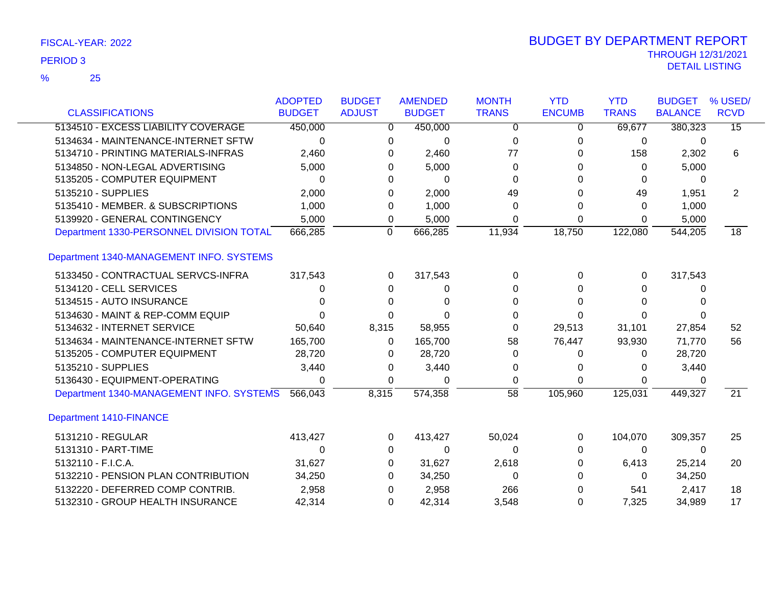FISCAL-YEAR: 2022

PERIOD 3

% 25

# BUDGET BY DEPARTMENT REPORT

THROUGH 12/31/2021

DETAIL LISTING

| CLASSIFICATIONS | ADOPTED BUDGET | BUDGET ADJUST | AMENDED BUDGET | MONTH TRANS | YTD ENCUMB | YTD TRANS | BUDGET BALANCE | % USED/ RCVD |
|---|---|---|---|---|---|---|---|---|
| 5134510 - EXCESS LIABILITY COVERAGE | 450,000 | 0 | 450,000 | 0 | 0 | 69,677 | 380,323 | 15 |
| 5134634 - MAINTENANCE-INTERNET SFTW | 0 | 0 | 0 | 0 | 0 | 0 | 0 | |
| 5134710 - PRINTING MATERIALS-INFRAS | 2,460 | 0 | 2,460 | 77 | 0 | 158 | 2,302 | 6 |
| 5134850 - NON-LEGAL ADVERTISING | 5,000 | 0 | 5,000 | 0 | 0 | 0 | 5,000 | |
| 5135205 - COMPUTER EQUIPMENT | 0 | 0 | 0 | 0 | 0 | 0 | 0 | |
| 5135210 - SUPPLIES | 2,000 | 0 | 2,000 | 49 | 0 | 49 | 1,951 | 2 |
| 5135410 - MEMBER. & SUBSCRIPTIONS | 1,000 | 0 | 1,000 | 0 | 0 | 0 | 1,000 | |
| 5139920 - GENERAL CONTINGENCY | 5,000 | 0 | 5,000 | 0 | 0 | 0 | 5,000 | |
| Department 1330-PERSONNEL DIVISION TOTAL | 666,285 | 0 | 666,285 | 11,934 | 18,750 | 122,080 | 544,205 | 18 |
| **Department 1340-MANAGEMENT INFO. SYSTEMS** | | | | | | | | |
| 5133450 - CONTRACTUAL SERVCS-INFRA | 317,543 | 0 | 317,543 | 0 | 0 | 0 | 317,543 | |
| 5134120 - CELL SERVICES | 0 | 0 | 0 | 0 | 0 | 0 | 0 | |
| 5134515 - AUTO INSURANCE | 0 | 0 | 0 | 0 | 0 | 0 | 0 | |
| 5134630 - MAINT & REP-COMM EQUIP | 0 | 0 | 0 | 0 | 0 | 0 | 0 | |
| 5134632 - INTERNET SERVICE | 50,640 | 8,315 | 58,955 | 0 | 29,513 | 31,101 | 27,854 | 52 |
| 5134634 - MAINTENANCE-INTERNET SFTW | 165,700 | 0 | 165,700 | 58 | 76,447 | 93,930 | 71,770 | 56 |
| 5135205 - COMPUTER EQUIPMENT | 28,720 | 0 | 28,720 | 0 | 0 | 0 | 28,720 | |
| 5135210 - SUPPLIES | 3,440 | 0 | 3,440 | 0 | 0 | 0 | 3,440 | |
| 5136430 - EQUIPMENT-OPERATING | 0 | 0 | 0 | 0 | 0 | 0 | 0 | |
| Department 1340-MANAGEMENT INFO. SYSTEMS | 566,043 | 8,315 | 574,358 | 58 | 105,960 | 125,031 | 449,327 | 21 |
| **Department 1410-FINANCE** | | | | | | | | |
| 5131210 - REGULAR | 413,427 | 0 | 413,427 | 50,024 | 0 | 104,070 | 309,357 | 25 |
| 5131310 - PART-TIME | 0 | 0 | 0 | 0 | 0 | 0 | 0 | |
| 5132110 - F.I.C.A. | 31,627 | 0 | 31,627 | 2,618 | 0 | 6,413 | 25,214 | 20 |
| 5132210 - PENSION PLAN CONTRIBUTION | 34,250 | 0 | 34,250 | 0 | 0 | 0 | 34,250 | |
| 5132220 - DEFERRED COMP CONTRIB. | 2,958 | 0 | 2,958 | 266 | 0 | 541 | 2,417 | 18 |
| 5132310 - GROUP HEALTH INSURANCE | 42,314 | 0 | 42,314 | 3,548 | 0 | 7,325 | 34,989 | 17 |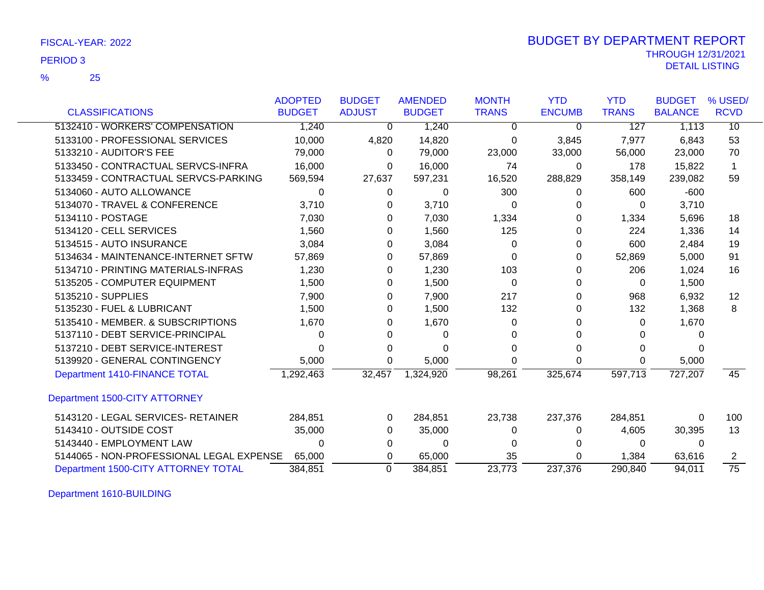FISCAL-YEAR: 2022

PERIOD 3

% 25

# BUDGET BY DEPARTMENT REPORT

THROUGH 12/31/2021

DETAIL LISTING

| CLASSIFICATIONS | ADOPTED BUDGET | BUDGET ADJUST | AMENDED BUDGET | MONTH TRANS | YTD ENCUMB | YTD TRANS | BUDGET BALANCE | % USED/ RCVD |
|---|---|---|---|---|---|---|---|---|
| 5132410 - WORKERS' COMPENSATION | 1,240 | 0 | 1,240 | 0 | 0 | 127 | 1,113 | 10 |
| 5133100 - PROFESSIONAL SERVICES | 10,000 | 4,820 | 14,820 | 0 | 3,845 | 7,977 | 6,843 | 53 |
| 5133210 - AUDITOR'S FEE | 79,000 | 0 | 79,000 | 23,000 | 33,000 | 56,000 | 23,000 | 70 |
| 5133450 - CONTRACTUAL SERVCS-INFRA | 16,000 | 0 | 16,000 | 74 | 0 | 178 | 15,822 | 1 |
| 5133459 - CONTRACTUAL SERVCS-PARKING | 569,594 | 27,637 | 597,231 | 16,520 | 288,829 | 358,149 | 239,082 | 59 |
| 5134060 - AUTO ALLOWANCE | 0 | 0 | 0 | 300 | 0 | 600 | -600 | |
| 5134070 - TRAVEL & CONFERENCE | 3,710 | 0 | 3,710 | 0 | 0 | 0 | 3,710 | |
| 5134110 - POSTAGE | 7,030 | 0 | 7,030 | 1,334 | 0 | 1,334 | 5,696 | 18 |
| 5134120 - CELL SERVICES | 1,560 | 0 | 1,560 | 125 | 0 | 224 | 1,336 | 14 |
| 5134515 - AUTO INSURANCE | 3,084 | 0 | 3,084 | 0 | 0 | 600 | 2,484 | 19 |
| 5134634 - MAINTENANCE-INTERNET SFTW | 57,869 | 0 | 57,869 | 0 | 0 | 52,869 | 5,000 | 91 |
| 5134710 - PRINTING MATERIALS-INFRAS | 1,230 | 0 | 1,230 | 103 | 0 | 206 | 1,024 | 16 |
| 5135205 - COMPUTER EQUIPMENT | 1,500 | 0 | 1,500 | 0 | 0 | 0 | 1,500 | |
| 5135210 - SUPPLIES | 7,900 | 0 | 7,900 | 217 | 0 | 968 | 6,932 | 12 |
| 5135230 - FUEL & LUBRICANT | 1,500 | 0 | 1,500 | 132 | 0 | 132 | 1,368 | 8 |
| 5135410 - MEMBER. & SUBSCRIPTIONS | 1,670 | 0 | 1,670 | 0 | 0 | 0 | 1,670 | |
| 5137110 - DEBT SERVICE-PRINCIPAL | 0 | 0 | 0 | 0 | 0 | 0 | 0 | |
| 5137210 - DEBT SERVICE-INTEREST | 0 | 0 | 0 | 0 | 0 | 0 | 0 | |
| 5139920 - GENERAL CONTINGENCY | 5,000 | 0 | 5,000 | 0 | 0 | 0 | 5,000 | |
| Department 1410-FINANCE TOTAL | 1,292,463 | 32,457 | 1,324,920 | 98,261 | 325,674 | 597,713 | 727,207 | 45 |
| **Department 1500-CITY ATTORNEY** | | | | | | | | |
| 5143120 - LEGAL SERVICES- RETAINER | 284,851 | 0 | 284,851 | 23,738 | 237,376 | 284,851 | 0 | 100 |
| 5143410 - OUTSIDE COST | 35,000 | 0 | 35,000 | 0 | 0 | 4,605 | 30,395 | 13 |
| 5143440 - EMPLOYMENT LAW | 0 | 0 | 0 | 0 | 0 | 0 | 0 | |
| 5144065 - NON-PROFESSIONAL LEGAL EXPENSE | 65,000 | 0 | 65,000 | 35 | 0 | 1,384 | 63,616 | 2 |
| Department 1500-CITY ATTORNEY TOTAL | 384,851 | 0 | 384,851 | 23,773 | 237,376 | 290,840 | 94,011 | 75 |

Department 1610-BUILDING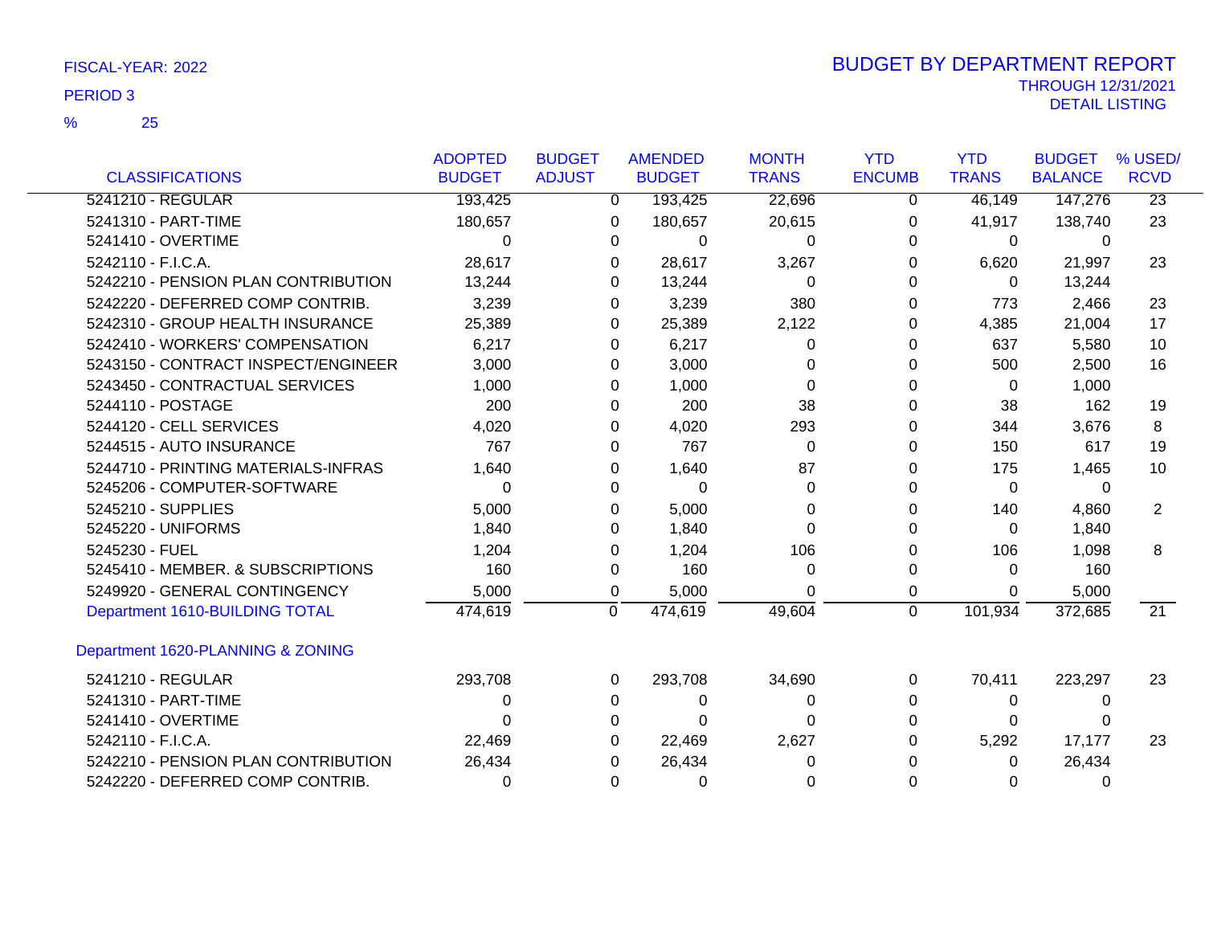FISCAL-YEAR: 2022

PERIOD 3

% 25

# BUDGET BY DEPARTMENT REPORT

THROUGH 12/31/2021

DETAIL LISTING

| CLASSIFICATIONS | ADOPTED BUDGET | BUDGET ADJUST | AMENDED BUDGET | MONTH TRANS | YTD ENCUMB | YTD TRANS | BUDGET BALANCE | % USED/ RCVD |
|---|---|---|---|---|---|---|---|---|
| 5241210 - REGULAR | 193,425 | 0 | 193,425 | 22,696 | 0 | 46,149 | 147,276 | 23 |
| 5241310 - PART-TIME | 180,657 | 0 | 180,657 | 20,615 | 0 | 41,917 | 138,740 | 23 |
| 5241410 - OVERTIME | 0 | 0 | 0 | 0 | 0 | 0 | 0 | |
| 5242110 - F.I.C.A. | 28,617 | 0 | 28,617 | 3,267 | 0 | 6,620 | 21,997 | 23 |
| 5242210 - PENSION PLAN CONTRIBUTION | 13,244 | 0 | 13,244 | 0 | 0 | 0 | 13,244 | |
| 5242220 - DEFERRED COMP CONTRIB. | 3,239 | 0 | 3,239 | 380 | 0 | 773 | 2,466 | 23 |
| 5242310 - GROUP HEALTH INSURANCE | 25,389 | 0 | 25,389 | 2,122 | 0 | 4,385 | 21,004 | 17 |
| 5242410 - WORKERS' COMPENSATION | 6,217 | 0 | 6,217 | 0 | 0 | 637 | 5,580 | 10 |
| 5243150 - CONTRACT INSPECT/ENGINEER | 3,000 | 0 | 3,000 | 0 | 0 | 500 | 2,500 | 16 |
| 5243450 - CONTRACTUAL SERVICES | 1,000 | 0 | 1,000 | 0 | 0 | 0 | 1,000 | |
| 5244110 - POSTAGE | 200 | 0 | 200 | 38 | 0 | 38 | 162 | 19 |
| 5244120 - CELL SERVICES | 4,020 | 0 | 4,020 | 293 | 0 | 344 | 3,676 | 8 |
| 5244515 - AUTO INSURANCE | 767 | 0 | 767 | 0 | 0 | 150 | 617 | 19 |
| 5244710 - PRINTING MATERIALS-INFRAS | 1,640 | 0 | 1,640 | 87 | 0 | 175 | 1,465 | 10 |
| 5245206 - COMPUTER-SOFTWARE | 0 | 0 | 0 | 0 | 0 | 0 | 0 | |
| 5245210 - SUPPLIES | 5,000 | 0 | 5,000 | 0 | 0 | 140 | 4,860 | 2 |
| 5245220 - UNIFORMS | 1,840 | 0 | 1,840 | 0 | 0 | 0 | 1,840 | |
| 5245230 - FUEL | 1,204 | 0 | 1,204 | 106 | 0 | 106 | 1,098 | 8 |
| 5245410 - MEMBER. & SUBSCRIPTIONS | 160 | 0 | 160 | 0 | 0 | 0 | 160 | |
| 5249920 - GENERAL CONTINGENCY | 5,000 | 0 | 5,000 | 0 | 0 | 0 | 5,000 | |
| Department 1610-BUILDING TOTAL | 474,619 | 0 | 474,619 | 49,604 | 0 | 101,934 | 372,685 | 21 |
| **Department 1620-PLANNING & ZONING** | | | | | | | | |
| 5241210 - REGULAR | 293,708 | 0 | 293,708 | 34,690 | 0 | 70,411 | 223,297 | 23 |
| 5241310 - PART-TIME | 0 | 0 | 0 | 0 | 0 | 0 | 0 | |
| 5241410 - OVERTIME | 0 | 0 | 0 | 0 | 0 | 0 | 0 | |
| 5242110 - F.I.C.A. | 22,469 | 0 | 22,469 | 2,627 | 0 | 5,292 | 17,177 | 23 |
| 5242210 - PENSION PLAN CONTRIBUTION | 26,434 | 0 | 26,434 | 0 | 0 | 0 | 26,434 | |
| 5242220 - DEFERRED COMP CONTRIB. | 0 | 0 | 0 | 0 | 0 | 0 | 0 | |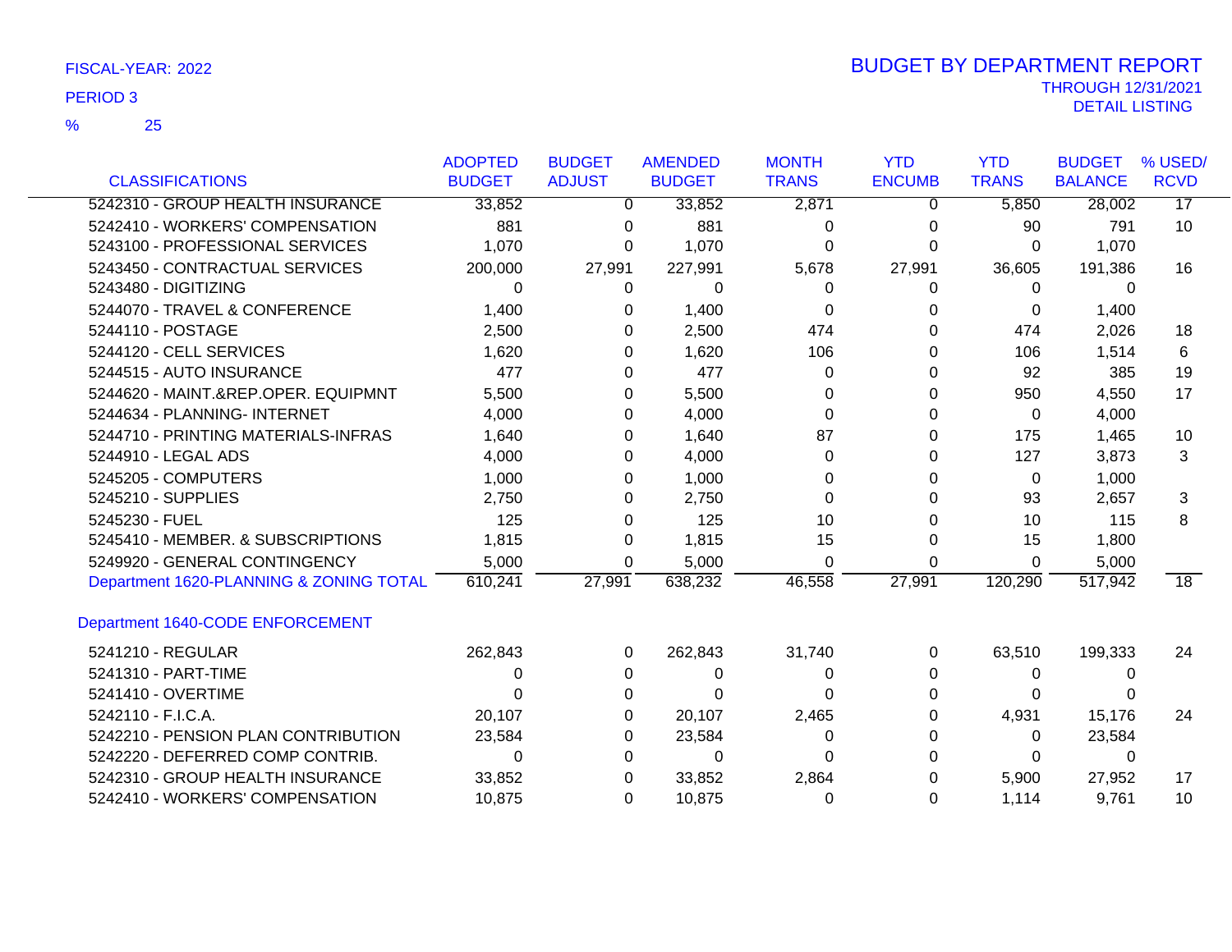FISCAL-YEAR: 2022

PERIOD 3

% 25

# BUDGET BY DEPARTMENT REPORT

THROUGH 12/31/2021

DETAIL LISTING

| CLASSIFICATIONS | ADOPTED BUDGET | BUDGET ADJUST | AMENDED BUDGET | MONTH TRANS | YTD ENCUMB | YTD TRANS | BUDGET BALANCE | % USED/ RCVD |
|---|---|---|---|---|---|---|---|---|
| 5242310 - GROUP HEALTH INSURANCE | 33,852 | 0 | 33,852 | 2,871 | 0 | 5,850 | 28,002 | 17 |
| 5242410 - WORKERS' COMPENSATION | 881 | 0 | 881 | 0 | 0 | 90 | 791 | 10 |
| 5243100 - PROFESSIONAL SERVICES | 1,070 | 0 | 1,070 | 0 | 0 | 0 | 1,070 | |
| 5243450 - CONTRACTUAL SERVICES | 200,000 | 27,991 | 227,991 | 5,678 | 27,991 | 36,605 | 191,386 | 16 |
| 5243480 - DIGITIZING | 0 | 0 | 0 | 0 | 0 | 0 | 0 | |
| 5244070 - TRAVEL & CONFERENCE | 1,400 | 0 | 1,400 | 0 | 0 | 0 | 1,400 | |
| 5244110 - POSTAGE | 2,500 | 0 | 2,500 | 474 | 0 | 474 | 2,026 | 18 |
| 5244120 - CELL SERVICES | 1,620 | 0 | 1,620 | 106 | 0 | 106 | 1,514 | 6 |
| 5244515 - AUTO INSURANCE | 477 | 0 | 477 | 0 | 0 | 92 | 385 | 19 |
| 5244620 - MAINT.&REP.OPER. EQUIPMNT | 5,500 | 0 | 5,500 | 0 | 0 | 950 | 4,550 | 17 |
| 5244634 - PLANNING- INTERNET | 4,000 | 0 | 4,000 | 0 | 0 | 0 | 4,000 | |
| 5244710 - PRINTING MATERIALS-INFRAS | 1,640 | 0 | 1,640 | 87 | 0 | 175 | 1,465 | 10 |
| 5244910 - LEGAL ADS | 4,000 | 0 | 4,000 | 0 | 0 | 127 | 3,873 | 3 |
| 5245205 - COMPUTERS | 1,000 | 0 | 1,000 | 0 | 0 | 0 | 1,000 | |
| 5245210 - SUPPLIES | 2,750 | 0 | 2,750 | 0 | 0 | 93 | 2,657 | 3 |
| 5245230 - FUEL | 125 | 0 | 125 | 10 | 0 | 10 | 115 | 8 |
| 5245410 - MEMBER. & SUBSCRIPTIONS | 1,815 | 0 | 1,815 | 15 | 0 | 15 | 1,800 | |
| 5249920 - GENERAL CONTINGENCY | 5,000 | 0 | 5,000 | 0 | 0 | 0 | 5,000 | |
| Department 1620-PLANNING & ZONING TOTAL | 610,241 | 27,991 | 638,232 | 46,558 | 27,991 | 120,290 | 517,942 | 18 |
| **Department 1640-CODE ENFORCEMENT** | | | | | | | | |
| 5241210 - REGULAR | 262,843 | 0 | 262,843 | 31,740 | 0 | 63,510 | 199,333 | 24 |
| 5241310 - PART-TIME | 0 | 0 | 0 | 0 | 0 | 0 | 0 | |
| 5241410 - OVERTIME | 0 | 0 | 0 | 0 | 0 | 0 | 0 | |
| 5242110 - F.I.C.A. | 20,107 | 0 | 20,107 | 2,465 | 0 | 4,931 | 15,176 | 24 |
| 5242210 - PENSION PLAN CONTRIBUTION | 23,584 | 0 | 23,584 | 0 | 0 | 0 | 23,584 | |
| 5242220 - DEFERRED COMP CONTRIB. | 0 | 0 | 0 | 0 | 0 | 0 | 0 | |
| 5242310 - GROUP HEALTH INSURANCE | 33,852 | 0 | 33,852 | 2,864 | 0 | 5,900 | 27,952 | 17 |
| 5242410 - WORKERS' COMPENSATION | 10,875 | 0 | 10,875 | 0 | 0 | 1,114 | 9,761 | 10 |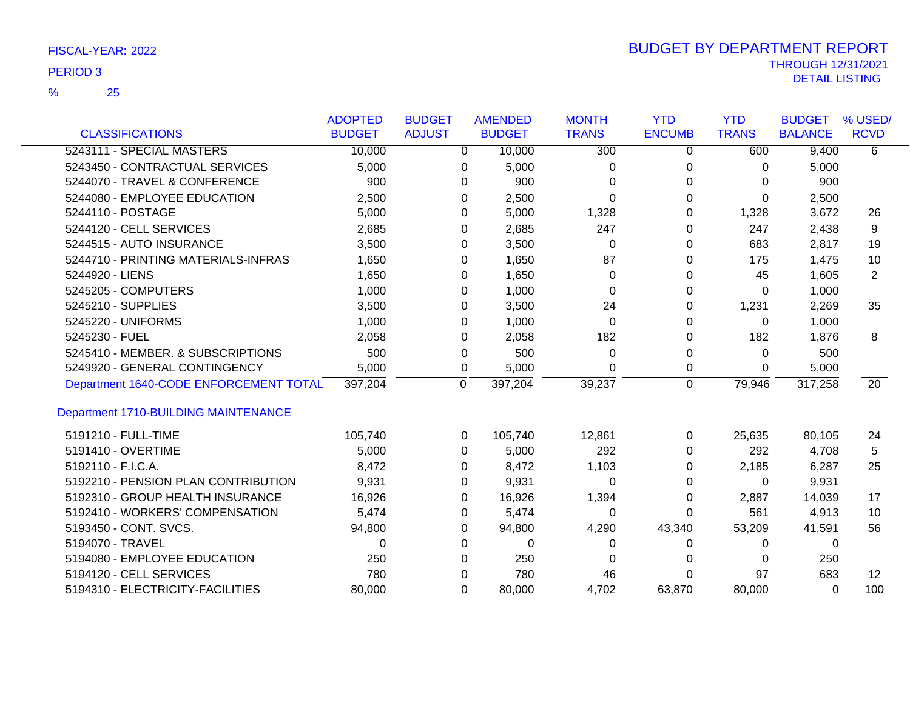FISCAL-YEAR: 2022

PERIOD 3

% 25

# BUDGET BY DEPARTMENT REPORT

THROUGH 12/31/2021

DETAIL LISTING

| CLASSIFICATIONS | ADOPTED BUDGET | BUDGET ADJUST | AMENDED BUDGET | MONTH TRANS | YTD ENCUMB | YTD TRANS | BUDGET BALANCE | % USED/ RCVD |
|---|---|---|---|---|---|---|---|---|
| 5243111 - SPECIAL MASTERS | 10,000 | 0 | 10,000 | 300 | 0 | 600 | 9,400 | 6 |
| 5243450 - CONTRACTUAL SERVICES | 5,000 | 0 | 5,000 | 0 | 0 | 0 | 5,000 | |
| 5244070 - TRAVEL & CONFERENCE | 900 | 0 | 900 | 0 | 0 | 0 | 900 | |
| 5244080 - EMPLOYEE EDUCATION | 2,500 | 0 | 2,500 | 0 | 0 | 0 | 2,500 | |
| 5244110 - POSTAGE | 5,000 | 0 | 5,000 | 1,328 | 0 | 1,328 | 3,672 | 26 |
| 5244120 - CELL SERVICES | 2,685 | 0 | 2,685 | 247 | 0 | 247 | 2,438 | 9 |
| 5244515 - AUTO INSURANCE | 3,500 | 0 | 3,500 | 0 | 0 | 683 | 2,817 | 19 |
| 5244710 - PRINTING MATERIALS-INFRAS | 1,650 | 0 | 1,650 | 87 | 0 | 175 | 1,475 | 10 |
| 5244920 - LIENS | 1,650 | 0 | 1,650 | 0 | 0 | 45 | 1,605 | 2 |
| 5245205 - COMPUTERS | 1,000 | 0 | 1,000 | 0 | 0 | 0 | 1,000 | |
| 5245210 - SUPPLIES | 3,500 | 0 | 3,500 | 24 | 0 | 1,231 | 2,269 | 35 |
| 5245220 - UNIFORMS | 1,000 | 0 | 1,000 | 0 | 0 | 0 | 1,000 | |
| 5245230 - FUEL | 2,058 | 0 | 2,058 | 182 | 0 | 182 | 1,876 | 8 |
| 5245410 - MEMBER. & SUBSCRIPTIONS | 500 | 0 | 500 | 0 | 0 | 0 | 500 | |
| 5249920 - GENERAL CONTINGENCY | 5,000 | 0 | 5,000 | 0 | 0 | 0 | 5,000 | |
| Department 1640-CODE ENFORCEMENT TOTAL | 397,204 | 0 | 397,204 | 39,237 | 0 | 79,946 | 317,258 | 20 |
| **Department 1710-BUILDING MAINTENANCE** | | | | | | | | |
| 5191210 - FULL-TIME | 105,740 | 0 | 105,740 | 12,861 | 0 | 25,635 | 80,105 | 24 |
| 5191410 - OVERTIME | 5,000 | 0 | 5,000 | 292 | 0 | 292 | 4,708 | 5 |
| 5192110 - F.I.C.A. | 8,472 | 0 | 8,472 | 1,103 | 0 | 2,185 | 6,287 | 25 |
| 5192210 - PENSION PLAN CONTRIBUTION | 9,931 | 0 | 9,931 | 0 | 0 | 0 | 9,931 | |
| 5192310 - GROUP HEALTH INSURANCE | 16,926 | 0 | 16,926 | 1,394 | 0 | 2,887 | 14,039 | 17 |
| 5192410 - WORKERS' COMPENSATION | 5,474 | 0 | 5,474 | 0 | 0 | 561 | 4,913 | 10 |
| 5193450 - CONT. SVCS. | 94,800 | 0 | 94,800 | 4,290 | 43,340 | 53,209 | 41,591 | 56 |
| 5194070 - TRAVEL | 0 | 0 | 0 | 0 | 0 | 0 | 0 | |
| 5194080 - EMPLOYEE EDUCATION | 250 | 0 | 250 | 0 | 0 | 0 | 250 | |
| 5194120 - CELL SERVICES | 780 | 0 | 780 | 46 | 0 | 97 | 683 | 12 |
| 5194310 - ELECTRICITY-FACILITIES | 80,000 | 0 | 80,000 | 4,702 | 63,870 | 80,000 | 0 | 100 |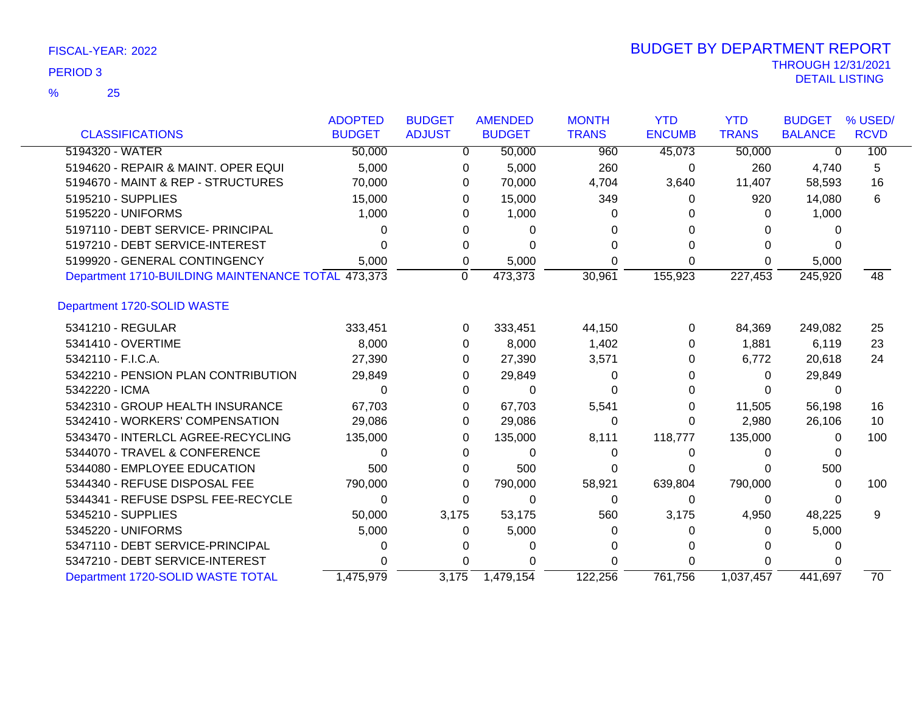FISCAL-YEAR: 2022

PERIOD 3

% 25

# BUDGET BY DEPARTMENT REPORT

THROUGH 12/31/2021

DETAIL LISTING

| CLASSIFICATIONS | ADOPTED BUDGET | BUDGET ADJUST | AMENDED BUDGET | MONTH TRANS | YTD ENCUMB | YTD TRANS | BUDGET BALANCE | % USED/ RCVD |
|---|---|---|---|---|---|---|---|---|
| 5194320 - WATER | 50,000 | 0 | 50,000 | 960 | 45,073 | 50,000 | 0 | 100 |
| 5194620 - REPAIR & MAINT. OPER EQUI | 5,000 | 0 | 5,000 | 260 | 0 | 260 | 4,740 | 5 |
| 5194670 - MAINT & REP - STRUCTURES | 70,000 | 0 | 70,000 | 4,704 | 3,640 | 11,407 | 58,593 | 16 |
| 5195210 - SUPPLIES | 15,000 | 0 | 15,000 | 349 | 0 | 920 | 14,080 | 6 |
| 5195220 - UNIFORMS | 1,000 | 0 | 1,000 | 0 | 0 | 0 | 1,000 | |
| 5197110 - DEBT SERVICE- PRINCIPAL | 0 | 0 | 0 | 0 | 0 | 0 | 0 | |
| 5197210 - DEBT SERVICE-INTEREST | 0 | 0 | 0 | 0 | 0 | 0 | 0 | |
| 5199920 - GENERAL CONTINGENCY | 5,000 | 0 | 5,000 | 0 | 0 | 0 | 5,000 | |
| Department 1710-BUILDING MAINTENANCE TOTAL | 473,373 | 0 | 473,373 | 30,961 | 155,923 | 227,453 | 245,920 | 48 |
| **Department 1720-SOLID WASTE** | | | | | | | | |
| 5341210 - REGULAR | 333,451 | 0 | 333,451 | 44,150 | 0 | 84,369 | 249,082 | 25 |
| 5341410 - OVERTIME | 8,000 | 0 | 8,000 | 1,402 | 0 | 1,881 | 6,119 | 23 |
| 5342110 - F.I.C.A. | 27,390 | 0 | 27,390 | 3,571 | 0 | 6,772 | 20,618 | 24 |
| 5342210 - PENSION PLAN CONTRIBUTION | 29,849 | 0 | 29,849 | 0 | 0 | 0 | 29,849 | |
| 5342220 - ICMA | 0 | 0 | 0 | 0 | 0 | 0 | 0 | |
| 5342310 - GROUP HEALTH INSURANCE | 67,703 | 0 | 67,703 | 5,541 | 0 | 11,505 | 56,198 | 16 |
| 5342410 - WORKERS' COMPENSATION | 29,086 | 0 | 29,086 | 0 | 0 | 2,980 | 26,106 | 10 |
| 5343470 - INTERLCL AGREE-RECYCLING | 135,000 | 0 | 135,000 | 8,111 | 118,777 | 135,000 | 0 | 100 |
| 5344070 - TRAVEL & CONFERENCE | 0 | 0 | 0 | 0 | 0 | 0 | 0 | |
| 5344080 - EMPLOYEE EDUCATION | 500 | 0 | 500 | 0 | 0 | 0 | 500 | |
| 5344340 - REFUSE DISPOSAL FEE | 790,000 | 0 | 790,000 | 58,921 | 639,804 | 790,000 | 0 | 100 |
| 5344341 - REFUSE DSPSL FEE-RECYCLE | 0 | 0 | 0 | 0 | 0 | 0 | 0 | |
| 5345210 - SUPPLIES | 50,000 | 3,175 | 53,175 | 560 | 3,175 | 4,950 | 48,225 | 9 |
| 5345220 - UNIFORMS | 5,000 | 0 | 5,000 | 0 | 0 | 0 | 5,000 | |
| 5347110 - DEBT SERVICE-PRINCIPAL | 0 | 0 | 0 | 0 | 0 | 0 | 0 | |
| 5347210 - DEBT SERVICE-INTEREST | 0 | 0 | 0 | 0 | 0 | 0 | 0 | |
| Department 1720-SOLID WASTE TOTAL | 1,475,979 | 3,175 | 1,479,154 | 122,256 | 761,756 | 1,037,457 | 441,697 | 70 |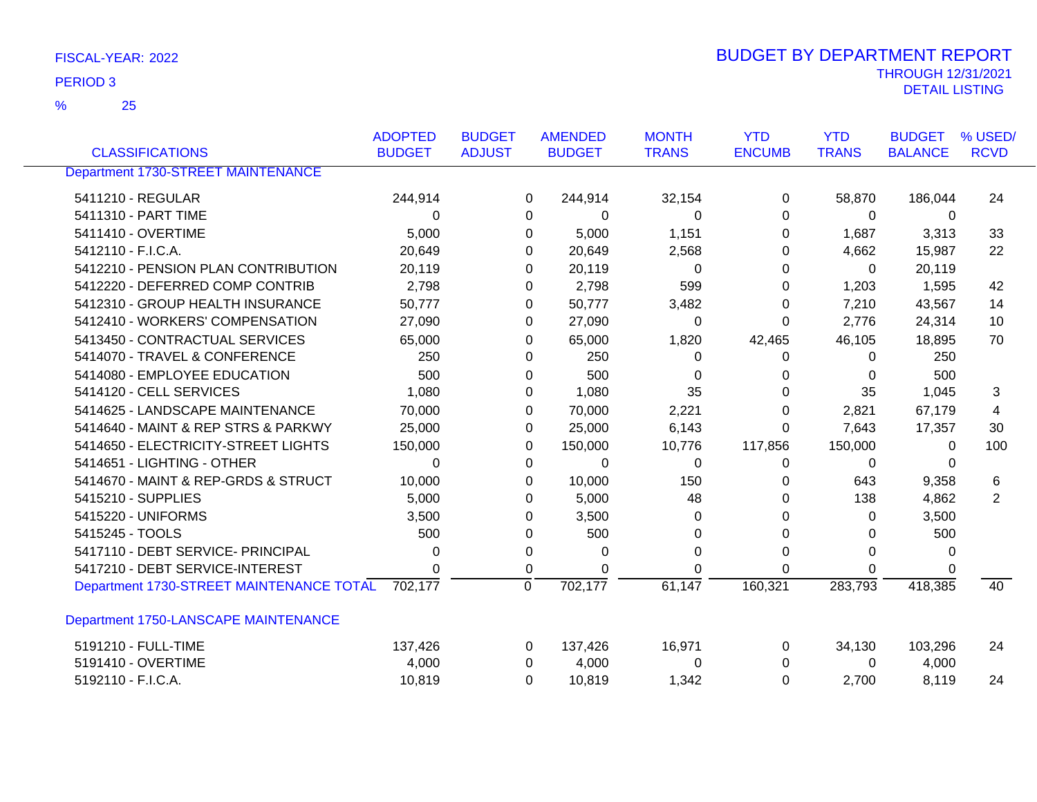FISCAL-YEAR: 2022

PERIOD 3

% 25

# BUDGET BY DEPARTMENT REPORT

THROUGH 12/31/2021

DETAIL LISTING

| CLASSIFICATIONS | ADOPTED BUDGET | BUDGET ADJUST | AMENDED BUDGET | MONTH TRANS | YTD ENCUMB | YTD TRANS | BUDGET BALANCE | % USED/ RCVD |
|---|---|---|---|---|---|---|---|---|
| Department 1730-STREET MAINTENANCE | | | | | | | | |
| 5411210 - REGULAR | 244,914 | 0 | 244,914 | 32,154 | 0 | 58,870 | 186,044 | 24 |
| 5411310 - PART TIME | 0 | 0 | 0 | 0 | 0 | 0 | 0 | |
| 5411410 - OVERTIME | 5,000 | 0 | 5,000 | 1,151 | 0 | 1,687 | 3,313 | 33 |
| 5412110 - F.I.C.A. | 20,649 | 0 | 20,649 | 2,568 | 0 | 4,662 | 15,987 | 22 |
| 5412210 - PENSION PLAN CONTRIBUTION | 20,119 | 0 | 20,119 | 0 | 0 | 0 | 20,119 | |
| 5412220 - DEFERRED COMP CONTRIB | 2,798 | 0 | 2,798 | 599 | 0 | 1,203 | 1,595 | 42 |
| 5412310 - GROUP HEALTH INSURANCE | 50,777 | 0 | 50,777 | 3,482 | 0 | 7,210 | 43,567 | 14 |
| 5412410 - WORKERS' COMPENSATION | 27,090 | 0 | 27,090 | 0 | 0 | 2,776 | 24,314 | 10 |
| 5413450 - CONTRACTUAL SERVICES | 65,000 | 0 | 65,000 | 1,820 | 42,465 | 46,105 | 18,895 | 70 |
| 5414070 - TRAVEL & CONFERENCE | 250 | 0 | 250 | 0 | 0 | 0 | 250 | |
| 5414080 - EMPLOYEE EDUCATION | 500 | 0 | 500 | 0 | 0 | 0 | 500 | |
| 5414120 - CELL SERVICES | 1,080 | 0 | 1,080 | 35 | 0 | 35 | 1,045 | 3 |
| 5414625 - LANDSCAPE MAINTENANCE | 70,000 | 0 | 70,000 | 2,221 | 0 | 2,821 | 67,179 | 4 |
| 5414640 - MAINT & REP STRS & PARKWY | 25,000 | 0 | 25,000 | 6,143 | 0 | 7,643 | 17,357 | 30 |
| 5414650 - ELECTRICITY-STREET LIGHTS | 150,000 | 0 | 150,000 | 10,776 | 117,856 | 150,000 | 0 | 100 |
| 5414651 - LIGHTING - OTHER | 0 | 0 | 0 | 0 | 0 | 0 | 0 | |
| 5414670 - MAINT & REP-GRDS & STRUCT | 10,000 | 0 | 10,000 | 150 | 0 | 643 | 9,358 | 6 |
| 5415210 - SUPPLIES | 5,000 | 0 | 5,000 | 48 | 0 | 138 | 4,862 | 2 |
| 5415220 - UNIFORMS | 3,500 | 0 | 3,500 | 0 | 0 | 0 | 3,500 | |
| 5415245 - TOOLS | 500 | 0 | 500 | 0 | 0 | 0 | 500 | |
| 5417110 - DEBT SERVICE- PRINCIPAL | 0 | 0 | 0 | 0 | 0 | 0 | 0 | |
| 5417210 - DEBT SERVICE-INTEREST | 0 | 0 | 0 | 0 | 0 | 0 | 0 | |
| Department 1730-STREET MAINTENANCE TOTAL | 702,177 | 0 | 702,177 | 61,147 | 160,321 | 283,793 | 418,385 | 40 |
| Department 1750-LANSCAPE MAINTENANCE | | | | | | | | |
| 5191210 - FULL-TIME | 137,426 | 0 | 137,426 | 16,971 | 0 | 34,130 | 103,296 | 24 |
| 5191410 - OVERTIME | 4,000 | 0 | 4,000 | 0 | 0 | 0 | 4,000 | |
| 5192110 - F.I.C.A. | 10,819 | 0 | 10,819 | 1,342 | 0 | 2,700 | 8,119 | 24 |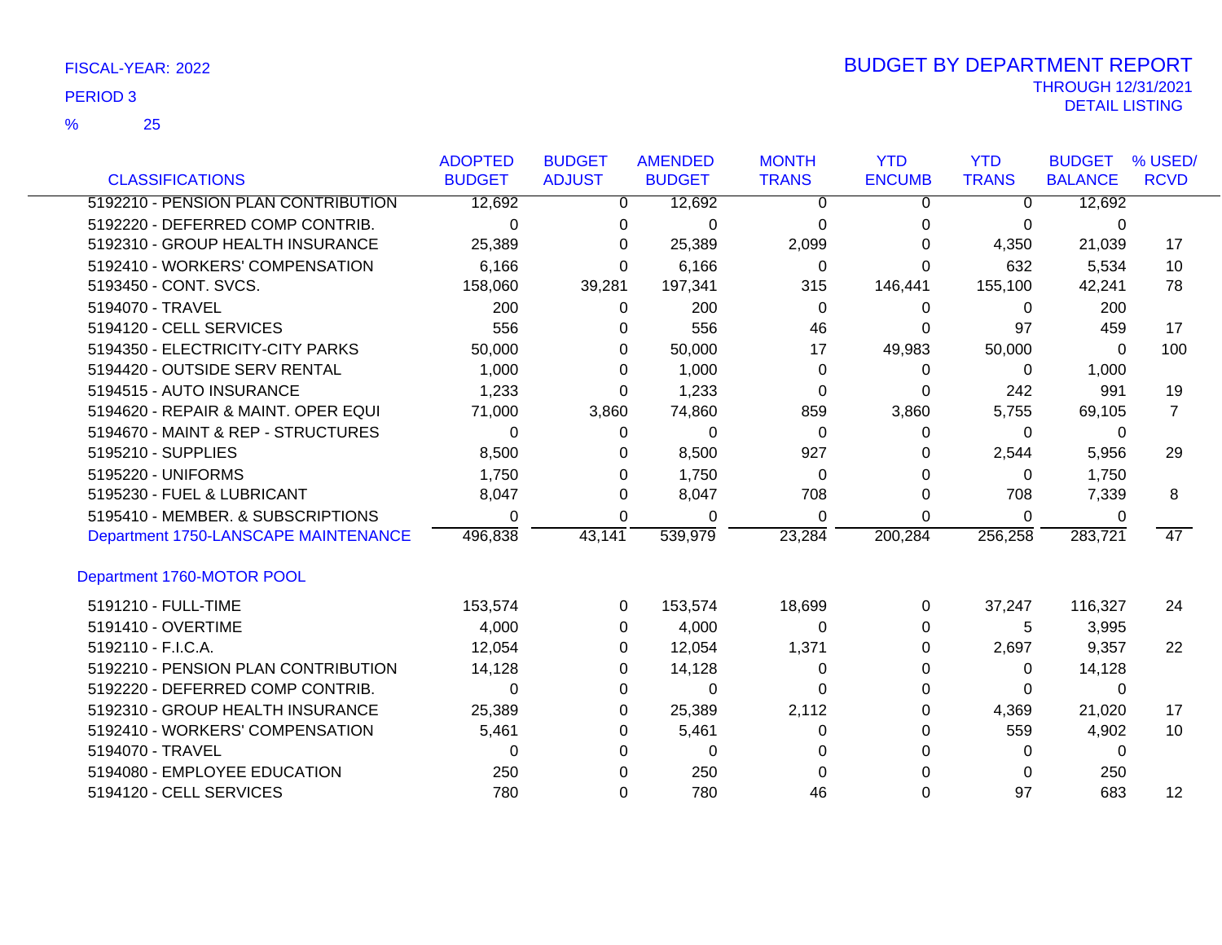FISCAL-YEAR: 2022

PERIOD 3

% 25

# BUDGET BY DEPARTMENT REPORT

THROUGH 12/31/2021

DETAIL LISTING

| CLASSIFICATIONS | ADOPTED BUDGET | BUDGET ADJUST | AMENDED BUDGET | MONTH TRANS | YTD ENCUMB | YTD TRANS | BUDGET BALANCE | % USED/ RCVD |
|---|---|---|---|---|---|---|---|---|
| 5192210 - PENSION PLAN CONTRIBUTION | 12,692 | 0 | 12,692 | 0 | 0 | 0 | 12,692 | |
| 5192220 - DEFERRED COMP CONTRIB. | 0 | 0 | 0 | 0 | 0 | 0 | 0 | |
| 5192310 - GROUP HEALTH INSURANCE | 25,389 | 0 | 25,389 | 2,099 | 0 | 4,350 | 21,039 | 17 |
| 5192410 - WORKERS' COMPENSATION | 6,166 | 0 | 6,166 | 0 | 0 | 632 | 5,534 | 10 |
| 5193450 - CONT. SVCS. | 158,060 | 39,281 | 197,341 | 315 | 146,441 | 155,100 | 42,241 | 78 |
| 5194070 - TRAVEL | 200 | 0 | 200 | 0 | 0 | 0 | 200 | |
| 5194120 - CELL SERVICES | 556 | 0 | 556 | 46 | 0 | 97 | 459 | 17 |
| 5194350 - ELECTRICITY-CITY PARKS | 50,000 | 0 | 50,000 | 17 | 49,983 | 50,000 | 0 | 100 |
| 5194420 - OUTSIDE SERV RENTAL | 1,000 | 0 | 1,000 | 0 | 0 | 0 | 1,000 | |
| 5194515 - AUTO INSURANCE | 1,233 | 0 | 1,233 | 0 | 0 | 242 | 991 | 19 |
| 5194620 - REPAIR & MAINT. OPER EQUI | 71,000 | 3,860 | 74,860 | 859 | 3,860 | 5,755 | 69,105 | 7 |
| 5194670 - MAINT & REP - STRUCTURES | 0 | 0 | 0 | 0 | 0 | 0 | 0 | |
| 5195210 - SUPPLIES | 8,500 | 0 | 8,500 | 927 | 0 | 2,544 | 5,956 | 29 |
| 5195220 - UNIFORMS | 1,750 | 0 | 1,750 | 0 | 0 | 0 | 1,750 | |
| 5195230 - FUEL & LUBRICANT | 8,047 | 0 | 8,047 | 708 | 0 | 708 | 7,339 | 8 |
| 5195410 - MEMBER. & SUBSCRIPTIONS | 0 | 0 | 0 | 0 | 0 | 0 | 0 | |
| Department 1750-LANSCAPE MAINTENANCE | 496,838 | 43,141 | 539,979 | 23,284 | 200,284 | 256,258 | 283,721 | 47 |
| **Department 1760-MOTOR POOL** | | | | | | | | |
| 5191210 - FULL-TIME | 153,574 | 0 | 153,574 | 18,699 | 0 | 37,247 | 116,327 | 24 |
| 5191410 - OVERTIME | 4,000 | 0 | 4,000 | 0 | 0 | 5 | 3,995 | |
| 5192110 - F.I.C.A. | 12,054 | 0 | 12,054 | 1,371 | 0 | 2,697 | 9,357 | 22 |
| 5192210 - PENSION PLAN CONTRIBUTION | 14,128 | 0 | 14,128 | 0 | 0 | 0 | 14,128 | |
| 5192220 - DEFERRED COMP CONTRIB. | 0 | 0 | 0 | 0 | 0 | 0 | 0 | |
| 5192310 - GROUP HEALTH INSURANCE | 25,389 | 0 | 25,389 | 2,112 | 0 | 4,369 | 21,020 | 17 |
| 5192410 - WORKERS' COMPENSATION | 5,461 | 0 | 5,461 | 0 | 0 | 559 | 4,902 | 10 |
| 5194070 - TRAVEL | 0 | 0 | 0 | 0 | 0 | 0 | 0 | |
| 5194080 - EMPLOYEE EDUCATION | 250 | 0 | 250 | 0 | 0 | 0 | 250 | |
| 5194120 - CELL SERVICES | 780 | 0 | 780 | 46 | 0 | 97 | 683 | 12 |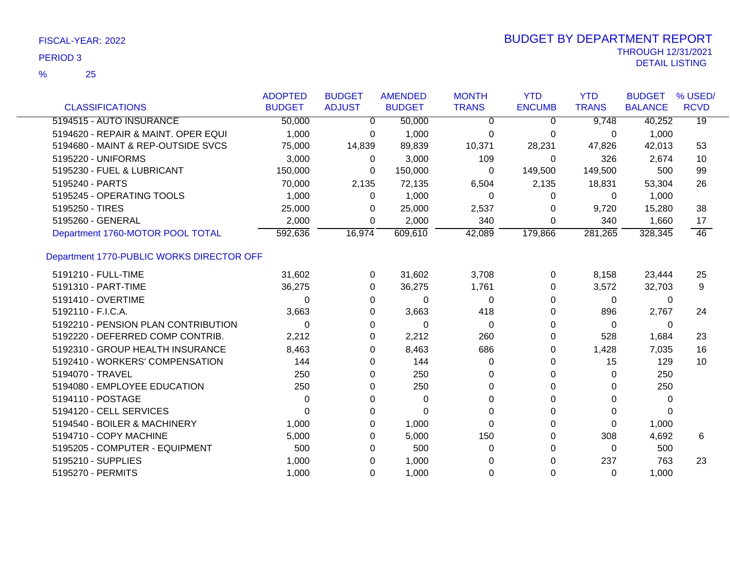FISCAL-YEAR: 2022

PERIOD 3

% 25

# BUDGET BY DEPARTMENT REPORT

THROUGH 12/31/2021

DETAIL LISTING

| CLASSIFICATIONS | ADOPTED BUDGET | BUDGET ADJUST | AMENDED BUDGET | MONTH TRANS | YTD ENCUMB | YTD TRANS | BUDGET BALANCE | % USED/ RCVD |
|---|---|---|---|---|---|---|---|---|
| 5194515 - AUTO INSURANCE | 50,000 | 0 | 50,000 | 0 | 0 | 9,748 | 40,252 | 19 |
| 5194620 - REPAIR & MAINT. OPER EQUI | 1,000 | 0 | 1,000 | 0 | 0 | 0 | 1,000 | |
| 5194680 - MAINT & REP-OUTSIDE SVCS | 75,000 | 14,839 | 89,839 | 10,371 | 28,231 | 47,826 | 42,013 | 53 |
| 5195220 - UNIFORMS | 3,000 | 0 | 3,000 | 109 | 0 | 326 | 2,674 | 10 |
| 5195230 - FUEL & LUBRICANT | 150,000 | 0 | 150,000 | 0 | 149,500 | 149,500 | 500 | 99 |
| 5195240 - PARTS | 70,000 | 2,135 | 72,135 | 6,504 | 2,135 | 18,831 | 53,304 | 26 |
| 5195245 - OPERATING TOOLS | 1,000 | 0 | 1,000 | 0 | 0 | 0 | 1,000 | |
| 5195250 - TIRES | 25,000 | 0 | 25,000 | 2,537 | 0 | 9,720 | 15,280 | 38 |
| 5195260 - GENERAL | 2,000 | 0 | 2,000 | 340 | 0 | 340 | 1,660 | 17 |
| Department 1760-MOTOR POOL TOTAL | 592,636 | 16,974 | 609,610 | 42,089 | 179,866 | 281,265 | 328,345 | 46 |
| **Department 1770-PUBLIC WORKS DIRECTOR OFF** | | | | | | | | |
| 5191210 - FULL-TIME | 31,602 | 0 | 31,602 | 3,708 | 0 | 8,158 | 23,444 | 25 |
| 5191310 - PART-TIME | 36,275 | 0 | 36,275 | 1,761 | 0 | 3,572 | 32,703 | 9 |
| 5191410 - OVERTIME | 0 | 0 | 0 | 0 | 0 | 0 | 0 | |
| 5192110 - F.I.C.A. | 3,663 | 0 | 3,663 | 418 | 0 | 896 | 2,767 | 24 |
| 5192210 - PENSION PLAN CONTRIBUTION | 0 | 0 | 0 | 0 | 0 | 0 | 0 | |
| 5192220 - DEFERRED COMP CONTRIB. | 2,212 | 0 | 2,212 | 260 | 0 | 528 | 1,684 | 23 |
| 5192310 - GROUP HEALTH INSURANCE | 8,463 | 0 | 8,463 | 686 | 0 | 1,428 | 7,035 | 16 |
| 5192410 - WORKERS' COMPENSATION | 144 | 0 | 144 | 0 | 0 | 15 | 129 | 10 |
| 5194070 - TRAVEL | 250 | 0 | 250 | 0 | 0 | 0 | 250 | |
| 5194080 - EMPLOYEE EDUCATION | 250 | 0 | 250 | 0 | 0 | 0 | 250 | |
| 5194110 - POSTAGE | 0 | 0 | 0 | 0 | 0 | 0 | 0 | |
| 5194120 - CELL SERVICES | 0 | 0 | 0 | 0 | 0 | 0 | 0 | |
| 5194540 - BOILER & MACHINERY | 1,000 | 0 | 1,000 | 0 | 0 | 0 | 1,000 | |
| 5194710 - COPY MACHINE | 5,000 | 0 | 5,000 | 150 | 0 | 308 | 4,692 | 6 |
| 5195205 - COMPUTER - EQUIPMENT | 500 | 0 | 500 | 0 | 0 | 0 | 500 | |
| 5195210 - SUPPLIES | 1,000 | 0 | 1,000 | 0 | 0 | 237 | 763 | 23 |
| 5195270 - PERMITS | 1,000 | 0 | 1,000 | 0 | 0 | 0 | 1,000 | |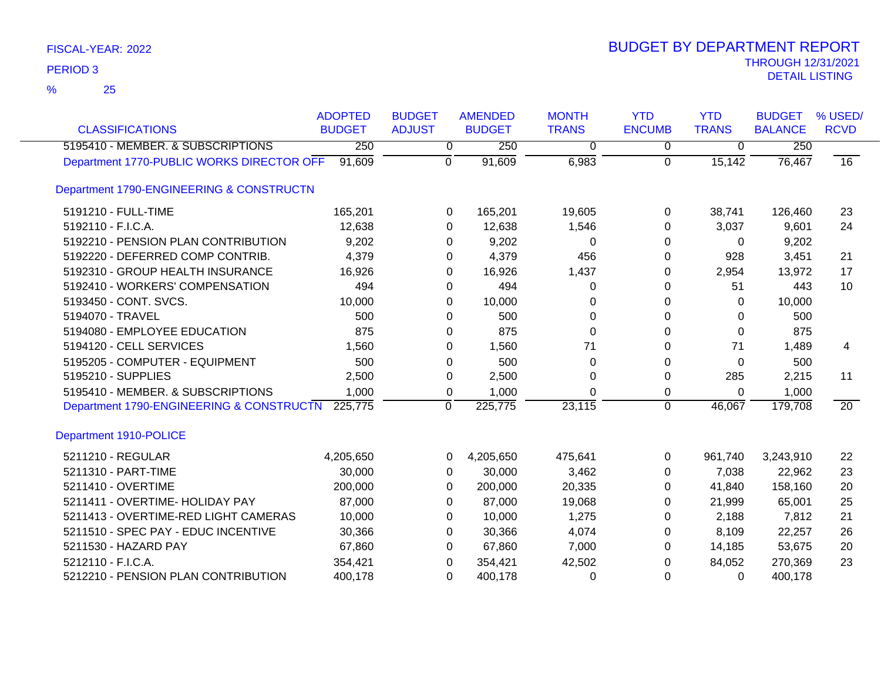FISCAL-YEAR: 2022

PERIOD 3

% 25

# BUDGET BY DEPARTMENT REPORT

THROUGH 12/31/2021

DETAIL LISTING

| CLASSIFICATIONS | ADOPTED BUDGET | BUDGET ADJUST | AMENDED BUDGET | MONTH TRANS | YTD ENCUMB | YTD TRANS | BUDGET BALANCE | % USED/ RCVD |
|---|---|---|---|---|---|---|---|---|
| 5195410 - MEMBER. & SUBSCRIPTIONS | 250 | 0 | 250 | 0 | 0 | 0 | 250 | |
| Department 1770-PUBLIC WORKS DIRECTOR OFF | 91,609 | 0 | 91,609 | 6,983 | 0 | 15,142 | 76,467 | 16 |
| Department 1790-ENGINEERING & CONSTRUCTN | | | | | | | | |
| 5191210 - FULL-TIME | 165,201 | 0 | 165,201 | 19,605 | 0 | 38,741 | 126,460 | 23 |
| 5192110 - F.I.C.A. | 12,638 | 0 | 12,638 | 1,546 | 0 | 3,037 | 9,601 | 24 |
| 5192210 - PENSION PLAN CONTRIBUTION | 9,202 | 0 | 9,202 | 0 | 0 | 0 | 9,202 | |
| 5192220 - DEFERRED COMP CONTRIB. | 4,379 | 0 | 4,379 | 456 | 0 | 928 | 3,451 | 21 |
| 5192310 - GROUP HEALTH INSURANCE | 16,926 | 0 | 16,926 | 1,437 | 0 | 2,954 | 13,972 | 17 |
| 5192410 - WORKERS' COMPENSATION | 494 | 0 | 494 | 0 | 0 | 51 | 443 | 10 |
| 5193450 - CONT. SVCS. | 10,000 | 0 | 10,000 | 0 | 0 | 0 | 10,000 | |
| 5194070 - TRAVEL | 500 | 0 | 500 | 0 | 0 | 0 | 500 | |
| 5194080 - EMPLOYEE EDUCATION | 875 | 0 | 875 | 0 | 0 | 0 | 875 | |
| 5194120 - CELL SERVICES | 1,560 | 0 | 1,560 | 71 | 0 | 71 | 1,489 | 4 |
| 5195205 - COMPUTER - EQUIPMENT | 500 | 0 | 500 | 0 | 0 | 0 | 500 | |
| 5195210 - SUPPLIES | 2,500 | 0 | 2,500 | 0 | 0 | 285 | 2,215 | 11 |
| 5195410 - MEMBER. & SUBSCRIPTIONS | 1,000 | 0 | 1,000 | 0 | 0 | 0 | 1,000 | |
| Department 1790-ENGINEERING & CONSTRUCTN | 225,775 | 0 | 225,775 | 23,115 | 0 | 46,067 | 179,708 | 20 |
| Department 1910-POLICE | | | | | | | | |
| 5211210 - REGULAR | 4,205,650 | 0 | 4,205,650 | 475,641 | 0 | 961,740 | 3,243,910 | 22 |
| 5211310 - PART-TIME | 30,000 | 0 | 30,000 | 3,462 | 0 | 7,038 | 22,962 | 23 |
| 5211410 - OVERTIME | 200,000 | 0 | 200,000 | 20,335 | 0 | 41,840 | 158,160 | 20 |
| 5211411 - OVERTIME- HOLIDAY PAY | 87,000 | 0 | 87,000 | 19,068 | 0 | 21,999 | 65,001 | 25 |
| 5211413 - OVERTIME-RED LIGHT CAMERAS | 10,000 | 0 | 10,000 | 1,275 | 0 | 2,188 | 7,812 | 21 |
| 5211510 - SPEC PAY - EDUC INCENTIVE | 30,366 | 0 | 30,366 | 4,074 | 0 | 8,109 | 22,257 | 26 |
| 5211530 - HAZARD PAY | 67,860 | 0 | 67,860 | 7,000 | 0 | 14,185 | 53,675 | 20 |
| 5212110 - F.I.C.A. | 354,421 | 0 | 354,421 | 42,502 | 0 | 84,052 | 270,369 | 23 |
| 5212210 - PENSION PLAN CONTRIBUTION | 400,178 | 0 | 400,178 | 0 | 0 | 0 | 400,178 | |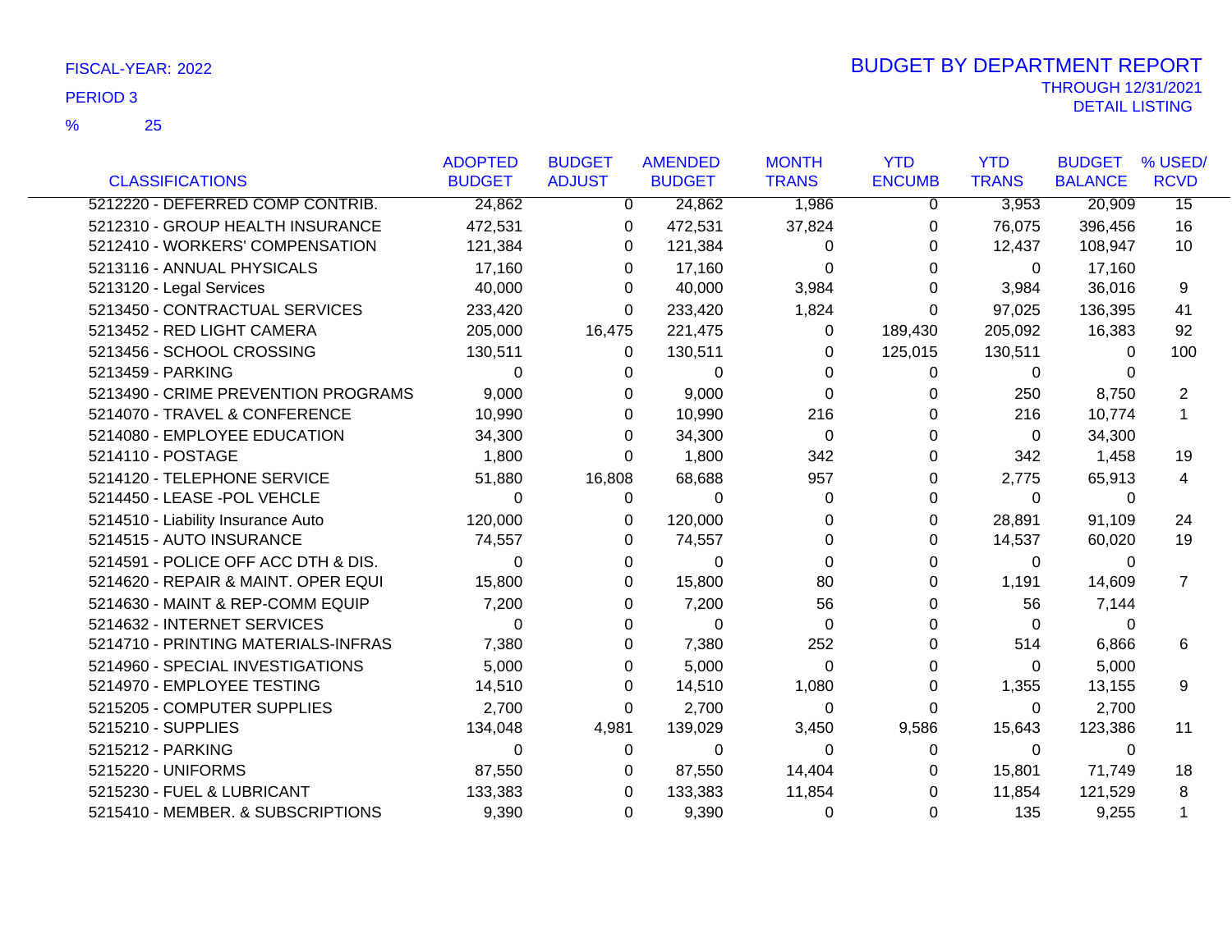FISCAL-YEAR: 2022

PERIOD 3

% 25

# BUDGET BY DEPARTMENT REPORT

THROUGH 12/31/2021

DETAIL LISTING

| CLASSIFICATIONS | ADOPTED BUDGET | BUDGET ADJUST | AMENDED BUDGET | MONTH TRANS | YTD ENCUMB | YTD TRANS | BUDGET BALANCE | % USED/ RCVD |
|---|---|---|---|---|---|---|---|---|
| 5212220 - DEFERRED COMP CONTRIB. | 24,862 | 0 | 24,862 | 1,986 | 0 | 3,953 | 20,909 | 15 |
| 5212310 - GROUP HEALTH INSURANCE | 472,531 | 0 | 472,531 | 37,824 | 0 | 76,075 | 396,456 | 16 |
| 5212410 - WORKERS' COMPENSATION | 121,384 | 0 | 121,384 | 0 | 0 | 12,437 | 108,947 | 10 |
| 5213116 - ANNUAL PHYSICALS | 17,160 | 0 | 17,160 | 0 | 0 | 0 | 17,160 | |
| 5213120 - Legal Services | 40,000 | 0 | 40,000 | 3,984 | 0 | 3,984 | 36,016 | 9 |
| 5213450 - CONTRACTUAL SERVICES | 233,420 | 0 | 233,420 | 1,824 | 0 | 97,025 | 136,395 | 41 |
| 5213452 - RED LIGHT CAMERA | 205,000 | 16,475 | 221,475 | 0 | 189,430 | 205,092 | 16,383 | 92 |
| 5213456 - SCHOOL CROSSING | 130,511 | 0 | 130,511 | 0 | 125,015 | 130,511 | 0 | 100 |
| 5213459 - PARKING | 0 | 0 | 0 | 0 | 0 | 0 | 0 | |
| 5213490 - CRIME PREVENTION PROGRAMS | 9,000 | 0 | 9,000 | 0 | 0 | 250 | 8,750 | 2 |
| 5214070 - TRAVEL & CONFERENCE | 10,990 | 0 | 10,990 | 216 | 0 | 216 | 10,774 | 1 |
| 5214080 - EMPLOYEE EDUCATION | 34,300 | 0 | 34,300 | 0 | 0 | 0 | 34,300 | |
| 5214110 - POSTAGE | 1,800 | 0 | 1,800 | 342 | 0 | 342 | 1,458 | 19 |
| 5214120 - TELEPHONE SERVICE | 51,880 | 16,808 | 68,688 | 957 | 0 | 2,775 | 65,913 | 4 |
| 5214450 - LEASE -POL VEHCLE | 0 | 0 | 0 | 0 | 0 | 0 | 0 | |
| 5214510 - Liability Insurance Auto | 120,000 | 0 | 120,000 | 0 | 0 | 28,891 | 91,109 | 24 |
| 5214515 - AUTO INSURANCE | 74,557 | 0 | 74,557 | 0 | 0 | 14,537 | 60,020 | 19 |
| 5214591 - POLICE OFF ACC DTH & DIS. | 0 | 0 | 0 | 0 | 0 | 0 | 0 | |
| 5214620 - REPAIR & MAINT. OPER EQUI | 15,800 | 0 | 15,800 | 80 | 0 | 1,191 | 14,609 | 7 |
| 5214630 - MAINT & REP-COMM EQUIP | 7,200 | 0 | 7,200 | 56 | 0 | 56 | 7,144 | |
| 5214632 - INTERNET SERVICES | 0 | 0 | 0 | 0 | 0 | 0 | 0 | |
| 5214710 - PRINTING MATERIALS-INFRAS | 7,380 | 0 | 7,380 | 252 | 0 | 514 | 6,866 | 6 |
| 5214960 - SPECIAL INVESTIGATIONS | 5,000 | 0 | 5,000 | 0 | 0 | 0 | 5,000 | |
| 5214970 - EMPLOYEE TESTING | 14,510 | 0 | 14,510 | 1,080 | 0 | 1,355 | 13,155 | 9 |
| 5215205 - COMPUTER SUPPLIES | 2,700 | 0 | 2,700 | 0 | 0 | 0 | 2,700 | |
| 5215210 - SUPPLIES | 134,048 | 4,981 | 139,029 | 3,450 | 9,586 | 15,643 | 123,386 | 11 |
| 5215212 - PARKING | 0 | 0 | 0 | 0 | 0 | 0 | 0 | |
| 5215220 - UNIFORMS | 87,550 | 0 | 87,550 | 14,404 | 0 | 15,801 | 71,749 | 18 |
| 5215230 - FUEL & LUBRICANT | 133,383 | 0 | 133,383 | 11,854 | 0 | 11,854 | 121,529 | 8 |
| 5215410 - MEMBER. & SUBSCRIPTIONS | 9,390 | 0 | 9,390 | 0 | 0 | 135 | 9,255 | 1 |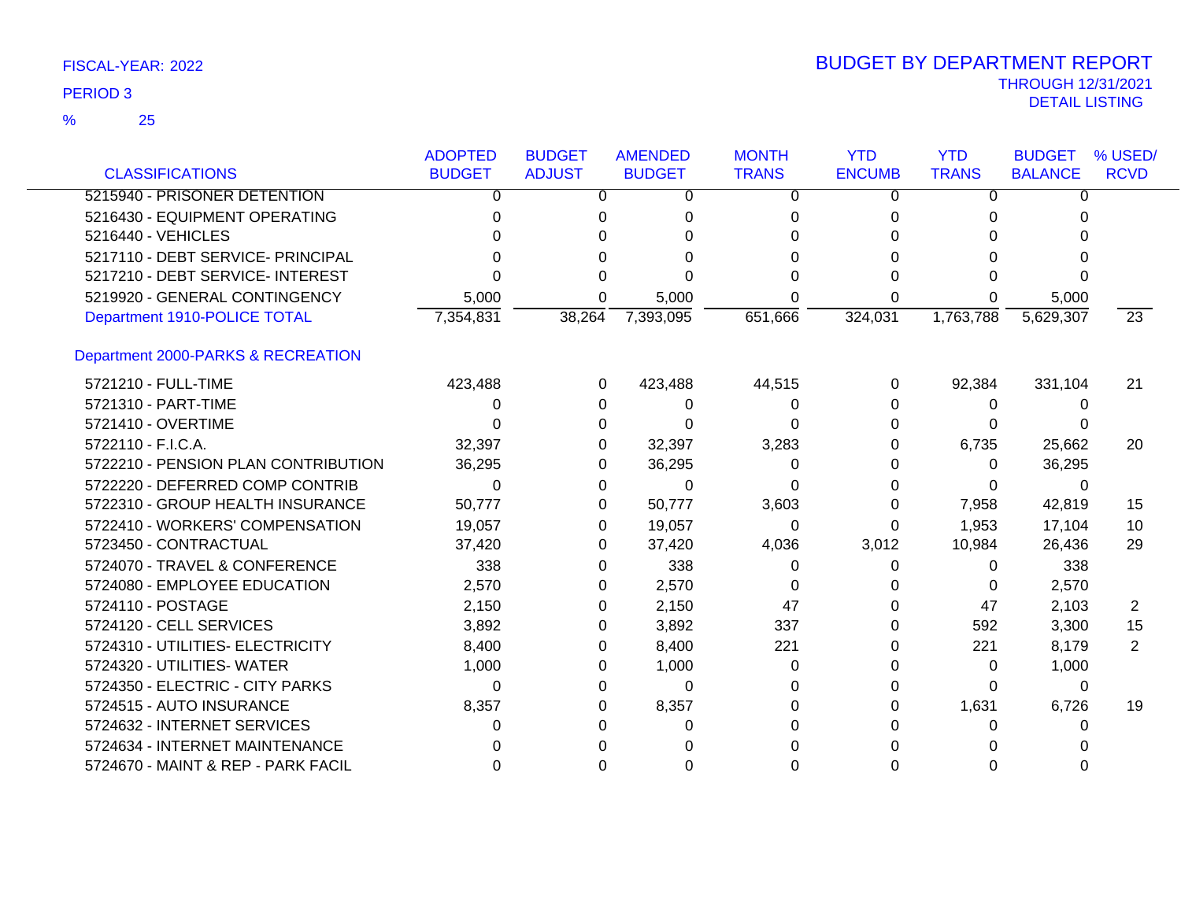FISCAL-YEAR: 2022

PERIOD 3

% 25

# BUDGET BY DEPARTMENT REPORT

THROUGH 12/31/2021

DETAIL LISTING

| CLASSIFICATIONS | ADOPTED BUDGET | BUDGET ADJUST | AMENDED BUDGET | MONTH TRANS | YTD ENCUMB | YTD TRANS | BUDGET BALANCE | % USED/ RCVD |
|---|---|---|---|---|---|---|---|---|
| 5215940 - PRISONER DETENTION | 0 | 0 | 0 | 0 | 0 | 0 | 0 | |
| 5216430 - EQUIPMENT OPERATING | 0 | 0 | 0 | 0 | 0 | 0 | 0 | |
| 5216440 - VEHICLES | 0 | 0 | 0 | 0 | 0 | 0 | 0 | |
| 5217110 - DEBT SERVICE- PRINCIPAL | 0 | 0 | 0 | 0 | 0 | 0 | 0 | |
| 5217210 - DEBT SERVICE- INTEREST | 0 | 0 | 0 | 0 | 0 | 0 | 0 | |
| 5219920 - GENERAL CONTINGENCY | 5,000 | 0 | 5,000 | 0 | 0 | 0 | 5,000 | |
| Department 1910-POLICE TOTAL | 7,354,831 | 38,264 | 7,393,095 | 651,666 | 324,031 | 1,763,788 | 5,629,307 | 23 |
| Department 2000-PARKS & RECREATION | | | | | | | | |
| 5721210 - FULL-TIME | 423,488 | 0 | 423,488 | 44,515 | 0 | 92,384 | 331,104 | 21 |
| 5721310 - PART-TIME | 0 | 0 | 0 | 0 | 0 | 0 | 0 | |
| 5721410 - OVERTIME | 0 | 0 | 0 | 0 | 0 | 0 | 0 | |
| 5722110 - F.I.C.A. | 32,397 | 0 | 32,397 | 3,283 | 0 | 6,735 | 25,662 | 20 |
| 5722210 - PENSION PLAN CONTRIBUTION | 36,295 | 0 | 36,295 | 0 | 0 | 0 | 36,295 | |
| 5722220 - DEFERRED COMP CONTRIB | 0 | 0 | 0 | 0 | 0 | 0 | 0 | |
| 5722310 - GROUP HEALTH INSURANCE | 50,777 | 0 | 50,777 | 3,603 | 0 | 7,958 | 42,819 | 15 |
| 5722410 - WORKERS' COMPENSATION | 19,057 | 0 | 19,057 | 0 | 0 | 1,953 | 17,104 | 10 |
| 5723450 - CONTRACTUAL | 37,420 | 0 | 37,420 | 4,036 | 3,012 | 10,984 | 26,436 | 29 |
| 5724070 - TRAVEL & CONFERENCE | 338 | 0 | 338 | 0 | 0 | 0 | 338 | |
| 5724080 - EMPLOYEE EDUCATION | 2,570 | 0 | 2,570 | 0 | 0 | 0 | 2,570 | |
| 5724110 - POSTAGE | 2,150 | 0 | 2,150 | 47 | 0 | 47 | 2,103 | 2 |
| 5724120 - CELL SERVICES | 3,892 | 0 | 3,892 | 337 | 0 | 592 | 3,300 | 15 |
| 5724310 - UTILITIES- ELECTRICITY | 8,400 | 0 | 8,400 | 221 | 0 | 221 | 8,179 | 2 |
| 5724320 - UTILITIES- WATER | 1,000 | 0 | 1,000 | 0 | 0 | 0 | 1,000 | |
| 5724350 - ELECTRIC - CITY PARKS | 0 | 0 | 0 | 0 | 0 | 0 | 0 | |
| 5724515 - AUTO INSURANCE | 8,357 | 0 | 8,357 | 0 | 0 | 1,631 | 6,726 | 19 |
| 5724632 - INTERNET SERVICES | 0 | 0 | 0 | 0 | 0 | 0 | 0 | |
| 5724634 - INTERNET MAINTENANCE | 0 | 0 | 0 | 0 | 0 | 0 | 0 | |
| 5724670 - MAINT & REP - PARK FACIL | 0 | 0 | 0 | 0 | 0 | 0 | 0 | |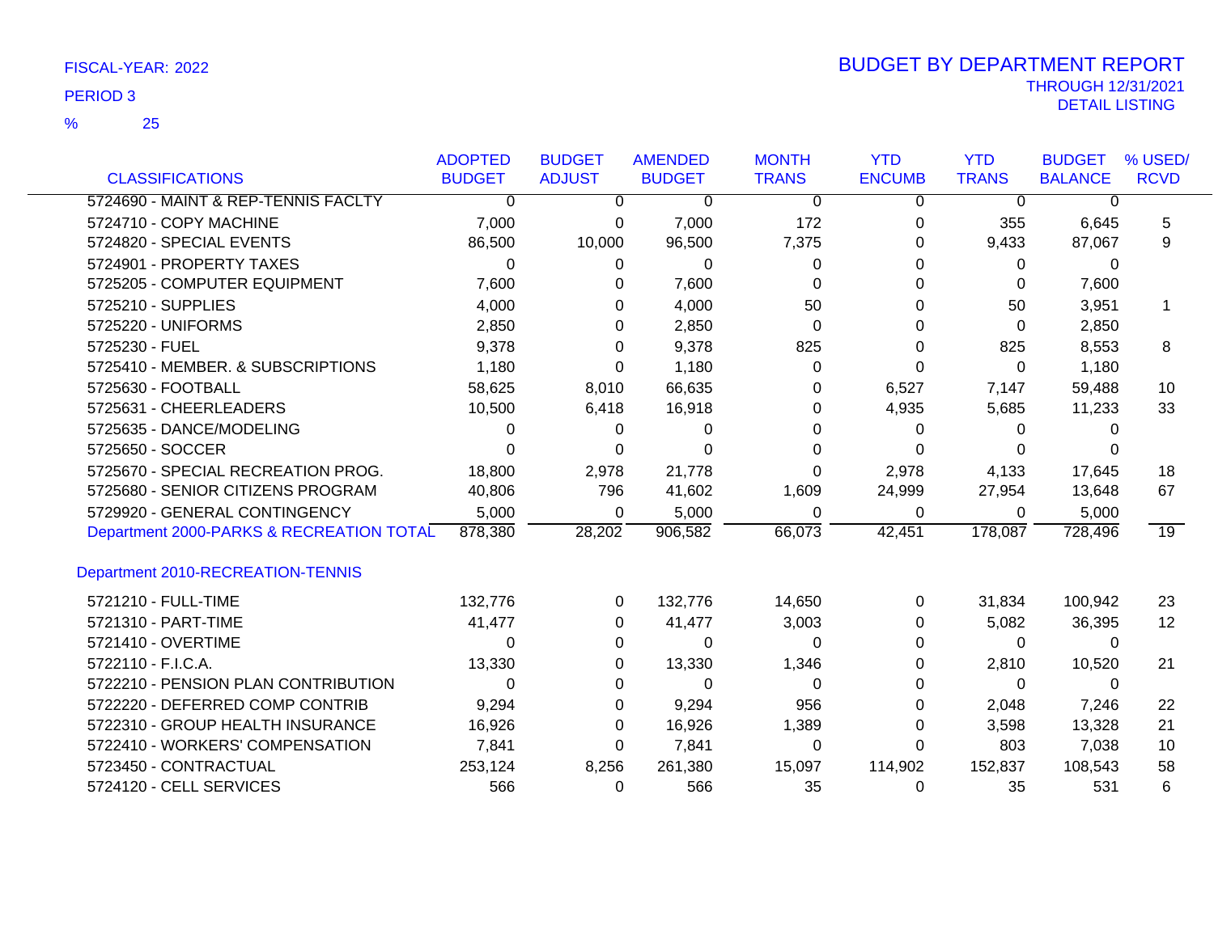FISCAL-YEAR: 2022

PERIOD 3

% 25

# BUDGET BY DEPARTMENT REPORT

THROUGH 12/31/2021

DETAIL LISTING

| CLASSIFICATIONS | ADOPTED BUDGET | BUDGET ADJUST | AMENDED BUDGET | MONTH TRANS | YTD ENCUMB | YTD TRANS | BUDGET BALANCE | % USED/ RCVD |
|---|---|---|---|---|---|---|---|---|
| 5724690 - MAINT & REP-TENNIS FACLTY | 0 | 0 | 0 | 0 | 0 | 0 | 0 | |
| 5724710 - COPY MACHINE | 7,000 | 0 | 7,000 | 172 | 0 | 355 | 6,645 | 5 |
| 5724820 - SPECIAL EVENTS | 86,500 | 10,000 | 96,500 | 7,375 | 0 | 9,433 | 87,067 | 9 |
| 5724901 - PROPERTY TAXES | 0 | 0 | 0 | 0 | 0 | 0 | 0 | |
| 5725205 - COMPUTER EQUIPMENT | 7,600 | 0 | 7,600 | 0 | 0 | 0 | 7,600 | |
| 5725210 - SUPPLIES | 4,000 | 0 | 4,000 | 50 | 0 | 50 | 3,951 | 1 |
| 5725220 - UNIFORMS | 2,850 | 0 | 2,850 | 0 | 0 | 0 | 2,850 | |
| 5725230 - FUEL | 9,378 | 0 | 9,378 | 825 | 0 | 825 | 8,553 | 8 |
| 5725410 - MEMBER. & SUBSCRIPTIONS | 1,180 | 0 | 1,180 | 0 | 0 | 0 | 1,180 | |
| 5725630 - FOOTBALL | 58,625 | 8,010 | 66,635 | 0 | 6,527 | 7,147 | 59,488 | 10 |
| 5725631 - CHEERLEADERS | 10,500 | 6,418 | 16,918 | 0 | 4,935 | 5,685 | 11,233 | 33 |
| 5725635 - DANCE/MODELING | 0 | 0 | 0 | 0 | 0 | 0 | 0 | |
| 5725650 - SOCCER | 0 | 0 | 0 | 0 | 0 | 0 | 0 | |
| 5725670 - SPECIAL RECREATION PROG. | 18,800 | 2,978 | 21,778 | 0 | 2,978 | 4,133 | 17,645 | 18 |
| 5725680 - SENIOR CITIZENS PROGRAM | 40,806 | 796 | 41,602 | 1,609 | 24,999 | 27,954 | 13,648 | 67 |
| 5729920 - GENERAL CONTINGENCY | 5,000 | 0 | 5,000 | 0 | 0 | 0 | 5,000 | |
| Department 2000-PARKS & RECREATION TOTAL | 878,380 | 28,202 | 906,582 | 66,073 | 42,451 | 178,087 | 728,496 | 19 |
| **Department 2010-RECREATION-TENNIS** | | | | | | | | |
| 5721210 - FULL-TIME | 132,776 | 0 | 132,776 | 14,650 | 0 | 31,834 | 100,942 | 23 |
| 5721310 - PART-TIME | 41,477 | 0 | 41,477 | 3,003 | 0 | 5,082 | 36,395 | 12 |
| 5721410 - OVERTIME | 0 | 0 | 0 | 0 | 0 | 0 | 0 | |
| 5722110 - F.I.C.A. | 13,330 | 0 | 13,330 | 1,346 | 0 | 2,810 | 10,520 | 21 |
| 5722210 - PENSION PLAN CONTRIBUTION | 0 | 0 | 0 | 0 | 0 | 0 | 0 | |
| 5722220 - DEFERRED COMP CONTRIB | 9,294 | 0 | 9,294 | 956 | 0 | 2,048 | 7,246 | 22 |
| 5722310 - GROUP HEALTH INSURANCE | 16,926 | 0 | 16,926 | 1,389 | 0 | 3,598 | 13,328 | 21 |
| 5722410 - WORKERS' COMPENSATION | 7,841 | 0 | 7,841 | 0 | 0 | 803 | 7,038 | 10 |
| 5723450 - CONTRACTUAL | 253,124 | 8,256 | 261,380 | 15,097 | 114,902 | 152,837 | 108,543 | 58 |
| 5724120 - CELL SERVICES | 566 | 0 | 566 | 35 | 0 | 35 | 531 | 6 |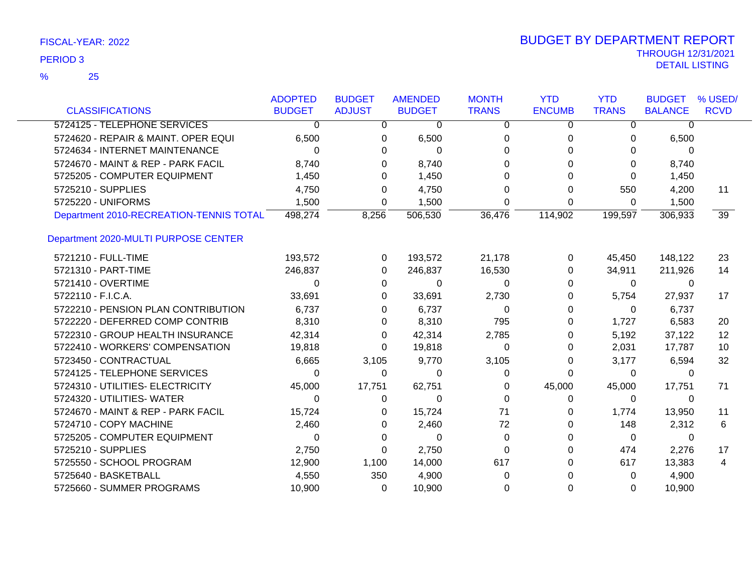FISCAL-YEAR: 2022

PERIOD 3

% 25

# BUDGET BY DEPARTMENT REPORT

THROUGH 12/31/2021

DETAIL LISTING

| CLASSIFICATIONS | ADOPTED BUDGET | BUDGET ADJUST | AMENDED BUDGET | MONTH TRANS | YTD ENCUMB | YTD TRANS | BUDGET BALANCE | % USED/ RCVD |
|---|---|---|---|---|---|---|---|---|
| 5724125 - TELEPHONE SERVICES | 0 | 0 | 0 | 0 | 0 | 0 | 0 | |
| 5724620 - REPAIR & MAINT. OPER EQUI | 6,500 | 0 | 6,500 | 0 | 0 | 0 | 6,500 | |
| 5724634 - INTERNET MAINTENANCE | 0 | 0 | 0 | 0 | 0 | 0 | 0 | |
| 5724670 - MAINT & REP - PARK FACIL | 8,740 | 0 | 8,740 | 0 | 0 | 0 | 8,740 | |
| 5725205 - COMPUTER EQUIPMENT | 1,450 | 0 | 1,450 | 0 | 0 | 0 | 1,450 | |
| 5725210 - SUPPLIES | 4,750 | 0 | 4,750 | 0 | 0 | 550 | 4,200 | 11 |
| 5725220 - UNIFORMS | 1,500 | 0 | 1,500 | 0 | 0 | 0 | 1,500 | |
| Department 2010-RECREATION-TENNIS TOTAL | 498,274 | 8,256 | 506,530 | 36,476 | 114,902 | 199,597 | 306,933 | 39 |
| **Department 2020-MULTI PURPOSE CENTER** | | | | | | | | |
| 5721210 - FULL-TIME | 193,572 | 0 | 193,572 | 21,178 | 0 | 45,450 | 148,122 | 23 |
| 5721310 - PART-TIME | 246,837 | 0 | 246,837 | 16,530 | 0 | 34,911 | 211,926 | 14 |
| 5721410 - OVERTIME | 0 | 0 | 0 | 0 | 0 | 0 | 0 | |
| 5722110 - F.I.C.A. | 33,691 | 0 | 33,691 | 2,730 | 0 | 5,754 | 27,937 | 17 |
| 5722210 - PENSION PLAN CONTRIBUTION | 6,737 | 0 | 6,737 | 0 | 0 | 0 | 6,737 | |
| 5722220 - DEFERRED COMP CONTRIB | 8,310 | 0 | 8,310 | 795 | 0 | 1,727 | 6,583 | 20 |
| 5722310 - GROUP HEALTH INSURANCE | 42,314 | 0 | 42,314 | 2,785 | 0 | 5,192 | 37,122 | 12 |
| 5722410 - WORKERS' COMPENSATION | 19,818 | 0 | 19,818 | 0 | 0 | 2,031 | 17,787 | 10 |
| 5723450 - CONTRACTUAL | 6,665 | 3,105 | 9,770 | 3,105 | 0 | 3,177 | 6,594 | 32 |
| 5724125 - TELEPHONE SERVICES | 0 | 0 | 0 | 0 | 0 | 0 | 0 | |
| 5724310 - UTILITIES- ELECTRICITY | 45,000 | 17,751 | 62,751 | 0 | 45,000 | 45,000 | 17,751 | 71 |
| 5724320 - UTILITIES- WATER | 0 | 0 | 0 | 0 | 0 | 0 | 0 | |
| 5724670 - MAINT & REP - PARK FACIL | 15,724 | 0 | 15,724 | 71 | 0 | 1,774 | 13,950 | 11 |
| 5724710 - COPY MACHINE | 2,460 | 0 | 2,460 | 72 | 0 | 148 | 2,312 | 6 |
| 5725205 - COMPUTER EQUIPMENT | 0 | 0 | 0 | 0 | 0 | 0 | 0 | |
| 5725210 - SUPPLIES | 2,750 | 0 | 2,750 | 0 | 0 | 474 | 2,276 | 17 |
| 5725550 - SCHOOL PROGRAM | 12,900 | 1,100 | 14,000 | 617 | 0 | 617 | 13,383 | 4 |
| 5725640 - BASKETBALL | 4,550 | 350 | 4,900 | 0 | 0 | 0 | 4,900 | |
| 5725660 - SUMMER PROGRAMS | 10,900 | 0 | 10,900 | 0 | 0 | 0 | 10,900 | |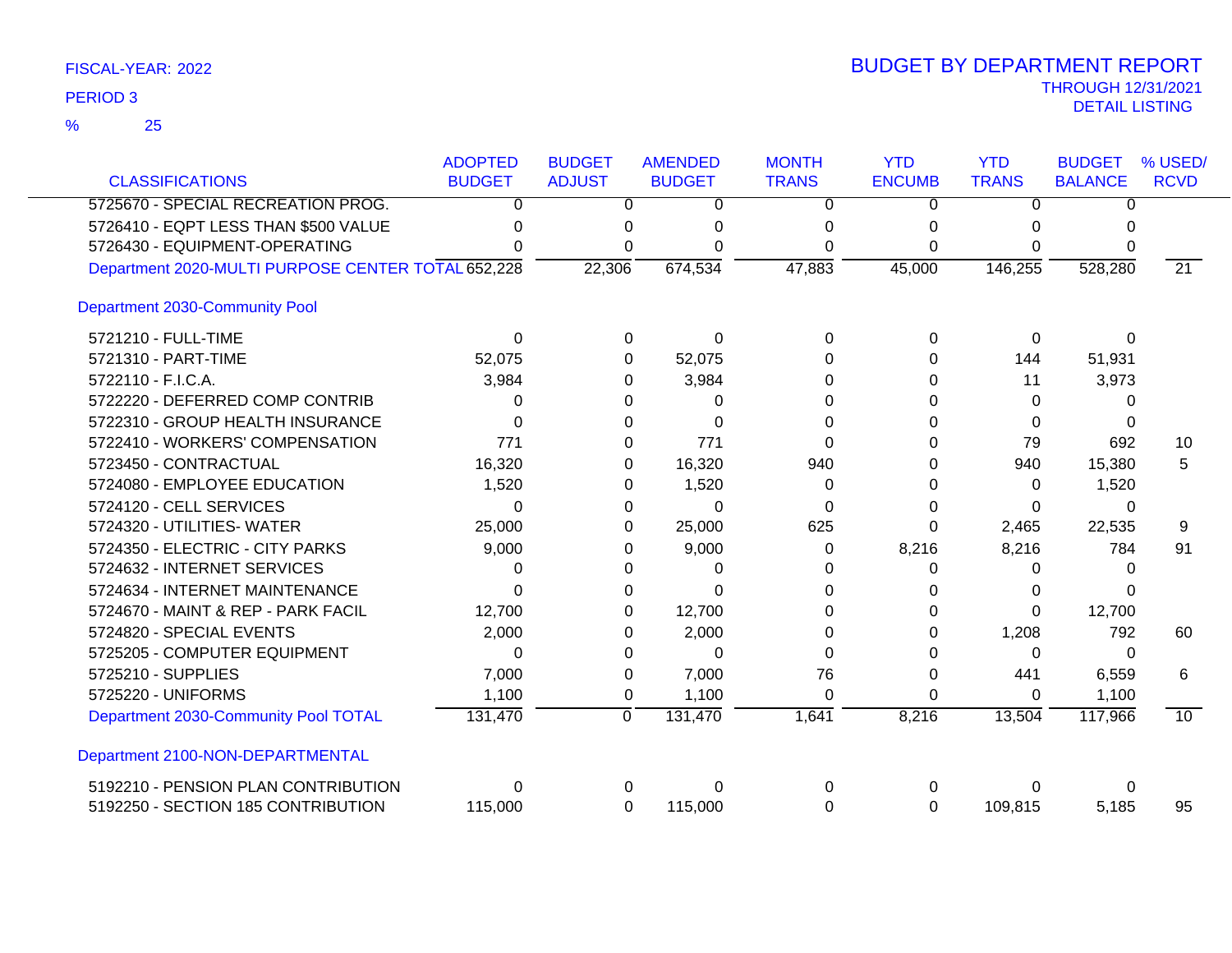FISCAL-YEAR: 2022

PERIOD 3

% 25

# BUDGET BY DEPARTMENT REPORT

THROUGH 12/31/2021

DETAIL LISTING

| CLASSIFICATIONS | ADOPTED BUDGET | BUDGET ADJUST | AMENDED BUDGET | MONTH TRANS | YTD ENCUMB | YTD TRANS | BUDGET BALANCE | % USED/ RCVD |
|---|---|---|---|---|---|---|---|---|
| 5725670 - SPECIAL RECREATION PROG. | 0 | 0 | 0 | 0 | 0 | 0 | 0 | |
| 5726410 - EQPT LESS THAN $500 VALUE | 0 | 0 | 0 | 0 | 0 | 0 | 0 | |
| 5726430 - EQUIPMENT-OPERATING | 0 | 0 | 0 | 0 | 0 | 0 | 0 | |
| Department 2020-MULTI PURPOSE CENTER TOTAL | 652,228 | 22,306 | 674,534 | 47,883 | 45,000 | 146,255 | 528,280 | 21 |
| **Department 2030-Community Pool** | | | | | | | | |
| 5721210 - FULL-TIME | 0 | 0 | 0 | 0 | 0 | 0 | 0 | |
| 5721310 - PART-TIME | 52,075 | 0 | 52,075 | 0 | 0 | 144 | 51,931 | |
| 5722110 - F.I.C.A. | 3,984 | 0 | 3,984 | 0 | 0 | 11 | 3,973 | |
| 5722220 - DEFERRED COMP CONTRIB | 0 | 0 | 0 | 0 | 0 | 0 | 0 | |
| 5722310 - GROUP HEALTH INSURANCE | 0 | 0 | 0 | 0 | 0 | 0 | 0 | |
| 5722410 - WORKERS' COMPENSATION | 771 | 0 | 771 | 0 | 0 | 79 | 692 | 10 |
| 5723450 - CONTRACTUAL | 16,320 | 0 | 16,320 | 940 | 0 | 940 | 15,380 | 5 |
| 5724080 - EMPLOYEE EDUCATION | 1,520 | 0 | 1,520 | 0 | 0 | 0 | 1,520 | |
| 5724120 - CELL SERVICES | 0 | 0 | 0 | 0 | 0 | 0 | 0 | |
| 5724320 - UTILITIES- WATER | 25,000 | 0 | 25,000 | 625 | 0 | 2,465 | 22,535 | 9 |
| 5724350 - ELECTRIC - CITY PARKS | 9,000 | 0 | 9,000 | 0 | 8,216 | 8,216 | 784 | 91 |
| 5724632 - INTERNET SERVICES | 0 | 0 | 0 | 0 | 0 | 0 | 0 | |
| 5724634 - INTERNET MAINTENANCE | 0 | 0 | 0 | 0 | 0 | 0 | 0 | |
| 5724670 - MAINT & REP - PARK FACIL | 12,700 | 0 | 12,700 | 0 | 0 | 0 | 12,700 | |
| 5724820 - SPECIAL EVENTS | 2,000 | 0 | 2,000 | 0 | 0 | 1,208 | 792 | 60 |
| 5725205 - COMPUTER EQUIPMENT | 0 | 0 | 0 | 0 | 0 | 0 | 0 | |
| 5725210 - SUPPLIES | 7,000 | 0 | 7,000 | 76 | 0 | 441 | 6,559 | 6 |
| 5725220 - UNIFORMS | 1,100 | 0 | 1,100 | 0 | 0 | 0 | 1,100 | |
| Department 2030-Community Pool TOTAL | 131,470 | 0 | 131,470 | 1,641 | 8,216 | 13,504 | 117,966 | 10 |
| **Department 2100-NON-DEPARTMENTAL** | | | | | | | | |
| 5192210 - PENSION PLAN CONTRIBUTION | 0 | 0 | 0 | 0 | 0 | 0 | 0 | |
| 5192250 - SECTION 185 CONTRIBUTION | 115,000 | 0 | 115,000 | 0 | 0 | 109,815 | 5,185 | 95 |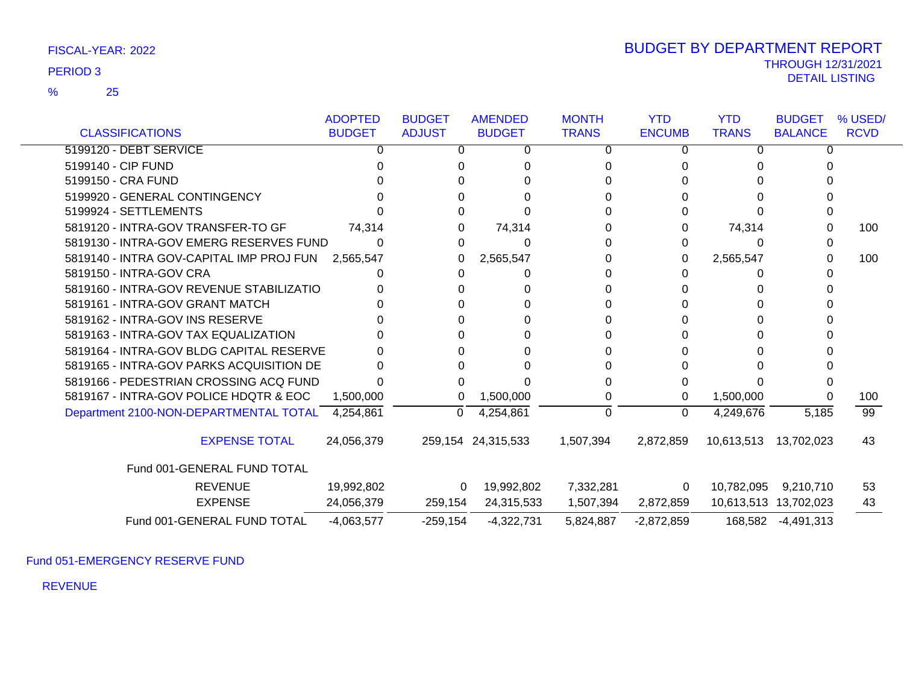FISCAL-YEAR: 2022

PERIOD 3

% 25

# BUDGET BY DEPARTMENT REPORT

THROUGH 12/31/2021

DETAIL LISTING

| CLASSIFICATIONS | ADOPTED BUDGET | BUDGET ADJUST | AMENDED BUDGET | MONTH TRANS | YTD ENCUMB | YTD TRANS | BUDGET BALANCE | % USED/ RCVD |
|---|---|---|---|---|---|---|---|---|
| 5199120 - DEBT SERVICE | 0 | 0 | 0 | 0 | 0 | 0 | 0 | |
| 5199140 - CIP FUND | 0 | 0 | 0 | 0 | 0 | 0 | 0 | |
| 5199150 - CRA FUND | 0 | 0 | 0 | 0 | 0 | 0 | 0 | |
| 5199920 - GENERAL CONTINGENCY | 0 | 0 | 0 | 0 | 0 | 0 | 0 | |
| 5199924 - SETTLEMENTS | 0 | 0 | 0 | 0 | 0 | 0 | 0 | |
| 5819120 - INTRA-GOV TRANSFER-TO GF | 74,314 | 0 | 74,314 | 0 | 0 | 74,314 | 0 | 100 |
| 5819130 - INTRA-GOV EMERG RESERVES FUND | 0 | 0 | 0 | 0 | 0 | 0 | 0 | |
| 5819140 - INTRA GOV-CAPITAL IMP PROJ FUN | 2,565,547 | 0 | 2,565,547 | 0 | 0 | 2,565,547 | 0 | 100 |
| 5819150 - INTRA-GOV CRA | 0 | 0 | 0 | 0 | 0 | 0 | 0 | |
| 5819160 - INTRA-GOV REVENUE STABILIZATIO | 0 | 0 | 0 | 0 | 0 | 0 | 0 | |
| 5819161 - INTRA-GOV GRANT MATCH | 0 | 0 | 0 | 0 | 0 | 0 | 0 | |
| 5819162 - INTRA-GOV INS RESERVE | 0 | 0 | 0 | 0 | 0 | 0 | 0 | |
| 5819163 - INTRA-GOV TAX EQUALIZATION | 0 | 0 | 0 | 0 | 0 | 0 | 0 | |
| 5819164 - INTRA-GOV BLDG CAPITAL RESERVE | 0 | 0 | 0 | 0 | 0 | 0 | 0 | |
| 5819165 - INTRA-GOV PARKS ACQUISITION DE | 0 | 0 | 0 | 0 | 0 | 0 | 0 | |
| 5819166 - PEDESTRIAN CROSSING ACQ FUND | 0 | 0 | 0 | 0 | 0 | 0 | 0 | |
| 5819167 - INTRA-GOV POLICE HDQTR & EOC | 1,500,000 | 0 | 1,500,000 | 0 | 0 | 1,500,000 | 0 | 100 |
| Department 2100-NON-DEPARTMENTAL TOTAL | 4,254,861 | 0 | 4,254,861 | 0 | 0 | 4,249,676 | 5,185 | 99 |
| EXPENSE TOTAL | 24,056,379 | 259,154 | 24,315,533 | 1,507,394 | 2,872,859 | 10,613,513 | 13,702,023 | 43 |
| Fund 001-GENERAL FUND TOTAL | | | | | | | | |
| REVENUE | 19,992,802 | 0 | 19,992,802 | 7,332,281 | 0 | 10,782,095 | 9,210,710 | 53 |
| EXPENSE | 24,056,379 | 259,154 | 24,315,533 | 1,507,394 | 2,872,859 | 10,613,513 | 13,702,023 | 43 |
| Fund 001-GENERAL FUND TOTAL | -4,063,577 | -259,154 | -4,322,731 | 5,824,887 | -2,872,859 | 168,582 | -4,491,313 | |

Fund 051-EMERGENCY RESERVE FUND

REVENUE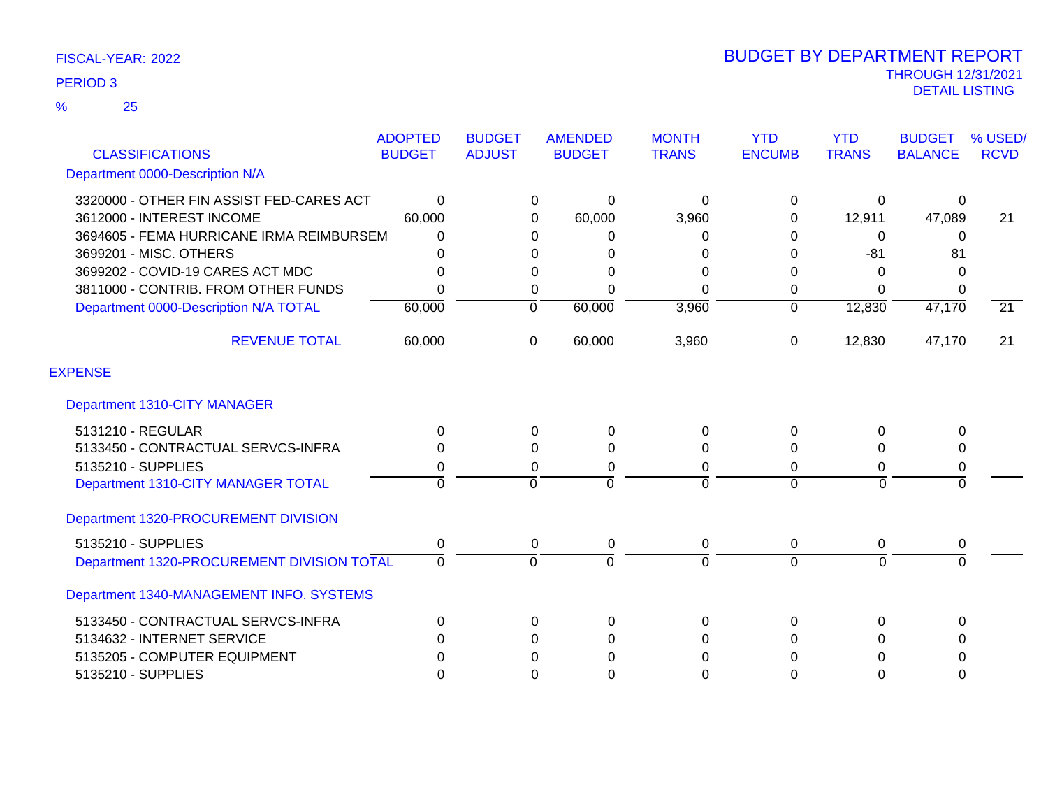FISCAL-YEAR: 2022

PERIOD 3

% 25

# BUDGET BY DEPARTMENT REPORT

THROUGH 12/31/2021

DETAIL LISTING

| CLASSIFICATIONS | ADOPTED BUDGET | BUDGET ADJUST | AMENDED BUDGET | MONTH TRANS | YTD ENCUMB | YTD TRANS | BUDGET BALANCE | % USED/ RCVD |
|---|---|---|---|---|---|---|---|---|
| Department 0000-Description N/A | | | | | | | | |
| 3320000 - OTHER FIN ASSIST FED-CARES ACT | 0 | 0 | 0 | 0 | 0 | 0 | 0 | |
| 3612000 - INTEREST INCOME | 60,000 | 0 | 60,000 | 3,960 | 0 | 12,911 | 47,089 | 21 |
| 3694605 - FEMA HURRICANE IRMA REIMBURSEM | 0 | 0 | 0 | 0 | 0 | 0 | 0 | |
| 3699201 - MISC. OTHERS | 0 | 0 | 0 | 0 | 0 | -81 | 81 | |
| 3699202 - COVID-19 CARES ACT MDC | 0 | 0 | 0 | 0 | 0 | 0 | 0 | |
| 3811000 - CONTRIB. FROM OTHER FUNDS | 0 | 0 | 0 | 0 | 0 | 0 | 0 | |
| Department 0000-Description N/A TOTAL | 60,000 | 0 | 60,000 | 3,960 | 0 | 12,830 | 47,170 | 21 |
| REVENUE TOTAL | 60,000 | 0 | 60,000 | 3,960 | 0 | 12,830 | 47,170 | 21 |
| EXPENSE | | | | | | | | |
| Department 1310-CITY MANAGER | | | | | | | | |
| 5131210 - REGULAR | 0 | 0 | 0 | 0 | 0 | 0 | 0 | |
| 5133450 - CONTRACTUAL SERVCS-INFRA | 0 | 0 | 0 | 0 | 0 | 0 | 0 | |
| 5135210 - SUPPLIES | 0 | 0 | 0 | 0 | 0 | 0 | 0 | |
| Department 1310-CITY MANAGER TOTAL | 0 | 0 | 0 | 0 | 0 | 0 | 0 | |
| Department 1320-PROCUREMENT DIVISION | | | | | | | | |
| 5135210 - SUPPLIES | 0 | 0 | 0 | 0 | 0 | 0 | 0 | |
| Department 1320-PROCUREMENT DIVISION TOTAL | 0 | 0 | 0 | 0 | 0 | 0 | 0 | |
| Department 1340-MANAGEMENT INFO. SYSTEMS | | | | | | | | |
| 5133450 - CONTRACTUAL SERVCS-INFRA | 0 | 0 | 0 | 0 | 0 | 0 | 0 | |
| 5134632 - INTERNET SERVICE | 0 | 0 | 0 | 0 | 0 | 0 | 0 | |
| 5135205 - COMPUTER EQUIPMENT | 0 | 0 | 0 | 0 | 0 | 0 | 0 | |
| 5135210 - SUPPLIES | 0 | 0 | 0 | 0 | 0 | 0 | 0 | |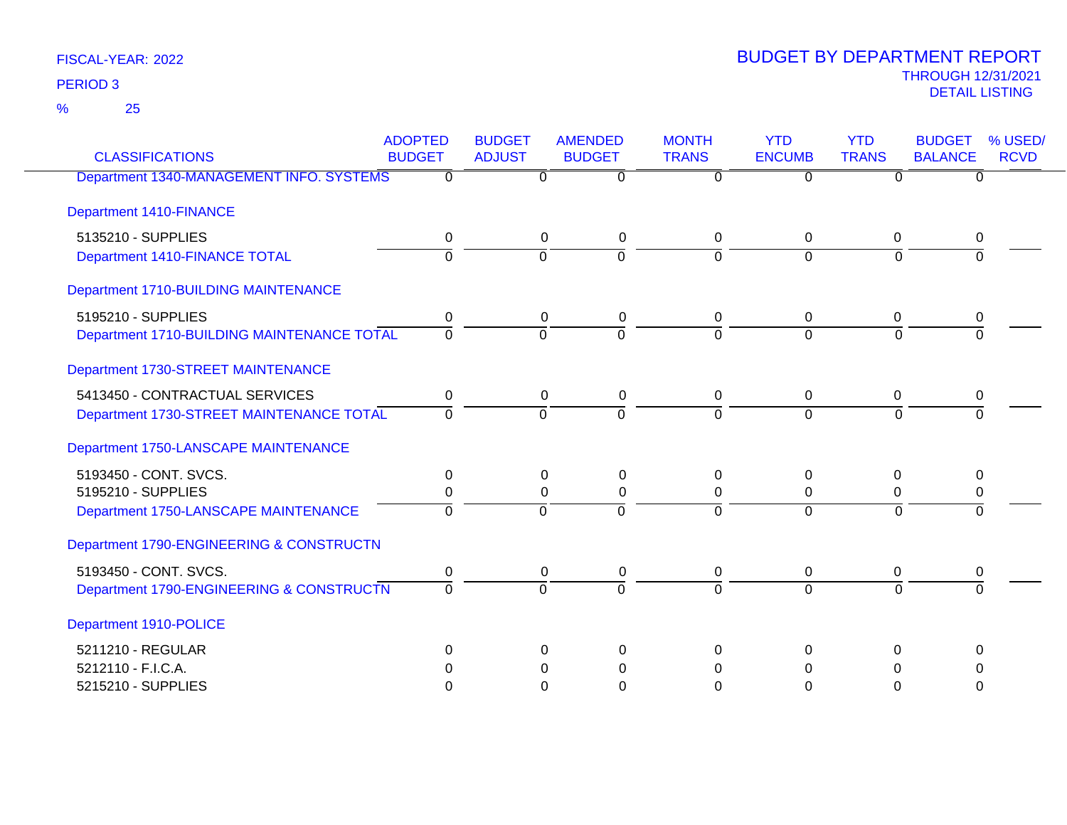FISCAL-YEAR: 2022
PERIOD 3
% 25

# BUDGET BY DEPARTMENT REPORT

THROUGH 12/31/2021
DETAIL LISTING

| CLASSIFICATIONS | ADOPTED BUDGET | BUDGET ADJUST | AMENDED BUDGET | MONTH TRANS | YTD ENCUMB | YTD TRANS | BUDGET BALANCE | % USED/ RCVD |
|---|---|---|---|---|---|---|---|---|
| Department 1340-MANAGEMENT INFO. SYSTEMS | 0 | 0 | 0 | 0 | 0 | 0 | 0 | |
| Department 1410-FINANCE | | | | | | | | |
| 5135210 - SUPPLIES | 0 | 0 | 0 | 0 | 0 | 0 | 0 | |
| Department 1410-FINANCE TOTAL | 0 | 0 | 0 | 0 | 0 | 0 | 0 | |
| Department 1710-BUILDING MAINTENANCE | | | | | | | | |
| 5195210 - SUPPLIES | 0 | 0 | 0 | 0 | 0 | 0 | 0 | |
| Department 1710-BUILDING MAINTENANCE TOTAL | 0 | 0 | 0 | 0 | 0 | 0 | 0 | |
| Department 1730-STREET MAINTENANCE | | | | | | | | |
| 5413450 - CONTRACTUAL SERVICES | 0 | 0 | 0 | 0 | 0 | 0 | 0 | |
| Department 1730-STREET MAINTENANCE TOTAL | 0 | 0 | 0 | 0 | 0 | 0 | 0 | |
| Department 1750-LANSCAPE MAINTENANCE | | | | | | | | |
| 5193450 - CONT. SVCS. | 0 | 0 | 0 | 0 | 0 | 0 | 0 | |
| 5195210 - SUPPLIES | 0 | 0 | 0 | 0 | 0 | 0 | 0 | |
| Department 1750-LANSCAPE MAINTENANCE | 0 | 0 | 0 | 0 | 0 | 0 | 0 | |
| Department 1790-ENGINEERING & CONSTRUCTN | | | | | | | | |
| 5193450 - CONT. SVCS. | 0 | 0 | 0 | 0 | 0 | 0 | 0 | |
| Department 1790-ENGINEERING & CONSTRUCTN | 0 | 0 | 0 | 0 | 0 | 0 | 0 | |
| Department 1910-POLICE | | | | | | | | |
| 5211210 - REGULAR | 0 | 0 | 0 | 0 | 0 | 0 | 0 | |
| 5212110 - F.I.C.A. | 0 | 0 | 0 | 0 | 0 | 0 | 0 | |
| 5215210 - SUPPLIES | 0 | 0 | 0 | 0 | 0 | 0 | 0 | |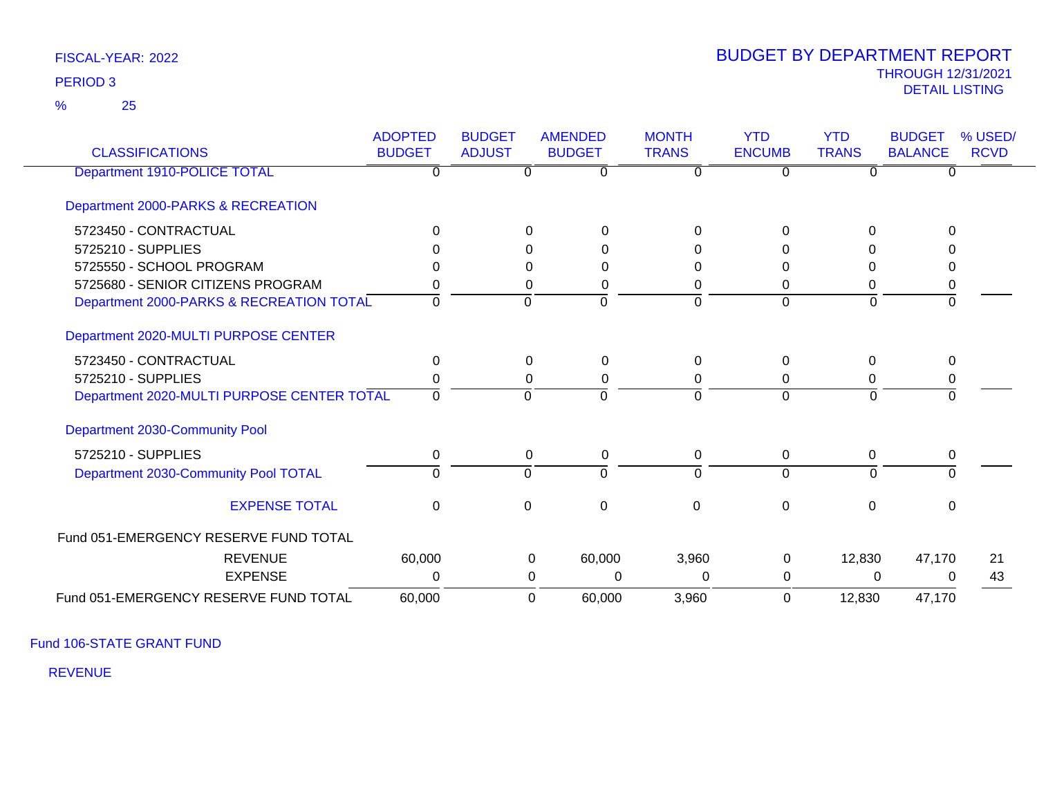FISCAL-YEAR: 2022

PERIOD 3

% 25

# BUDGET BY DEPARTMENT REPORT

THROUGH 12/31/2021

DETAIL LISTING

| CLASSIFICATIONS | ADOPTED BUDGET | BUDGET ADJUST | AMENDED BUDGET | MONTH TRANS | YTD ENCUMB | YTD TRANS | BUDGET BALANCE | % USED/ RCVD |
|---|---|---|---|---|---|---|---|---|
| Department 1910-POLICE TOTAL | 0 | 0 | 0 | 0 | 0 | 0 | 0 | |
| **Department 2000-PARKS & RECREATION** | | | | | | | | |
| 5723450 - CONTRACTUAL | 0 | 0 | 0 | 0 | 0 | 0 | 0 | |
| 5725210 - SUPPLIES | 0 | 0 | 0 | 0 | 0 | 0 | 0 | |
| 5725550 - SCHOOL PROGRAM | 0 | 0 | 0 | 0 | 0 | 0 | 0 | |
| 5725680 - SENIOR CITIZENS PROGRAM | 0 | 0 | 0 | 0 | 0 | 0 | 0 | |
| Department 2000-PARKS & RECREATION TOTAL | 0 | 0 | 0 | 0 | 0 | 0 | 0 | |
| **Department 2020-MULTI PURPOSE CENTER** | | | | | | | | |
| 5723450 - CONTRACTUAL | 0 | 0 | 0 | 0 | 0 | 0 | 0 | |
| 5725210 - SUPPLIES | 0 | 0 | 0 | 0 | 0 | 0 | 0 | |
| Department 2020-MULTI PURPOSE CENTER TOTAL | 0 | 0 | 0 | 0 | 0 | 0 | 0 | |
| **Department 2030-Community Pool** | | | | | | | | |
| 5725210 - SUPPLIES | 0 | 0 | 0 | 0 | 0 | 0 | 0 | |
| Department 2030-Community Pool TOTAL | 0 | 0 | 0 | 0 | 0 | 0 | 0 | |
| EXPENSE TOTAL | 0 | 0 | 0 | 0 | 0 | 0 | 0 | |
| **Fund 051-EMERGENCY RESERVE FUND TOTAL** | | | | | | | | |
| REVENUE | 60,000 | 0 | 60,000 | 3,960 | 0 | 12,830 | 47,170 | 21 |
| EXPENSE | 0 | 0 | 0 | 0 | 0 | 0 | 0 | 43 |
| Fund 051-EMERGENCY RESERVE FUND TOTAL | 60,000 | 0 | 60,000 | 3,960 | 0 | 12,830 | 47,170 | |

## Fund 106-STATE GRANT FUND

REVENUE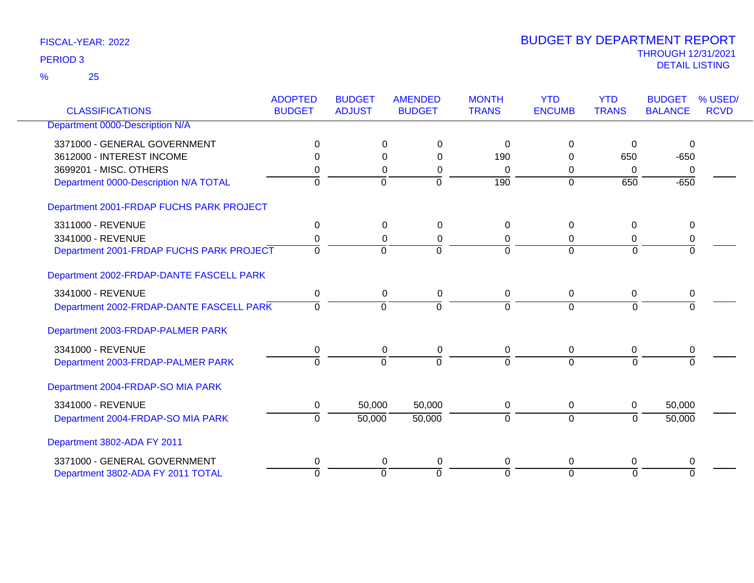FISCAL-YEAR: 2022

PERIOD 3

% 25

# BUDGET BY DEPARTMENT REPORT

THROUGH 12/31/2021

DETAIL LISTING

| CLASSIFICATIONS | ADOPTED BUDGET | BUDGET ADJUST | AMENDED BUDGET | MONTH TRANS | YTD ENCUMB | YTD TRANS | BUDGET BALANCE | % USED/ RCVD |
|---|---|---|---|---|---|---|---|---|
| Department 0000-Description N/A | | | | | | | | |
| 3371000 - GENERAL GOVERNMENT | 0 | 0 | 0 | 0 | 0 | 0 | 0 | |
| 3612000 - INTEREST INCOME | 0 | 0 | 0 | 190 | 0 | 650 | -650 | |
| 3699201 - MISC. OTHERS | 0 | 0 | 0 | 0 | 0 | 0 | 0 | |
| Department 0000-Description N/A TOTAL | 0 | 0 | 0 | 190 | 0 | 650 | -650 | |
| Department 2001-FRDAP FUCHS PARK PROJECT | | | | | | | | |
| 3311000 - REVENUE | 0 | 0 | 0 | 0 | 0 | 0 | 0 | |
| 3341000 - REVENUE | 0 | 0 | 0 | 0 | 0 | 0 | 0 | |
| Department 2001-FRDAP FUCHS PARK PROJECT | 0 | 0 | 0 | 0 | 0 | 0 | 0 | |
| Department 2002-FRDAP-DANTE FASCELL PARK | | | | | | | | |
| 3341000 - REVENUE | 0 | 0 | 0 | 0 | 0 | 0 | 0 | |
| Department 2002-FRDAP-DANTE FASCELL PARK | 0 | 0 | 0 | 0 | 0 | 0 | 0 | |
| Department 2003-FRDAP-PALMER PARK | | | | | | | | |
| 3341000 - REVENUE | 0 | 0 | 0 | 0 | 0 | 0 | 0 | |
| Department 2003-FRDAP-PALMER PARK | 0 | 0 | 0 | 0 | 0 | 0 | 0 | |
| Department 2004-FRDAP-SO MIA PARK | | | | | | | | |
| 3341000 - REVENUE | 0 | 50,000 | 50,000 | 0 | 0 | 0 | 50,000 | |
| Department 2004-FRDAP-SO MIA PARK | 0 | 50,000 | 50,000 | 0 | 0 | 0 | 50,000 | |
| Department 3802-ADA FY 2011 | | | | | | | | |
| 3371000 - GENERAL GOVERNMENT | 0 | 0 | 0 | 0 | 0 | 0 | 0 | |
| Department 3802-ADA FY 2011 TOTAL | 0 | 0 | 0 | 0 | 0 | 0 | 0 | |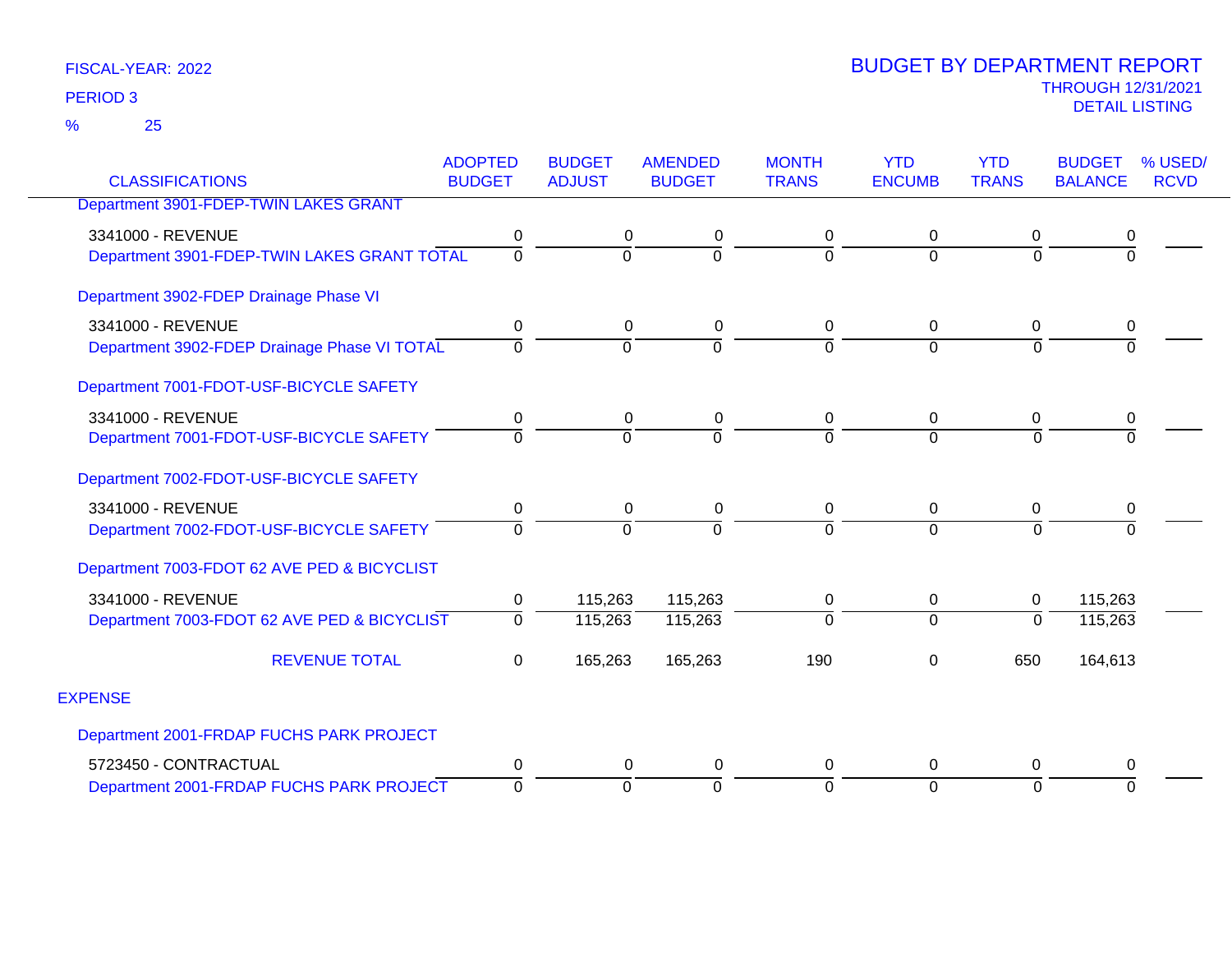FISCAL-YEAR: 2022

PERIOD 3

% 25

# BUDGET BY DEPARTMENT REPORT

THROUGH 12/31/2021

DETAIL LISTING

| CLASSIFICATIONS | ADOPTED BUDGET | BUDGET ADJUST | AMENDED BUDGET | MONTH TRANS | YTD ENCUMB | YTD TRANS | BUDGET BALANCE | % USED/ RCVD |
|---|---|---|---|---|---|---|---|---|
| Department 3901-FDEP-TWIN LAKES GRANT | | | | | | | | |
| 3341000 - REVENUE | 0 | 0 | 0 | 0 | 0 | 0 | 0 | |
| Department 3901-FDEP-TWIN LAKES GRANT TOTAL | 0 | 0 | 0 | 0 | 0 | 0 | 0 | |
| Department 3902-FDEP Drainage Phase VI | | | | | | | | |
| 3341000 - REVENUE | 0 | 0 | 0 | 0 | 0 | 0 | 0 | |
| Department 3902-FDEP Drainage Phase VI TOTAL | 0 | 0 | 0 | 0 | 0 | 0 | 0 | |
| Department 7001-FDOT-USF-BICYCLE SAFETY | | | | | | | | |
| 3341000 - REVENUE | 0 | 0 | 0 | 0 | 0 | 0 | 0 | |
| Department 7001-FDOT-USF-BICYCLE SAFETY | 0 | 0 | 0 | 0 | 0 | 0 | 0 | |
| Department 7002-FDOT-USF-BICYCLE SAFETY | | | | | | | | |
| 3341000 - REVENUE | 0 | 0 | 0 | 0 | 0 | 0 | 0 | |
| Department 7002-FDOT-USF-BICYCLE SAFETY | 0 | 0 | 0 | 0 | 0 | 0 | 0 | |
| Department 7003-FDOT 62 AVE PED & BICYCLIST | | | | | | | | |
| 3341000 - REVENUE | 0 | 115,263 | 115,263 | 0 | 0 | 0 | 115,263 | |
| Department 7003-FDOT 62 AVE PED & BICYCLIST | 0 | 115,263 | 115,263 | 0 | 0 | 0 | 115,263 | |
| REVENUE TOTAL | 0 | 165,263 | 165,263 | 190 | 0 | 650 | 164,613 | |
| EXPENSE | | | | | | | | |
| Department 2001-FRDAP FUCHS PARK PROJECT | | | | | | | | |
| 5723450 - CONTRACTUAL | 0 | 0 | 0 | 0 | 0 | 0 | 0 | |
| Department 2001-FRDAP FUCHS PARK PROJECT | 0 | 0 | 0 | 0 | 0 | 0 | 0 | |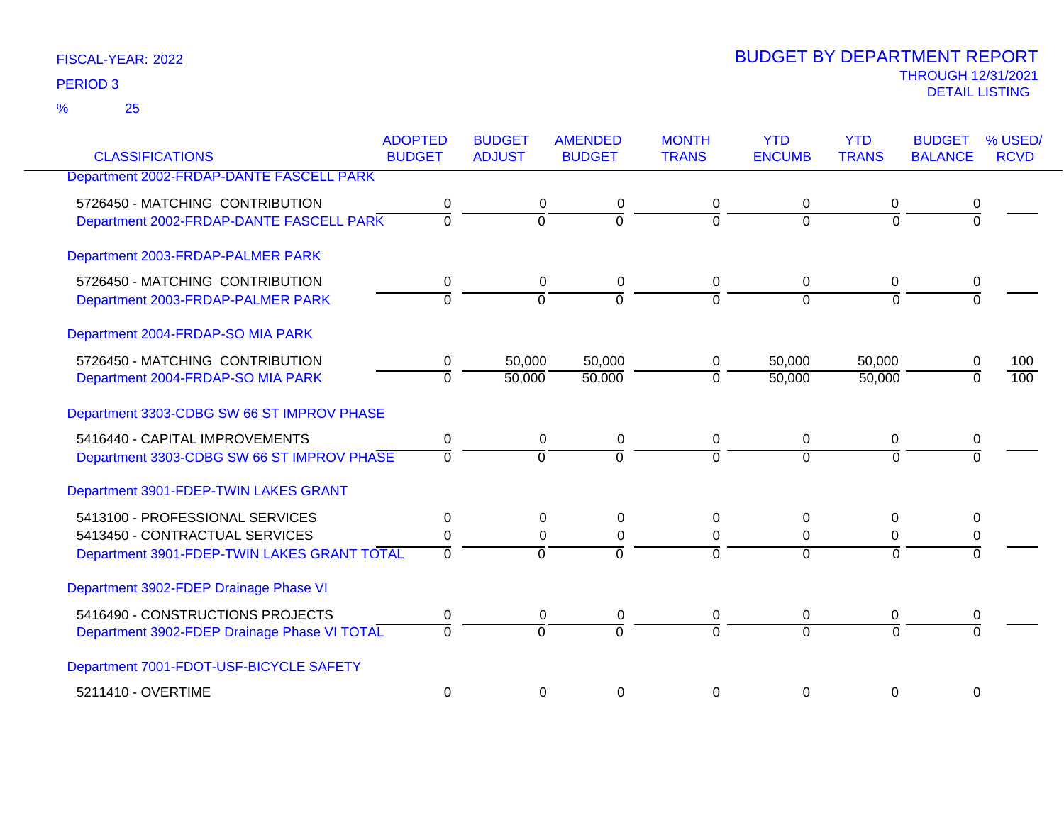FISCAL-YEAR: 2022
PERIOD 3
% 25

# BUDGET BY DEPARTMENT REPORT
THROUGH 12/31/2021
DETAIL LISTING

| CLASSIFICATIONS | ADOPTED BUDGET | BUDGET ADJUST | AMENDED BUDGET | MONTH TRANS | YTD ENCUMB | YTD TRANS | BUDGET BALANCE | % USED/ RCVD |
|---|---|---|---|---|---|---|---|---|
| Department 2002-FRDAP-DANTE FASCELL PARK | | | | | | | | |
| 5726450 - MATCHING CONTRIBUTION | 0 | 0 | 0 | 0 | 0 | 0 | 0 | |
| Department 2002-FRDAP-DANTE FASCELL PARK | 0 | 0 | 0 | 0 | 0 | 0 | 0 | |
| Department 2003-FRDAP-PALMER PARK | | | | | | | | |
| 5726450 - MATCHING CONTRIBUTION | 0 | 0 | 0 | 0 | 0 | 0 | 0 | |
| Department 2003-FRDAP-PALMER PARK | 0 | 0 | 0 | 0 | 0 | 0 | 0 | |
| Department 2004-FRDAP-SO MIA PARK | | | | | | | | |
| 5726450 - MATCHING CONTRIBUTION | 0 | 50,000 | 50,000 | 0 | 50,000 | 50,000 | 0 | 100 |
| Department 2004-FRDAP-SO MIA PARK | 0 | 50,000 | 50,000 | 0 | 50,000 | 50,000 | 0 | 100 |
| Department 3303-CDBG SW 66 ST IMPROV PHASE | | | | | | | | |
| 5416440 - CAPITAL IMPROVEMENTS | 0 | 0 | 0 | 0 | 0 | 0 | 0 | |
| Department 3303-CDBG SW 66 ST IMPROV PHASE | 0 | 0 | 0 | 0 | 0 | 0 | 0 | |
| Department 3901-FDEP-TWIN LAKES GRANT | | | | | | | | |
| 5413100 - PROFESSIONAL SERVICES | 0 | 0 | 0 | 0 | 0 | 0 | 0 | |
| 5413450 - CONTRACTUAL SERVICES | 0 | 0 | 0 | 0 | 0 | 0 | 0 | |
| Department 3901-FDEP-TWIN LAKES GRANT TOTAL | 0 | 0 | 0 | 0 | 0 | 0 | 0 | |
| Department 3902-FDEP Drainage Phase VI | | | | | | | | |
| 5416490 - CONSTRUCTIONS PROJECTS | 0 | 0 | 0 | 0 | 0 | 0 | 0 | |
| Department 3902-FDEP Drainage Phase VI TOTAL | 0 | 0 | 0 | 0 | 0 | 0 | 0 | |
| Department 7001-FDOT-USF-BICYCLE SAFETY | | | | | | | | |
| 5211410 - OVERTIME | 0 | 0 | 0 | 0 | 0 | 0 | 0 | |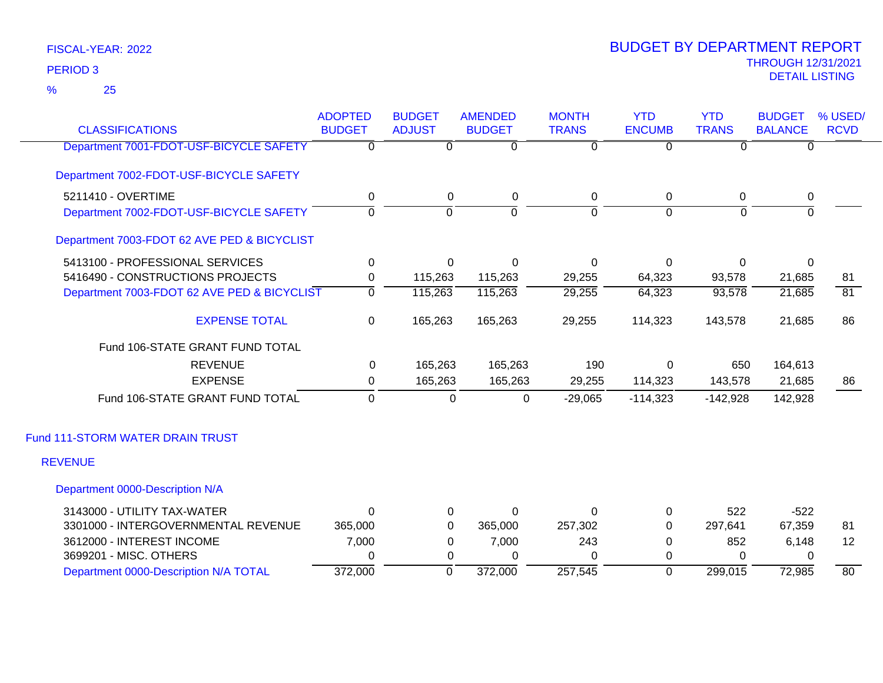FISCAL-YEAR: 2022
PERIOD 3
% 25

# BUDGET BY DEPARTMENT REPORT
THROUGH 12/31/2021
DETAIL LISTING

| CLASSIFICATIONS | ADOPTED BUDGET | BUDGET ADJUST | AMENDED BUDGET | MONTH TRANS | YTD ENCUMB | YTD TRANS | BUDGET BALANCE | % USED/ RCVD |
|---|---|---|---|---|---|---|---|---|
| Department 7001-FDOT-USF-BICYCLE SAFETY | 0 | 0 | 0 | 0 | 0 | 0 | 0 | |
| **Department 7002-FDOT-USF-BICYCLE SAFETY** | | | | | | | | |
| 5211410 - OVERTIME | 0 | 0 | 0 | 0 | 0 | 0 | 0 | |
| Department 7002-FDOT-USF-BICYCLE SAFETY | 0 | 0 | 0 | 0 | 0 | 0 | 0 | |
| **Department 7003-FDOT 62 AVE PED & BICYCLIST** | | | | | | | | |
| 5413100 - PROFESSIONAL SERVICES | 0 | 0 | 0 | 0 | 0 | 0 | 0 | |
| 5416490 - CONSTRUCTIONS PROJECTS | 0 | 115,263 | 115,263 | 29,255 | 64,323 | 93,578 | 21,685 | 81 |
| Department 7003-FDOT 62 AVE PED & BICYCLIST | 0 | 115,263 | 115,263 | 29,255 | 64,323 | 93,578 | 21,685 | 81 |
| EXPENSE TOTAL | 0 | 165,263 | 165,263 | 29,255 | 114,323 | 143,578 | 21,685 | 86 |
| Fund 106-STATE GRANT FUND TOTAL | | | | | | | | |
| REVENUE | 0 | 165,263 | 165,263 | 190 | 0 | 650 | 164,613 | |
| EXPENSE | 0 | 165,263 | 165,263 | 29,255 | 114,323 | 143,578 | 21,685 | 86 |
| Fund 106-STATE GRANT FUND TOTAL | 0 | 0 | 0 | -29,065 | -114,323 | -142,928 | 142,928 | |

## Fund 111-STORM WATER DRAIN TRUST

### REVENUE

| CLASSIFICATIONS | ADOPTED BUDGET | BUDGET ADJUST | AMENDED BUDGET | MONTH TRANS | YTD ENCUMB | YTD TRANS | BUDGET BALANCE | % USED/ RCVD |
|---|---|---|---|---|---|---|---|---|
| **Department 0000-Description N/A** | | | | | | | | |
| 3143000 - UTILITY TAX-WATER | 0 | 0 | 0 | 0 | 0 | 522 | -522 | |
| 3301000 - INTERGOVERNMENTAL REVENUE | 365,000 | 0 | 365,000 | 257,302 | 0 | 297,641 | 67,359 | 81 |
| 3612000 - INTEREST INCOME | 7,000 | 0 | 7,000 | 243 | 0 | 852 | 6,148 | 12 |
| 3699201 - MISC. OTHERS | 0 | 0 | 0 | 0 | 0 | 0 | 0 | |
| Department 0000-Description N/A TOTAL | 372,000 | 0 | 372,000 | 257,545 | 0 | 299,015 | 72,985 | 80 |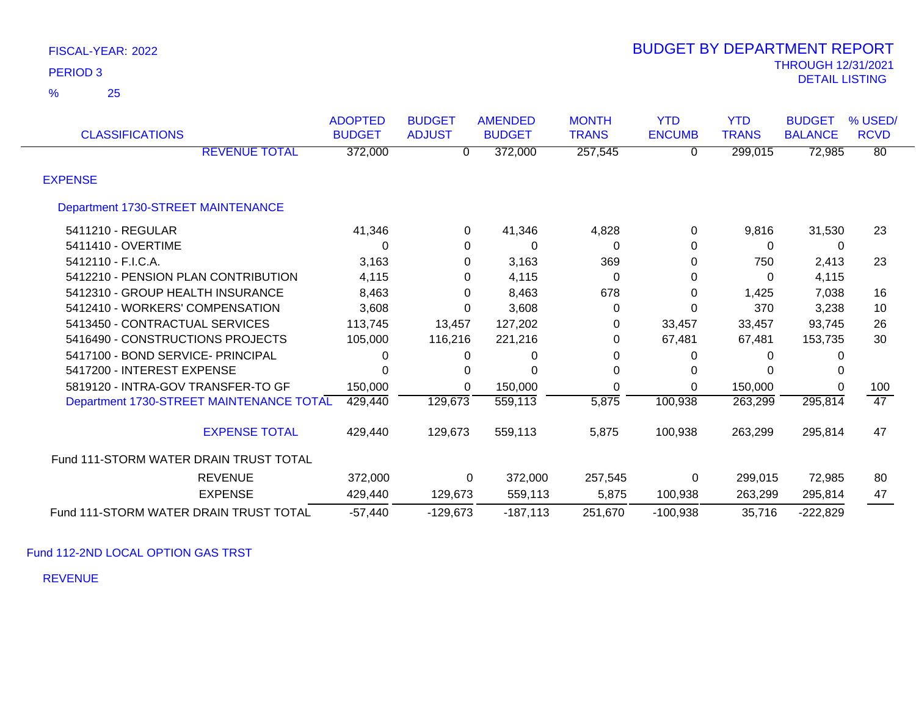FISCAL-YEAR: 2022

PERIOD 3

% 25

# BUDGET BY DEPARTMENT REPORT

THROUGH 12/31/2021

DETAIL LISTING

| CLASSIFICATIONS | ADOPTED BUDGET | BUDGET ADJUST | AMENDED BUDGET | MONTH TRANS | YTD ENCUMB | YTD TRANS | BUDGET BALANCE | % USED/ RCVD |
|---|---|---|---|---|---|---|---|---|
| REVENUE TOTAL | 372,000 | 0 | 372,000 | 257,545 | 0 | 299,015 | 72,985 | 80 |
| **EXPENSE** | | | | | | | | |
| **Department 1730-STREET MAINTENANCE** | | | | | | | | |
| 5411210 - REGULAR | 41,346 | 0 | 41,346 | 4,828 | 0 | 9,816 | 31,530 | 23 |
| 5411410 - OVERTIME | 0 | 0 | 0 | 0 | 0 | 0 | 0 | |
| 5412110 - F.I.C.A. | 3,163 | 0 | 3,163 | 369 | 0 | 750 | 2,413 | 23 |
| 5412210 - PENSION PLAN CONTRIBUTION | 4,115 | 0 | 4,115 | 0 | 0 | 0 | 4,115 | |
| 5412310 - GROUP HEALTH INSURANCE | 8,463 | 0 | 8,463 | 678 | 0 | 1,425 | 7,038 | 16 |
| 5412410 - WORKERS' COMPENSATION | 3,608 | 0 | 3,608 | 0 | 0 | 370 | 3,238 | 10 |
| 5413450 - CONTRACTUAL SERVICES | 113,745 | 13,457 | 127,202 | 0 | 33,457 | 33,457 | 93,745 | 26 |
| 5416490 - CONSTRUCTIONS PROJECTS | 105,000 | 116,216 | 221,216 | 0 | 67,481 | 67,481 | 153,735 | 30 |
| 5417100 - BOND SERVICE- PRINCIPAL | 0 | 0 | 0 | 0 | 0 | 0 | 0 | |
| 5417200 - INTEREST EXPENSE | 0 | 0 | 0 | 0 | 0 | 0 | 0 | |
| 5819120 - INTRA-GOV TRANSFER-TO GF | 150,000 | 0 | 150,000 | 0 | 0 | 150,000 | 0 | 100 |
| Department 1730-STREET MAINTENANCE TOTAL | 429,440 | 129,673 | 559,113 | 5,875 | 100,938 | 263,299 | 295,814 | 47 |
| EXPENSE TOTAL | 429,440 | 129,673 | 559,113 | 5,875 | 100,938 | 263,299 | 295,814 | 47 |
| **Fund 111-STORM WATER DRAIN TRUST TOTAL** | | | | | | | | |
| REVENUE | 372,000 | 0 | 372,000 | 257,545 | 0 | 299,015 | 72,985 | 80 |
| EXPENSE | 429,440 | 129,673 | 559,113 | 5,875 | 100,938 | 263,299 | 295,814 | 47 |
| Fund 111-STORM WATER DRAIN TRUST TOTAL | -57,440 | -129,673 | -187,113 | 251,670 | -100,938 | 35,716 | -222,829 | |

Fund 112-2ND LOCAL OPTION GAS TRST

REVENUE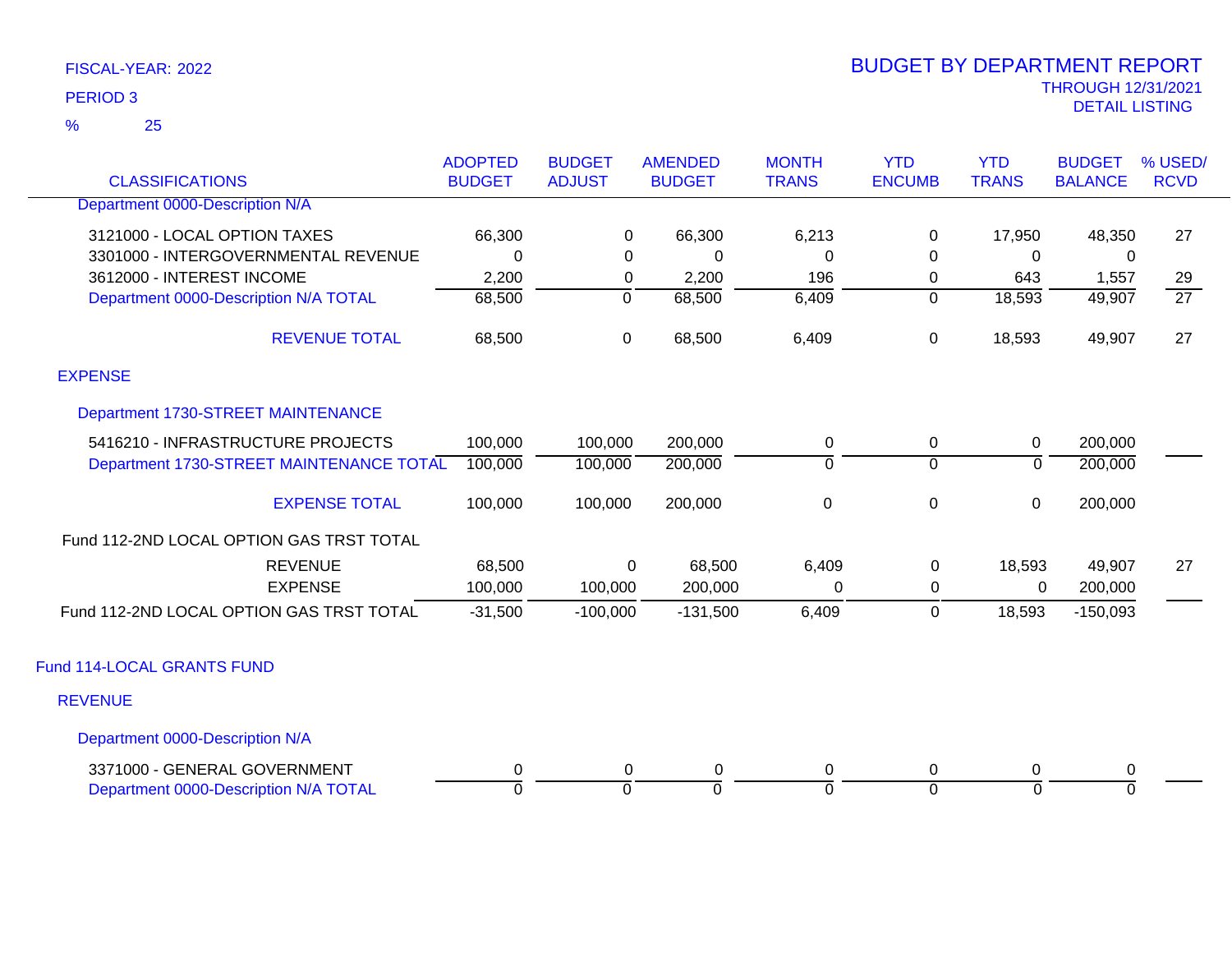FISCAL-YEAR: 2022

PERIOD 3

% 25

# BUDGET BY DEPARTMENT REPORT

THROUGH 12/31/2021

DETAIL LISTING

| CLASSIFICATIONS | ADOPTED BUDGET | BUDGET ADJUST | AMENDED BUDGET | MONTH TRANS | YTD ENCUMB | YTD TRANS | BUDGET BALANCE | % USED/ RCVD |
|---|---|---|---|---|---|---|---|---|
| Department 0000-Description N/A | | | | | | | | |
| 3121000 - LOCAL OPTION TAXES | 66,300 | 0 | 66,300 | 6,213 | 0 | 17,950 | 48,350 | 27 |
| 3301000 - INTERGOVERNMENTAL REVENUE | 0 | 0 | 0 | 0 | 0 | 0 | 0 | |
| 3612000 - INTEREST INCOME | 2,200 | 0 | 2,200 | 196 | 0 | 643 | 1,557 | 29 |
| Department 0000-Description N/A TOTAL | 68,500 | 0 | 68,500 | 6,409 | 0 | 18,593 | 49,907 | 27 |
| REVENUE TOTAL | 68,500 | 0 | 68,500 | 6,409 | 0 | 18,593 | 49,907 | 27 |
| EXPENSE | | | | | | | | |
| Department 1730-STREET MAINTENANCE | | | | | | | | |
| 5416210 - INFRASTRUCTURE PROJECTS | 100,000 | 100,000 | 200,000 | 0 | 0 | 0 | 200,000 | |
| Department 1730-STREET MAINTENANCE TOTAL | 100,000 | 100,000 | 200,000 | 0 | 0 | 0 | 200,000 | |
| EXPENSE TOTAL | 100,000 | 100,000 | 200,000 | 0 | 0 | 0 | 200,000 | |
| Fund 112-2ND LOCAL OPTION GAS TRST TOTAL | | | | | | | | |
| REVENUE | 68,500 | 0 | 68,500 | 6,409 | 0 | 18,593 | 49,907 | 27 |
| EXPENSE | 100,000 | 100,000 | 200,000 | 0 | 0 | 0 | 200,000 | |
| Fund 112-2ND LOCAL OPTION GAS TRST TOTAL | -31,500 | -100,000 | -131,500 | 6,409 | 0 | 18,593 | -150,093 | |
| Fund 114-LOCAL GRANTS FUND | | | | | | | | |
| REVENUE | | | | | | | | |
| Department 0000-Description N/A | | | | | | | | |
| 3371000 - GENERAL GOVERNMENT | 0 | 0 | 0 | 0 | 0 | 0 | 0 | |
| Department 0000-Description N/A TOTAL | 0 | 0 | 0 | 0 | 0 | 0 | 0 | |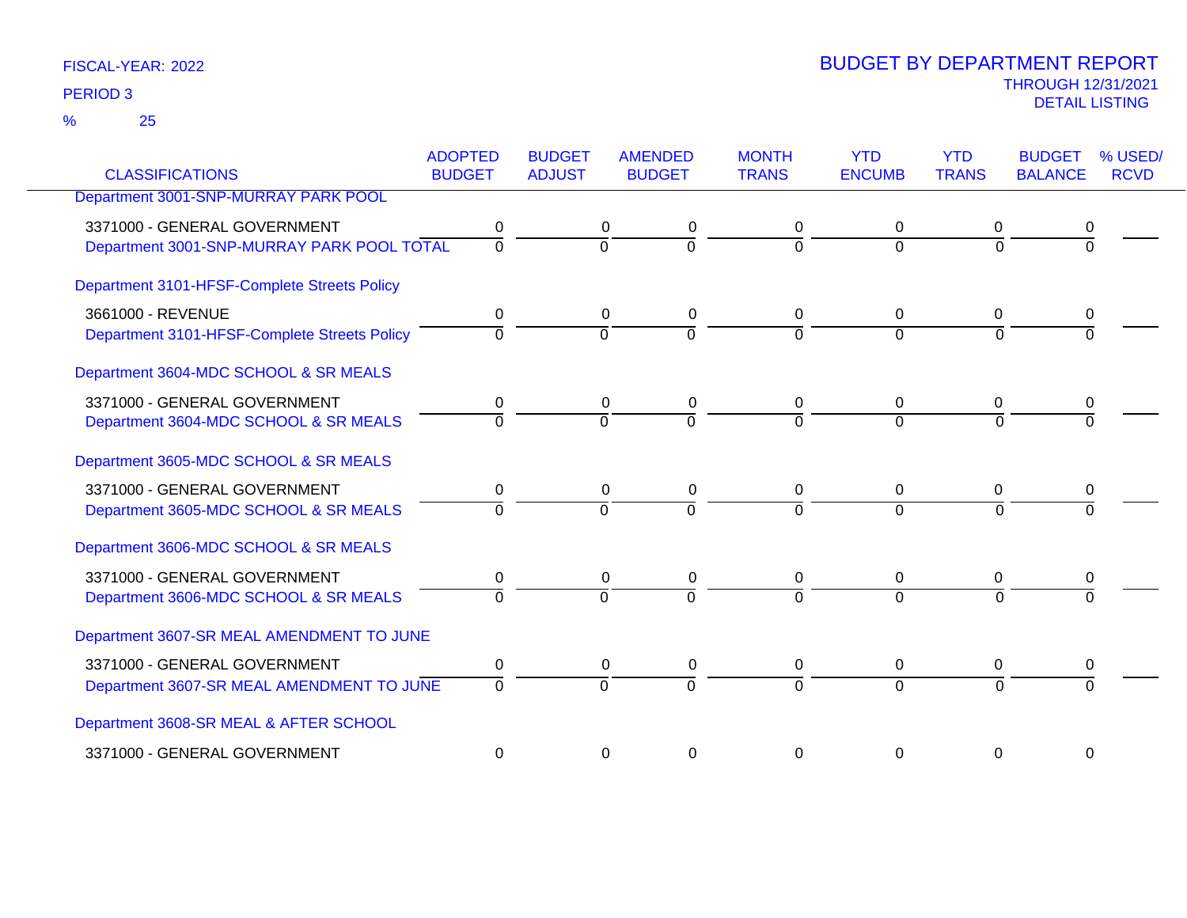FISCAL-YEAR: 2022

PERIOD 3

% 25

# BUDGET BY DEPARTMENT REPORT

THROUGH 12/31/2021

DETAIL LISTING

| CLASSIFICATIONS | ADOPTED BUDGET | BUDGET ADJUST | AMENDED BUDGET | MONTH TRANS | YTD ENCUMB | YTD TRANS | BUDGET BALANCE | % USED/ RCVD |
|---|---|---|---|---|---|---|---|---|
| Department 3001-SNP-MURRAY PARK POOL | | | | | | | | |
| 3371000 - GENERAL GOVERNMENT | 0 | 0 | 0 | 0 | 0 | 0 | 0 | |
| Department 3001-SNP-MURRAY PARK POOL TOTAL | 0 | 0 | 0 | 0 | 0 | 0 | 0 | |
| Department 3101-HFSF-Complete Streets Policy | | | | | | | | |
| 3661000 - REVENUE | 0 | 0 | 0 | 0 | 0 | 0 | 0 | |
| Department 3101-HFSF-Complete Streets Policy | 0 | 0 | 0 | 0 | 0 | 0 | 0 | |
| Department 3604-MDC SCHOOL & SR MEALS | | | | | | | | |
| 3371000 - GENERAL GOVERNMENT | 0 | 0 | 0 | 0 | 0 | 0 | 0 | |
| Department 3604-MDC SCHOOL & SR MEALS | 0 | 0 | 0 | 0 | 0 | 0 | 0 | |
| Department 3605-MDC SCHOOL & SR MEALS | | | | | | | | |
| 3371000 - GENERAL GOVERNMENT | 0 | 0 | 0 | 0 | 0 | 0 | 0 | |
| Department 3605-MDC SCHOOL & SR MEALS | 0 | 0 | 0 | 0 | 0 | 0 | 0 | |
| Department 3606-MDC SCHOOL & SR MEALS | | | | | | | | |
| 3371000 - GENERAL GOVERNMENT | 0 | 0 | 0 | 0 | 0 | 0 | 0 | |
| Department 3606-MDC SCHOOL & SR MEALS | 0 | 0 | 0 | 0 | 0 | 0 | 0 | |
| Department 3607-SR MEAL AMENDMENT TO JUNE | | | | | | | | |
| 3371000 - GENERAL GOVERNMENT | 0 | 0 | 0 | 0 | 0 | 0 | 0 | |
| Department 3607-SR MEAL AMENDMENT TO JUNE | 0 | 0 | 0 | 0 | 0 | 0 | 0 | |
| Department 3608-SR MEAL & AFTER SCHOOL | | | | | | | | |
| 3371000 - GENERAL GOVERNMENT | 0 | 0 | 0 | 0 | 0 | 0 | 0 | |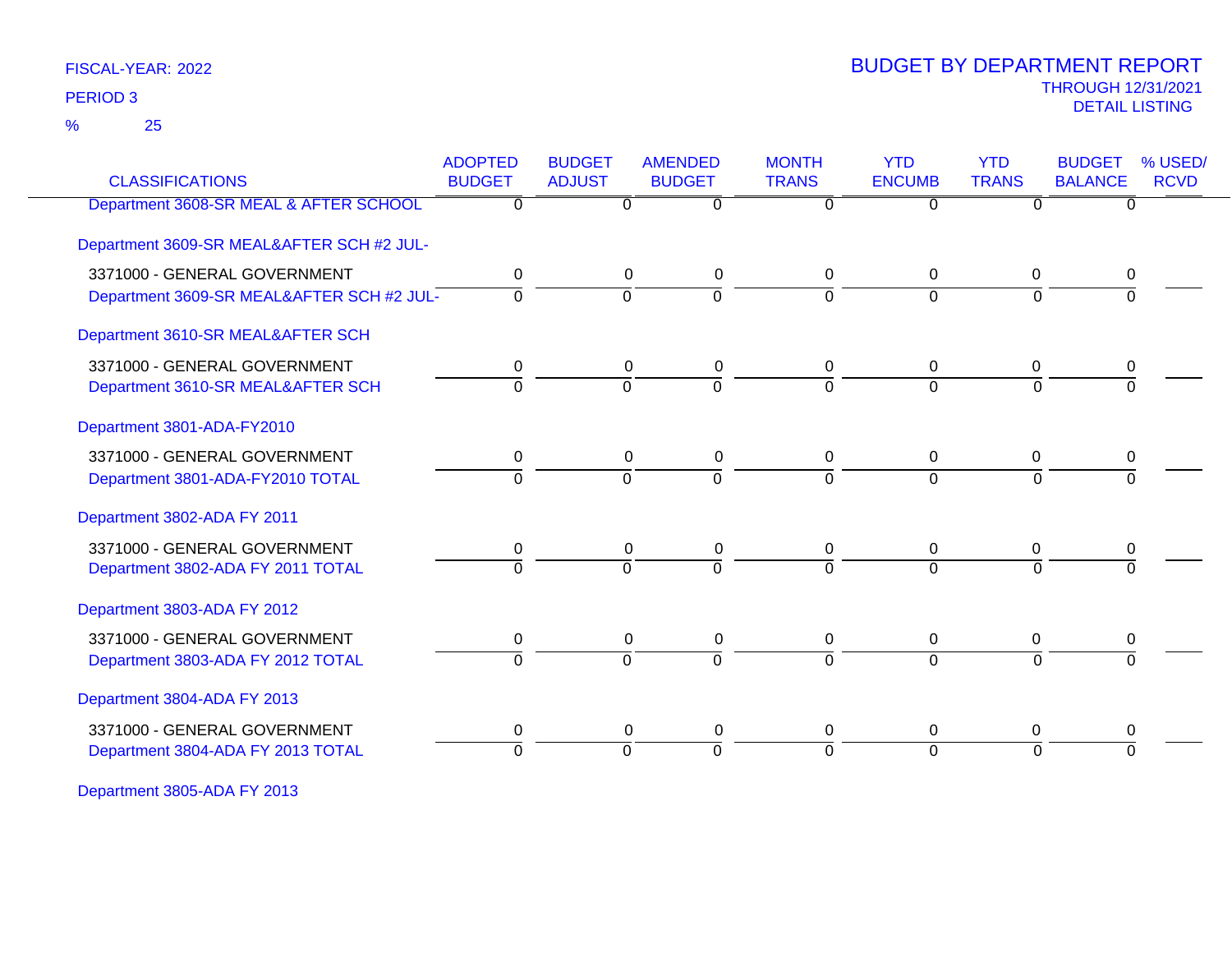FISCAL-YEAR: 2022

PERIOD 3

% 25

# BUDGET BY DEPARTMENT REPORT

THROUGH 12/31/2021

DETAIL LISTING

| CLASSIFICATIONS | ADOPTED BUDGET | BUDGET ADJUST | AMENDED BUDGET | MONTH TRANS | YTD ENCUMB | YTD TRANS | BUDGET BALANCE | % USED/ RCVD |
|---|---|---|---|---|---|---|---|---|
| Department 3608-SR MEAL & AFTER SCHOOL | 0 | 0 | 0 | 0 | 0 | 0 | 0 | |
| Department 3609-SR MEAL&AFTER SCH #2 JUL- | | | | | | | | |
| 3371000 - GENERAL GOVERNMENT | 0 | 0 | 0 | 0 | 0 | 0 | 0 | |
| Department 3609-SR MEAL&AFTER SCH #2 JUL- | 0 | 0 | 0 | 0 | 0 | 0 | 0 | |
| Department 3610-SR MEAL&AFTER SCH | | | | | | | | |
| 3371000 - GENERAL GOVERNMENT | 0 | 0 | 0 | 0 | 0 | 0 | 0 | |
| Department 3610-SR MEAL&AFTER SCH | 0 | 0 | 0 | 0 | 0 | 0 | 0 | |
| Department 3801-ADA-FY2010 | | | | | | | | |
| 3371000 - GENERAL GOVERNMENT | 0 | 0 | 0 | 0 | 0 | 0 | 0 | |
| Department 3801-ADA-FY2010 TOTAL | 0 | 0 | 0 | 0 | 0 | 0 | 0 | |
| Department 3802-ADA FY 2011 | | | | | | | | |
| 3371000 - GENERAL GOVERNMENT | 0 | 0 | 0 | 0 | 0 | 0 | 0 | |
| Department 3802-ADA FY 2011 TOTAL | 0 | 0 | 0 | 0 | 0 | 0 | 0 | |
| Department 3803-ADA FY 2012 | | | | | | | | |
| 3371000 - GENERAL GOVERNMENT | 0 | 0 | 0 | 0 | 0 | 0 | 0 | |
| Department 3803-ADA FY 2012 TOTAL | 0 | 0 | 0 | 0 | 0 | 0 | 0 | |
| Department 3804-ADA FY 2013 | | | | | | | | |
| 3371000 - GENERAL GOVERNMENT | 0 | 0 | 0 | 0 | 0 | 0 | 0 | |
| Department 3804-ADA FY 2013 TOTAL | 0 | 0 | 0 | 0 | 0 | 0 | 0 | |
| Department 3805-ADA FY 2013 | | | | | | | | |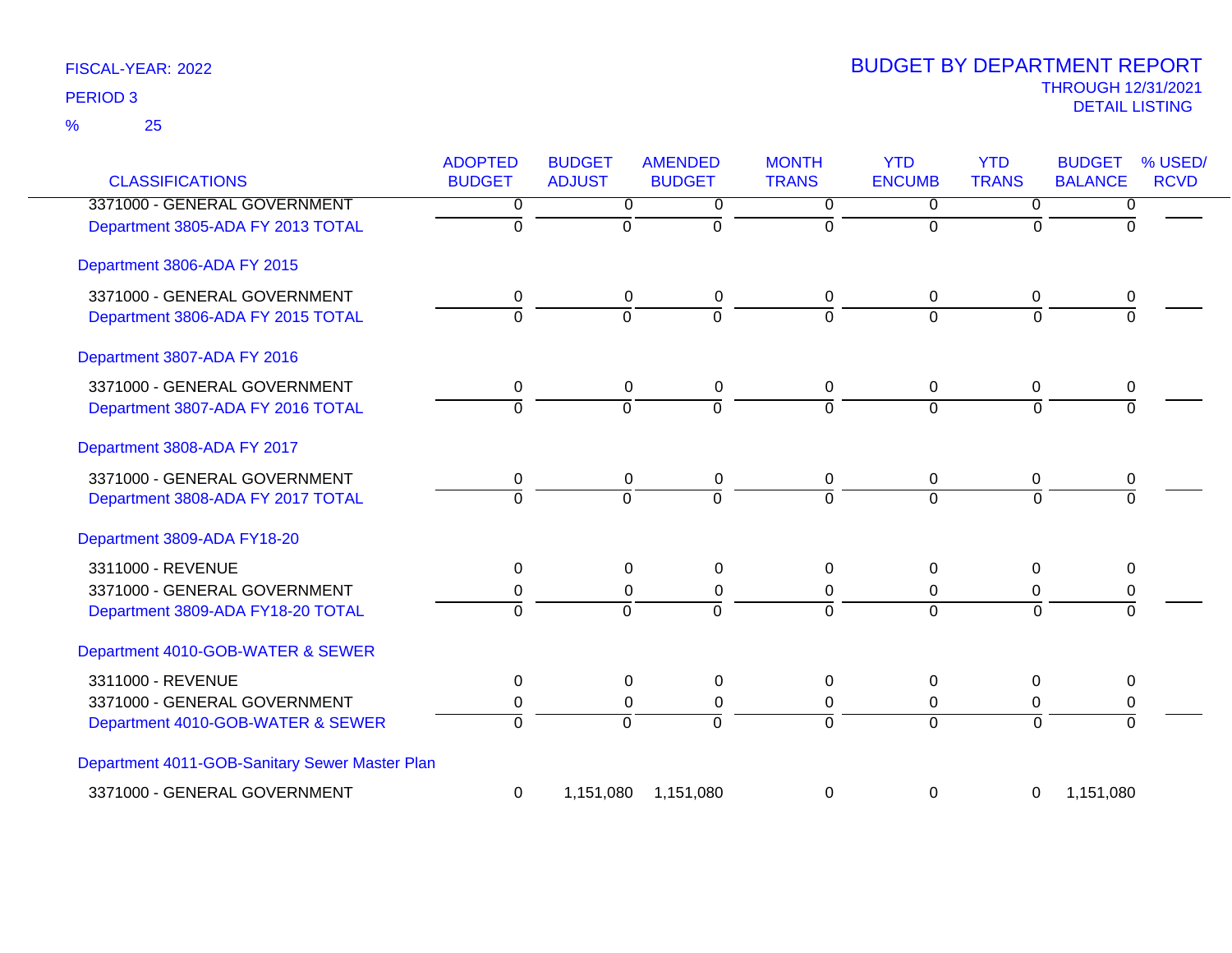FISCAL-YEAR: 2022

PERIOD 3

% 25

# BUDGET BY DEPARTMENT REPORT

THROUGH 12/31/2021

DETAIL LISTING

| CLASSIFICATIONS | ADOPTED BUDGET | BUDGET ADJUST | AMENDED BUDGET | MONTH TRANS | YTD ENCUMB | YTD TRANS | BUDGET BALANCE | % USED/ RCVD |
|---|---|---|---|---|---|---|---|---|
| 3371000 - GENERAL GOVERNMENT | 0 | 0 | 0 | 0 | 0 | 0 | 0 | |
| Department 3805-ADA FY 2013 TOTAL | 0 | 0 | 0 | 0 | 0 | 0 | 0 | |
| **Department 3806-ADA FY 2015** | | | | | | | | |
| 3371000 - GENERAL GOVERNMENT | 0 | 0 | 0 | 0 | 0 | 0 | 0 | |
| Department 3806-ADA FY 2015 TOTAL | 0 | 0 | 0 | 0 | 0 | 0 | 0 | |
| **Department 3807-ADA FY 2016** | | | | | | | | |
| 3371000 - GENERAL GOVERNMENT | 0 | 0 | 0 | 0 | 0 | 0 | 0 | |
| Department 3807-ADA FY 2016 TOTAL | 0 | 0 | 0 | 0 | 0 | 0 | 0 | |
| **Department 3808-ADA FY 2017** | | | | | | | | |
| 3371000 - GENERAL GOVERNMENT | 0 | 0 | 0 | 0 | 0 | 0 | 0 | |
| Department 3808-ADA FY 2017 TOTAL | 0 | 0 | 0 | 0 | 0 | 0 | 0 | |
| **Department 3809-ADA FY18-20** | | | | | | | | |
| 3311000 - REVENUE | 0 | 0 | 0 | 0 | 0 | 0 | 0 | |
| 3371000 - GENERAL GOVERNMENT | 0 | 0 | 0 | 0 | 0 | 0 | 0 | |
| Department 3809-ADA FY18-20 TOTAL | 0 | 0 | 0 | 0 | 0 | 0 | 0 | |
| **Department 4010-GOB-WATER & SEWER** | | | | | | | | |
| 3311000 - REVENUE | 0 | 0 | 0 | 0 | 0 | 0 | 0 | |
| 3371000 - GENERAL GOVERNMENT | 0 | 0 | 0 | 0 | 0 | 0 | 0 | |
| Department 4010-GOB-WATER & SEWER | 0 | 0 | 0 | 0 | 0 | 0 | 0 | |
| **Department 4011-GOB-Sanitary Sewer Master Plan** | | | | | | | | |
| 3371000 - GENERAL GOVERNMENT | 0 | 1,151,080 | 1,151,080 | 0 | 0 | 0 | 1,151,080 | |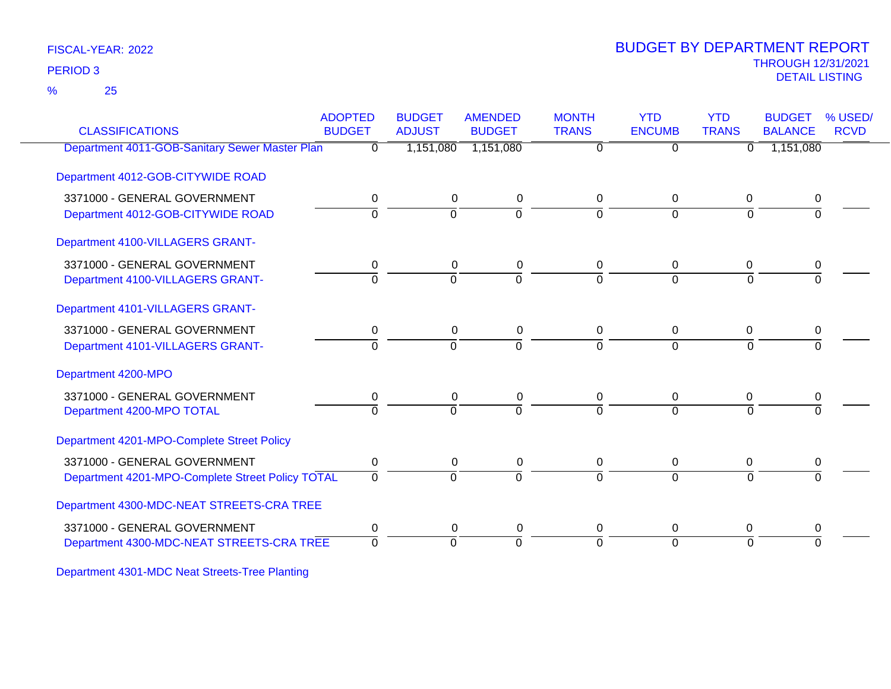FISCAL-YEAR: 2022

PERIOD 3

% 25

# BUDGET BY DEPARTMENT REPORT

THROUGH 12/31/2021

DETAIL LISTING

| CLASSIFICATIONS | ADOPTED BUDGET | BUDGET ADJUST | AMENDED BUDGET | MONTH TRANS | YTD ENCUMB | YTD TRANS | BUDGET BALANCE | % USED/ RCVD |
|---|---|---|---|---|---|---|---|---|
| Department 4011-GOB-Sanitary Sewer Master Plan | 0 | 1,151,080 | 1,151,080 | 0 | 0 | 0 | 1,151,080 | |
| Department 4012-GOB-CITYWIDE ROAD | | | | | | | | |
| 3371000 - GENERAL GOVERNMENT | 0 | 0 | 0 | 0 | 0 | 0 | 0 | |
| Department 4012-GOB-CITYWIDE ROAD | 0 | 0 | 0 | 0 | 0 | 0 | 0 | |
| Department 4100-VILLAGERS GRANT- | | | | | | | | |
| 3371000 - GENERAL GOVERNMENT | 0 | 0 | 0 | 0 | 0 | 0 | 0 | |
| Department 4100-VILLAGERS GRANT- | 0 | 0 | 0 | 0 | 0 | 0 | 0 | |
| Department 4101-VILLAGERS GRANT- | | | | | | | | |
| 3371000 - GENERAL GOVERNMENT | 0 | 0 | 0 | 0 | 0 | 0 | 0 | |
| Department 4101-VILLAGERS GRANT- | 0 | 0 | 0 | 0 | 0 | 0 | 0 | |
| Department 4200-MPO | | | | | | | | |
| 3371000 - GENERAL GOVERNMENT | 0 | 0 | 0 | 0 | 0 | 0 | 0 | |
| Department 4200-MPO TOTAL | 0 | 0 | 0 | 0 | 0 | 0 | 0 | |
| Department 4201-MPO-Complete Street Policy | | | | | | | | |
| 3371000 - GENERAL GOVERNMENT | 0 | 0 | 0 | 0 | 0 | 0 | 0 | |
| Department 4201-MPO-Complete Street Policy TOTAL | 0 | 0 | 0 | 0 | 0 | 0 | 0 | |
| Department 4300-MDC-NEAT STREETS-CRA TREE | | | | | | | | |
| 3371000 - GENERAL GOVERNMENT | 0 | 0 | 0 | 0 | 0 | 0 | 0 | |
| Department 4300-MDC-NEAT STREETS-CRA TREE | 0 | 0 | 0 | 0 | 0 | 0 | 0 | |
| Department 4301-MDC Neat Streets-Tree Planting | | | | | | | | |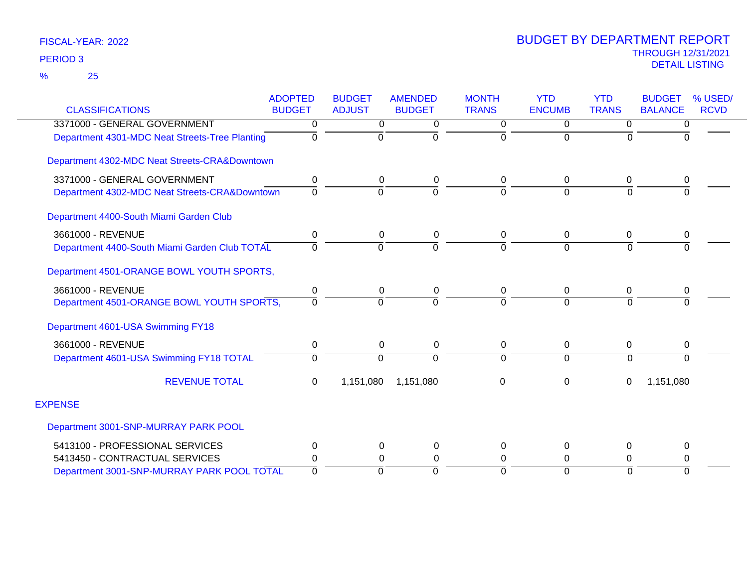FISCAL-YEAR: 2022

PERIOD 3

% 25

# BUDGET BY DEPARTMENT REPORT

THROUGH 12/31/2021

DETAIL LISTING

| CLASSIFICATIONS | ADOPTED BUDGET | BUDGET ADJUST | AMENDED BUDGET | MONTH TRANS | YTD ENCUMB | YTD TRANS | BUDGET BALANCE | % USED/ RCVD |
|---|---|---|---|---|---|---|---|---|
| 3371000 - GENERAL GOVERNMENT | 0 | 0 | 0 | 0 | 0 | 0 | 0 | |
| Department 4301-MDC Neat Streets-Tree Planting | 0 | 0 | 0 | 0 | 0 | 0 | 0 | |
| Department 4302-MDC Neat Streets-CRA&Downtown | | | | | | | | |
| 3371000 - GENERAL GOVERNMENT | 0 | 0 | 0 | 0 | 0 | 0 | 0 | |
| Department 4302-MDC Neat Streets-CRA&Downtown | 0 | 0 | 0 | 0 | 0 | 0 | 0 | |
| Department 4400-South Miami Garden Club | | | | | | | | |
| 3661000 - REVENUE | 0 | 0 | 0 | 0 | 0 | 0 | 0 | |
| Department 4400-South Miami Garden Club TOTAL | 0 | 0 | 0 | 0 | 0 | 0 | 0 | |
| Department 4501-ORANGE BOWL YOUTH SPORTS, | | | | | | | | |
| 3661000 - REVENUE | 0 | 0 | 0 | 0 | 0 | 0 | 0 | |
| Department 4501-ORANGE BOWL YOUTH SPORTS, | 0 | 0 | 0 | 0 | 0 | 0 | 0 | |
| Department 4601-USA Swimming FY18 | | | | | | | | |
| 3661000 - REVENUE | 0 | 0 | 0 | 0 | 0 | 0 | 0 | |
| Department 4601-USA Swimming FY18 TOTAL | 0 | 0 | 0 | 0 | 0 | 0 | 0 | |
| REVENUE TOTAL | 0 | 1,151,080 | 1,151,080 | 0 | 0 | 0 | 1,151,080 | |
| EXPENSE | | | | | | | | |
| Department 3001-SNP-MURRAY PARK POOL | | | | | | | | |
| 5413100 - PROFESSIONAL SERVICES | 0 | 0 | 0 | 0 | 0 | 0 | 0 | |
| 5413450 - CONTRACTUAL SERVICES | 0 | 0 | 0 | 0 | 0 | 0 | 0 | |
| Department 3001-SNP-MURRAY PARK POOL TOTAL | 0 | 0 | 0 | 0 | 0 | 0 | 0 | |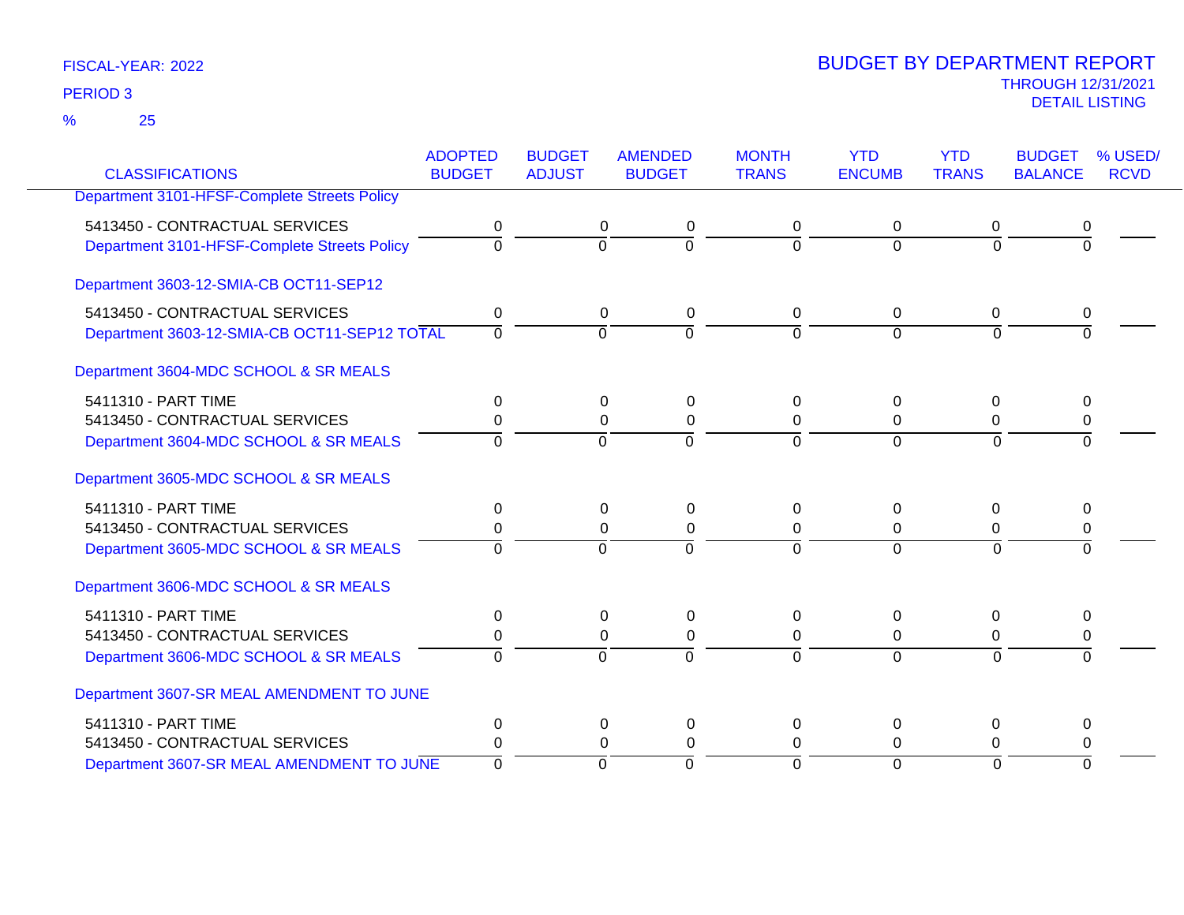FISCAL-YEAR: 2022

PERIOD 3

% 25

# BUDGET BY DEPARTMENT REPORT

THROUGH 12/31/2021

DETAIL LISTING

| CLASSIFICATIONS | ADOPTED BUDGET | BUDGET ADJUST | AMENDED BUDGET | MONTH TRANS | YTD ENCUMB | YTD TRANS | BUDGET BALANCE | % USED/ RCVD |
|---|---|---|---|---|---|---|---|---|
| Department 3101-HFSF-Complete Streets Policy | | | | | | | | |
| 5413450 - CONTRACTUAL SERVICES | 0 | 0 | 0 | 0 | 0 | 0 | 0 | |
| Department 3101-HFSF-Complete Streets Policy | 0 | 0 | 0 | 0 | 0 | 0 | 0 | |
| Department 3603-12-SMIA-CB OCT11-SEP12 | | | | | | | | |
| 5413450 - CONTRACTUAL SERVICES | 0 | 0 | 0 | 0 | 0 | 0 | 0 | |
| Department 3603-12-SMIA-CB OCT11-SEP12 TOTAL | 0 | 0 | 0 | 0 | 0 | 0 | 0 | |
| Department 3604-MDC SCHOOL & SR MEALS | | | | | | | | |
| 5411310 - PART TIME | 0 | 0 | 0 | 0 | 0 | 0 | 0 | |
| 5413450 - CONTRACTUAL SERVICES | 0 | 0 | 0 | 0 | 0 | 0 | 0 | |
| Department 3604-MDC SCHOOL & SR MEALS | 0 | 0 | 0 | 0 | 0 | 0 | 0 | |
| Department 3605-MDC SCHOOL & SR MEALS | | | | | | | | |
| 5411310 - PART TIME | 0 | 0 | 0 | 0 | 0 | 0 | 0 | |
| 5413450 - CONTRACTUAL SERVICES | 0 | 0 | 0 | 0 | 0 | 0 | 0 | |
| Department 3605-MDC SCHOOL & SR MEALS | 0 | 0 | 0 | 0 | 0 | 0 | 0 | |
| Department 3606-MDC SCHOOL & SR MEALS | | | | | | | | |
| 5411310 - PART TIME | 0 | 0 | 0 | 0 | 0 | 0 | 0 | |
| 5413450 - CONTRACTUAL SERVICES | 0 | 0 | 0 | 0 | 0 | 0 | 0 | |
| Department 3606-MDC SCHOOL & SR MEALS | 0 | 0 | 0 | 0 | 0 | 0 | 0 | |
| Department 3607-SR MEAL AMENDMENT TO JUNE | | | | | | | | |
| 5411310 - PART TIME | 0 | 0 | 0 | 0 | 0 | 0 | 0 | |
| 5413450 - CONTRACTUAL SERVICES | 0 | 0 | 0 | 0 | 0 | 0 | 0 | |
| Department 3607-SR MEAL AMENDMENT TO JUNE | 0 | 0 | 0 | 0 | 0 | 0 | 0 | |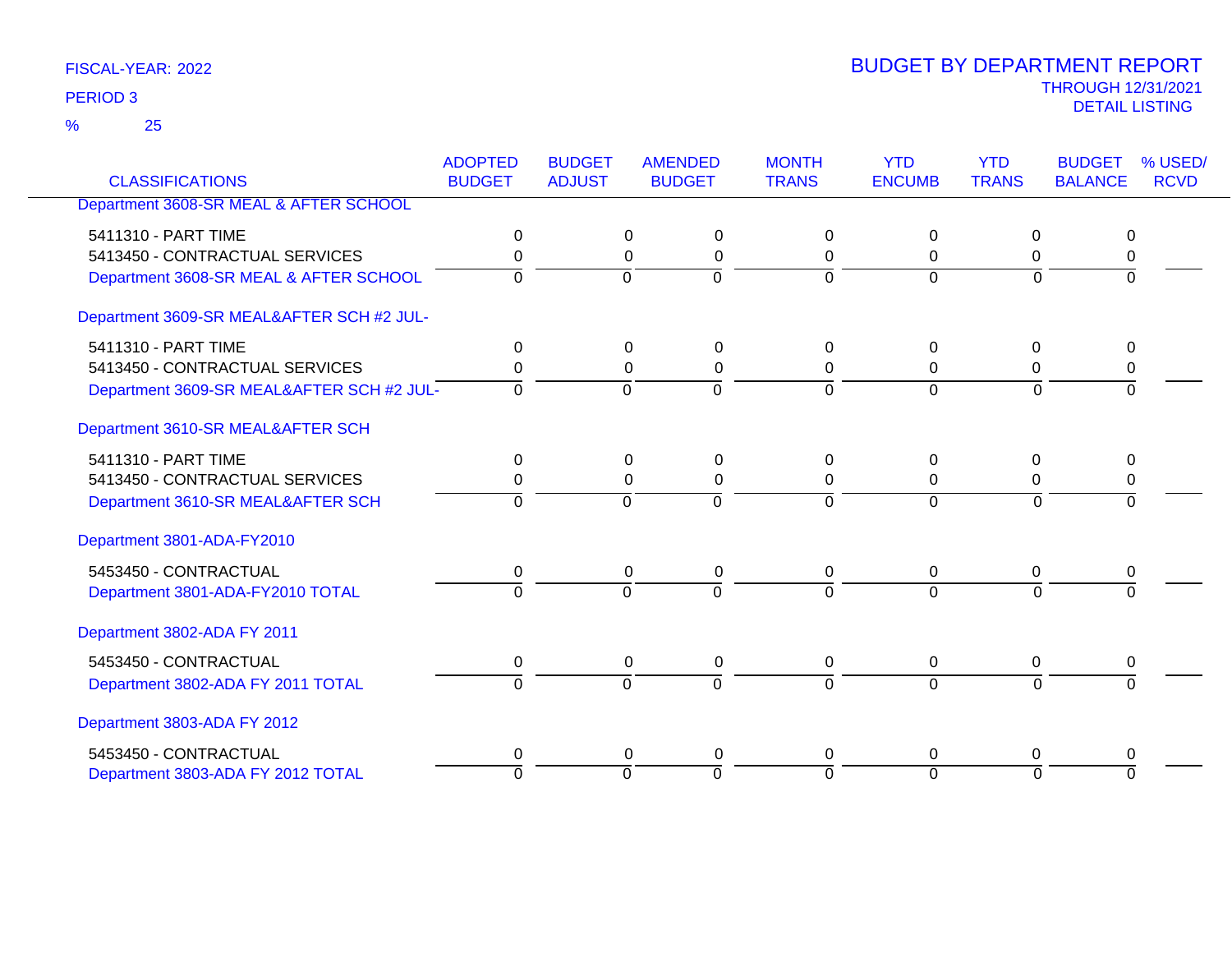FISCAL-YEAR: 2022

PERIOD 3

% 25

# BUDGET BY DEPARTMENT REPORT

THROUGH 12/31/2021

DETAIL LISTING

| CLASSIFICATIONS | ADOPTED BUDGET | BUDGET ADJUST | AMENDED BUDGET | MONTH TRANS | YTD ENCUMB | YTD TRANS | BUDGET BALANCE | % USED/ RCVD |
|---|---|---|---|---|---|---|---|---|
| Department 3608-SR MEAL & AFTER SCHOOL | | | | | | | | |
| 5411310 - PART TIME | 0 | 0 | 0 | 0 | 0 | 0 | 0 | |
| 5413450 - CONTRACTUAL SERVICES | 0 | 0 | 0 | 0 | 0 | 0 | 0 | |
| Department 3608-SR MEAL & AFTER SCHOOL | 0 | 0 | 0 | 0 | 0 | 0 | 0 | |
| Department 3609-SR MEAL&AFTER SCH #2 JUL- | | | | | | | | |
| 5411310 - PART TIME | 0 | 0 | 0 | 0 | 0 | 0 | 0 | |
| 5413450 - CONTRACTUAL SERVICES | 0 | 0 | 0 | 0 | 0 | 0 | 0 | |
| Department 3609-SR MEAL&AFTER SCH #2 JUL- | 0 | 0 | 0 | 0 | 0 | 0 | 0 | |
| Department 3610-SR MEAL&AFTER SCH | | | | | | | | |
| 5411310 - PART TIME | 0 | 0 | 0 | 0 | 0 | 0 | 0 | |
| 5413450 - CONTRACTUAL SERVICES | 0 | 0 | 0 | 0 | 0 | 0 | 0 | |
| Department 3610-SR MEAL&AFTER SCH | 0 | 0 | 0 | 0 | 0 | 0 | 0 | |
| Department 3801-ADA-FY2010 | | | | | | | | |
| 5453450 - CONTRACTUAL | 0 | 0 | 0 | 0 | 0 | 0 | 0 | |
| Department 3801-ADA-FY2010 TOTAL | 0 | 0 | 0 | 0 | 0 | 0 | 0 | |
| Department 3802-ADA FY 2011 | | | | | | | | |
| 5453450 - CONTRACTUAL | 0 | 0 | 0 | 0 | 0 | 0 | 0 | |
| Department 3802-ADA FY 2011 TOTAL | 0 | 0 | 0 | 0 | 0 | 0 | 0 | |
| Department 3803-ADA FY 2012 | | | | | | | | |
| 5453450 - CONTRACTUAL | 0 | 0 | 0 | 0 | 0 | 0 | 0 | |
| Department 3803-ADA FY 2012 TOTAL | 0 | 0 | 0 | 0 | 0 | 0 | 0 | |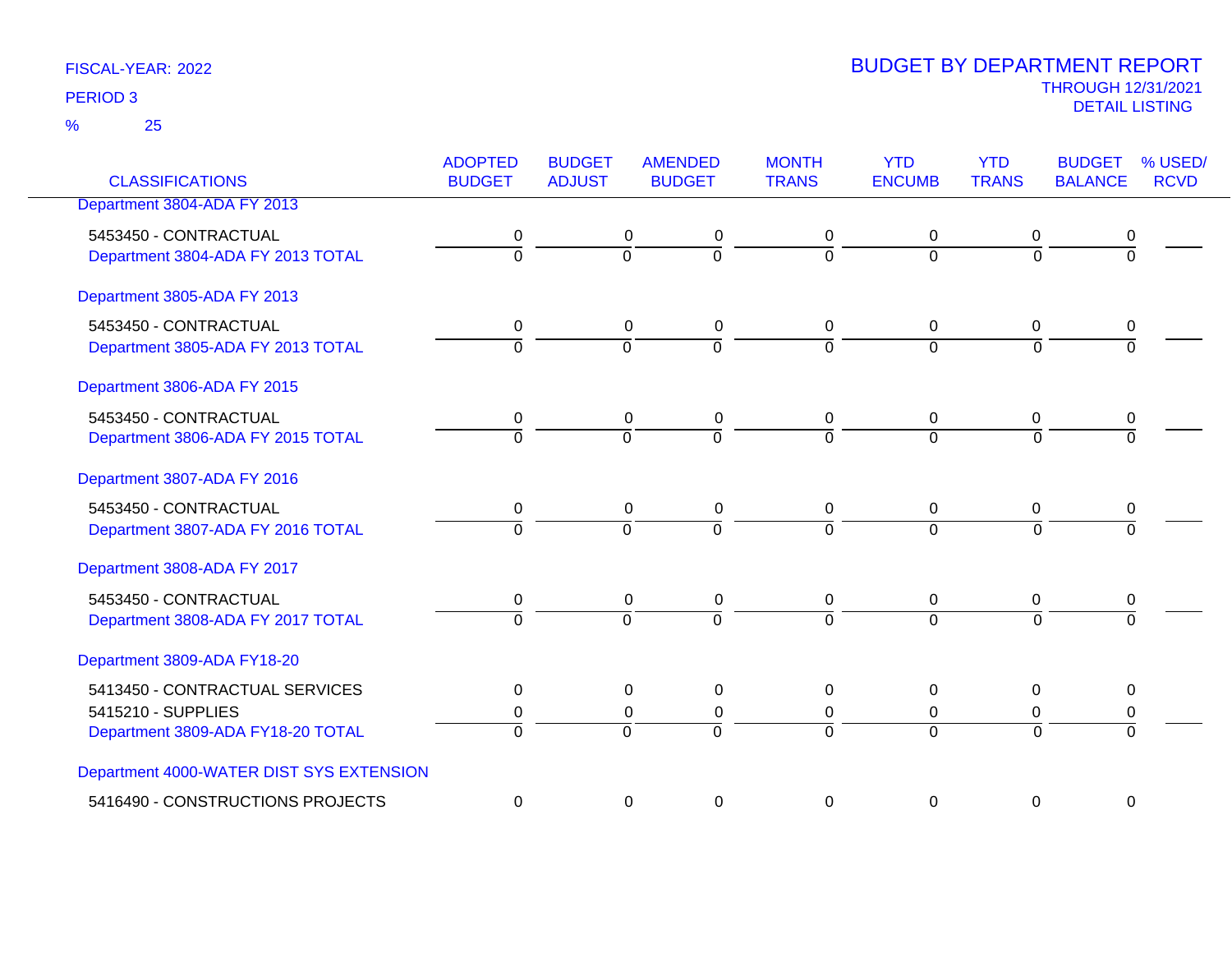FISCAL-YEAR: 2022

PERIOD 3

% 25

# BUDGET BY DEPARTMENT REPORT

THROUGH 12/31/2021

DETAIL LISTING

| CLASSIFICATIONS | ADOPTED BUDGET | BUDGET ADJUST | AMENDED BUDGET | MONTH TRANS | YTD ENCUMB | YTD TRANS | BUDGET BALANCE | % USED/ RCVD |
|---|---|---|---|---|---|---|---|---|
| Department 3804-ADA FY 2013 | | | | | | | | |
| 5453450 - CONTRACTUAL | 0 | 0 | 0 | 0 | 0 | 0 | 0 | |
| Department 3804-ADA FY 2013 TOTAL | 0 | 0 | 0 | 0 | 0 | 0 | 0 | |
| Department 3805-ADA FY 2013 | | | | | | | | |
| 5453450 - CONTRACTUAL | 0 | 0 | 0 | 0 | 0 | 0 | 0 | |
| Department 3805-ADA FY 2013 TOTAL | 0 | 0 | 0 | 0 | 0 | 0 | 0 | |
| Department 3806-ADA FY 2015 | | | | | | | | |
| 5453450 - CONTRACTUAL | 0 | 0 | 0 | 0 | 0 | 0 | 0 | |
| Department 3806-ADA FY 2015 TOTAL | 0 | 0 | 0 | 0 | 0 | 0 | 0 | |
| Department 3807-ADA FY 2016 | | | | | | | | |
| 5453450 - CONTRACTUAL | 0 | 0 | 0 | 0 | 0 | 0 | 0 | |
| Department 3807-ADA FY 2016 TOTAL | 0 | 0 | 0 | 0 | 0 | 0 | 0 | |
| Department 3808-ADA FY 2017 | | | | | | | | |
| 5453450 - CONTRACTUAL | 0 | 0 | 0 | 0 | 0 | 0 | 0 | |
| Department 3808-ADA FY 2017 TOTAL | 0 | 0 | 0 | 0 | 0 | 0 | 0 | |
| Department 3809-ADA FY18-20 | | | | | | | | |
| 5413450 - CONTRACTUAL SERVICES | 0 | 0 | 0 | 0 | 0 | 0 | 0 | |
| 5415210 - SUPPLIES | 0 | 0 | 0 | 0 | 0 | 0 | 0 | |
| Department 3809-ADA FY18-20 TOTAL | 0 | 0 | 0 | 0 | 0 | 0 | 0 | |
| Department 4000-WATER DIST SYS EXTENSION | | | | | | | | |
| 5416490 - CONSTRUCTIONS PROJECTS | 0 | 0 | 0 | 0 | 0 | 0 | 0 | |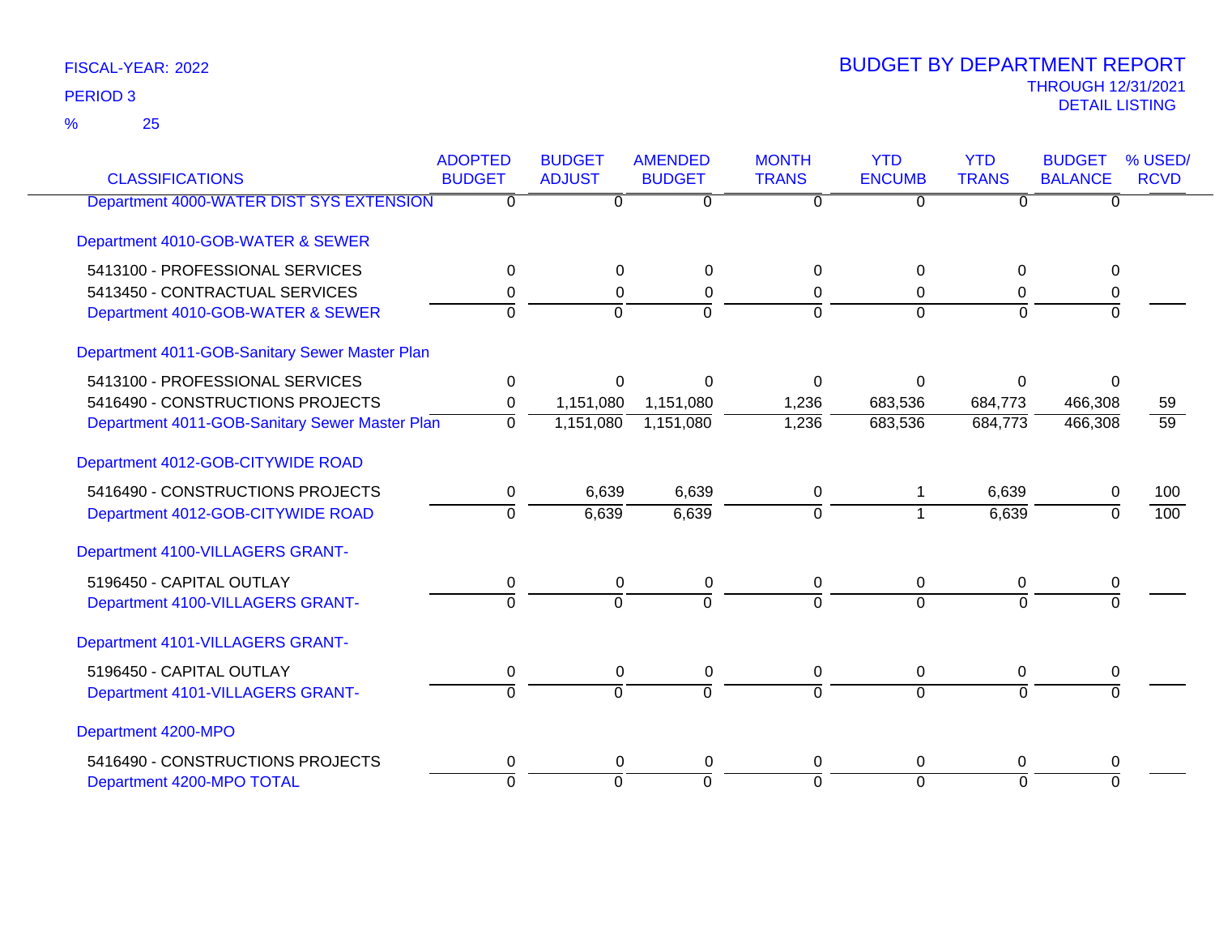FISCAL-YEAR: 2022

PERIOD 3

% 25

# BUDGET BY DEPARTMENT REPORT

THROUGH 12/31/2021

DETAIL LISTING

| CLASSIFICATIONS | ADOPTED BUDGET | BUDGET ADJUST | AMENDED BUDGET | MONTH TRANS | YTD ENCUMB | YTD TRANS | BUDGET BALANCE | % USED/ RCVD |
|---|---|---|---|---|---|---|---|---|
| Department 4000-WATER DIST SYS EXTENSION | 0 | 0 | 0 | 0 | 0 | 0 | 0 | |
| Department 4010-GOB-WATER & SEWER | | | | | | | | |
| 5413100 - PROFESSIONAL SERVICES | 0 | 0 | 0 | 0 | 0 | 0 | 0 | |
| 5413450 - CONTRACTUAL SERVICES | 0 | 0 | 0 | 0 | 0 | 0 | 0 | |
| Department 4010-GOB-WATER & SEWER | 0 | 0 | 0 | 0 | 0 | 0 | 0 | |
| Department 4011-GOB-Sanitary Sewer Master Plan | | | | | | | | |
| 5413100 - PROFESSIONAL SERVICES | 0 | 0 | 0 | 0 | 0 | 0 | 0 | |
| 5416490 - CONSTRUCTIONS PROJECTS | 0 | 1,151,080 | 1,151,080 | 1,236 | 683,536 | 684,773 | 466,308 | 59 |
| Department 4011-GOB-Sanitary Sewer Master Plan | 0 | 1,151,080 | 1,151,080 | 1,236 | 683,536 | 684,773 | 466,308 | 59 |
| Department 4012-GOB-CITYWIDE ROAD | | | | | | | | |
| 5416490 - CONSTRUCTIONS PROJECTS | 0 | 6,639 | 6,639 | 0 | 1 | 6,639 | 0 | 100 |
| Department 4012-GOB-CITYWIDE ROAD | 0 | 6,639 | 6,639 | 0 | 1 | 6,639 | 0 | 100 |
| Department 4100-VILLAGERS GRANT- | | | | | | | | |
| 5196450 - CAPITAL OUTLAY | 0 | 0 | 0 | 0 | 0 | 0 | 0 | |
| Department 4100-VILLAGERS GRANT- | 0 | 0 | 0 | 0 | 0 | 0 | 0 | |
| Department 4101-VILLAGERS GRANT- | | | | | | | | |
| 5196450 - CAPITAL OUTLAY | 0 | 0 | 0 | 0 | 0 | 0 | 0 | |
| Department 4101-VILLAGERS GRANT- | 0 | 0 | 0 | 0 | 0 | 0 | 0 | |
| Department 4200-MPO | | | | | | | | |
| 5416490 - CONSTRUCTIONS PROJECTS | 0 | 0 | 0 | 0 | 0 | 0 | 0 | |
| Department 4200-MPO TOTAL | 0 | 0 | 0 | 0 | 0 | 0 | 0 | |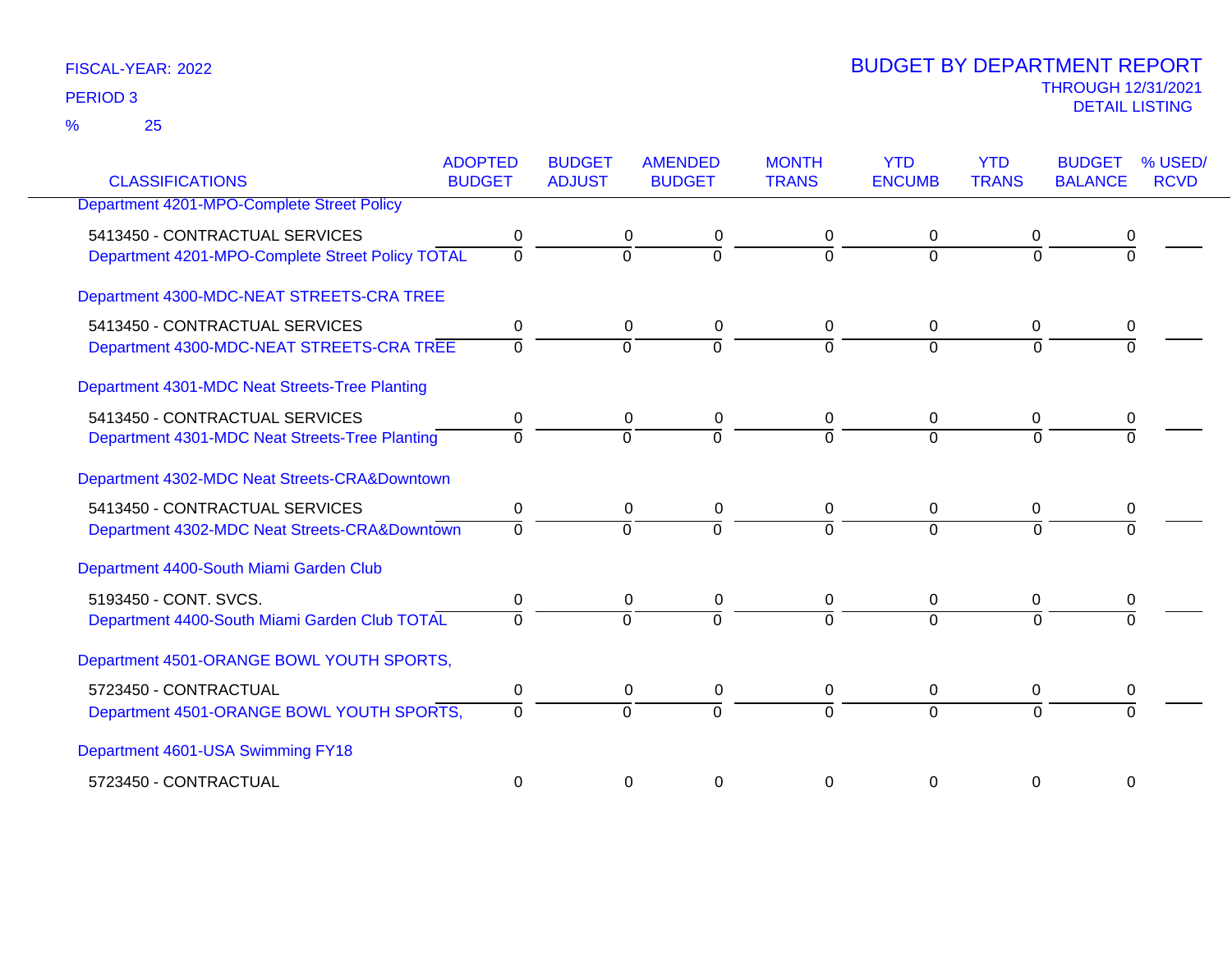FISCAL-YEAR: 2022

PERIOD 3

% 25

# BUDGET BY DEPARTMENT REPORT

THROUGH 12/31/2021

DETAIL LISTING

| CLASSIFICATIONS | ADOPTED BUDGET | BUDGET ADJUST | AMENDED BUDGET | MONTH TRANS | YTD ENCUMB | YTD TRANS | BUDGET BALANCE | % USED/ RCVD |
|---|---|---|---|---|---|---|---|---|
| Department 4201-MPO-Complete Street Policy | | | | | | | | |
| 5413450 - CONTRACTUAL SERVICES | 0 | 0 | 0 | 0 | 0 | 0 | 0 | |
| Department 4201-MPO-Complete Street Policy TOTAL | 0 | 0 | 0 | 0 | 0 | 0 | 0 | |
| Department 4300-MDC-NEAT STREETS-CRA TREE | | | | | | | | |
| 5413450 - CONTRACTUAL SERVICES | 0 | 0 | 0 | 0 | 0 | 0 | 0 | |
| Department 4300-MDC-NEAT STREETS-CRA TREE | 0 | 0 | 0 | 0 | 0 | 0 | 0 | |
| Department 4301-MDC Neat Streets-Tree Planting | | | | | | | | |
| 5413450 - CONTRACTUAL SERVICES | 0 | 0 | 0 | 0 | 0 | 0 | 0 | |
| Department 4301-MDC Neat Streets-Tree Planting | 0 | 0 | 0 | 0 | 0 | 0 | 0 | |
| Department 4302-MDC Neat Streets-CRA&Downtown | | | | | | | | |
| 5413450 - CONTRACTUAL SERVICES | 0 | 0 | 0 | 0 | 0 | 0 | 0 | |
| Department 4302-MDC Neat Streets-CRA&Downtown | 0 | 0 | 0 | 0 | 0 | 0 | 0 | |
| Department 4400-South Miami Garden Club | | | | | | | | |
| 5193450 - CONT. SVCS. | 0 | 0 | 0 | 0 | 0 | 0 | 0 | |
| Department 4400-South Miami Garden Club TOTAL | 0 | 0 | 0 | 0 | 0 | 0 | 0 | |
| Department 4501-ORANGE BOWL YOUTH SPORTS, | | | | | | | | |
| 5723450 - CONTRACTUAL | 0 | 0 | 0 | 0 | 0 | 0 | 0 | |
| Department 4501-ORANGE BOWL YOUTH SPORTS, | 0 | 0 | 0 | 0 | 0 | 0 | 0 | |
| Department 4601-USA Swimming FY18 | | | | | | | | |
| 5723450 - CONTRACTUAL | 0 | 0 | 0 | 0 | 0 | 0 | 0 | |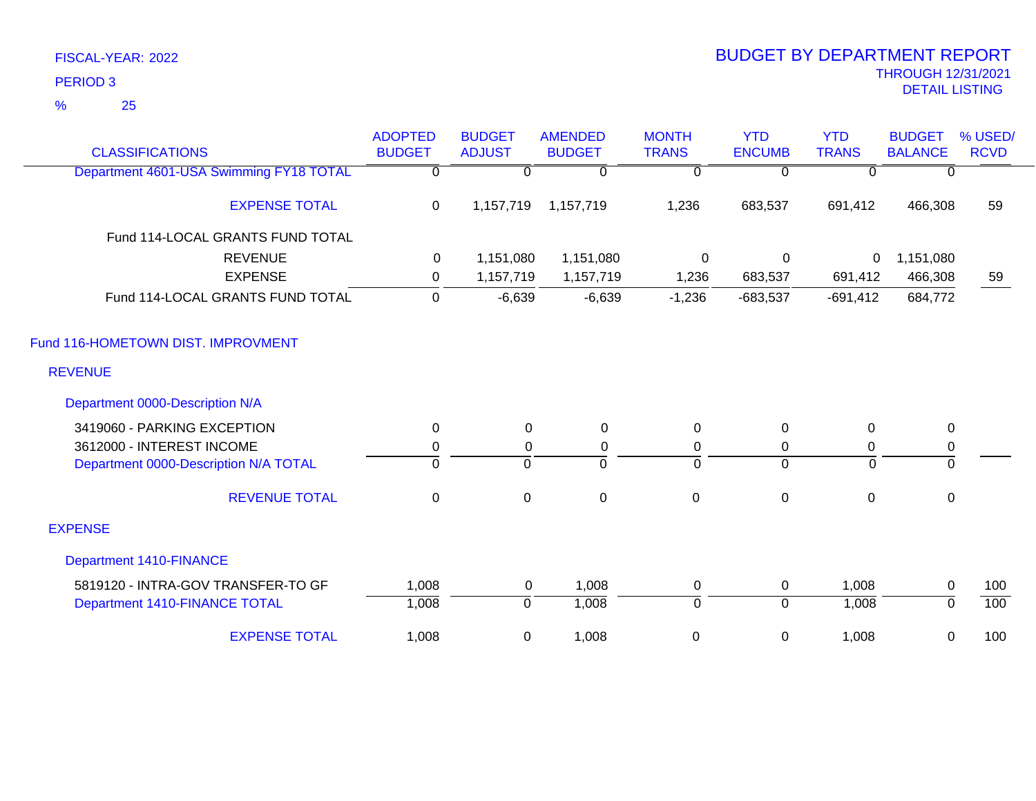FISCAL-YEAR: 2022

PERIOD 3

% 25

# BUDGET BY DEPARTMENT REPORT

THROUGH 12/31/2021

DETAIL LISTING

| CLASSIFICATIONS | ADOPTED BUDGET | BUDGET ADJUST | AMENDED BUDGET | MONTH TRANS | YTD ENCUMB | YTD TRANS | BUDGET BALANCE | % USED/ RCVD |
|---|---|---|---|---|---|---|---|---|
| Department 4601-USA Swimming FY18 TOTAL | 0 | 0 | 0 | 0 | 0 | 0 | 0 | |
| EXPENSE TOTAL | 0 | 1,157,719 | 1,157,719 | 1,236 | 683,537 | 691,412 | 466,308 | 59 |
| Fund 114-LOCAL GRANTS FUND TOTAL | | | | | | | | |
| REVENUE | 0 | 1,151,080 | 1,151,080 | 0 | 0 | 0 | 1,151,080 | |
| EXPENSE | 0 | 1,157,719 | 1,157,719 | 1,236 | 683,537 | 691,412 | 466,308 | 59 |
| Fund 114-LOCAL GRANTS FUND TOTAL | 0 | -6,639 | -6,639 | -1,236 | -683,537 | -691,412 | 684,772 | |
| **Fund 116-HOMETOWN DIST. IMPROVMENT** | | | | | | | | |
| **REVENUE** | | | | | | | | |
| Department 0000-Description N/A | | | | | | | | |
| 3419060 - PARKING EXCEPTION | 0 | 0 | 0 | 0 | 0 | 0 | 0 | |
| 3612000 - INTEREST INCOME | 0 | 0 | 0 | 0 | 0 | 0 | 0 | |
| Department 0000-Description N/A TOTAL | 0 | 0 | 0 | 0 | 0 | 0 | 0 | |
| REVENUE TOTAL | 0 | 0 | 0 | 0 | 0 | 0 | 0 | |
| **EXPENSE** | | | | | | | | |
| Department 1410-FINANCE | | | | | | | | |
| 5819120 - INTRA-GOV TRANSFER-TO GF | 1,008 | 0 | 1,008 | 0 | 0 | 1,008 | 0 | 100 |
| Department 1410-FINANCE TOTAL | 1,008 | 0 | 1,008 | 0 | 0 | 1,008 | 0 | 100 |
| EXPENSE TOTAL | 1,008 | 0 | 1,008 | 0 | 0 | 1,008 | 0 | 100 |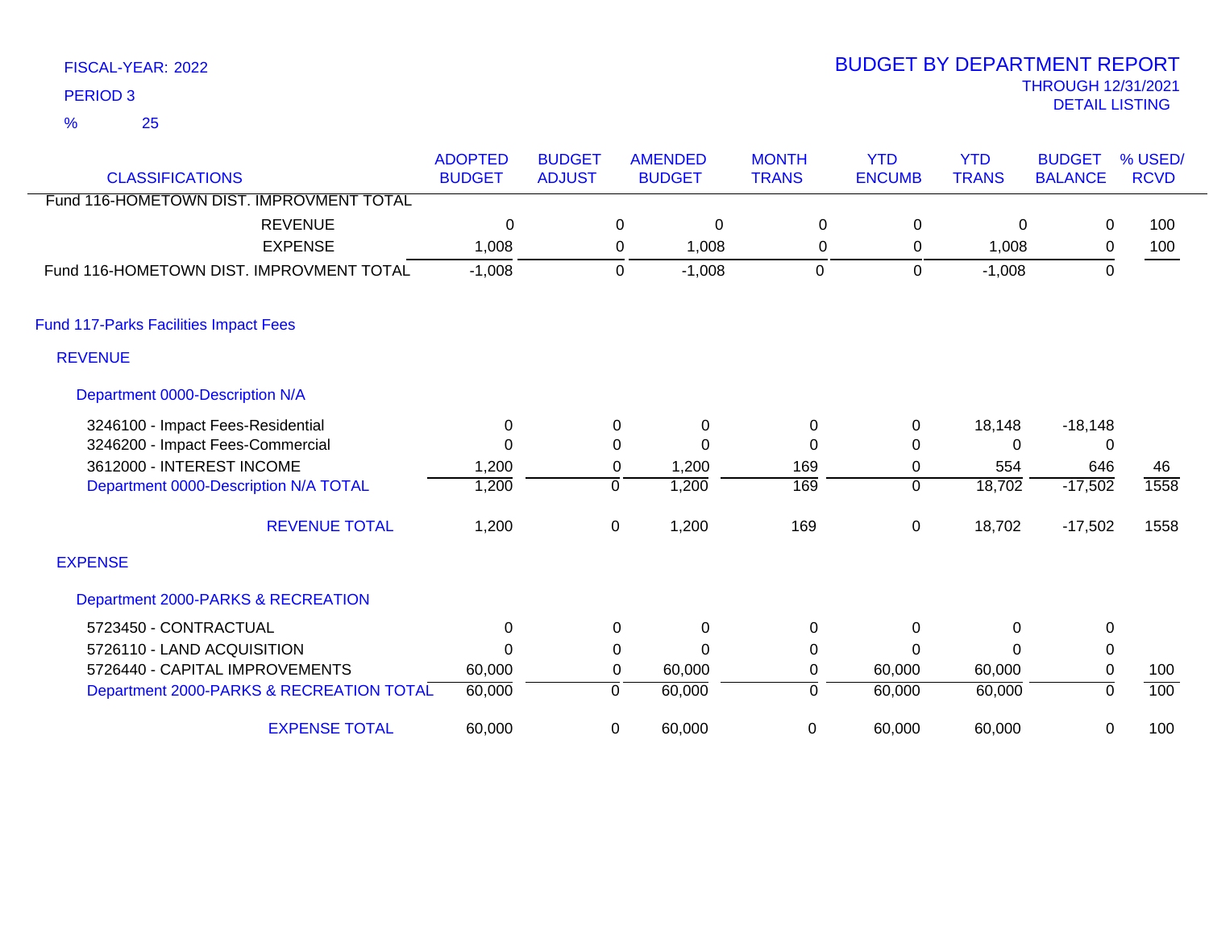FISCAL-YEAR: 2022

PERIOD 3

% 25

# BUDGET BY DEPARTMENT REPORT

THROUGH 12/31/2021

DETAIL LISTING

| CLASSIFICATIONS | ADOPTED BUDGET | BUDGET ADJUST | AMENDED BUDGET | MONTH TRANS | YTD ENCUMB | YTD TRANS | BUDGET BALANCE | % USED/ RCVD |
|---|---|---|---|---|---|---|---|---|
| Fund 116-HOMETOWN DIST. IMPROVMENT TOTAL | | | | | | | | |
| REVENUE | 0 | 0 | 0 | 0 | 0 | 0 | 0 | 100 |
| EXPENSE | 1,008 | 0 | 1,008 | 0 | 0 | 1,008 | 0 | 100 |
| Fund 116-HOMETOWN DIST. IMPROVMENT TOTAL | -1,008 | 0 | -1,008 | 0 | 0 | -1,008 | 0 | |
| **Fund 117-Parks Facilities Impact Fees** | | | | | | | | |
| **REVENUE** | | | | | | | | |
| Department 0000-Description N/A | | | | | | | | |
| 3246100 - Impact Fees-Residential | 0 | 0 | 0 | 0 | 0 | 18,148 | -18,148 | |
| 3246200 - Impact Fees-Commercial | 0 | 0 | 0 | 0 | 0 | 0 | 0 | |
| 3612000 - INTEREST INCOME | 1,200 | 0 | 1,200 | 169 | 0 | 554 | 646 | 46 |
| Department 0000-Description N/A TOTAL | 1,200 | 0 | 1,200 | 169 | 0 | 18,702 | -17,502 | 1558 |
| REVENUE TOTAL | 1,200 | 0 | 1,200 | 169 | 0 | 18,702 | -17,502 | 1558 |
| **EXPENSE** | | | | | | | | |
| Department 2000-PARKS & RECREATION | | | | | | | | |
| 5723450 - CONTRACTUAL | 0 | 0 | 0 | 0 | 0 | 0 | 0 | |
| 5726110 - LAND ACQUISITION | 0 | 0 | 0 | 0 | 0 | 0 | 0 | |
| 5726440 - CAPITAL IMPROVEMENTS | 60,000 | 0 | 60,000 | 0 | 60,000 | 60,000 | 0 | 100 |
| Department 2000-PARKS & RECREATION TOTAL | 60,000 | 0 | 60,000 | 0 | 60,000 | 60,000 | 0 | 100 |
| EXPENSE TOTAL | 60,000 | 0 | 60,000 | 0 | 60,000 | 60,000 | 0 | 100 |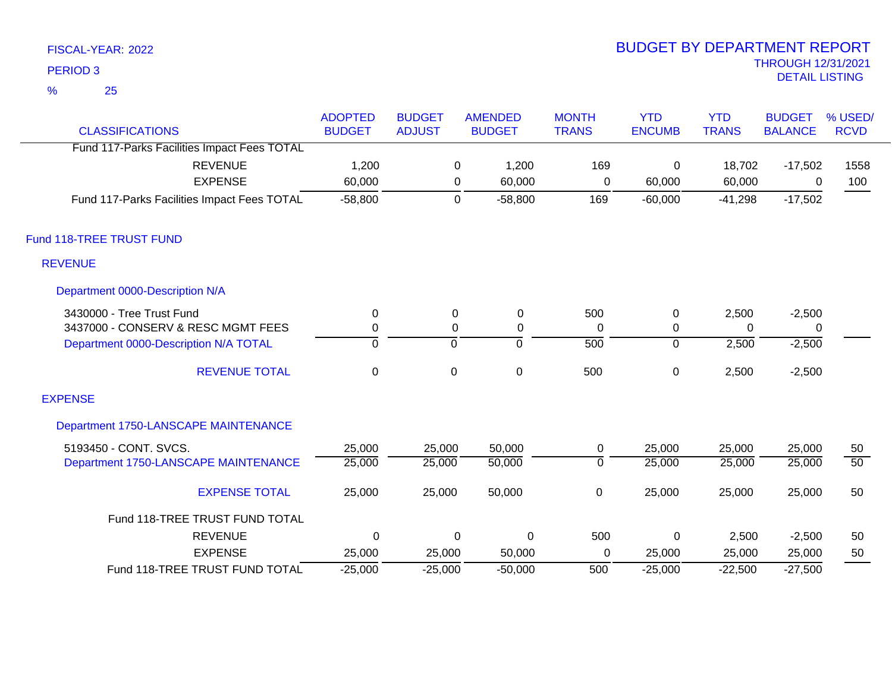FISCAL-YEAR: 2022

PERIOD 3

% 25

# BUDGET BY DEPARTMENT REPORT

THROUGH 12/31/2021

DETAIL LISTING

| CLASSIFICATIONS | ADOPTED BUDGET | BUDGET ADJUST | AMENDED BUDGET | MONTH TRANS | YTD ENCUMB | YTD TRANS | BUDGET BALANCE | % USED/ RCVD |
|---|---|---|---|---|---|---|---|---|
| Fund 117-Parks Facilities Impact Fees TOTAL | | | | | | | | |
| REVENUE | 1,200 | 0 | 1,200 | 169 | 0 | 18,702 | -17,502 | 1558 |
| EXPENSE | 60,000 | 0 | 60,000 | 0 | 60,000 | 60,000 | 0 | 100 |
| Fund 117-Parks Facilities Impact Fees TOTAL | -58,800 | 0 | -58,800 | 169 | -60,000 | -41,298 | -17,502 | |
| **Fund 118-TREE TRUST FUND** | | | | | | | | |
| **REVENUE** | | | | | | | | |
| **Department 0000-Description N/A** | | | | | | | | |
| 3430000 - Tree Trust Fund | 0 | 0 | 0 | 500 | 0 | 2,500 | -2,500 | |
| 3437000 - CONSERV & RESC MGMT FEES | 0 | 0 | 0 | 0 | 0 | 0 | 0 | |
| Department 0000-Description N/A TOTAL | 0 | 0 | 0 | 500 | 0 | 2,500 | -2,500 | |
| REVENUE TOTAL | 0 | 0 | 0 | 500 | 0 | 2,500 | -2,500 | |
| **EXPENSE** | | | | | | | | |
| **Department 1750-LANSCAPE MAINTENANCE** | | | | | | | | |
| 5193450 - CONT. SVCS. | 25,000 | 25,000 | 50,000 | 0 | 25,000 | 25,000 | 25,000 | 50 |
| Department 1750-LANSCAPE MAINTENANCE | 25,000 | 25,000 | 50,000 | 0 | 25,000 | 25,000 | 25,000 | 50 |
| EXPENSE TOTAL | 25,000 | 25,000 | 50,000 | 0 | 25,000 | 25,000 | 25,000 | 50 |
| Fund 118-TREE TRUST FUND TOTAL | | | | | | | | |
| REVENUE | 0 | 0 | 0 | 500 | 0 | 2,500 | -2,500 | 50 |
| EXPENSE | 25,000 | 25,000 | 50,000 | 0 | 25,000 | 25,000 | 25,000 | 50 |
| Fund 118-TREE TRUST FUND TOTAL | -25,000 | -25,000 | -50,000 | 500 | -25,000 | -22,500 | -27,500 | |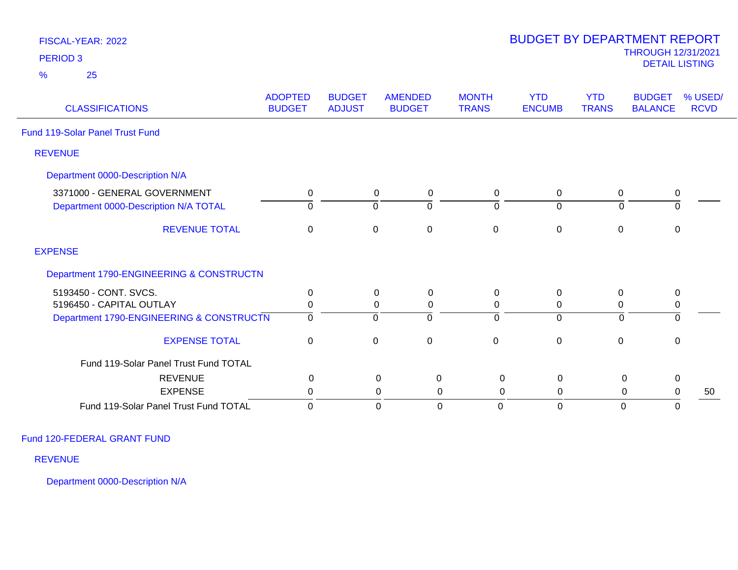FISCAL-YEAR: 2022

PERIOD 3

% 25

# BUDGET BY DEPARTMENT REPORT

THROUGH 12/31/2021

DETAIL LISTING

| CLASSIFICATIONS | ADOPTED BUDGET | BUDGET ADJUST | AMENDED BUDGET | MONTH TRANS | YTD ENCUMB | YTD TRANS | BUDGET BALANCE | % USED/ RCVD |
|---|---|---|---|---|---|---|---|---|
| **Fund 119-Solar Panel Trust Fund** | | | | | | | | |
| **REVENUE** | | | | | | | | |
| **Department 0000-Description N/A** | | | | | | | | |
| 3371000 - GENERAL GOVERNMENT | 0 | 0 | 0 | 0 | 0 | 0 | 0 | |
| Department 0000-Description N/A TOTAL | 0 | 0 | 0 | 0 | 0 | 0 | 0 | |
| REVENUE TOTAL | 0 | 0 | 0 | 0 | 0 | 0 | 0 | |
| **EXPENSE** | | | | | | | | |
| **Department 1790-ENGINEERING & CONSTRUCTN** | | | | | | | | |
| 5193450 - CONT. SVCS. | 0 | 0 | 0 | 0 | 0 | 0 | 0 | |
| 5196450 - CAPITAL OUTLAY | 0 | 0 | 0 | 0 | 0 | 0 | 0 | |
| Department 1790-ENGINEERING & CONSTRUCTN | 0 | 0 | 0 | 0 | 0 | 0 | 0 | |
| EXPENSE TOTAL | 0 | 0 | 0 | 0 | 0 | 0 | 0 | |
| **Fund 119-Solar Panel Trust Fund TOTAL** | | | | | | | | |
| REVENUE | 0 | 0 | 0 | 0 | 0 | 0 | 0 | |
| EXPENSE | 0 | 0 | 0 | 0 | 0 | 0 | 0 | 50 |
| Fund 119-Solar Panel Trust Fund TOTAL | 0 | 0 | 0 | 0 | 0 | 0 | 0 | |

**Fund 120-FEDERAL GRANT FUND**

**REVENUE**

**Department 0000-Description N/A**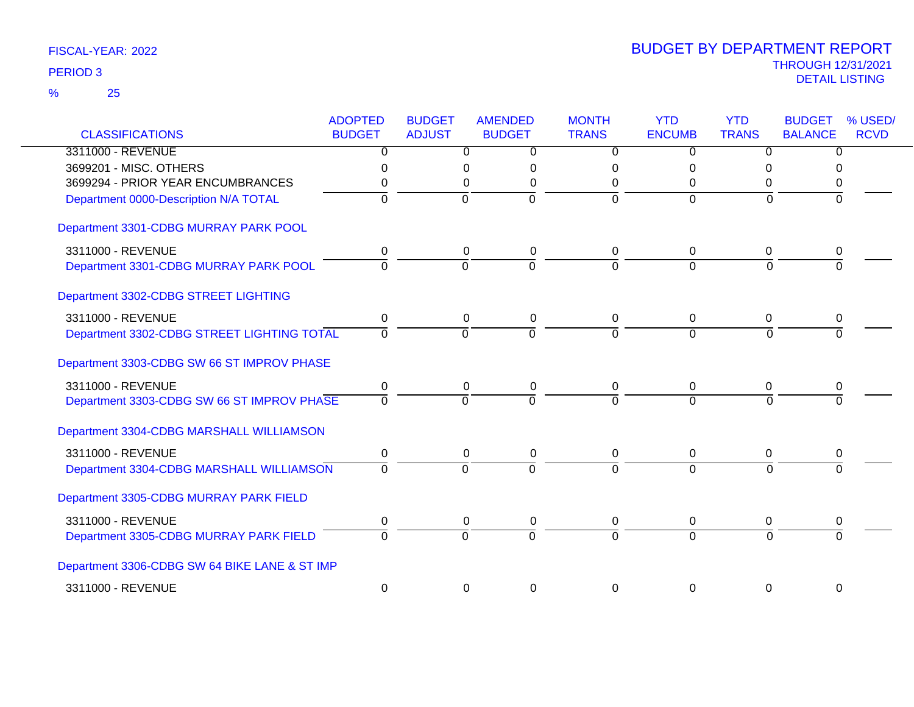FISCAL-YEAR: 2022

PERIOD 3

% 25

# BUDGET BY DEPARTMENT REPORT

THROUGH 12/31/2021

DETAIL LISTING

| CLASSIFICATIONS | ADOPTED BUDGET | BUDGET ADJUST | AMENDED BUDGET | MONTH TRANS | YTD ENCUMB | YTD TRANS | BUDGET BALANCE | % USED/ RCVD |
|---|---|---|---|---|---|---|---|---|
| 3311000 - REVENUE | 0 | 0 | 0 | 0 | 0 | 0 | 0 | |
| 3699201 - MISC. OTHERS | 0 | 0 | 0 | 0 | 0 | 0 | 0 | |
| 3699294 - PRIOR YEAR ENCUMBRANCES | 0 | 0 | 0 | 0 | 0 | 0 | 0 | |
| Department 0000-Description N/A TOTAL | 0 | 0 | 0 | 0 | 0 | 0 | 0 | |
| **Department 3301-CDBG MURRAY PARK POOL** | | | | | | | | |
| 3311000 - REVENUE | 0 | 0 | 0 | 0 | 0 | 0 | 0 | |
| Department 3301-CDBG MURRAY PARK POOL | 0 | 0 | 0 | 0 | 0 | 0 | 0 | |
| **Department 3302-CDBG STREET LIGHTING** | | | | | | | | |
| 3311000 - REVENUE | 0 | 0 | 0 | 0 | 0 | 0 | 0 | |
| Department 3302-CDBG STREET LIGHTING TOTAL | 0 | 0 | 0 | 0 | 0 | 0 | 0 | |
| **Department 3303-CDBG SW 66 ST IMPROV PHASE** | | | | | | | | |
| 3311000 - REVENUE | 0 | 0 | 0 | 0 | 0 | 0 | 0 | |
| Department 3303-CDBG SW 66 ST IMPROV PHASE | 0 | 0 | 0 | 0 | 0 | 0 | 0 | |
| **Department 3304-CDBG MARSHALL WILLIAMSON** | | | | | | | | |
| 3311000 - REVENUE | 0 | 0 | 0 | 0 | 0 | 0 | 0 | |
| Department 3304-CDBG MARSHALL WILLIAMSON | 0 | 0 | 0 | 0 | 0 | 0 | 0 | |
| **Department 3305-CDBG MURRAY PARK FIELD** | | | | | | | | |
| 3311000 - REVENUE | 0 | 0 | 0 | 0 | 0 | 0 | 0 | |
| Department 3305-CDBG MURRAY PARK FIELD | 0 | 0 | 0 | 0 | 0 | 0 | 0 | |
| **Department 3306-CDBG SW 64 BIKE LANE & ST IMP** | | | | | | | | |
| 3311000 - REVENUE | 0 | 0 | 0 | 0 | 0 | 0 | 0 | |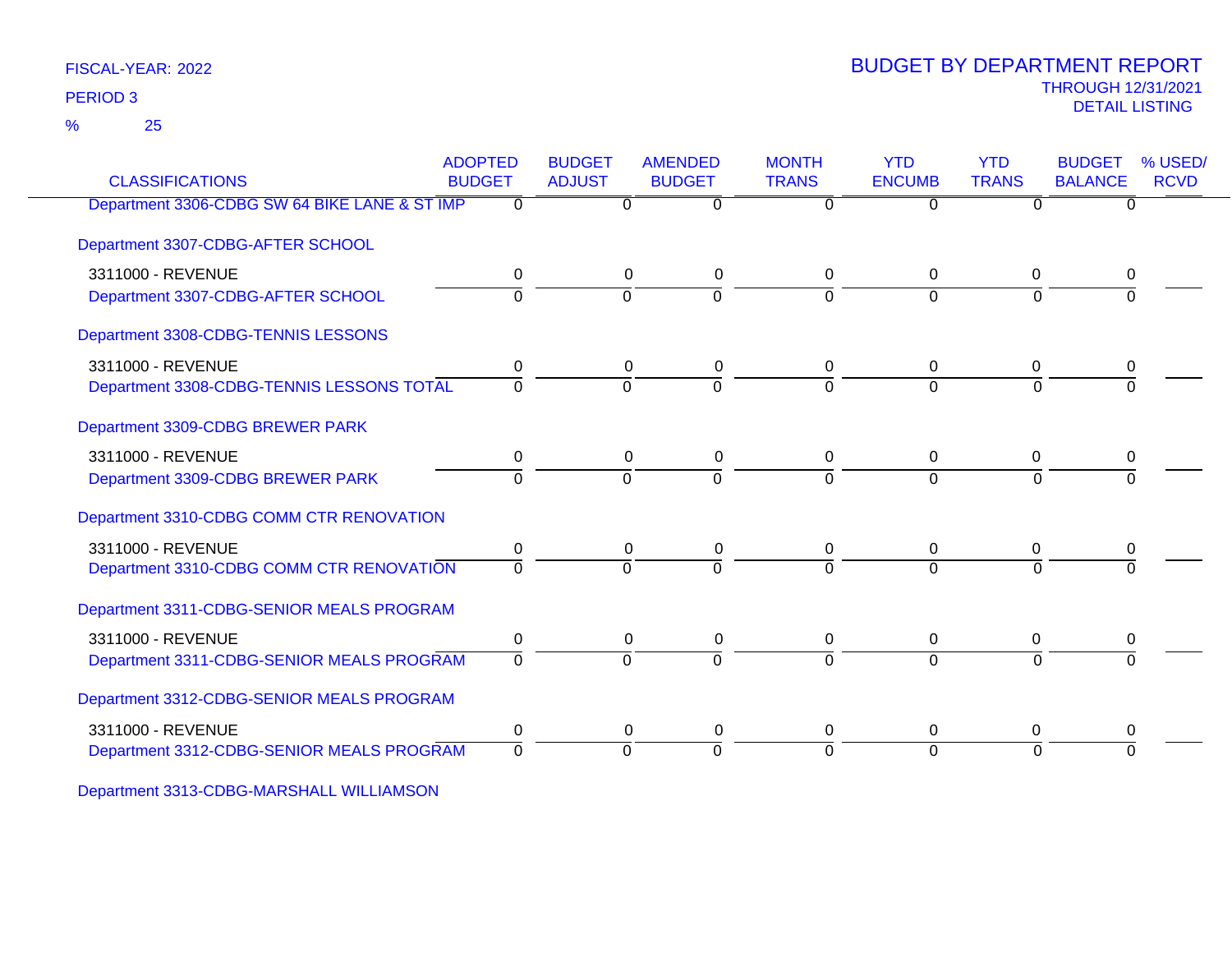FISCAL-YEAR: 2022

PERIOD 3

% 25

# BUDGET BY DEPARTMENT REPORT

THROUGH 12/31/2021

DETAIL LISTING

| CLASSIFICATIONS | ADOPTED BUDGET | BUDGET ADJUST | AMENDED BUDGET | MONTH TRANS | YTD ENCUMB | YTD TRANS | BUDGET BALANCE | % USED/ RCVD |
|---|---|---|---|---|---|---|---|---|
| Department 3306-CDBG SW 64 BIKE LANE & ST IMP | 0 | 0 | 0 | 0 | 0 | 0 | 0 | |
| **Department 3307-CDBG-AFTER SCHOOL** | | | | | | | | |
| 3311000 - REVENUE | 0 | 0 | 0 | 0 | 0 | 0 | 0 | |
| Department 3307-CDBG-AFTER SCHOOL | 0 | 0 | 0 | 0 | 0 | 0 | 0 | |
| **Department 3308-CDBG-TENNIS LESSONS** | | | | | | | | |
| 3311000 - REVENUE | 0 | 0 | 0 | 0 | 0 | 0 | 0 | |
| Department 3308-CDBG-TENNIS LESSONS TOTAL | 0 | 0 | 0 | 0 | 0 | 0 | 0 | |
| **Department 3309-CDBG BREWER PARK** | | | | | | | | |
| 3311000 - REVENUE | 0 | 0 | 0 | 0 | 0 | 0 | 0 | |
| Department 3309-CDBG BREWER PARK | 0 | 0 | 0 | 0 | 0 | 0 | 0 | |
| **Department 3310-CDBG COMM CTR RENOVATION** | | | | | | | | |
| 3311000 - REVENUE | 0 | 0 | 0 | 0 | 0 | 0 | 0 | |
| Department 3310-CDBG COMM CTR RENOVATION | 0 | 0 | 0 | 0 | 0 | 0 | 0 | |
| **Department 3311-CDBG-SENIOR MEALS PROGRAM** | | | | | | | | |
| 3311000 - REVENUE | 0 | 0 | 0 | 0 | 0 | 0 | 0 | |
| Department 3311-CDBG-SENIOR MEALS PROGRAM | 0 | 0 | 0 | 0 | 0 | 0 | 0 | |
| **Department 3312-CDBG-SENIOR MEALS PROGRAM** | | | | | | | | |
| 3311000 - REVENUE | 0 | 0 | 0 | 0 | 0 | 0 | 0 | |
| Department 3312-CDBG-SENIOR MEALS PROGRAM | 0 | 0 | 0 | 0 | 0 | 0 | 0 | |
| **Department 3313-CDBG-MARSHALL WILLIAMSON** | | | | | | | | |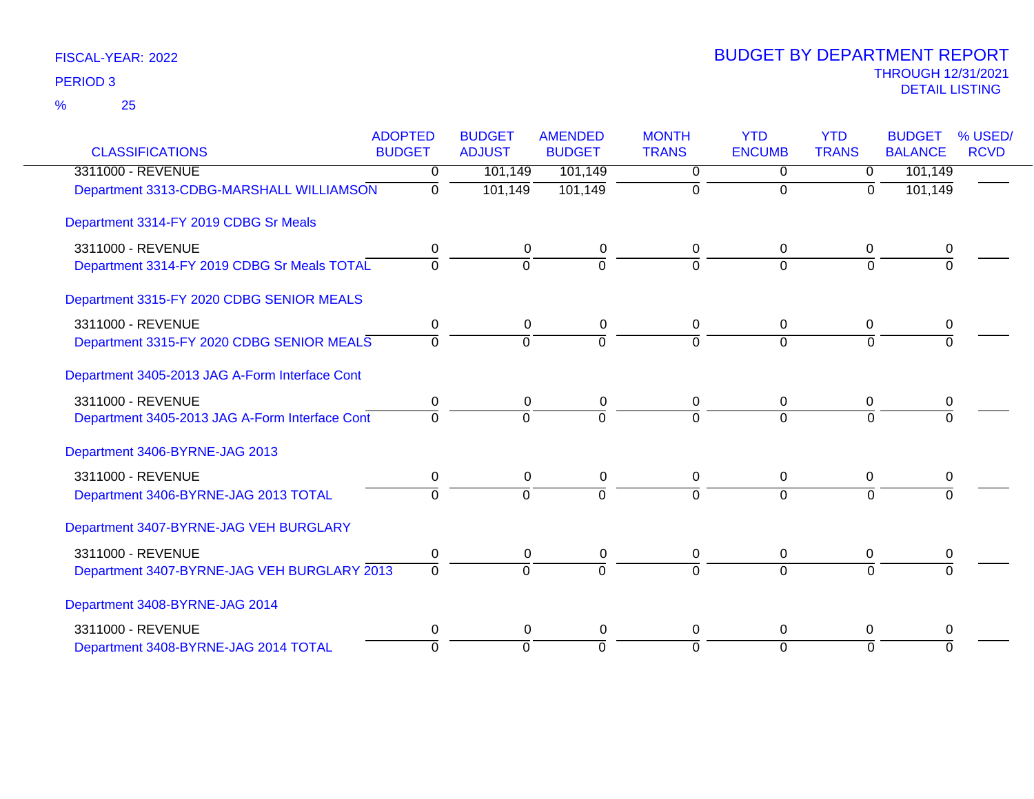FISCAL-YEAR: 2022
PERIOD 3
% 25

# BUDGET BY DEPARTMENT REPORT
THROUGH 12/31/2021
DETAIL LISTING

| CLASSIFICATIONS | ADOPTED BUDGET | BUDGET ADJUST | AMENDED BUDGET | MONTH TRANS | YTD ENCUMB | YTD TRANS | BUDGET BALANCE | % USED/ RCVD |
|---|---|---|---|---|---|---|---|---|
| 3311000 - REVENUE | 0 | 101,149 | 101,149 | 0 | 0 | 0 | 101,149 | |
| Department 3313-CDBG-MARSHALL WILLIAMSON | 0 | 101,149 | 101,149 | 0 | 0 | 0 | 101,149 | |
| Department 3314-FY 2019 CDBG Sr Meals | | | | | | | | |
| 3311000 - REVENUE | 0 | 0 | 0 | 0 | 0 | 0 | 0 | |
| Department 3314-FY 2019 CDBG Sr Meals TOTAL | 0 | 0 | 0 | 0 | 0 | 0 | 0 | |
| Department 3315-FY 2020 CDBG SENIOR MEALS | | | | | | | | |
| 3311000 - REVENUE | 0 | 0 | 0 | 0 | 0 | 0 | 0 | |
| Department 3315-FY 2020 CDBG SENIOR MEALS | 0 | 0 | 0 | 0 | 0 | 0 | 0 | |
| Department 3405-2013 JAG A-Form Interface Cont | | | | | | | | |
| 3311000 - REVENUE | 0 | 0 | 0 | 0 | 0 | 0 | 0 | |
| Department 3405-2013 JAG A-Form Interface Cont | 0 | 0 | 0 | 0 | 0 | 0 | 0 | |
| Department 3406-BYRNE-JAG 2013 | | | | | | | | |
| 3311000 - REVENUE | 0 | 0 | 0 | 0 | 0 | 0 | 0 | |
| Department 3406-BYRNE-JAG 2013 TOTAL | 0 | 0 | 0 | 0 | 0 | 0 | 0 | |
| Department 3407-BYRNE-JAG VEH BURGLARY | | | | | | | | |
| 3311000 - REVENUE | 0 | 0 | 0 | 0 | 0 | 0 | 0 | |
| Department 3407-BYRNE-JAG VEH BURGLARY 2013 | 0 | 0 | 0 | 0 | 0 | 0 | 0 | |
| Department 3408-BYRNE-JAG 2014 | | | | | | | | |
| 3311000 - REVENUE | 0 | 0 | 0 | 0 | 0 | 0 | 0 | |
| Department 3408-BYRNE-JAG 2014 TOTAL | 0 | 0 | 0 | 0 | 0 | 0 | 0 | |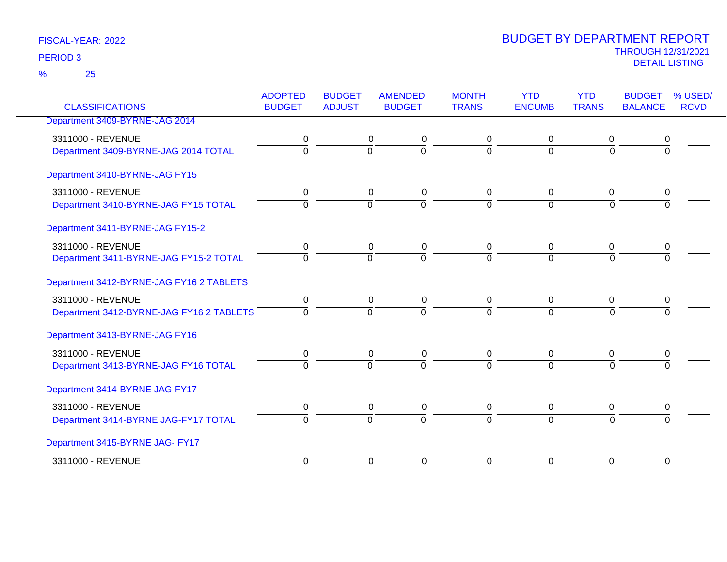FISCAL-YEAR: 2022
PERIOD 3
% 25

# BUDGET BY DEPARTMENT REPORT
THROUGH 12/31/2021
DETAIL LISTING

| CLASSIFICATIONS | ADOPTED BUDGET | BUDGET ADJUST | AMENDED BUDGET | MONTH TRANS | YTD ENCUMB | YTD TRANS | BUDGET BALANCE | % USED/ RCVD |
|---|---|---|---|---|---|---|---|---|
| Department 3409-BYRNE-JAG 2014 | | | | | | | | |
| 3311000 - REVENUE | 0 | 0 | 0 | 0 | 0 | 0 | 0 | |
| Department 3409-BYRNE-JAG 2014 TOTAL | 0 | 0 | 0 | 0 | 0 | 0 | 0 | |
| Department 3410-BYRNE-JAG FY15 | | | | | | | | |
| 3311000 - REVENUE | 0 | 0 | 0 | 0 | 0 | 0 | 0 | |
| Department 3410-BYRNE-JAG FY15 TOTAL | 0 | 0 | 0 | 0 | 0 | 0 | 0 | |
| Department 3411-BYRNE-JAG FY15-2 | | | | | | | | |
| 3311000 - REVENUE | 0 | 0 | 0 | 0 | 0 | 0 | 0 | |
| Department 3411-BYRNE-JAG FY15-2 TOTAL | 0 | 0 | 0 | 0 | 0 | 0 | 0 | |
| Department 3412-BYRNE-JAG FY16 2 TABLETS | | | | | | | | |
| 3311000 - REVENUE | 0 | 0 | 0 | 0 | 0 | 0 | 0 | |
| Department 3412-BYRNE-JAG FY16 2 TABLETS | 0 | 0 | 0 | 0 | 0 | 0 | 0 | |
| Department 3413-BYRNE-JAG FY16 | | | | | | | | |
| 3311000 - REVENUE | 0 | 0 | 0 | 0 | 0 | 0 | 0 | |
| Department 3413-BYRNE-JAG FY16 TOTAL | 0 | 0 | 0 | 0 | 0 | 0 | 0 | |
| Department 3414-BYRNE JAG-FY17 | | | | | | | | |
| 3311000 - REVENUE | 0 | 0 | 0 | 0 | 0 | 0 | 0 | |
| Department 3414-BYRNE JAG-FY17 TOTAL | 0 | 0 | 0 | 0 | 0 | 0 | 0 | |
| Department 3415-BYRNE JAG- FY17 | | | | | | | | |
| 3311000 - REVENUE | 0 | 0 | 0 | 0 | 0 | 0 | 0 | |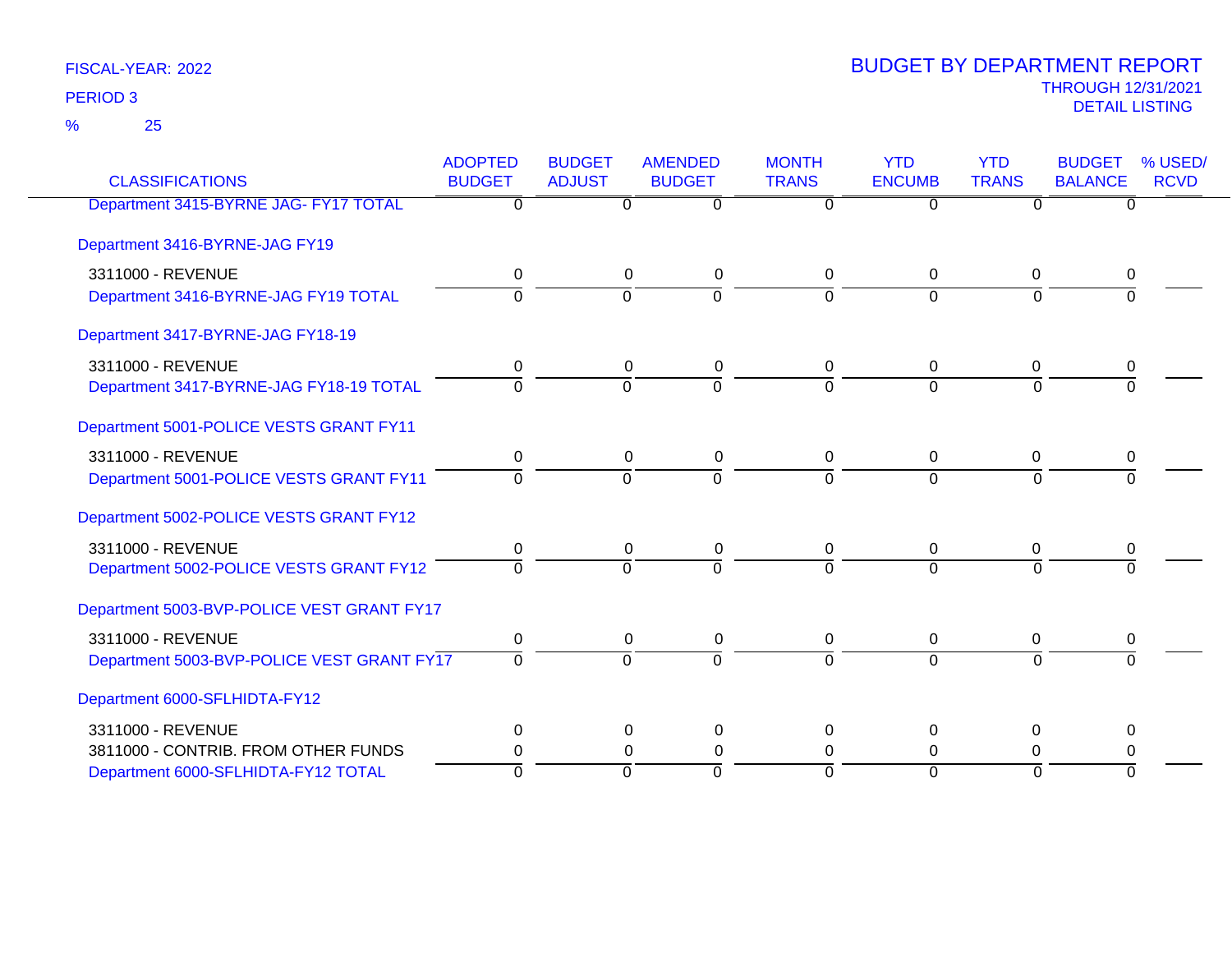FISCAL-YEAR: 2022

PERIOD 3

% 25

# BUDGET BY DEPARTMENT REPORT

THROUGH 12/31/2021

DETAIL LISTING

| CLASSIFICATIONS | ADOPTED BUDGET | BUDGET ADJUST | AMENDED BUDGET | MONTH TRANS | YTD ENCUMB | YTD TRANS | BUDGET BALANCE | % USED/ RCVD |
|---|---|---|---|---|---|---|---|---|
| Department 3415-BYRNE JAG- FY17 TOTAL | 0 | 0 | 0 | 0 | 0 | 0 | 0 | |
| Department 3416-BYRNE-JAG FY19 | | | | | | | | |
| 3311000 - REVENUE | 0 | 0 | 0 | 0 | 0 | 0 | 0 | |
| Department 3416-BYRNE-JAG FY19 TOTAL | 0 | 0 | 0 | 0 | 0 | 0 | 0 | |
| Department 3417-BYRNE-JAG FY18-19 | | | | | | | | |
| 3311000 - REVENUE | 0 | 0 | 0 | 0 | 0 | 0 | 0 | |
| Department 3417-BYRNE-JAG FY18-19 TOTAL | 0 | 0 | 0 | 0 | 0 | 0 | 0 | |
| Department 5001-POLICE VESTS GRANT FY11 | | | | | | | | |
| 3311000 - REVENUE | 0 | 0 | 0 | 0 | 0 | 0 | 0 | |
| Department 5001-POLICE VESTS GRANT FY11 | 0 | 0 | 0 | 0 | 0 | 0 | 0 | |
| Department 5002-POLICE VESTS GRANT FY12 | | | | | | | | |
| 3311000 - REVENUE | 0 | 0 | 0 | 0 | 0 | 0 | 0 | |
| Department 5002-POLICE VESTS GRANT FY12 | 0 | 0 | 0 | 0 | 0 | 0 | 0 | |
| Department 5003-BVP-POLICE VEST GRANT FY17 | | | | | | | | |
| 3311000 - REVENUE | 0 | 0 | 0 | 0 | 0 | 0 | 0 | |
| Department 5003-BVP-POLICE VEST GRANT FY17 | 0 | 0 | 0 | 0 | 0 | 0 | 0 | |
| Department 6000-SFLHIDTA-FY12 | | | | | | | | |
| 3311000 - REVENUE | 0 | 0 | 0 | 0 | 0 | 0 | 0 | |
| 3811000 - CONTRIB. FROM OTHER FUNDS | 0 | 0 | 0 | 0 | 0 | 0 | 0 | |
| Department 6000-SFLHIDTA-FY12 TOTAL | 0 | 0 | 0 | 0 | 0 | 0 | 0 | |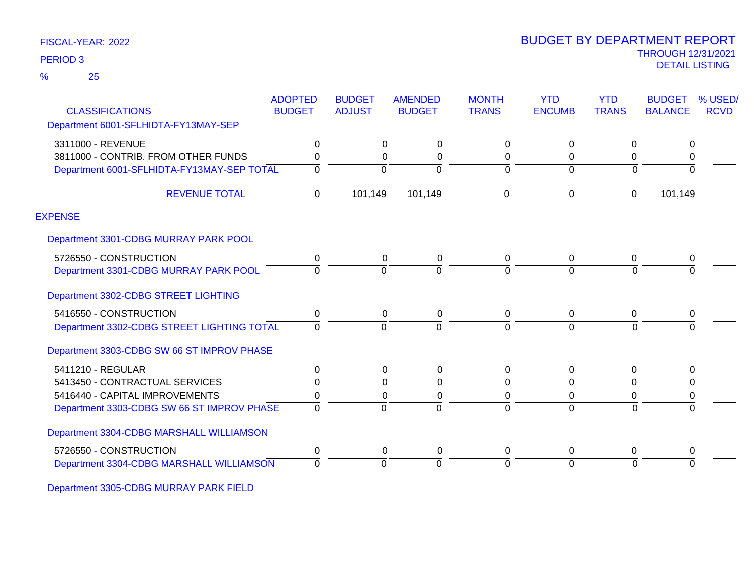FISCAL-YEAR: 2022

PERIOD 3

% 25

# BUDGET BY DEPARTMENT REPORT

THROUGH 12/31/2021

DETAIL LISTING

| CLASSIFICATIONS | ADOPTED BUDGET | BUDGET ADJUST | AMENDED BUDGET | MONTH TRANS | YTD ENCUMB | YTD TRANS | BUDGET BALANCE | % USED/ RCVD |
|---|---|---|---|---|---|---|---|---|
| Department 6001-SFLHIDTA-FY13MAY-SEP | | | | | | | | |
| 3311000 - REVENUE | 0 | 0 | 0 | 0 | 0 | 0 | 0 | |
| 3811000 - CONTRIB. FROM OTHER FUNDS | 0 | 0 | 0 | 0 | 0 | 0 | 0 | |
| Department 6001-SFLHIDTA-FY13MAY-SEP TOTAL | 0 | 0 | 0 | 0 | 0 | 0 | 0 | |
| REVENUE TOTAL | 0 | 101,149 | 101,149 | 0 | 0 | 0 | 101,149 | |
| EXPENSE | | | | | | | | |
| Department 3301-CDBG MURRAY PARK POOL | | | | | | | | |
| 5726550 - CONSTRUCTION | 0 | 0 | 0 | 0 | 0 | 0 | 0 | |
| Department 3301-CDBG MURRAY PARK POOL | 0 | 0 | 0 | 0 | 0 | 0 | 0 | |
| Department 3302-CDBG STREET LIGHTING | | | | | | | | |
| 5416550 - CONSTRUCTION | 0 | 0 | 0 | 0 | 0 | 0 | 0 | |
| Department 3302-CDBG STREET LIGHTING TOTAL | 0 | 0 | 0 | 0 | 0 | 0 | 0 | |
| Department 3303-CDBG SW 66 ST IMPROV PHASE | | | | | | | | |
| 5411210 - REGULAR | 0 | 0 | 0 | 0 | 0 | 0 | 0 | |
| 5413450 - CONTRACTUAL SERVICES | 0 | 0 | 0 | 0 | 0 | 0 | 0 | |
| 5416440 - CAPITAL IMPROVEMENTS | 0 | 0 | 0 | 0 | 0 | 0 | 0 | |
| Department 3303-CDBG SW 66 ST IMPROV PHASE | 0 | 0 | 0 | 0 | 0 | 0 | 0 | |
| Department 3304-CDBG MARSHALL WILLIAMSON | | | | | | | | |
| 5726550 - CONSTRUCTION | 0 | 0 | 0 | 0 | 0 | 0 | 0 | |
| Department 3304-CDBG MARSHALL WILLIAMSON | 0 | 0 | 0 | 0 | 0 | 0 | 0 | |
| Department 3305-CDBG MURRAY PARK FIELD | | | | | | | | |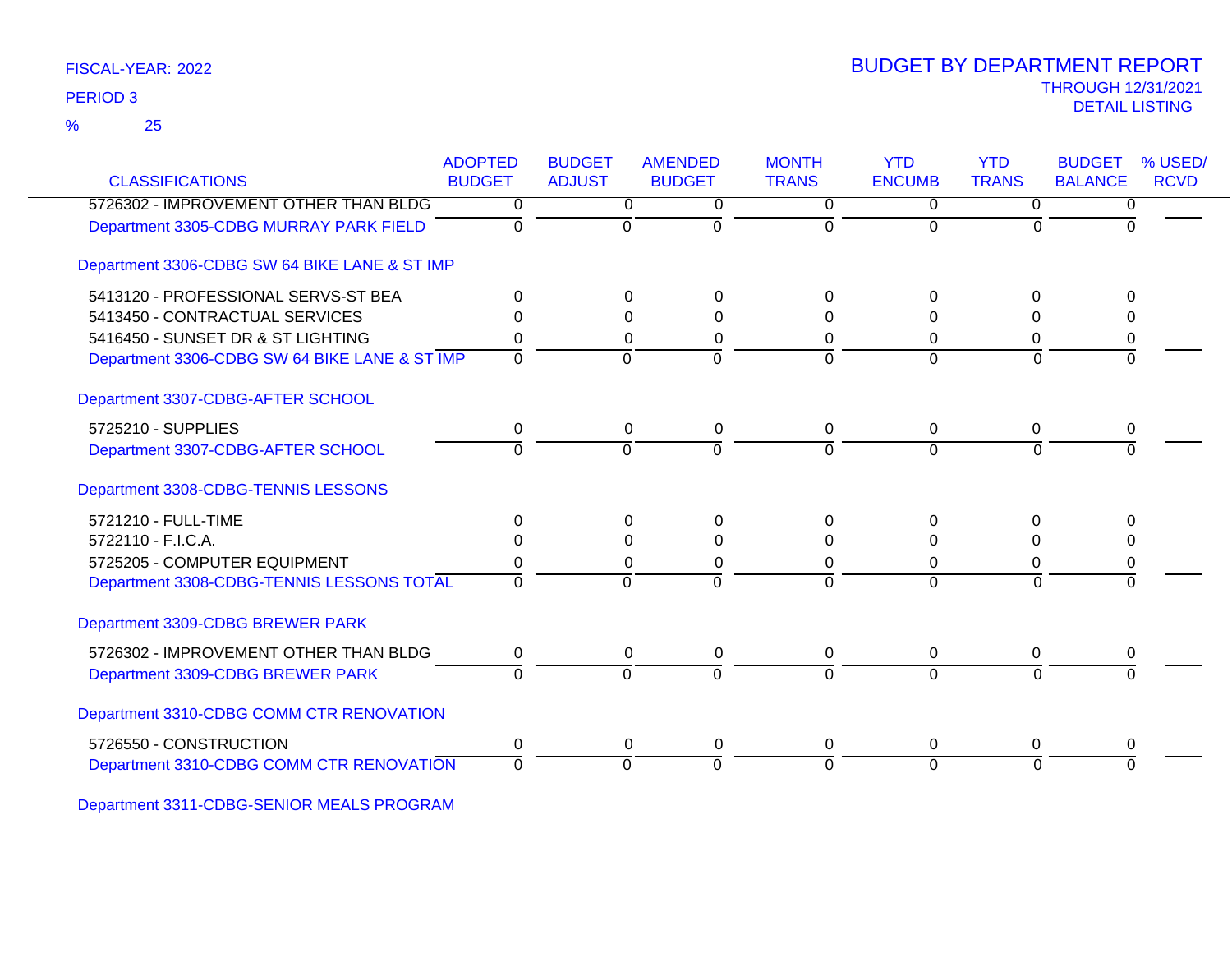FISCAL-YEAR: 2022

PERIOD 3

% 25

# BUDGET BY DEPARTMENT REPORT

THROUGH 12/31/2021

DETAIL LISTING

| CLASSIFICATIONS | ADOPTED BUDGET | BUDGET ADJUST | AMENDED BUDGET | MONTH TRANS | YTD ENCUMB | YTD TRANS | BUDGET BALANCE | % USED/ RCVD |
|---|---|---|---|---|---|---|---|---|
| 5726302 - IMPROVEMENT OTHER THAN BLDG | 0 | 0 | 0 | 0 | 0 | 0 | 0 | |
| Department 3305-CDBG MURRAY PARK FIELD | 0 | 0 | 0 | 0 | 0 | 0 | 0 | |
| **Department 3306-CDBG SW 64 BIKE LANE & ST IMP** | | | | | | | | |
| 5413120 - PROFESSIONAL SERVS-ST BEA | 0 | 0 | 0 | 0 | 0 | 0 | 0 | |
| 5413450 - CONTRACTUAL SERVICES | 0 | 0 | 0 | 0 | 0 | 0 | 0 | |
| 5416450 - SUNSET DR & ST LIGHTING | 0 | 0 | 0 | 0 | 0 | 0 | 0 | |
| Department 3306-CDBG SW 64 BIKE LANE & ST IMP | 0 | 0 | 0 | 0 | 0 | 0 | 0 | |
| **Department 3307-CDBG-AFTER SCHOOL** | | | | | | | | |
| 5725210 - SUPPLIES | 0 | 0 | 0 | 0 | 0 | 0 | 0 | |
| Department 3307-CDBG-AFTER SCHOOL | 0 | 0 | 0 | 0 | 0 | 0 | 0 | |
| **Department 3308-CDBG-TENNIS LESSONS** | | | | | | | | |
| 5721210 - FULL-TIME | 0 | 0 | 0 | 0 | 0 | 0 | 0 | |
| 5722110 - F.I.C.A. | 0 | 0 | 0 | 0 | 0 | 0 | 0 | |
| 5725205 - COMPUTER EQUIPMENT | 0 | 0 | 0 | 0 | 0 | 0 | 0 | |
| Department 3308-CDBG-TENNIS LESSONS TOTAL | 0 | 0 | 0 | 0 | 0 | 0 | 0 | |
| **Department 3309-CDBG BREWER PARK** | | | | | | | | |
| 5726302 - IMPROVEMENT OTHER THAN BLDG | 0 | 0 | 0 | 0 | 0 | 0 | 0 | |
| Department 3309-CDBG BREWER PARK | 0 | 0 | 0 | 0 | 0 | 0 | 0 | |
| **Department 3310-CDBG COMM CTR RENOVATION** | | | | | | | | |
| 5726550 - CONSTRUCTION | 0 | 0 | 0 | 0 | 0 | 0 | 0 | |
| Department 3310-CDBG COMM CTR RENOVATION | 0 | 0 | 0 | 0 | 0 | 0 | 0 | |
| **Department 3311-CDBG-SENIOR MEALS PROGRAM** | | | | | | | | |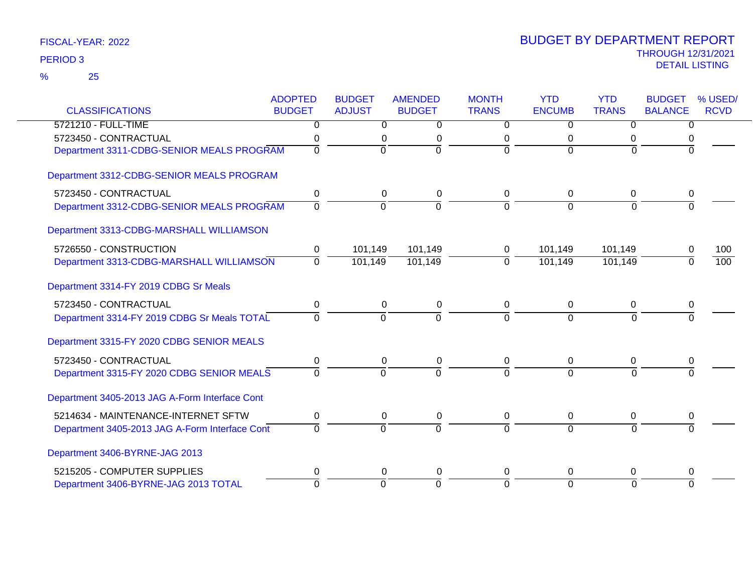FISCAL-YEAR: 2022

PERIOD 3

% 25

# BUDGET BY DEPARTMENT REPORT

THROUGH 12/31/2021

DETAIL LISTING

| CLASSIFICATIONS | ADOPTED BUDGET | BUDGET ADJUST | AMENDED BUDGET | MONTH TRANS | YTD ENCUMB | YTD TRANS | BUDGET BALANCE | % USED/ RCVD |
|---|---|---|---|---|---|---|---|---|
| 5721210 - FULL-TIME | 0 | 0 | 0 | 0 | 0 | 0 | 0 | |
| 5723450 - CONTRACTUAL | 0 | 0 | 0 | 0 | 0 | 0 | 0 | |
| Department 3311-CDBG-SENIOR MEALS PROGRAM | 0 | 0 | 0 | 0 | 0 | 0 | 0 | |
| **Department 3312-CDBG-SENIOR MEALS PROGRAM** | | | | | | | | |
| 5723450 - CONTRACTUAL | 0 | 0 | 0 | 0 | 0 | 0 | 0 | |
| Department 3312-CDBG-SENIOR MEALS PROGRAM | 0 | 0 | 0 | 0 | 0 | 0 | 0 | |
| **Department 3313-CDBG-MARSHALL WILLIAMSON** | | | | | | | | |
| 5726550 - CONSTRUCTION | 0 | 101,149 | 101,149 | 0 | 101,149 | 101,149 | 0 | 100 |
| Department 3313-CDBG-MARSHALL WILLIAMSON | 0 | 101,149 | 101,149 | 0 | 101,149 | 101,149 | 0 | 100 |
| **Department 3314-FY 2019 CDBG Sr Meals** | | | | | | | | |
| 5723450 - CONTRACTUAL | 0 | 0 | 0 | 0 | 0 | 0 | 0 | |
| Department 3314-FY 2019 CDBG Sr Meals TOTAL | 0 | 0 | 0 | 0 | 0 | 0 | 0 | |
| **Department 3315-FY 2020 CDBG SENIOR MEALS** | | | | | | | | |
| 5723450 - CONTRACTUAL | 0 | 0 | 0 | 0 | 0 | 0 | 0 | |
| Department 3315-FY 2020 CDBG SENIOR MEALS | 0 | 0 | 0 | 0 | 0 | 0 | 0 | |
| **Department 3405-2013 JAG A-Form Interface Cont** | | | | | | | | |
| 5214634 - MAINTENANCE-INTERNET SFTW | 0 | 0 | 0 | 0 | 0 | 0 | 0 | |
| Department 3405-2013 JAG A-Form Interface Cont | 0 | 0 | 0 | 0 | 0 | 0 | 0 | |
| **Department 3406-BYRNE-JAG 2013** | | | | | | | | |
| 5215205 - COMPUTER SUPPLIES | 0 | 0 | 0 | 0 | 0 | 0 | 0 | |
| Department 3406-BYRNE-JAG 2013 TOTAL | 0 | 0 | 0 | 0 | 0 | 0 | 0 | |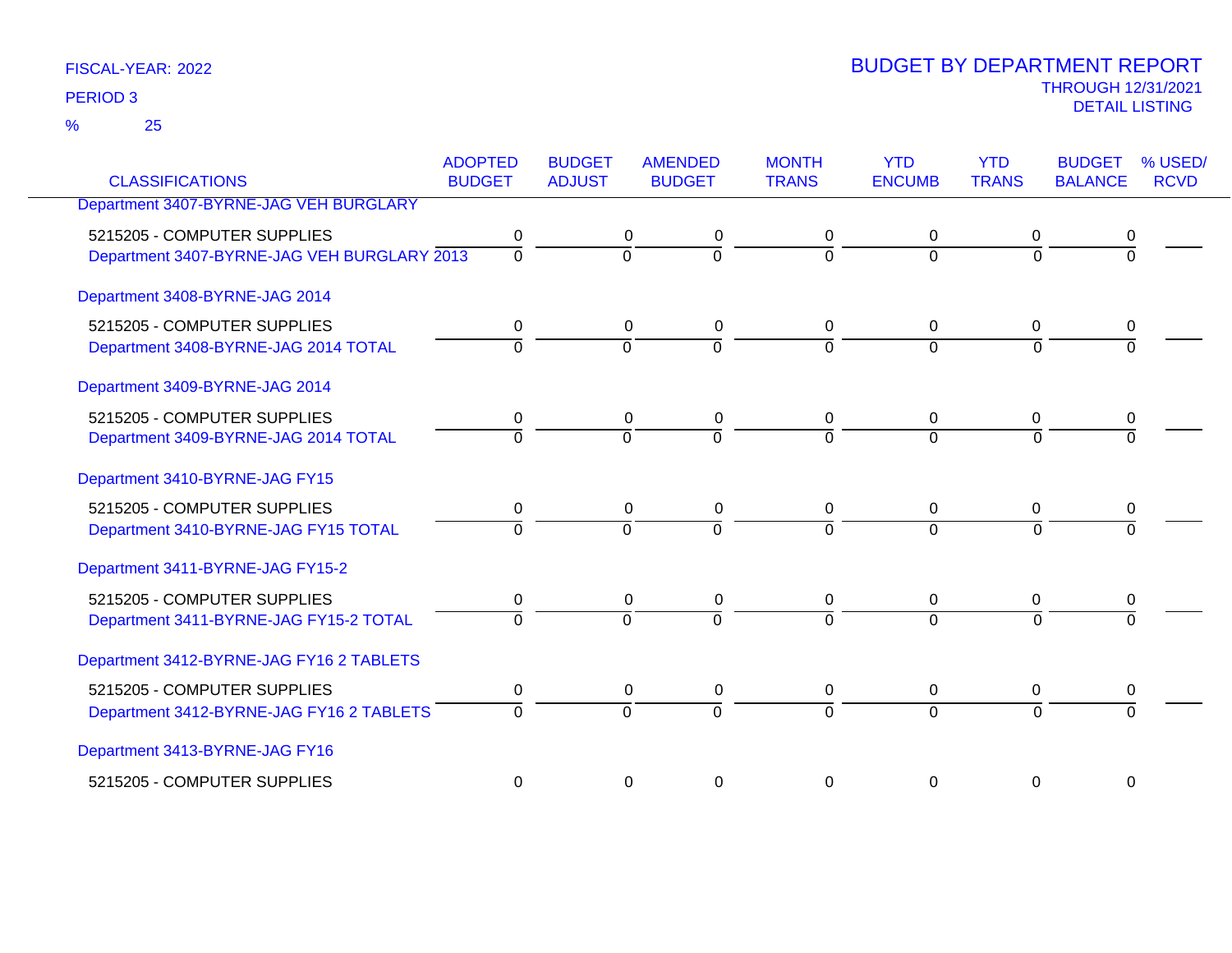FISCAL-YEAR: 2022

PERIOD 3

% 25

# BUDGET BY DEPARTMENT REPORT

THROUGH 12/31/2021

DETAIL LISTING

| CLASSIFICATIONS | ADOPTED BUDGET | BUDGET ADJUST | AMENDED BUDGET | MONTH TRANS | YTD ENCUMB | YTD TRANS | BUDGET BALANCE | % USED/ RCVD |
|---|---|---|---|---|---|---|---|---|
| Department 3407-BYRNE-JAG VEH BURGLARY | | | | | | | | |
| 5215205 - COMPUTER SUPPLIES | 0 | 0 | 0 | 0 | 0 | 0 | 0 | |
| Department 3407-BYRNE-JAG VEH BURGLARY 2013 | 0 | 0 | 0 | 0 | 0 | 0 | 0 | |
| Department 3408-BYRNE-JAG 2014 | | | | | | | | |
| 5215205 - COMPUTER SUPPLIES | 0 | 0 | 0 | 0 | 0 | 0 | 0 | |
| Department 3408-BYRNE-JAG 2014 TOTAL | 0 | 0 | 0 | 0 | 0 | 0 | 0 | |
| Department 3409-BYRNE-JAG 2014 | | | | | | | | |
| 5215205 - COMPUTER SUPPLIES | 0 | 0 | 0 | 0 | 0 | 0 | 0 | |
| Department 3409-BYRNE-JAG 2014 TOTAL | 0 | 0 | 0 | 0 | 0 | 0 | 0 | |
| Department 3410-BYRNE-JAG FY15 | | | | | | | | |
| 5215205 - COMPUTER SUPPLIES | 0 | 0 | 0 | 0 | 0 | 0 | 0 | |
| Department 3410-BYRNE-JAG FY15 TOTAL | 0 | 0 | 0 | 0 | 0 | 0 | 0 | |
| Department 3411-BYRNE-JAG FY15-2 | | | | | | | | |
| 5215205 - COMPUTER SUPPLIES | 0 | 0 | 0 | 0 | 0 | 0 | 0 | |
| Department 3411-BYRNE-JAG FY15-2 TOTAL | 0 | 0 | 0 | 0 | 0 | 0 | 0 | |
| Department 3412-BYRNE-JAG FY16 2 TABLETS | | | | | | | | |
| 5215205 - COMPUTER SUPPLIES | 0 | 0 | 0 | 0 | 0 | 0 | 0 | |
| Department 3412-BYRNE-JAG FY16 2 TABLETS | 0 | 0 | 0 | 0 | 0 | 0 | 0 | |
| Department 3413-BYRNE-JAG FY16 | | | | | | | | |
| 5215205 - COMPUTER SUPPLIES | 0 | 0 | 0 | 0 | 0 | 0 | 0 | |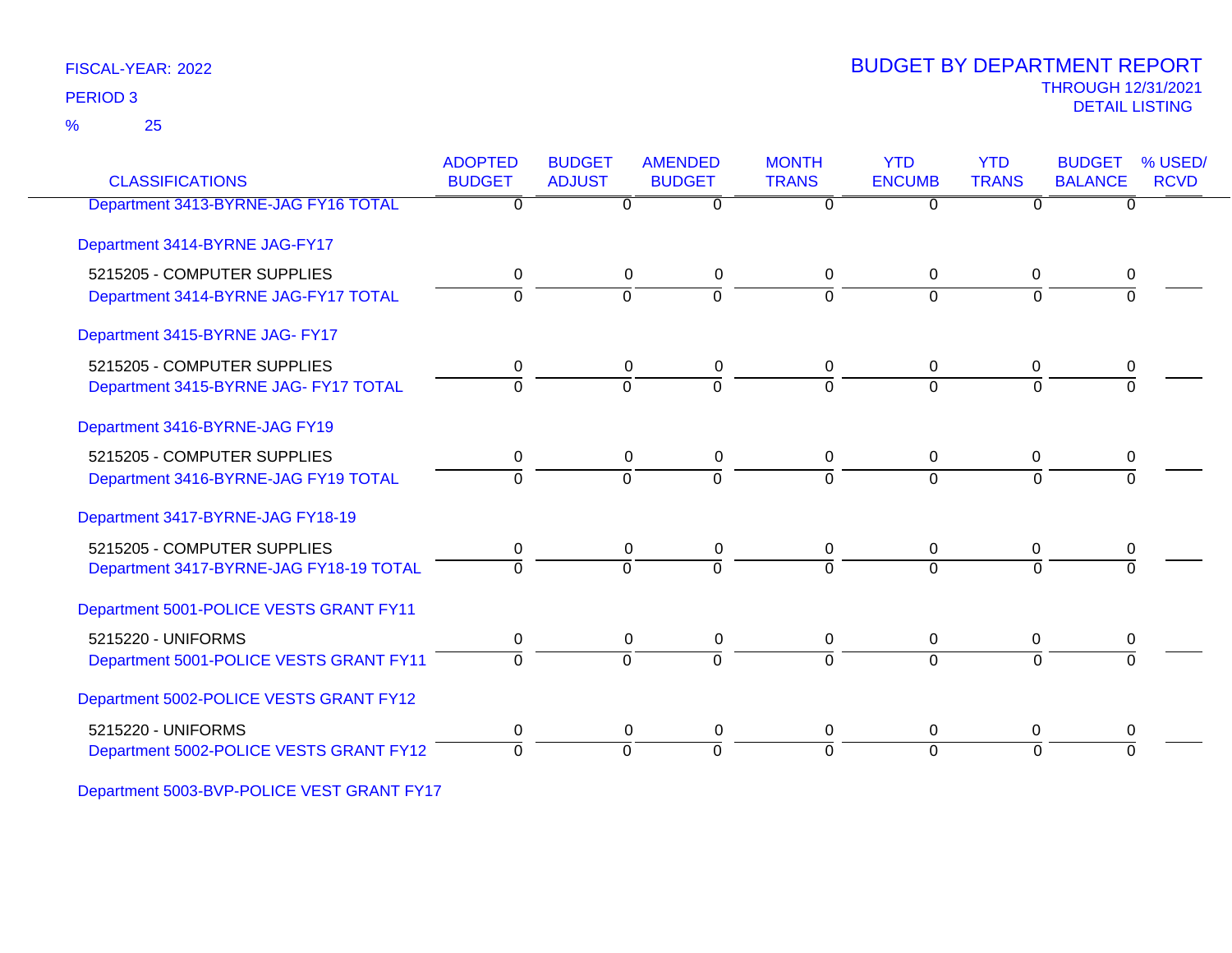FISCAL-YEAR: 2022

PERIOD 3

% 25

# BUDGET BY DEPARTMENT REPORT

THROUGH 12/31/2021

DETAIL LISTING

| CLASSIFICATIONS | ADOPTED BUDGET | BUDGET ADJUST | AMENDED BUDGET | MONTH TRANS | YTD ENCUMB | YTD TRANS | BUDGET BALANCE | % USED/ RCVD |
|---|---|---|---|---|---|---|---|---|
| Department 3413-BYRNE-JAG FY16 TOTAL | 0 | 0 | 0 | 0 | 0 | 0 | 0 | |
| **Department 3414-BYRNE JAG-FY17** | | | | | | | | |
| 5215205 - COMPUTER SUPPLIES | 0 | 0 | 0 | 0 | 0 | 0 | 0 | |
| Department 3414-BYRNE JAG-FY17 TOTAL | 0 | 0 | 0 | 0 | 0 | 0 | 0 | |
| **Department 3415-BYRNE JAG- FY17** | | | | | | | | |
| 5215205 - COMPUTER SUPPLIES | 0 | 0 | 0 | 0 | 0 | 0 | 0 | |
| Department 3415-BYRNE JAG- FY17 TOTAL | 0 | 0 | 0 | 0 | 0 | 0 | 0 | |
| **Department 3416-BYRNE-JAG FY19** | | | | | | | | |
| 5215205 - COMPUTER SUPPLIES | 0 | 0 | 0 | 0 | 0 | 0 | 0 | |
| Department 3416-BYRNE-JAG FY19 TOTAL | 0 | 0 | 0 | 0 | 0 | 0 | 0 | |
| **Department 3417-BYRNE-JAG FY18-19** | | | | | | | | |
| 5215205 - COMPUTER SUPPLIES | 0 | 0 | 0 | 0 | 0 | 0 | 0 | |
| Department 3417-BYRNE-JAG FY18-19 TOTAL | 0 | 0 | 0 | 0 | 0 | 0 | 0 | |
| **Department 5001-POLICE VESTS GRANT FY11** | | | | | | | | |
| 5215220 - UNIFORMS | 0 | 0 | 0 | 0 | 0 | 0 | 0 | |
| Department 5001-POLICE VESTS GRANT FY11 | 0 | 0 | 0 | 0 | 0 | 0 | 0 | |
| **Department 5002-POLICE VESTS GRANT FY12** | | | | | | | | |
| 5215220 - UNIFORMS | 0 | 0 | 0 | 0 | 0 | 0 | 0 | |
| Department 5002-POLICE VESTS GRANT FY12 | 0 | 0 | 0 | 0 | 0 | 0 | 0 | |
| **Department 5003-BVP-POLICE VEST GRANT FY17** | | | | | | | | |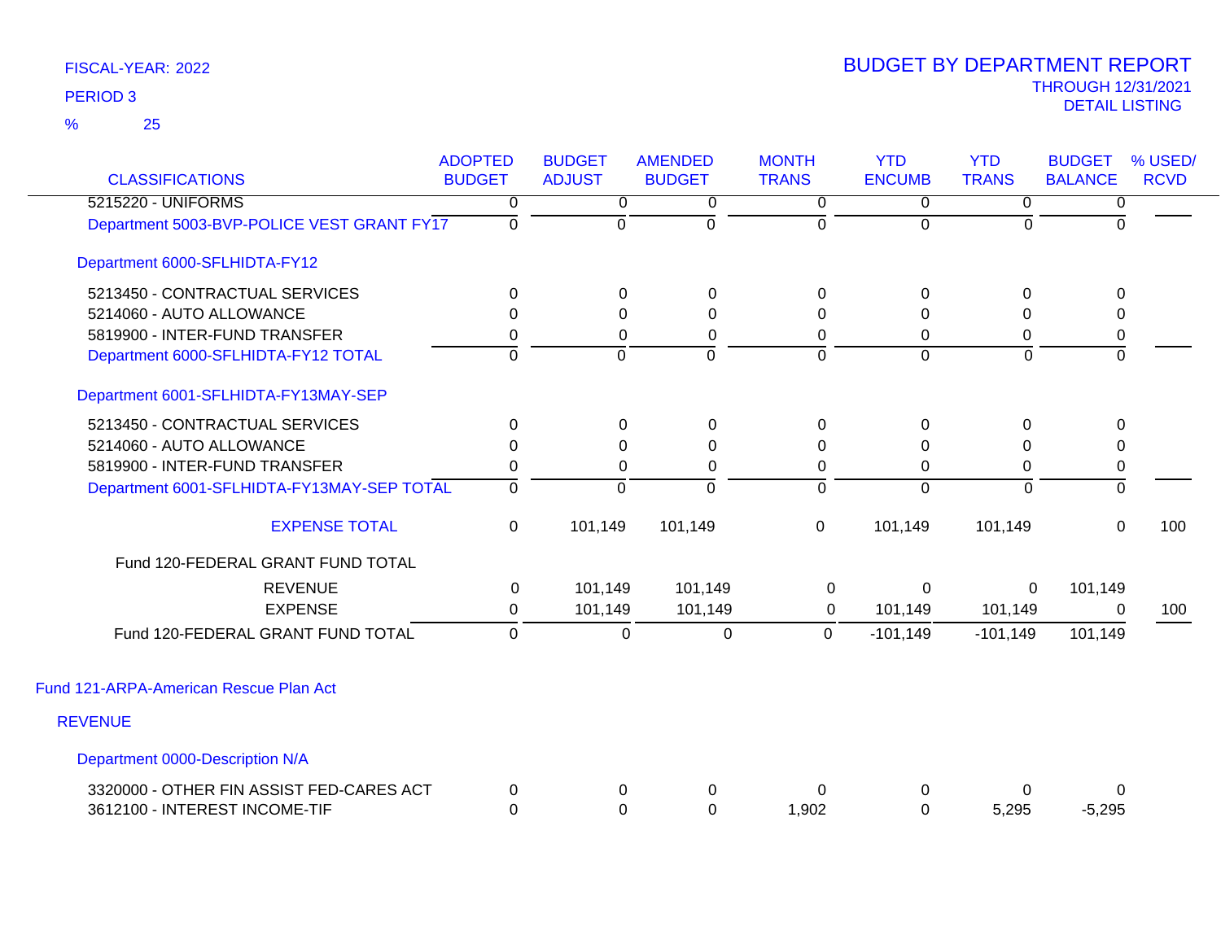FISCAL-YEAR: 2022

PERIOD 3

% 25

# BUDGET BY DEPARTMENT REPORT

THROUGH 12/31/2021

DETAIL LISTING

| CLASSIFICATIONS | ADOPTED BUDGET | BUDGET ADJUST | AMENDED BUDGET | MONTH TRANS | YTD ENCUMB | YTD TRANS | BUDGET BALANCE | % USED/ RCVD |
|---|---|---|---|---|---|---|---|---|
| 5215220 - UNIFORMS | 0 | 0 | 0 | 0 | 0 | 0 | 0 | |
| Department 5003-BVP-POLICE VEST GRANT FY17 | 0 | 0 | 0 | 0 | 0 | 0 | 0 | |
| Department 6000-SFLHIDTA-FY12 | | | | | | | | |
| 5213450 - CONTRACTUAL SERVICES | 0 | 0 | 0 | 0 | 0 | 0 | 0 | |
| 5214060 - AUTO ALLOWANCE | 0 | 0 | 0 | 0 | 0 | 0 | 0 | |
| 5819900 - INTER-FUND TRANSFER | 0 | 0 | 0 | 0 | 0 | 0 | 0 | |
| Department 6000-SFLHIDTA-FY12 TOTAL | 0 | 0 | 0 | 0 | 0 | 0 | 0 | |
| Department 6001-SFLHIDTA-FY13MAY-SEP | | | | | | | | |
| 5213450 - CONTRACTUAL SERVICES | 0 | 0 | 0 | 0 | 0 | 0 | 0 | |
| 5214060 - AUTO ALLOWANCE | 0 | 0 | 0 | 0 | 0 | 0 | 0 | |
| 5819900 - INTER-FUND TRANSFER | 0 | 0 | 0 | 0 | 0 | 0 | 0 | |
| Department 6001-SFLHIDTA-FY13MAY-SEP TOTAL | 0 | 0 | 0 | 0 | 0 | 0 | 0 | |
| EXPENSE TOTAL | 0 | 101,149 | 101,149 | 0 | 101,149 | 101,149 | 0 | 100 |
| Fund 120-FEDERAL GRANT FUND TOTAL | | | | | | | | |
| REVENUE | 0 | 101,149 | 101,149 | 0 | 0 | 0 | 101,149 | |
| EXPENSE | 0 | 101,149 | 101,149 | 0 | 101,149 | 101,149 | 0 | 100 |
| Fund 120-FEDERAL GRANT FUND TOTAL | 0 | 0 | 0 | 0 | -101,149 | -101,149 | 101,149 | |
| Fund 121-ARPA-American Rescue Plan Act | | | | | | | | |
| REVENUE | | | | | | | | |
| Department 0000-Description N/A | | | | | | | | |
| 3320000 - OTHER FIN ASSIST FED-CARES ACT | 0 | 0 | 0 | 0 | 0 | 0 | 0 | |
| 3612100 - INTEREST INCOME-TIF | 0 | 0 | 0 | 1,902 | 0 | 5,295 | -5,295 | |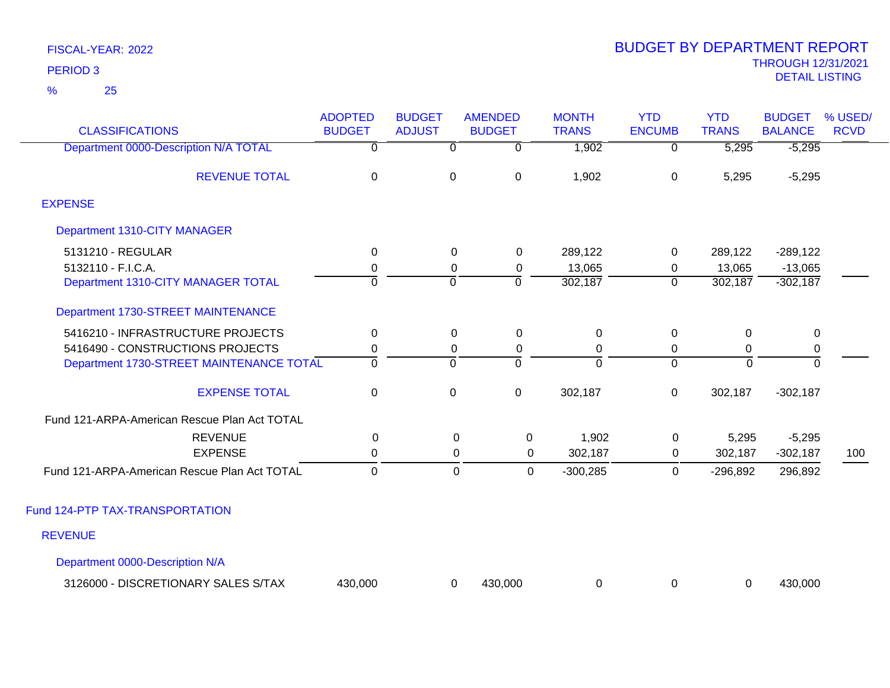FISCAL-YEAR: 2022

PERIOD 3

% 25

# BUDGET BY DEPARTMENT REPORT

THROUGH 12/31/2021

DETAIL LISTING

| CLASSIFICATIONS | ADOPTED BUDGET | BUDGET ADJUST | AMENDED BUDGET | MONTH TRANS | YTD ENCUMB | YTD TRANS | BUDGET BALANCE | % USED/ RCVD |
|---|---|---|---|---|---|---|---|---|
| Department 0000-Description N/A TOTAL | 0 | 0 | 0 | 1,902 | 0 | 5,295 | -5,295 | |
| REVENUE TOTAL | 0 | 0 | 0 | 1,902 | 0 | 5,295 | -5,295 | |
| EXPENSE | | | | | | | | |
| Department 1310-CITY MANAGER | | | | | | | | |
| 5131210 - REGULAR | 0 | 0 | 0 | 289,122 | 0 | 289,122 | -289,122 | |
| 5132110 - F.I.C.A. | 0 | 0 | 0 | 13,065 | 0 | 13,065 | -13,065 | |
| Department 1310-CITY MANAGER TOTAL | 0 | 0 | 0 | 302,187 | 0 | 302,187 | -302,187 | |
| Department 1730-STREET MAINTENANCE | | | | | | | | |
| 5416210 - INFRASTRUCTURE PROJECTS | 0 | 0 | 0 | 0 | 0 | 0 | 0 | |
| 5416490 - CONSTRUCTIONS PROJECTS | 0 | 0 | 0 | 0 | 0 | 0 | 0 | |
| Department 1730-STREET MAINTENANCE TOTAL | 0 | 0 | 0 | 0 | 0 | 0 | 0 | |
| EXPENSE TOTAL | 0 | 0 | 0 | 302,187 | 0 | 302,187 | -302,187 | |
| Fund 121-ARPA-American Rescue Plan Act TOTAL | | | | | | | | |
| REVENUE | 0 | 0 | 0 | 1,902 | 0 | 5,295 | -5,295 | |
| EXPENSE | 0 | 0 | 0 | 302,187 | 0 | 302,187 | -302,187 | 100 |
| Fund 121-ARPA-American Rescue Plan Act TOTAL | 0 | 0 | 0 | -300,285 | 0 | -296,892 | 296,892 | |
| Fund 124-PTP TAX-TRANSPORTATION | | | | | | | | |
| REVENUE | | | | | | | | |
| Department 0000-Description N/A | | | | | | | | |
| 3126000 - DISCRETIONARY SALES S/TAX | 430,000 | 0 | 430,000 | 0 | 0 | 0 | 430,000 | |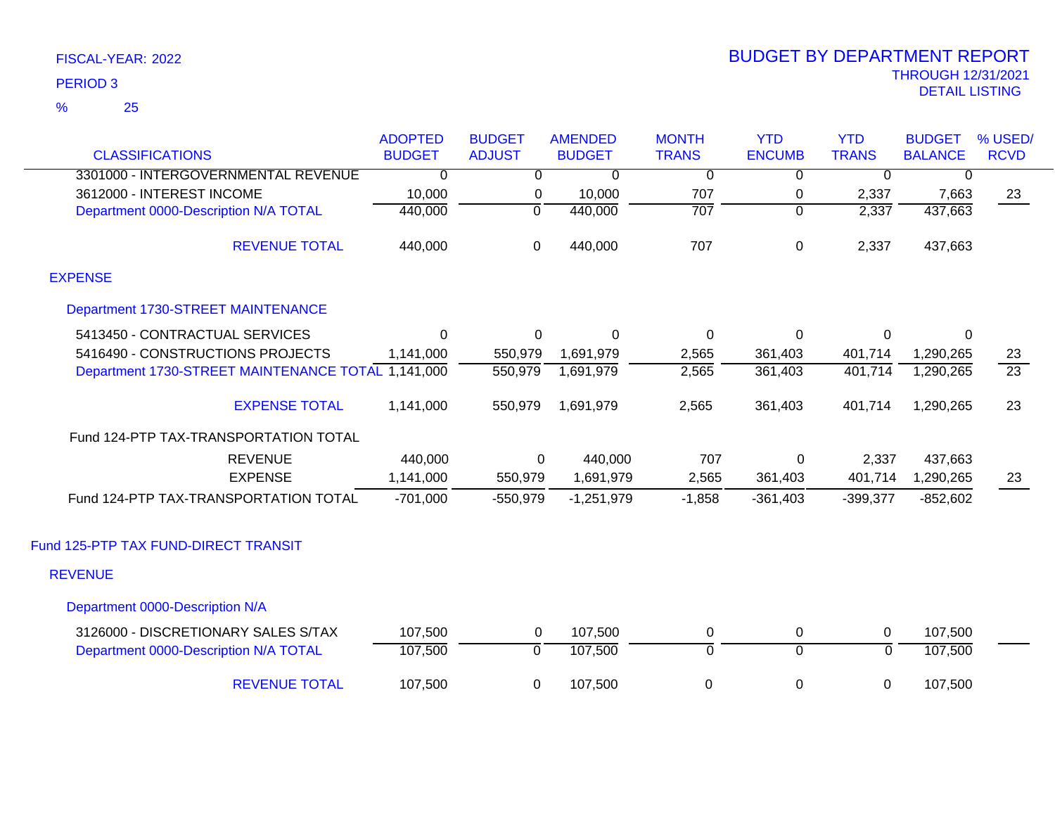FISCAL-YEAR: 2022

PERIOD 3

% 25

# BUDGET BY DEPARTMENT REPORT

THROUGH 12/31/2021

DETAIL LISTING

| CLASSIFICATIONS | ADOPTED BUDGET | BUDGET ADJUST | AMENDED BUDGET | MONTH TRANS | YTD ENCUMB | YTD TRANS | BUDGET BALANCE | % USED/ RCVD |
|---|---|---|---|---|---|---|---|---|
| 3301000 - INTERGOVERNMENTAL REVENUE | 0 | 0 | 0 | 0 | 0 | 0 | 0 | |
| 3612000 - INTEREST INCOME | 10,000 | 0 | 10,000 | 707 | 0 | 2,337 | 7,663 | 23 |
| Department 0000-Description N/A TOTAL | 440,000 | 0 | 440,000 | 707 | 0 | 2,337 | 437,663 | |
| REVENUE TOTAL | 440,000 | 0 | 440,000 | 707 | 0 | 2,337 | 437,663 | |
| **EXPENSE** | | | | | | | | |
| Department 1730-STREET MAINTENANCE | | | | | | | | |
| 5413450 - CONTRACTUAL SERVICES | 0 | 0 | 0 | 0 | 0 | 0 | 0 | |
| 5416490 - CONSTRUCTIONS PROJECTS | 1,141,000 | 550,979 | 1,691,979 | 2,565 | 361,403 | 401,714 | 1,290,265 | 23 |
| Department 1730-STREET MAINTENANCE TOTAL | 1,141,000 | 550,979 | 1,691,979 | 2,565 | 361,403 | 401,714 | 1,290,265 | 23 |
| EXPENSE TOTAL | 1,141,000 | 550,979 | 1,691,979 | 2,565 | 361,403 | 401,714 | 1,290,265 | 23 |
| Fund 124-PTP TAX-TRANSPORTATION TOTAL | | | | | | | | |
| REVENUE | 440,000 | 0 | 440,000 | 707 | 0 | 2,337 | 437,663 | |
| EXPENSE | 1,141,000 | 550,979 | 1,691,979 | 2,565 | 361,403 | 401,714 | 1,290,265 | 23 |
| Fund 124-PTP TAX-TRANSPORTATION TOTAL | -701,000 | -550,979 | -1,251,979 | -1,858 | -361,403 | -399,377 | -852,602 | |
| **Fund 125-PTP TAX FUND-DIRECT TRANSIT** | | | | | | | | |
| **REVENUE** | | | | | | | | |
| Department 0000-Description N/A | | | | | | | | |
| 3126000 - DISCRETIONARY SALES S/TAX | 107,500 | 0 | 107,500 | 0 | 0 | 0 | 107,500 | |
| Department 0000-Description N/A TOTAL | 107,500 | 0 | 107,500 | 0 | 0 | 0 | 107,500 | |
| REVENUE TOTAL | 107,500 | 0 | 107,500 | 0 | 0 | 0 | 107,500 | |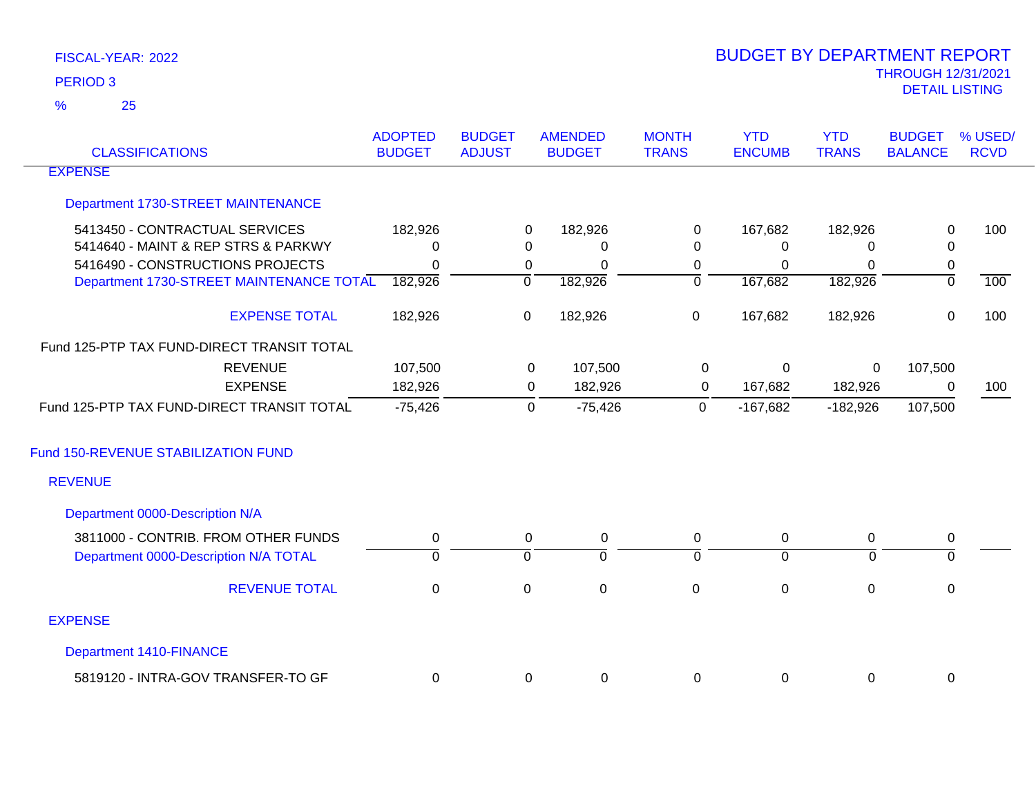FISCAL-YEAR: 2022

PERIOD 3

% 25

# BUDGET BY DEPARTMENT REPORT

THROUGH 12/31/2021

DETAIL LISTING

| CLASSIFICATIONS | ADOPTED BUDGET | BUDGET ADJUST | AMENDED BUDGET | MONTH TRANS | YTD ENCUMB | YTD TRANS | BUDGET BALANCE | % USED/ RCVD |
|---|---|---|---|---|---|---|---|---|
| EXPENSE | | | | | | | | |
| Department 1730-STREET MAINTENANCE | | | | | | | | |
| 5413450 - CONTRACTUAL SERVICES | 182,926 | 0 | 182,926 | 0 | 167,682 | 182,926 | 0 | 100 |
| 5414640 - MAINT & REP STRS & PARKWY | 0 | 0 | 0 | 0 | 0 | 0 | 0 | |
| 5416490 - CONSTRUCTIONS PROJECTS | 0 | 0 | 0 | 0 | 0 | 0 | 0 | |
| Department 1730-STREET MAINTENANCE TOTAL | 182,926 | 0 | 182,926 | 0 | 167,682 | 182,926 | 0 | 100 |
| EXPENSE TOTAL | 182,926 | 0 | 182,926 | 0 | 167,682 | 182,926 | 0 | 100 |
| Fund 125-PTP TAX FUND-DIRECT TRANSIT TOTAL | | | | | | | | |
| REVENUE | 107,500 | 0 | 107,500 | 0 | 0 | 0 | 107,500 | |
| EXPENSE | 182,926 | 0 | 182,926 | 0 | 167,682 | 182,926 | 0 | 100 |
| Fund 125-PTP TAX FUND-DIRECT TRANSIT TOTAL | -75,426 | 0 | -75,426 | 0 | -167,682 | -182,926 | 107,500 | |
| Fund 150-REVENUE STABILIZATION FUND | | | | | | | | |
| REVENUE | | | | | | | | |
| Department 0000-Description N/A | | | | | | | | |
| 3811000 - CONTRIB. FROM OTHER FUNDS | 0 | 0 | 0 | 0 | 0 | 0 | 0 | |
| Department 0000-Description N/A TOTAL | 0 | 0 | 0 | 0 | 0 | 0 | 0 | |
| REVENUE TOTAL | 0 | 0 | 0 | 0 | 0 | 0 | 0 | |
| EXPENSE | | | | | | | | |
| Department 1410-FINANCE | | | | | | | | |
| 5819120 - INTRA-GOV TRANSFER-TO GF | 0 | 0 | 0 | 0 | 0 | 0 | 0 | |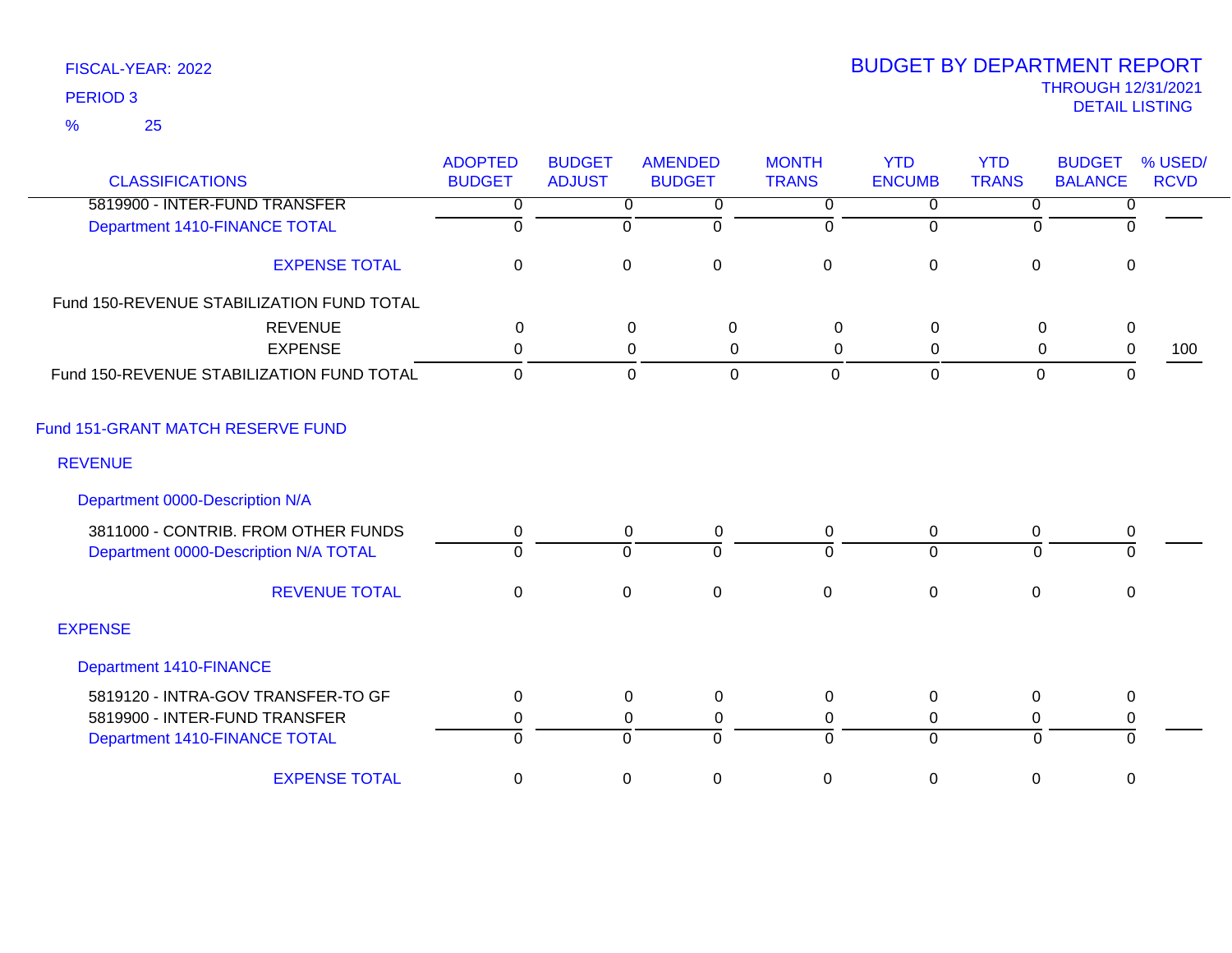FISCAL-YEAR: 2022
PERIOD 3
% 25

# BUDGET BY DEPARTMENT REPORT
THROUGH 12/31/2021
DETAIL LISTING

| CLASSIFICATIONS | ADOPTED BUDGET | BUDGET ADJUST | AMENDED BUDGET | MONTH TRANS | YTD ENCUMB | YTD TRANS | BUDGET BALANCE | % USED/ RCVD |
|---|---|---|---|---|---|---|---|---|
| 5819900 - INTER-FUND TRANSFER | 0 | 0 | 0 | 0 | 0 | 0 | 0 | |
| Department 1410-FINANCE TOTAL | 0 | 0 | 0 | 0 | 0 | 0 | 0 | |
| EXPENSE TOTAL | 0 | 0 | 0 | 0 | 0 | 0 | 0 | |
| Fund 150-REVENUE STABILIZATION FUND TOTAL | | | | | | | | |
| REVENUE | 0 | 0 | 0 | 0 | 0 | 0 | 0 | |
| EXPENSE | 0 | 0 | 0 | 0 | 0 | 0 | 0 | 100 |
| Fund 150-REVENUE STABILIZATION FUND TOTAL | 0 | 0 | 0 | 0 | 0 | 0 | 0 | |
| Fund 151-GRANT MATCH RESERVE FUND | | | | | | | | |
| REVENUE | | | | | | | | |
| Department 0000-Description N/A | | | | | | | | |
| 3811000 - CONTRIB. FROM OTHER FUNDS | 0 | 0 | 0 | 0 | 0 | 0 | 0 | |
| Department 0000-Description N/A TOTAL | 0 | 0 | 0 | 0 | 0 | 0 | 0 | |
| REVENUE TOTAL | 0 | 0 | 0 | 0 | 0 | 0 | 0 | |
| EXPENSE | | | | | | | | |
| Department 1410-FINANCE | | | | | | | | |
| 5819120 - INTRA-GOV TRANSFER-TO GF | 0 | 0 | 0 | 0 | 0 | 0 | 0 | |
| 5819900 - INTER-FUND TRANSFER | 0 | 0 | 0 | 0 | 0 | 0 | 0 | |
| Department 1410-FINANCE TOTAL | 0 | 0 | 0 | 0 | 0 | 0 | 0 | |
| EXPENSE TOTAL | 0 | 0 | 0 | 0 | 0 | 0 | 0 | |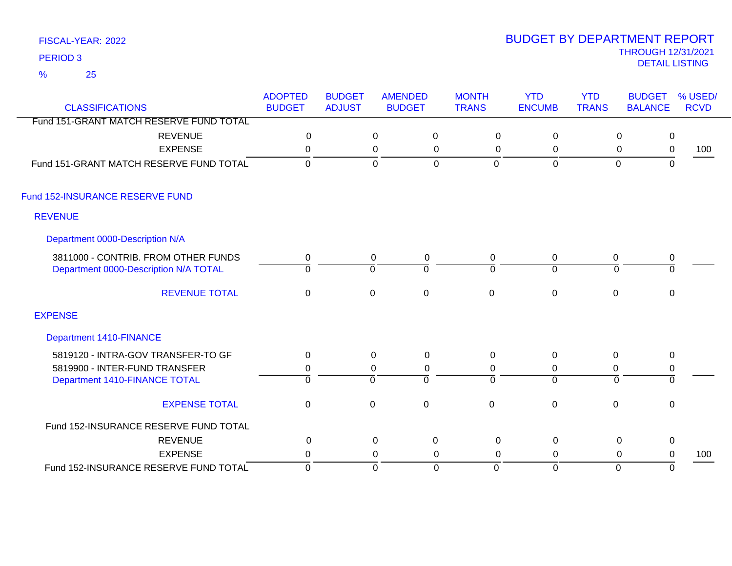FISCAL-YEAR: 2022

PERIOD 3

% 25

# BUDGET BY DEPARTMENT REPORT

THROUGH 12/31/2021

DETAIL LISTING

| CLASSIFICATIONS | ADOPTED BUDGET | BUDGET ADJUST | AMENDED BUDGET | MONTH TRANS | YTD ENCUMB | YTD TRANS | BUDGET BALANCE | % USED/ RCVD |
|---|---|---|---|---|---|---|---|---|
| Fund 151-GRANT MATCH RESERVE FUND TOTAL | | | | | | | | |
| REVENUE | 0 | 0 | 0 | 0 | 0 | 0 | 0 | |
| EXPENSE | 0 | 0 | 0 | 0 | 0 | 0 | 0 | 100 |
| Fund 151-GRANT MATCH RESERVE FUND TOTAL | 0 | 0 | 0 | 0 | 0 | 0 | 0 | |
| **Fund 152-INSURANCE RESERVE FUND** | | | | | | | | |
| **REVENUE** | | | | | | | | |
| **Department 0000-Description N/A** | | | | | | | | |
| 3811000 - CONTRIB. FROM OTHER FUNDS | 0 | 0 | 0 | 0 | 0 | 0 | 0 | |
| Department 0000-Description N/A TOTAL | 0 | 0 | 0 | 0 | 0 | 0 | 0 | |
| REVENUE TOTAL | 0 | 0 | 0 | 0 | 0 | 0 | 0 | |
| **EXPENSE** | | | | | | | | |
| **Department 1410-FINANCE** | | | | | | | | |
| 5819120 - INTRA-GOV TRANSFER-TO GF | 0 | 0 | 0 | 0 | 0 | 0 | 0 | |
| 5819900 - INTER-FUND TRANSFER | 0 | 0 | 0 | 0 | 0 | 0 | 0 | |
| Department 1410-FINANCE TOTAL | 0 | 0 | 0 | 0 | 0 | 0 | 0 | |
| EXPENSE TOTAL | 0 | 0 | 0 | 0 | 0 | 0 | 0 | |
| Fund 152-INSURANCE RESERVE FUND TOTAL | | | | | | | | |
| REVENUE | 0 | 0 | 0 | 0 | 0 | 0 | 0 | |
| EXPENSE | 0 | 0 | 0 | 0 | 0 | 0 | 0 | 100 |
| Fund 152-INSURANCE RESERVE FUND TOTAL | 0 | 0 | 0 | 0 | 0 | 0 | 0 | |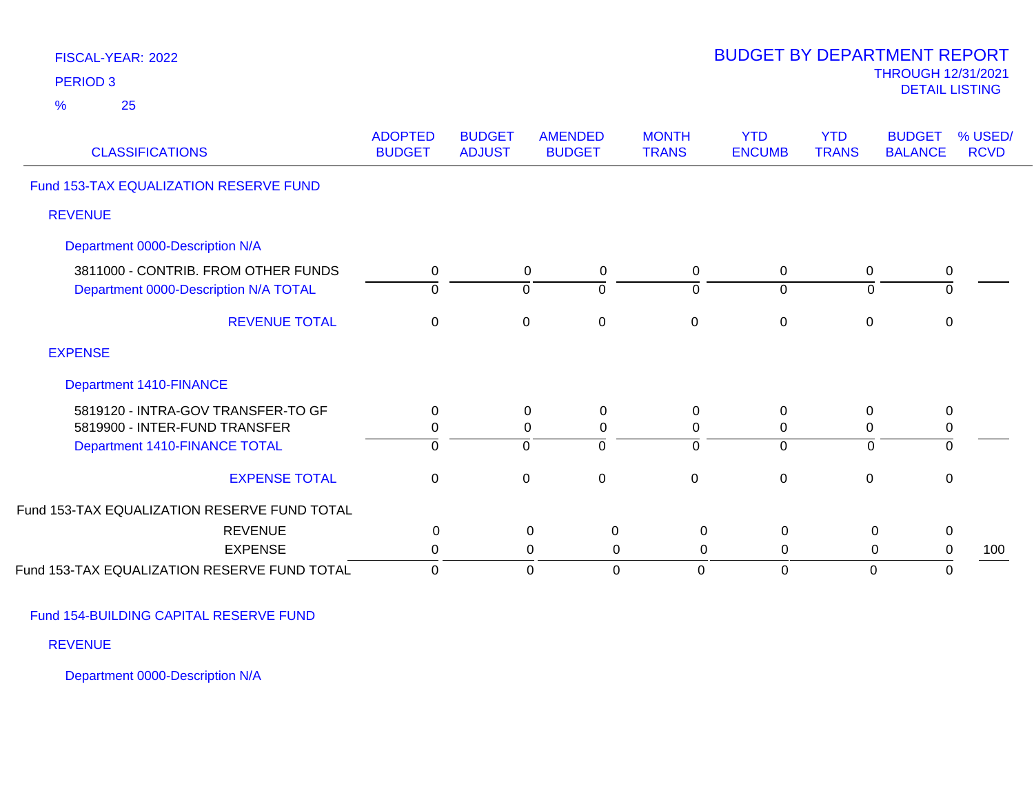FISCAL-YEAR: 2022

PERIOD 3

% 25

# BUDGET BY DEPARTMENT REPORT

THROUGH 12/31/2021

DETAIL LISTING

| CLASSIFICATIONS | ADOPTED BUDGET | BUDGET ADJUST | AMENDED BUDGET | MONTH TRANS | YTD ENCUMB | YTD TRANS | BUDGET BALANCE | % USED/ RCVD |
|---|---|---|---|---|---|---|---|---|
| Fund 153-TAX EQUALIZATION RESERVE FUND | | | | | | | | |
| REVENUE | | | | | | | | |
| Department 0000-Description N/A | | | | | | | | |
| 3811000 - CONTRIB. FROM OTHER FUNDS | 0 | 0 | 0 | 0 | 0 | 0 | 0 | |
| Department 0000-Description N/A TOTAL | 0 | 0 | 0 | 0 | 0 | 0 | 0 | |
| REVENUE TOTAL | 0 | 0 | 0 | 0 | 0 | 0 | 0 | |
| EXPENSE | | | | | | | | |
| Department 1410-FINANCE | | | | | | | | |
| 5819120 - INTRA-GOV TRANSFER-TO GF | 0 | 0 | 0 | 0 | 0 | 0 | 0 | |
| 5819900 - INTER-FUND TRANSFER | 0 | 0 | 0 | 0 | 0 | 0 | 0 | |
| Department 1410-FINANCE TOTAL | 0 | 0 | 0 | 0 | 0 | 0 | 0 | |
| EXPENSE TOTAL | 0 | 0 | 0 | 0 | 0 | 0 | 0 | |
| Fund 153-TAX EQUALIZATION RESERVE FUND TOTAL | | | | | | | | |
| REVENUE | 0 | 0 | 0 | 0 | 0 | 0 | 0 | |
| EXPENSE | 0 | 0 | 0 | 0 | 0 | 0 | 0 | 100 |
| Fund 153-TAX EQUALIZATION RESERVE FUND TOTAL | 0 | 0 | 0 | 0 | 0 | 0 | 0 | |
| Fund 154-BUILDING CAPITAL RESERVE FUND | | | | | | | | |
| REVENUE | | | | | | | | |
| Department 0000-Description N/A | | | | | | | | |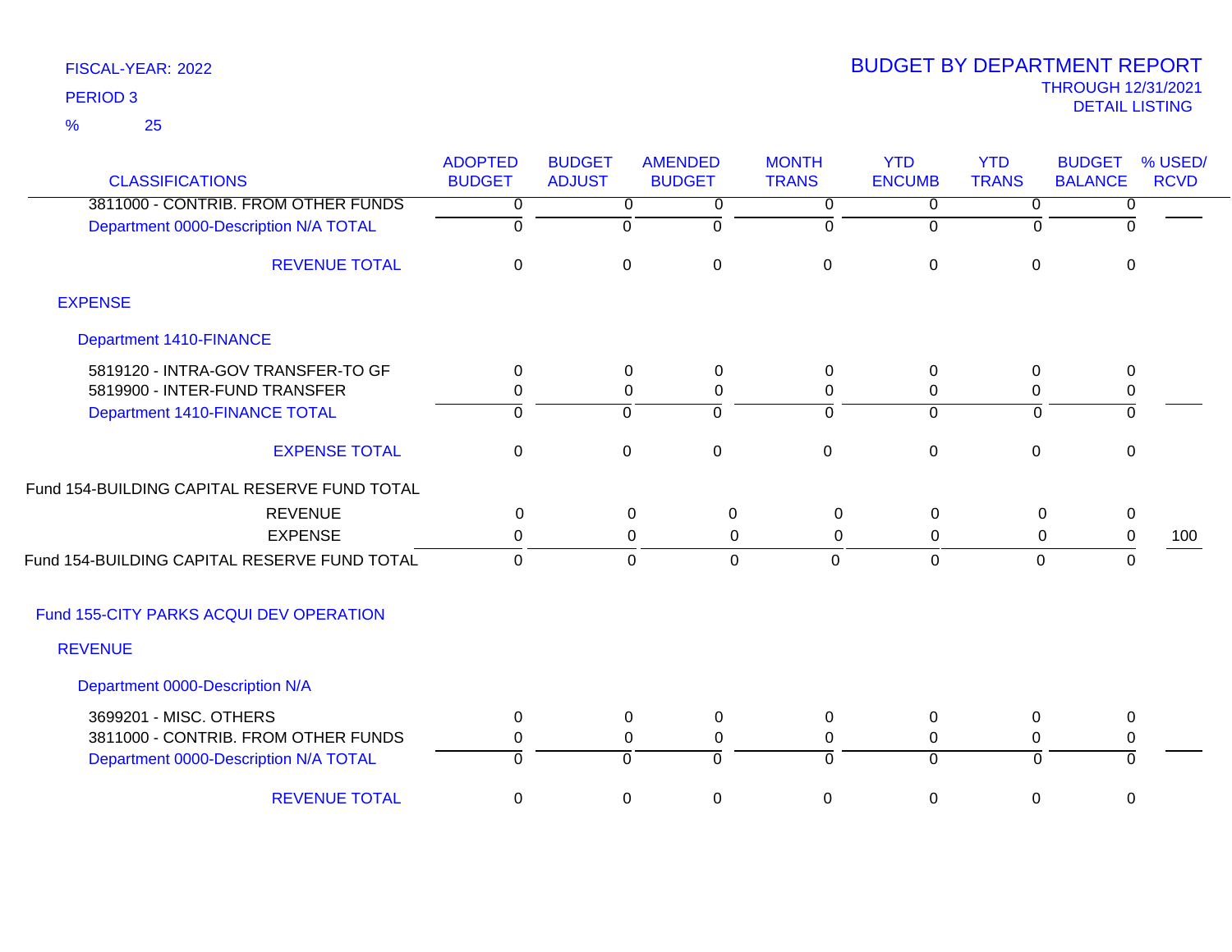FISCAL-YEAR: 2022

PERIOD 3

% 25

# BUDGET BY DEPARTMENT REPORT

THROUGH 12/31/2021

DETAIL LISTING

| CLASSIFICATIONS | ADOPTED BUDGET | BUDGET ADJUST | AMENDED BUDGET | MONTH TRANS | YTD ENCUMB | YTD TRANS | BUDGET BALANCE | % USED/ RCVD |
|---|---|---|---|---|---|---|---|---|
| 3811000 - CONTRIB. FROM OTHER FUNDS | 0 | 0 | 0 | 0 | 0 | 0 | 0 | |
| Department 0000-Description N/A TOTAL | 0 | 0 | 0 | 0 | 0 | 0 | 0 | |
| REVENUE TOTAL | 0 | 0 | 0 | 0 | 0 | 0 | 0 | |
| EXPENSE | | | | | | | | |
| Department 1410-FINANCE | | | | | | | | |
| 5819120 - INTRA-GOV TRANSFER-TO GF | 0 | 0 | 0 | 0 | 0 | 0 | 0 | |
| 5819900 - INTER-FUND TRANSFER | 0 | 0 | 0 | 0 | 0 | 0 | 0 | |
| Department 1410-FINANCE TOTAL | 0 | 0 | 0 | 0 | 0 | 0 | 0 | |
| EXPENSE TOTAL | 0 | 0 | 0 | 0 | 0 | 0 | 0 | |
| Fund 154-BUILDING CAPITAL RESERVE FUND TOTAL | | | | | | | | |
| REVENUE | 0 | 0 | 0 | 0 | 0 | 0 | 0 | |
| EXPENSE | 0 | 0 | 0 | 0 | 0 | 0 | 0 | 100 |
| Fund 154-BUILDING CAPITAL RESERVE FUND TOTAL | 0 | 0 | 0 | 0 | 0 | 0 | 0 | |
| Fund 155-CITY PARKS ACQUI DEV OPERATION | | | | | | | | |
| REVENUE | | | | | | | | |
| Department 0000-Description N/A | | | | | | | | |
| 3699201 - MISC. OTHERS | 0 | 0 | 0 | 0 | 0 | 0 | 0 | |
| 3811000 - CONTRIB. FROM OTHER FUNDS | 0 | 0 | 0 | 0 | 0 | 0 | 0 | |
| Department 0000-Description N/A TOTAL | 0 | 0 | 0 | 0 | 0 | 0 | 0 | |
| REVENUE TOTAL | 0 | 0 | 0 | 0 | 0 | 0 | 0 | |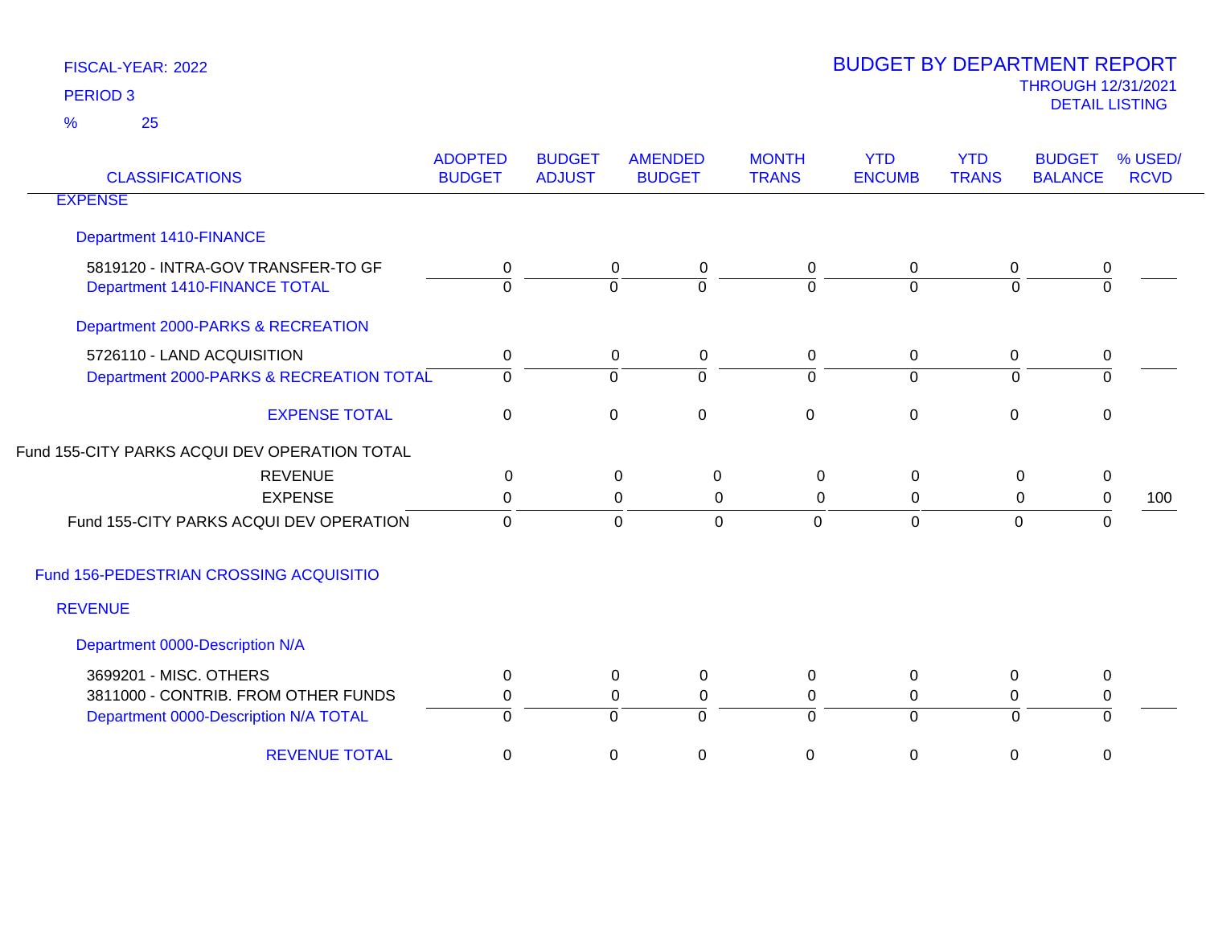FISCAL-YEAR: 2022

PERIOD 3

% 25

# BUDGET BY DEPARTMENT REPORT

THROUGH 12/31/2021

DETAIL LISTING

| CLASSIFICATIONS | ADOPTED BUDGET | BUDGET ADJUST | AMENDED BUDGET | MONTH TRANS | YTD ENCUMB | YTD TRANS | BUDGET BALANCE | % USED/ RCVD |
|---|---|---|---|---|---|---|---|---|
| EXPENSE | | | | | | | | |
| Department 1410-FINANCE | | | | | | | | |
| 5819120 - INTRA-GOV TRANSFER-TO GF | 0 | 0 | 0 | 0 | 0 | 0 | 0 | |
| Department 1410-FINANCE TOTAL | 0 | 0 | 0 | 0 | 0 | 0 | 0 | |
| Department 2000-PARKS & RECREATION | | | | | | | | |
| 5726110 - LAND ACQUISITION | 0 | 0 | 0 | 0 | 0 | 0 | 0 | |
| Department 2000-PARKS & RECREATION TOTAL | 0 | 0 | 0 | 0 | 0 | 0 | 0 | |
| EXPENSE TOTAL | 0 | 0 | 0 | 0 | 0 | 0 | 0 | |
| Fund 155-CITY PARKS ACQUI DEV OPERATION TOTAL | | | | | | | | |
| REVENUE | 0 | 0 | 0 | 0 | 0 | 0 | 0 | |
| EXPENSE | 0 | 0 | 0 | 0 | 0 | 0 | 0 | 100 |
| Fund 155-CITY PARKS ACQUI DEV OPERATION | 0 | 0 | 0 | 0 | 0 | 0 | 0 | |
| Fund 156-PEDESTRIAN CROSSING ACQUISITIO | | | | | | | | |
| REVENUE | | | | | | | | |
| Department 0000-Description N/A | | | | | | | | |
| 3699201 - MISC. OTHERS | 0 | 0 | 0 | 0 | 0 | 0 | 0 | |
| 3811000 - CONTRIB. FROM OTHER FUNDS | 0 | 0 | 0 | 0 | 0 | 0 | 0 | |
| Department 0000-Description N/A TOTAL | 0 | 0 | 0 | 0 | 0 | 0 | 0 | |
| REVENUE TOTAL | 0 | 0 | 0 | 0 | 0 | 0 | 0 | |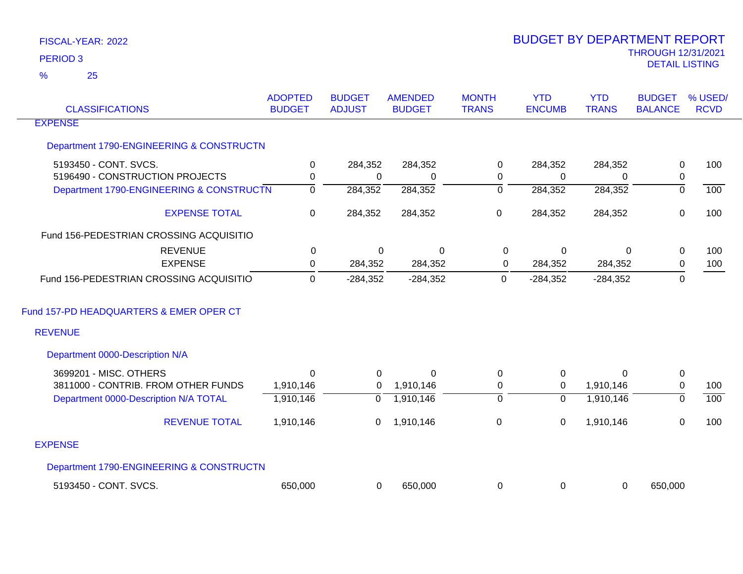FISCAL-YEAR: 2022

PERIOD 3

% 25

# BUDGET BY DEPARTMENT REPORT

THROUGH 12/31/2021

DETAIL LISTING

| CLASSIFICATIONS | ADOPTED BUDGET | BUDGET ADJUST | AMENDED BUDGET | MONTH TRANS | YTD ENCUMB | YTD TRANS | BUDGET BALANCE | % USED/ RCVD |
|---|---|---|---|---|---|---|---|---|
| EXPENSE | | | | | | | | |
| Department 1790-ENGINEERING & CONSTRUCTN | | | | | | | | |
| 5193450 - CONT. SVCS. | 0 | 284,352 | 284,352 | 0 | 284,352 | 284,352 | 0 | 100 |
| 5196490 - CONSTRUCTION PROJECTS | 0 | 0 | 0 | 0 | 0 | 0 | 0 | |
| Department 1790-ENGINEERING & CONSTRUCTN | 0 | 284,352 | 284,352 | 0 | 284,352 | 284,352 | 0 | 100 |
| EXPENSE TOTAL | 0 | 284,352 | 284,352 | 0 | 284,352 | 284,352 | 0 | 100 |
| Fund 156-PEDESTRIAN CROSSING ACQUISITIO | | | | | | | | |
| REVENUE | 0 | 0 | 0 | 0 | 0 | 0 | 0 | 100 |
| EXPENSE | 0 | 284,352 | 284,352 | 0 | 284,352 | 284,352 | 0 | 100 |
| Fund 156-PEDESTRIAN CROSSING ACQUISITIO | 0 | -284,352 | -284,352 | 0 | -284,352 | -284,352 | 0 | |
| Fund 157-PD HEADQUARTERS & EMER OPER CT | | | | | | | | |
| REVENUE | | | | | | | | |
| Department 0000-Description N/A | | | | | | | | |
| 3699201 - MISC. OTHERS | 0 | 0 | 0 | 0 | 0 | 0 | 0 | |
| 3811000 - CONTRIB. FROM OTHER FUNDS | 1,910,146 | 0 | 1,910,146 | 0 | 0 | 1,910,146 | 0 | 100 |
| Department 0000-Description N/A TOTAL | 1,910,146 | 0 | 1,910,146 | 0 | 0 | 1,910,146 | 0 | 100 |
| REVENUE TOTAL | 1,910,146 | 0 | 1,910,146 | 0 | 0 | 1,910,146 | 0 | 100 |
| EXPENSE | | | | | | | | |
| Department 1790-ENGINEERING & CONSTRUCTN | | | | | | | | |
| 5193450 - CONT. SVCS. | 650,000 | 0 | 650,000 | 0 | 0 | 0 | 650,000 | |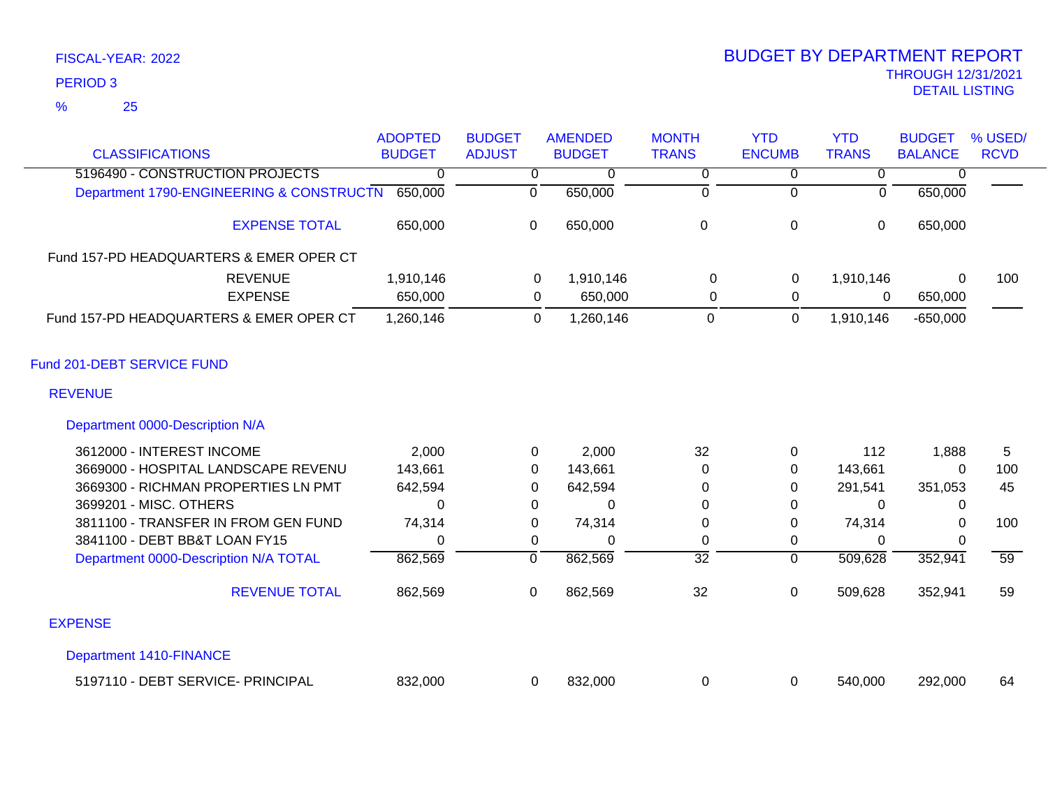FISCAL-YEAR: 2022

PERIOD 3

% 25

# BUDGET BY DEPARTMENT REPORT

THROUGH 12/31/2021

DETAIL LISTING

| CLASSIFICATIONS | ADOPTED BUDGET | BUDGET ADJUST | AMENDED BUDGET | MONTH TRANS | YTD ENCUMB | YTD TRANS | BUDGET BALANCE | % USED/ RCVD |
|---|---|---|---|---|---|---|---|---|
| 5196490 - CONSTRUCTION PROJECTS | 0 | 0 | 0 | 0 | 0 | 0 | 0 | |
| Department 1790-ENGINEERING & CONSTRUCTN | 650,000 | 0 | 650,000 | 0 | 0 | 0 | 650,000 | |
| EXPENSE TOTAL | 650,000 | 0 | 650,000 | 0 | 0 | 0 | 650,000 | |
| Fund 157-PD HEADQUARTERS & EMER OPER CT | | | | | | | | |
| REVENUE | 1,910,146 | 0 | 1,910,146 | 0 | 0 | 1,910,146 | 0 | 100 |
| EXPENSE | 650,000 | 0 | 650,000 | 0 | 0 | 0 | 650,000 | |
| Fund 157-PD HEADQUARTERS & EMER OPER CT | 1,260,146 | 0 | 1,260,146 | 0 | 0 | 1,910,146 | -650,000 | |

## Fund 201-DEBT SERVICE FUND

### REVENUE

#### Department 0000-Description N/A

| CLASSIFICATIONS | ADOPTED BUDGET | BUDGET ADJUST | AMENDED BUDGET | MONTH TRANS | YTD ENCUMB | YTD TRANS | BUDGET BALANCE | % USED/ RCVD |
|---|---|---|---|---|---|---|---|---|
| 3612000 - INTEREST INCOME | 2,000 | 0 | 2,000 | 32 | 0 | 112 | 1,888 | 5 |
| 3669000 - HOSPITAL LANDSCAPE REVENU | 143,661 | 0 | 143,661 | 0 | 0 | 143,661 | 0 | 100 |
| 3669300 - RICHMAN PROPERTIES LN PMT | 642,594 | 0 | 642,594 | 0 | 0 | 291,541 | 351,053 | 45 |
| 3699201 - MISC. OTHERS | 0 | 0 | 0 | 0 | 0 | 0 | 0 | |
| 3811100 - TRANSFER IN FROM GEN FUND | 74,314 | 0 | 74,314 | 0 | 0 | 74,314 | 0 | 100 |
| 3841100 - DEBT BB&T LOAN FY15 | 0 | 0 | 0 | 0 | 0 | 0 | 0 | |
| Department 0000-Description N/A TOTAL | 862,569 | 0 | 862,569 | 32 | 0 | 509,628 | 352,941 | 59 |
| REVENUE TOTAL | 862,569 | 0 | 862,569 | 32 | 0 | 509,628 | 352,941 | 59 |

### EXPENSE

#### Department 1410-FINANCE

| CLASSIFICATIONS | ADOPTED BUDGET | BUDGET ADJUST | AMENDED BUDGET | MONTH TRANS | YTD ENCUMB | YTD TRANS | BUDGET BALANCE | % USED/ RCVD |
|---|---|---|---|---|---|---|---|---|
| 5197110 - DEBT SERVICE- PRINCIPAL | 832,000 | 0 | 832,000 | 0 | 0 | 540,000 | 292,000 | 64 |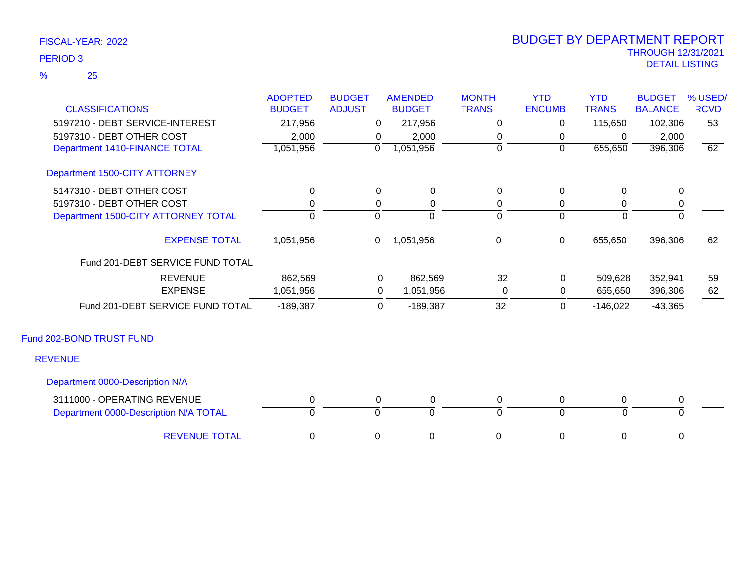FISCAL-YEAR: 2022

PERIOD 3

% 25

# BUDGET BY DEPARTMENT REPORT

THROUGH 12/31/2021

DETAIL LISTING

| CLASSIFICATIONS | ADOPTED BUDGET | BUDGET ADJUST | AMENDED BUDGET | MONTH TRANS | YTD ENCUMB | YTD TRANS | BUDGET BALANCE | % USED/ RCVD |
|---|---|---|---|---|---|---|---|---|
| 5197210 - DEBT SERVICE-INTEREST | 217,956 | 0 | 217,956 | 0 | 0 | 115,650 | 102,306 | 53 |
| 5197310 - DEBT OTHER COST | 2,000 | 0 | 2,000 | 0 | 0 | 0 | 2,000 | |
| Department 1410-FINANCE TOTAL | 1,051,956 | 0 | 1,051,956 | 0 | 0 | 655,650 | 396,306 | 62 |
| **Department 1500-CITY ATTORNEY** | | | | | | | | |
| 5147310 - DEBT OTHER COST | 0 | 0 | 0 | 0 | 0 | 0 | 0 | |
| 5197310 - DEBT OTHER COST | 0 | 0 | 0 | 0 | 0 | 0 | 0 | |
| Department 1500-CITY ATTORNEY TOTAL | 0 | 0 | 0 | 0 | 0 | 0 | 0 | |
| EXPENSE TOTAL | 1,051,956 | 0 | 1,051,956 | 0 | 0 | 655,650 | 396,306 | 62 |
| **Fund 201-DEBT SERVICE FUND TOTAL** | | | | | | | | |
| REVENUE | 862,569 | 0 | 862,569 | 32 | 0 | 509,628 | 352,941 | 59 |
| EXPENSE | 1,051,956 | 0 | 1,051,956 | 0 | 0 | 655,650 | 396,306 | 62 |
| Fund 201-DEBT SERVICE FUND TOTAL | -189,387 | 0 | -189,387 | 32 | 0 | -146,022 | -43,365 | |

## Fund 202-BOND TRUST FUND

### REVENUE

| CLASSIFICATIONS | ADOPTED BUDGET | BUDGET ADJUST | AMENDED BUDGET | MONTH TRANS | YTD ENCUMB | YTD TRANS | BUDGET BALANCE | % USED/ RCVD |
|---|---|---|---|---|---|---|---|---|
| **Department 0000-Description N/A** | | | | | | | | |
| 3111000 - OPERATING REVENUE | 0 | 0 | 0 | 0 | 0 | 0 | 0 | |
| Department 0000-Description N/A TOTAL | 0 | 0 | 0 | 0 | 0 | 0 | 0 | |
| REVENUE TOTAL | 0 | 0 | 0 | 0 | 0 | 0 | 0 | |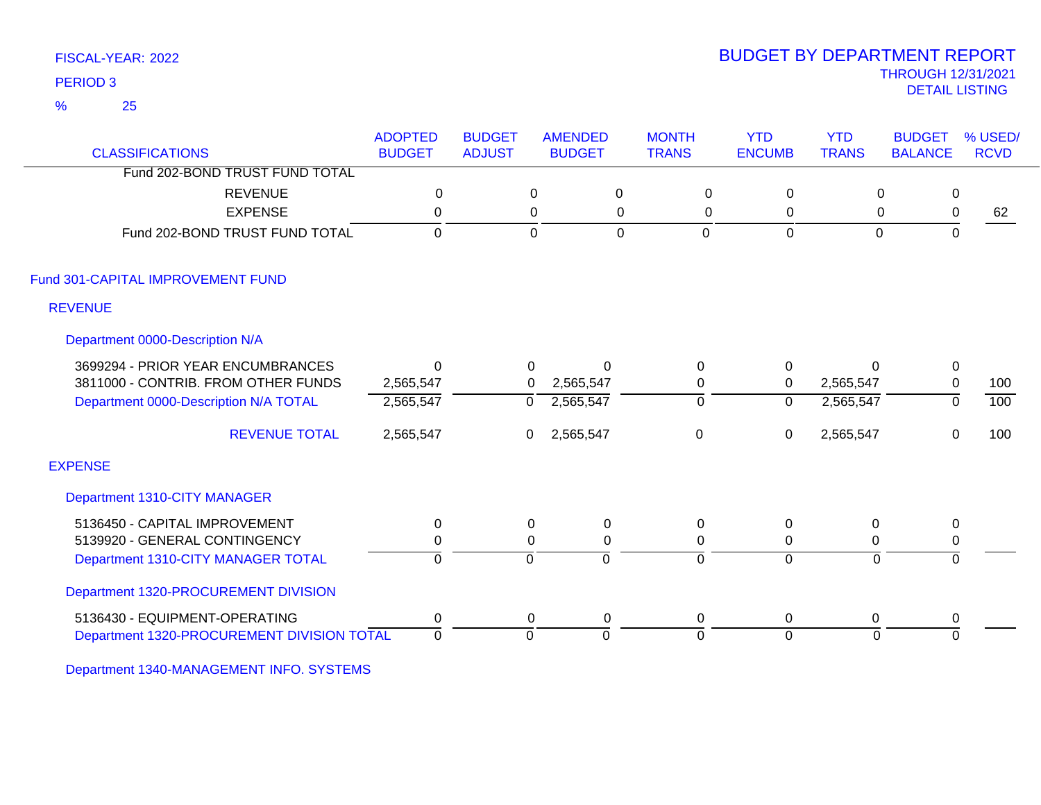FISCAL-YEAR: 2022

PERIOD 3

% 25

# BUDGET BY DEPARTMENT REPORT

THROUGH 12/31/2021

DETAIL LISTING

| CLASSIFICATIONS | ADOPTED BUDGET | BUDGET ADJUST | AMENDED BUDGET | MONTH TRANS | YTD ENCUMB | YTD TRANS | BUDGET BALANCE | % USED/ RCVD |
|---|---|---|---|---|---|---|---|---|
| Fund 202-BOND TRUST FUND TOTAL | | | | | | | | |
| REVENUE | 0 | 0 | 0 | 0 | 0 | 0 | 0 | |
| EXPENSE | 0 | 0 | 0 | 0 | 0 | 0 | 0 | 62 |
| Fund 202-BOND TRUST FUND TOTAL | 0 | 0 | 0 | 0 | 0 | 0 | 0 | |
| **Fund 301-CAPITAL IMPROVEMENT FUND** | | | | | | | | |
| **REVENUE** | | | | | | | | |
| **Department 0000-Description N/A** | | | | | | | | |
| 3699294 - PRIOR YEAR ENCUMBRANCES | 0 | 0 | 0 | 0 | 0 | 0 | 0 | |
| 3811000 - CONTRIB. FROM OTHER FUNDS | 2,565,547 | 0 | 2,565,547 | 0 | 0 | 2,565,547 | 0 | 100 |
| Department 0000-Description N/A TOTAL | 2,565,547 | 0 | 2,565,547 | 0 | 0 | 2,565,547 | 0 | 100 |
| REVENUE TOTAL | 2,565,547 | 0 | 2,565,547 | 0 | 0 | 2,565,547 | 0 | 100 |
| **EXPENSE** | | | | | | | | |
| **Department 1310-CITY MANAGER** | | | | | | | | |
| 5136450 - CAPITAL IMPROVEMENT | 0 | 0 | 0 | 0 | 0 | 0 | 0 | |
| 5139920 - GENERAL CONTINGENCY | 0 | 0 | 0 | 0 | 0 | 0 | 0 | |
| Department 1310-CITY MANAGER TOTAL | 0 | 0 | 0 | 0 | 0 | 0 | 0 | |
| **Department 1320-PROCUREMENT DIVISION** | | | | | | | | |
| 5136430 - EQUIPMENT-OPERATING | 0 | 0 | 0 | 0 | 0 | 0 | 0 | |
| Department 1320-PROCUREMENT DIVISION TOTAL | 0 | 0 | 0 | 0 | 0 | 0 | 0 | |
| **Department 1340-MANAGEMENT INFO. SYSTEMS** | | | | | | | | |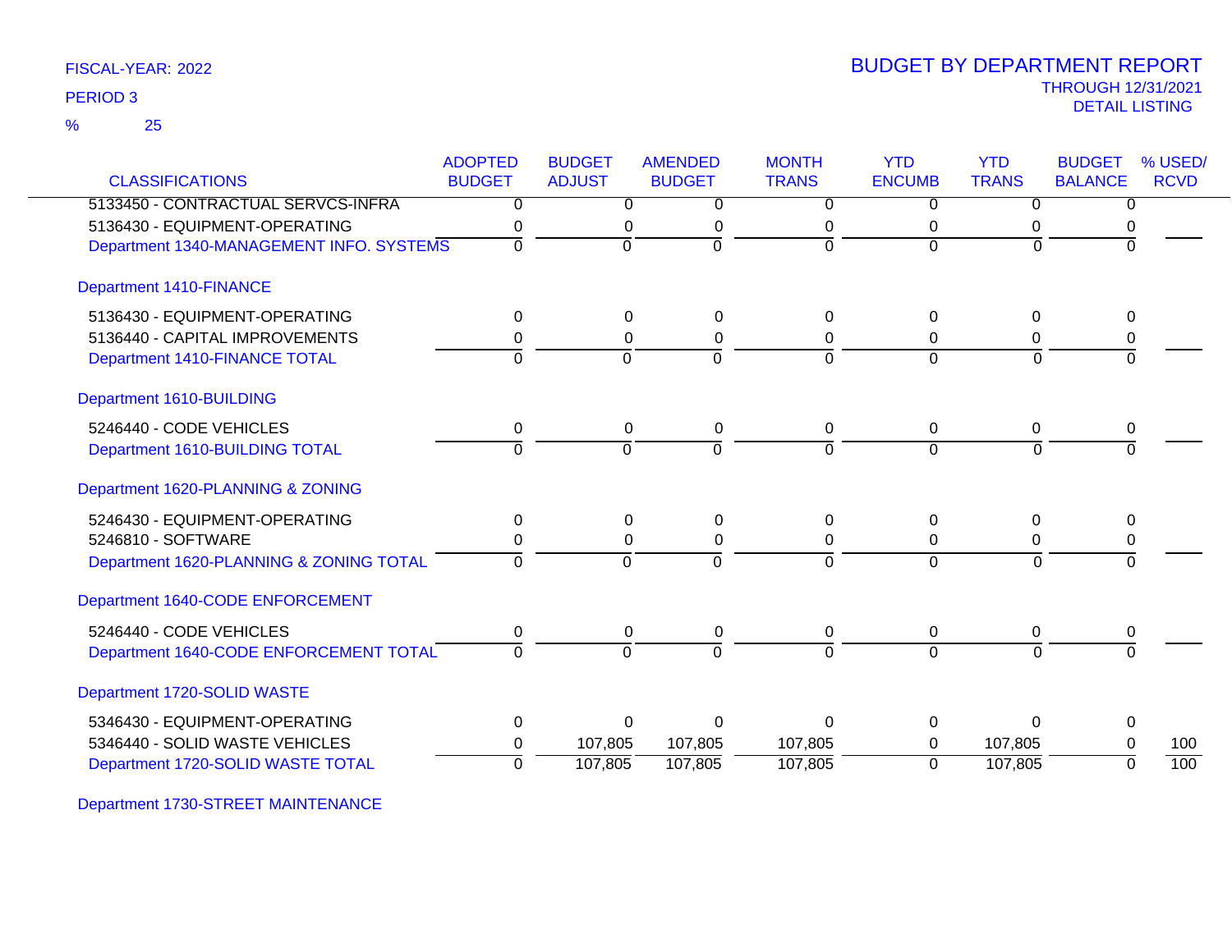FISCAL-YEAR: 2022

PERIOD 3

% 25

# BUDGET BY DEPARTMENT REPORT

THROUGH 12/31/2021

DETAIL LISTING

| CLASSIFICATIONS | ADOPTED BUDGET | BUDGET ADJUST | AMENDED BUDGET | MONTH TRANS | YTD ENCUMB | YTD TRANS | BUDGET BALANCE | % USED/ RCVD |
|---|---|---|---|---|---|---|---|---|
| 5133450 - CONTRACTUAL SERVCS-INFRA | 0 | 0 | 0 | 0 | 0 | 0 | 0 | |
| 5136430 - EQUIPMENT-OPERATING | 0 | 0 | 0 | 0 | 0 | 0 | 0 | |
| Department 1340-MANAGEMENT INFO. SYSTEMS | 0 | 0 | 0 | 0 | 0 | 0 | 0 | |
| **Department 1410-FINANCE** | | | | | | | | |
| 5136430 - EQUIPMENT-OPERATING | 0 | 0 | 0 | 0 | 0 | 0 | 0 | |
| 5136440 - CAPITAL IMPROVEMENTS | 0 | 0 | 0 | 0 | 0 | 0 | 0 | |
| Department 1410-FINANCE TOTAL | 0 | 0 | 0 | 0 | 0 | 0 | 0 | |
| **Department 1610-BUILDING** | | | | | | | | |
| 5246440 - CODE VEHICLES | 0 | 0 | 0 | 0 | 0 | 0 | 0 | |
| Department 1610-BUILDING TOTAL | 0 | 0 | 0 | 0 | 0 | 0 | 0 | |
| **Department 1620-PLANNING & ZONING** | | | | | | | | |
| 5246430 - EQUIPMENT-OPERATING | 0 | 0 | 0 | 0 | 0 | 0 | 0 | |
| 5246810 - SOFTWARE | 0 | 0 | 0 | 0 | 0 | 0 | 0 | |
| Department 1620-PLANNING & ZONING TOTAL | 0 | 0 | 0 | 0 | 0 | 0 | 0 | |
| **Department 1640-CODE ENFORCEMENT** | | | | | | | | |
| 5246440 - CODE VEHICLES | 0 | 0 | 0 | 0 | 0 | 0 | 0 | |
| Department 1640-CODE ENFORCEMENT TOTAL | 0 | 0 | 0 | 0 | 0 | 0 | 0 | |
| **Department 1720-SOLID WASTE** | | | | | | | | |
| 5346430 - EQUIPMENT-OPERATING | 0 | 0 | 0 | 0 | 0 | 0 | 0 | |
| 5346440 - SOLID WASTE VEHICLES | 0 | 107,805 | 107,805 | 107,805 | 0 | 107,805 | 0 | 100 |
| Department 1720-SOLID WASTE TOTAL | 0 | 107,805 | 107,805 | 107,805 | 0 | 107,805 | 0 | 100 |
| **Department 1730-STREET MAINTENANCE** | | | | | | | | |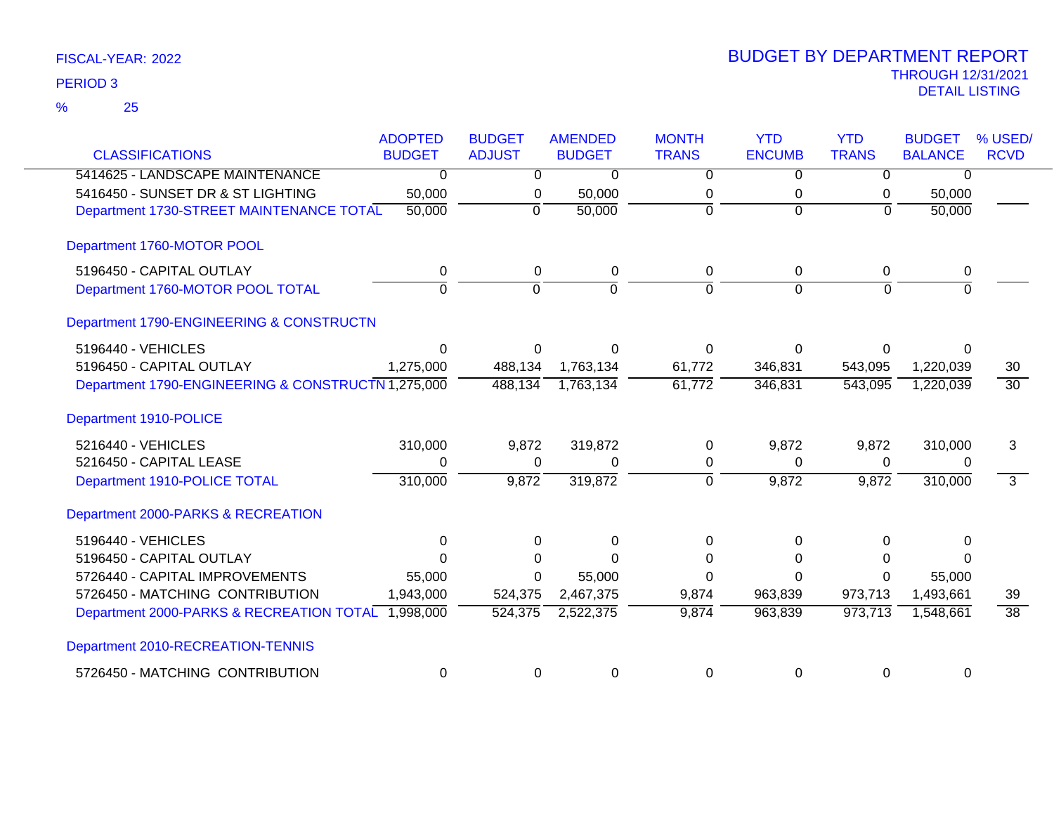FISCAL-YEAR: 2022

PERIOD 3

% 25

# BUDGET BY DEPARTMENT REPORT

THROUGH 12/31/2021

DETAIL LISTING

| CLASSIFICATIONS | ADOPTED BUDGET | BUDGET ADJUST | AMENDED BUDGET | MONTH TRANS | YTD ENCUMB | YTD TRANS | BUDGET BALANCE | % USED/ RCVD |
|---|---|---|---|---|---|---|---|---|
| 5414625 - LANDSCAPE MAINTENANCE | 0 | 0 | 0 | 0 | 0 | 0 | 0 | |
| 5416450 - SUNSET DR & ST LIGHTING | 50,000 | 0 | 50,000 | 0 | 0 | 0 | 50,000 | |
| Department 1730-STREET MAINTENANCE TOTAL | 50,000 | 0 | 50,000 | 0 | 0 | 0 | 50,000 | |
| **Department 1760-MOTOR POOL** | | | | | | | | |
| 5196450 - CAPITAL OUTLAY | 0 | 0 | 0 | 0 | 0 | 0 | 0 | |
| Department 1760-MOTOR POOL TOTAL | 0 | 0 | 0 | 0 | 0 | 0 | 0 | |
| **Department 1790-ENGINEERING & CONSTRUCTN** | | | | | | | | |
| 5196440 - VEHICLES | 0 | 0 | 0 | 0 | 0 | 0 | 0 | |
| 5196450 - CAPITAL OUTLAY | 1,275,000 | 488,134 | 1,763,134 | 61,772 | 346,831 | 543,095 | 1,220,039 | 30 |
| Department 1790-ENGINEERING & CONSTRUCTN | 1,275,000 | 488,134 | 1,763,134 | 61,772 | 346,831 | 543,095 | 1,220,039 | 30 |
| **Department 1910-POLICE** | | | | | | | | |
| 5216440 - VEHICLES | 310,000 | 9,872 | 319,872 | 0 | 9,872 | 9,872 | 310,000 | 3 |
| 5216450 - CAPITAL LEASE | 0 | 0 | 0 | 0 | 0 | 0 | 0 | |
| Department 1910-POLICE TOTAL | 310,000 | 9,872 | 319,872 | 0 | 9,872 | 9,872 | 310,000 | 3 |
| **Department 2000-PARKS & RECREATION** | | | | | | | | |
| 5196440 - VEHICLES | 0 | 0 | 0 | 0 | 0 | 0 | 0 | |
| 5196450 - CAPITAL OUTLAY | 0 | 0 | 0 | 0 | 0 | 0 | 0 | |
| 5726440 - CAPITAL IMPROVEMENTS | 55,000 | 0 | 55,000 | 0 | 0 | 0 | 55,000 | |
| 5726450 - MATCHING CONTRIBUTION | 1,943,000 | 524,375 | 2,467,375 | 9,874 | 963,839 | 973,713 | 1,493,661 | 39 |
| Department 2000-PARKS & RECREATION TOTAL | 1,998,000 | 524,375 | 2,522,375 | 9,874 | 963,839 | 973,713 | 1,548,661 | 38 |
| **Department 2010-RECREATION-TENNIS** | | | | | | | | |
| 5726450 - MATCHING CONTRIBUTION | 0 | 0 | 0 | 0 | 0 | 0 | 0 | |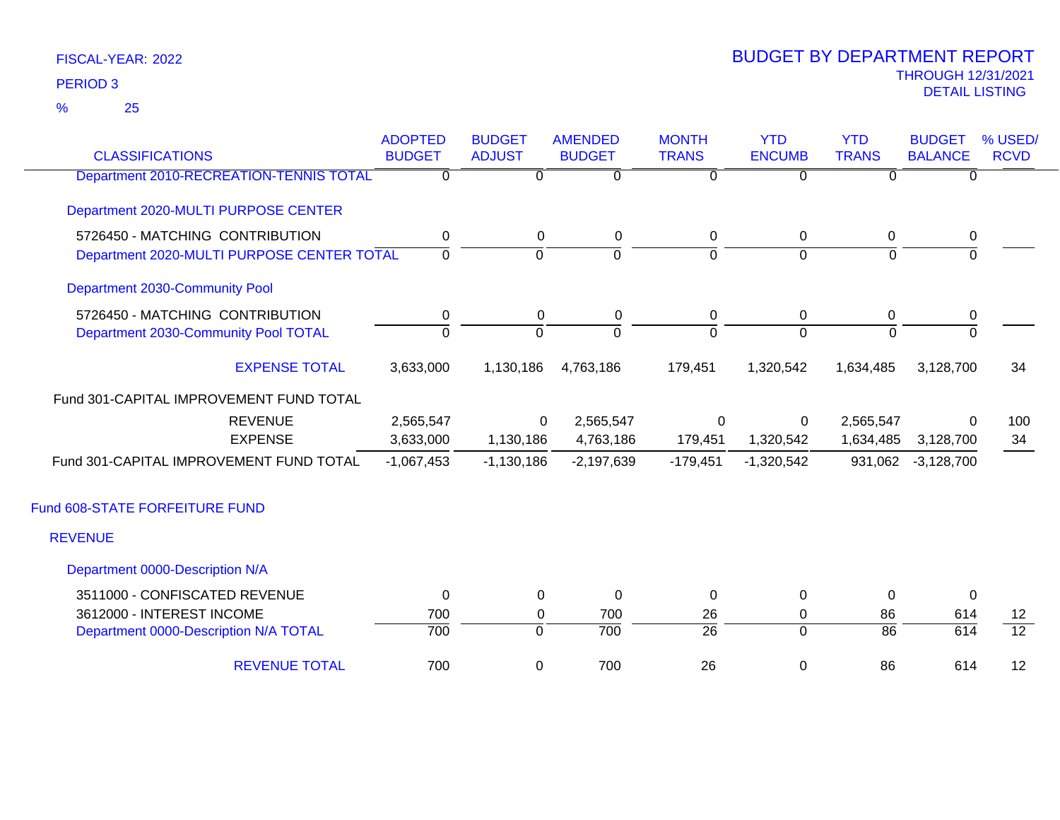FISCAL-YEAR: 2022

PERIOD 3

% 25

# BUDGET BY DEPARTMENT REPORT

THROUGH 12/31/2021

DETAIL LISTING

| CLASSIFICATIONS | ADOPTED BUDGET | BUDGET ADJUST | AMENDED BUDGET | MONTH TRANS | YTD ENCUMB | YTD TRANS | BUDGET BALANCE | % USED/ RCVD |
|---|---|---|---|---|---|---|---|---|
| Department 2010-RECREATION-TENNIS TOTAL | 0 | 0 | 0 | 0 | 0 | 0 | 0 | |
| Department 2020-MULTI PURPOSE CENTER | | | | | | | | |
| 5726450 - MATCHING CONTRIBUTION | 0 | 0 | 0 | 0 | 0 | 0 | 0 | |
| Department 2020-MULTI PURPOSE CENTER TOTAL | 0 | 0 | 0 | 0 | 0 | 0 | 0 | |
| Department 2030-Community Pool | | | | | | | | |
| 5726450 - MATCHING CONTRIBUTION | 0 | 0 | 0 | 0 | 0 | 0 | 0 | |
| Department 2030-Community Pool TOTAL | 0 | 0 | 0 | 0 | 0 | 0 | 0 | |
| EXPENSE TOTAL | 3,633,000 | 1,130,186 | 4,763,186 | 179,451 | 1,320,542 | 1,634,485 | 3,128,700 | 34 |
| Fund 301-CAPITAL IMPROVEMENT FUND TOTAL | | | | | | | | |
| REVENUE | 2,565,547 | 0 | 2,565,547 | 0 | 0 | 2,565,547 | 0 | 100 |
| EXPENSE | 3,633,000 | 1,130,186 | 4,763,186 | 179,451 | 1,320,542 | 1,634,485 | 3,128,700 | 34 |
| Fund 301-CAPITAL IMPROVEMENT FUND TOTAL | -1,067,453 | -1,130,186 | -2,197,639 | -179,451 | -1,320,542 | 931,062 | -3,128,700 | |
| Fund 608-STATE FORFEITURE FUND | | | | | | | | |
| REVENUE | | | | | | | | |
| Department 0000-Description N/A | | | | | | | | |
| 3511000 - CONFISCATED REVENUE | 0 | 0 | 0 | 0 | 0 | 0 | 0 | |
| 3612000 - INTEREST INCOME | 700 | 0 | 700 | 26 | 0 | 86 | 614 | 12 |
| Department 0000-Description N/A TOTAL | 700 | 0 | 700 | 26 | 0 | 86 | 614 | 12 |
| REVENUE TOTAL | 700 | 0 | 700 | 26 | 0 | 86 | 614 | 12 |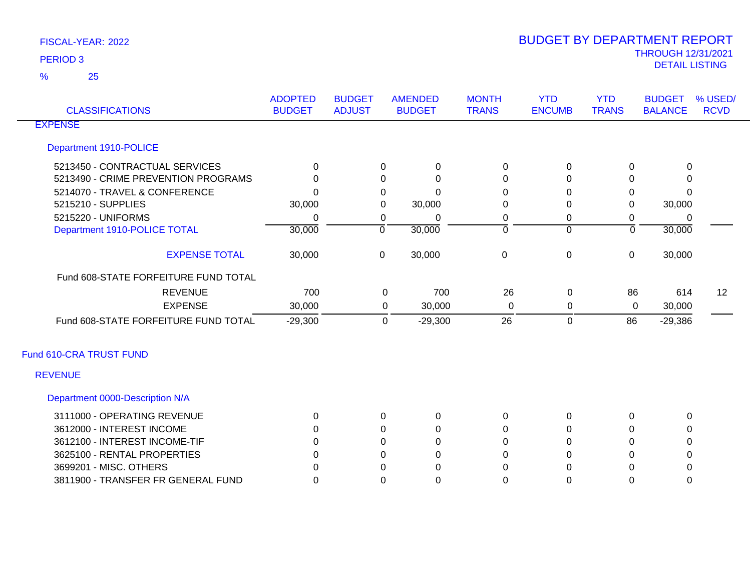FISCAL-YEAR: 2022

PERIOD 3

% 25

# BUDGET BY DEPARTMENT REPORT

THROUGH 12/31/2021

DETAIL LISTING

| CLASSIFICATIONS | ADOPTED BUDGET | BUDGET ADJUST | AMENDED BUDGET | MONTH TRANS | YTD ENCUMB | YTD TRANS | BUDGET BALANCE | % USED/ RCVD |
|---|---|---|---|---|---|---|---|---|
| EXPENSE | | | | | | | | |
| Department 1910-POLICE | | | | | | | | |
| 5213450 - CONTRACTUAL SERVICES | 0 | 0 | 0 | 0 | 0 | 0 | 0 | |
| 5213490 - CRIME PREVENTION PROGRAMS | 0 | 0 | 0 | 0 | 0 | 0 | 0 | |
| 5214070 - TRAVEL & CONFERENCE | 0 | 0 | 0 | 0 | 0 | 0 | 0 | |
| 5215210 - SUPPLIES | 30,000 | 0 | 30,000 | 0 | 0 | 0 | 30,000 | |
| 5215220 - UNIFORMS | 0 | 0 | 0 | 0 | 0 | 0 | 0 | |
| Department 1910-POLICE TOTAL | 30,000 | 0 | 30,000 | 0 | 0 | 0 | 30,000 | |
| EXPENSE TOTAL | 30,000 | 0 | 30,000 | 0 | 0 | 0 | 30,000 | |
| Fund 608-STATE FORFEITURE FUND TOTAL | | | | | | | | |
| REVENUE | 700 | 0 | 700 | 26 | 0 | 86 | 614 | 12 |
| EXPENSE | 30,000 | 0 | 30,000 | 0 | 0 | 0 | 30,000 | |
| Fund 608-STATE FORFEITURE FUND TOTAL | -29,300 | 0 | -29,300 | 26 | 0 | 86 | -29,386 | |

## Fund 610-CRA TRUST FUND

| CLASSIFICATIONS | ADOPTED BUDGET | BUDGET ADJUST | AMENDED BUDGET | MONTH TRANS | YTD ENCUMB | YTD TRANS | BUDGET BALANCE | % USED/ RCVD |
|---|---|---|---|---|---|---|---|---|
| REVENUE | | | | | | | | |
| Department 0000-Description N/A | | | | | | | | |
| 3111000 - OPERATING REVENUE | 0 | 0 | 0 | 0 | 0 | 0 | 0 | |
| 3612000 - INTEREST INCOME | 0 | 0 | 0 | 0 | 0 | 0 | 0 | |
| 3612100 - INTEREST INCOME-TIF | 0 | 0 | 0 | 0 | 0 | 0 | 0 | |
| 3625100 - RENTAL PROPERTIES | 0 | 0 | 0 | 0 | 0 | 0 | 0 | |
| 3699201 - MISC. OTHERS | 0 | 0 | 0 | 0 | 0 | 0 | 0 | |
| 3811900 - TRANSFER FR GENERAL FUND | 0 | 0 | 0 | 0 | 0 | 0 | 0 | |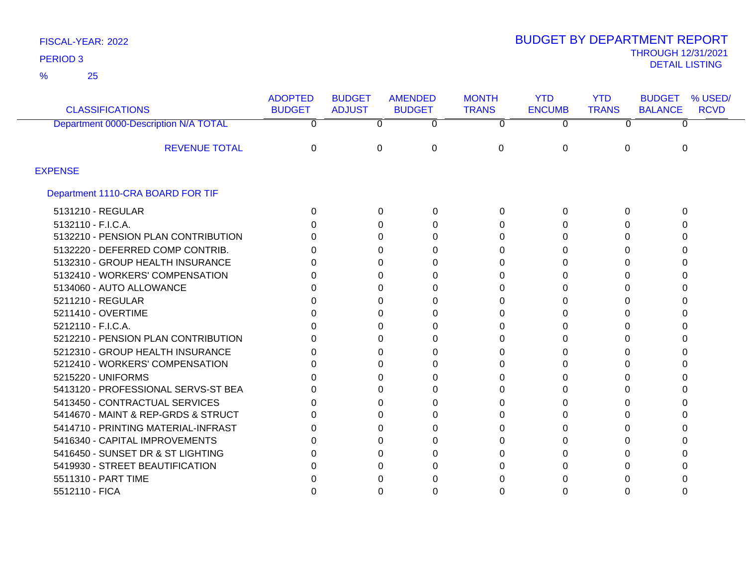FISCAL-YEAR: 2022

PERIOD 3

% 25

# BUDGET BY DEPARTMENT REPORT

THROUGH 12/31/2021

DETAIL LISTING

| CLASSIFICATIONS | ADOPTED BUDGET | BUDGET ADJUST | AMENDED BUDGET | MONTH TRANS | YTD ENCUMB | YTD TRANS | BUDGET BALANCE | % USED/ RCVD |
|---|---|---|---|---|---|---|---|---|
| Department 0000-Description N/A TOTAL | 0 | 0 | 0 | 0 | 0 | 0 | 0 | |
| REVENUE TOTAL | 0 | 0 | 0 | 0 | 0 | 0 | 0 | |
| EXPENSE | | | | | | | | |
| Department 1110-CRA BOARD FOR TIF | | | | | | | | |
| 5131210 - REGULAR | 0 | 0 | 0 | 0 | 0 | 0 | 0 | |
| 5132110 - F.I.C.A. | 0 | 0 | 0 | 0 | 0 | 0 | 0 | |
| 5132210 - PENSION PLAN CONTRIBUTION | 0 | 0 | 0 | 0 | 0 | 0 | 0 | |
| 5132220 - DEFERRED COMP CONTRIB. | 0 | 0 | 0 | 0 | 0 | 0 | 0 | |
| 5132310 - GROUP HEALTH INSURANCE | 0 | 0 | 0 | 0 | 0 | 0 | 0 | |
| 5132410 - WORKERS' COMPENSATION | 0 | 0 | 0 | 0 | 0 | 0 | 0 | |
| 5134060 - AUTO ALLOWANCE | 0 | 0 | 0 | 0 | 0 | 0 | 0 | |
| 5211210 - REGULAR | 0 | 0 | 0 | 0 | 0 | 0 | 0 | |
| 5211410 - OVERTIME | 0 | 0 | 0 | 0 | 0 | 0 | 0 | |
| 5212110 - F.I.C.A. | 0 | 0 | 0 | 0 | 0 | 0 | 0 | |
| 5212210 - PENSION PLAN CONTRIBUTION | 0 | 0 | 0 | 0 | 0 | 0 | 0 | |
| 5212310 - GROUP HEALTH INSURANCE | 0 | 0 | 0 | 0 | 0 | 0 | 0 | |
| 5212410 - WORKERS' COMPENSATION | 0 | 0 | 0 | 0 | 0 | 0 | 0 | |
| 5215220 - UNIFORMS | 0 | 0 | 0 | 0 | 0 | 0 | 0 | |
| 5413120 - PROFESSIONAL SERVS-ST BEA | 0 | 0 | 0 | 0 | 0 | 0 | 0 | |
| 5413450 - CONTRACTUAL SERVICES | 0 | 0 | 0 | 0 | 0 | 0 | 0 | |
| 5414670 - MAINT & REP-GRDS & STRUCT | 0 | 0 | 0 | 0 | 0 | 0 | 0 | |
| 5414710 - PRINTING MATERIAL-INFRAST | 0 | 0 | 0 | 0 | 0 | 0 | 0 | |
| 5416340 - CAPITAL IMPROVEMENTS | 0 | 0 | 0 | 0 | 0 | 0 | 0 | |
| 5416450 - SUNSET DR & ST LIGHTING | 0 | 0 | 0 | 0 | 0 | 0 | 0 | |
| 5419930 - STREET BEAUTIFICATION | 0 | 0 | 0 | 0 | 0 | 0 | 0 | |
| 5511310 - PART TIME | 0 | 0 | 0 | 0 | 0 | 0 | 0 | |
| 5512110 - FICA | 0 | 0 | 0 | 0 | 0 | 0 | 0 | |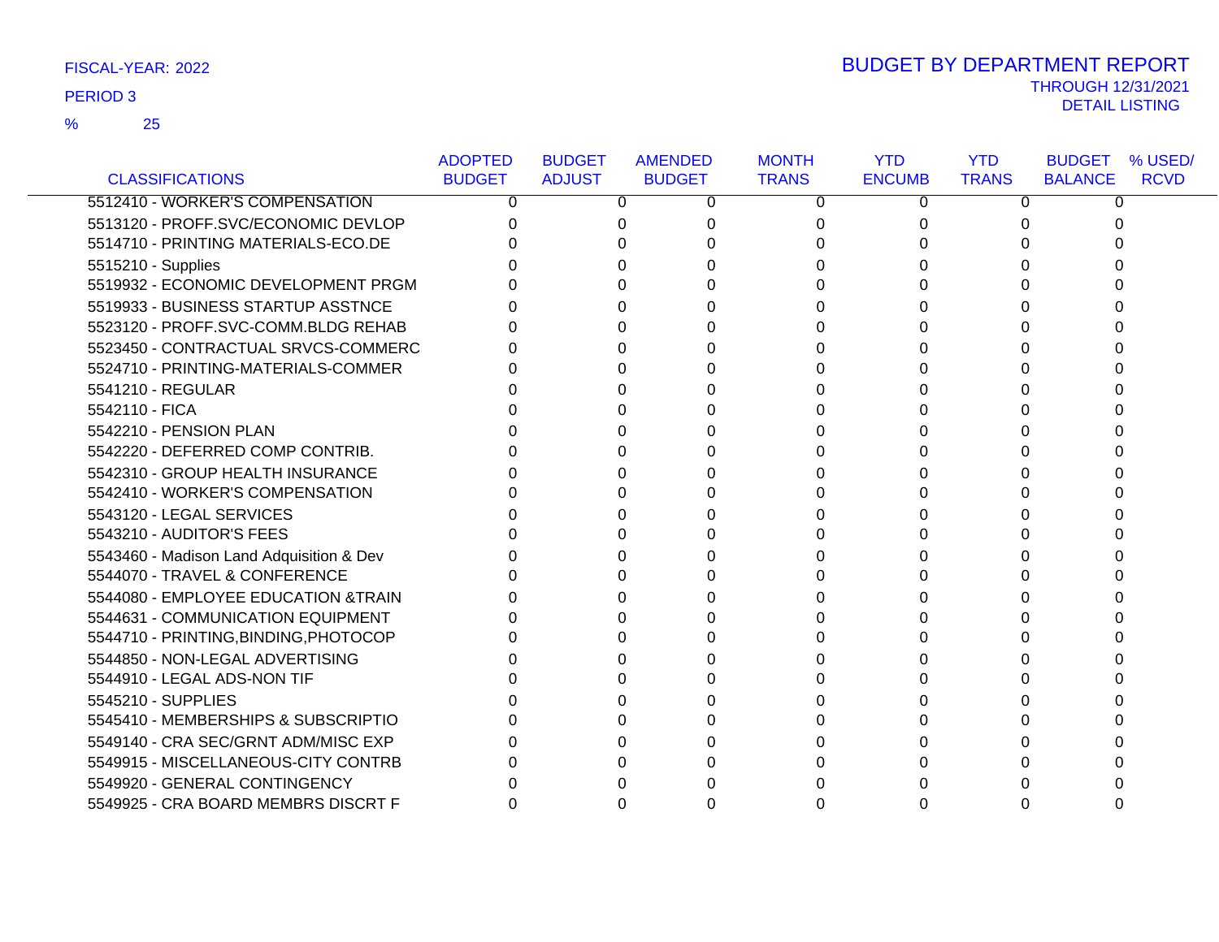FISCAL-YEAR: 2022

PERIOD 3

% 25

# BUDGET BY DEPARTMENT REPORT

THROUGH 12/31/2021

DETAIL LISTING

| CLASSIFICATIONS | ADOPTED BUDGET | BUDGET ADJUST | AMENDED BUDGET | MONTH TRANS | YTD ENCUMB | YTD TRANS | BUDGET BALANCE | % USED/ RCVD |
|---|---|---|---|---|---|---|---|---|
| 5512410 - WORKER'S COMPENSATION | 0 | 0 | 0 | 0 | 0 | 0 | 0 | |
| 5513120 - PROFF.SVC/ECONOMIC DEVLOP | 0 | 0 | 0 | 0 | 0 | 0 | 0 | |
| 5514710 - PRINTING MATERIALS-ECO.DE | 0 | 0 | 0 | 0 | 0 | 0 | 0 | |
| 5515210 - Supplies | 0 | 0 | 0 | 0 | 0 | 0 | 0 | |
| 5519932 - ECONOMIC DEVELOPMENT PRGM | 0 | 0 | 0 | 0 | 0 | 0 | 0 | |
| 5519933 - BUSINESS STARTUP ASSTNCE | 0 | 0 | 0 | 0 | 0 | 0 | 0 | |
| 5523120 - PROFF.SVC-COMM.BLDG REHAB | 0 | 0 | 0 | 0 | 0 | 0 | 0 | |
| 5523450 - CONTRACTUAL SRVCS-COMMERC | 0 | 0 | 0 | 0 | 0 | 0 | 0 | |
| 5524710 - PRINTING-MATERIALS-COMMER | 0 | 0 | 0 | 0 | 0 | 0 | 0 | |
| 5541210 - REGULAR | 0 | 0 | 0 | 0 | 0 | 0 | 0 | |
| 5542110 - FICA | 0 | 0 | 0 | 0 | 0 | 0 | 0 | |
| 5542210 - PENSION PLAN | 0 | 0 | 0 | 0 | 0 | 0 | 0 | |
| 5542220 - DEFERRED COMP CONTRIB. | 0 | 0 | 0 | 0 | 0 | 0 | 0 | |
| 5542310 - GROUP HEALTH INSURANCE | 0 | 0 | 0 | 0 | 0 | 0 | 0 | |
| 5542410 - WORKER'S COMPENSATION | 0 | 0 | 0 | 0 | 0 | 0 | 0 | |
| 5543120 - LEGAL SERVICES | 0 | 0 | 0 | 0 | 0 | 0 | 0 | |
| 5543210 - AUDITOR'S FEES | 0 | 0 | 0 | 0 | 0 | 0 | 0 | |
| 5543460 - Madison Land Adquisition & Dev | 0 | 0 | 0 | 0 | 0 | 0 | 0 | |
| 5544070 - TRAVEL & CONFERENCE | 0 | 0 | 0 | 0 | 0 | 0 | 0 | |
| 5544080 - EMPLOYEE EDUCATION &TRAIN | 0 | 0 | 0 | 0 | 0 | 0 | 0 | |
| 5544631 - COMMUNICATION EQUIPMENT | 0 | 0 | 0 | 0 | 0 | 0 | 0 | |
| 5544710 - PRINTING,BINDING,PHOTOCOP | 0 | 0 | 0 | 0 | 0 | 0 | 0 | |
| 5544850 - NON-LEGAL ADVERTISING | 0 | 0 | 0 | 0 | 0 | 0 | 0 | |
| 5544910 - LEGAL ADS-NON TIF | 0 | 0 | 0 | 0 | 0 | 0 | 0 | |
| 5545210 - SUPPLIES | 0 | 0 | 0 | 0 | 0 | 0 | 0 | |
| 5545410 - MEMBERSHIPS & SUBSCRIPTIO | 0 | 0 | 0 | 0 | 0 | 0 | 0 | |
| 5549140 - CRA SEC/GRNT ADM/MISC EXP | 0 | 0 | 0 | 0 | 0 | 0 | 0 | |
| 5549915 - MISCELLANEOUS-CITY CONTRB | 0 | 0 | 0 | 0 | 0 | 0 | 0 | |
| 5549920 - GENERAL CONTINGENCY | 0 | 0 | 0 | 0 | 0 | 0 | 0 | |
| 5549925 - CRA BOARD MEMBRS DISCRT F | 0 | 0 | 0 | 0 | 0 | 0 | 0 | |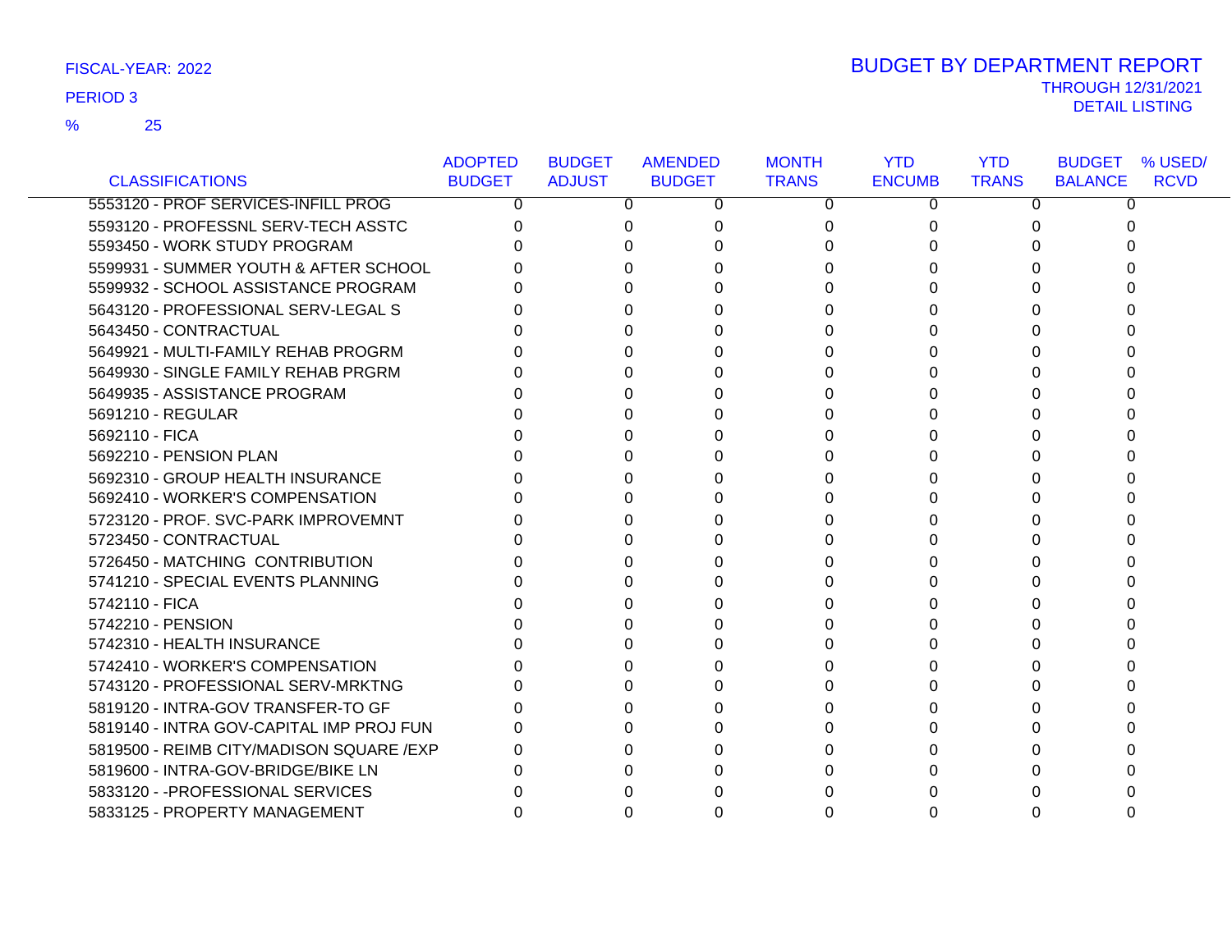FISCAL-YEAR: 2022

PERIOD 3

% 25

# BUDGET BY DEPARTMENT REPORT

THROUGH 12/31/2021

DETAIL LISTING

| CLASSIFICATIONS | ADOPTED BUDGET | BUDGET ADJUST | AMENDED BUDGET | MONTH TRANS | YTD ENCUMB | YTD TRANS | BUDGET BALANCE | % USED/ RCVD |
|---|---|---|---|---|---|---|---|---|
| 5553120 - PROF SERVICES-INFILL PROG | 0 | 0 | 0 | 0 | 0 | 0 | 0 | |
| 5593120 - PROFESSNL SERV-TECH ASSTC | 0 | 0 | 0 | 0 | 0 | 0 | 0 | |
| 5593450 - WORK STUDY PROGRAM | 0 | 0 | 0 | 0 | 0 | 0 | 0 | |
| 5599931 - SUMMER YOUTH & AFTER SCHOOL | 0 | 0 | 0 | 0 | 0 | 0 | 0 | |
| 5599932 - SCHOOL ASSISTANCE PROGRAM | 0 | 0 | 0 | 0 | 0 | 0 | 0 | |
| 5643120 - PROFESSIONAL SERV-LEGAL S | 0 | 0 | 0 | 0 | 0 | 0 | 0 | |
| 5643450 - CONTRACTUAL | 0 | 0 | 0 | 0 | 0 | 0 | 0 | |
| 5649921 - MULTI-FAMILY REHAB PROGRM | 0 | 0 | 0 | 0 | 0 | 0 | 0 | |
| 5649930 - SINGLE FAMILY REHAB PRGRM | 0 | 0 | 0 | 0 | 0 | 0 | 0 | |
| 5649935 - ASSISTANCE PROGRAM | 0 | 0 | 0 | 0 | 0 | 0 | 0 | |
| 5691210 - REGULAR | 0 | 0 | 0 | 0 | 0 | 0 | 0 | |
| 5692110 - FICA | 0 | 0 | 0 | 0 | 0 | 0 | 0 | |
| 5692210 - PENSION PLAN | 0 | 0 | 0 | 0 | 0 | 0 | 0 | |
| 5692310 - GROUP HEALTH INSURANCE | 0 | 0 | 0 | 0 | 0 | 0 | 0 | |
| 5692410 - WORKER'S COMPENSATION | 0 | 0 | 0 | 0 | 0 | 0 | 0 | |
| 5723120 - PROF. SVC-PARK IMPROVEMNT | 0 | 0 | 0 | 0 | 0 | 0 | 0 | |
| 5723450 - CONTRACTUAL | 0 | 0 | 0 | 0 | 0 | 0 | 0 | |
| 5726450 - MATCHING CONTRIBUTION | 0 | 0 | 0 | 0 | 0 | 0 | 0 | |
| 5741210 - SPECIAL EVENTS PLANNING | 0 | 0 | 0 | 0 | 0 | 0 | 0 | |
| 5742110 - FICA | 0 | 0 | 0 | 0 | 0 | 0 | 0 | |
| 5742210 - PENSION | 0 | 0 | 0 | 0 | 0 | 0 | 0 | |
| 5742310 - HEALTH INSURANCE | 0 | 0 | 0 | 0 | 0 | 0 | 0 | |
| 5742410 - WORKER'S COMPENSATION | 0 | 0 | 0 | 0 | 0 | 0 | 0 | |
| 5743120 - PROFESSIONAL SERV-MRKTNG | 0 | 0 | 0 | 0 | 0 | 0 | 0 | |
| 5819120 - INTRA-GOV TRANSFER-TO GF | 0 | 0 | 0 | 0 | 0 | 0 | 0 | |
| 5819140 - INTRA GOV-CAPITAL IMP PROJ FUN | 0 | 0 | 0 | 0 | 0 | 0 | 0 | |
| 5819500 - REIMB CITY/MADISON SQUARE /EXP | 0 | 0 | 0 | 0 | 0 | 0 | 0 | |
| 5819600 - INTRA-GOV-BRIDGE/BIKE LN | 0 | 0 | 0 | 0 | 0 | 0 | 0 | |
| 5833120 - -PROFESSIONAL SERVICES | 0 | 0 | 0 | 0 | 0 | 0 | 0 | |
| 5833125 - PROPERTY MANAGEMENT | 0 | 0 | 0 | 0 | 0 | 0 | 0 | |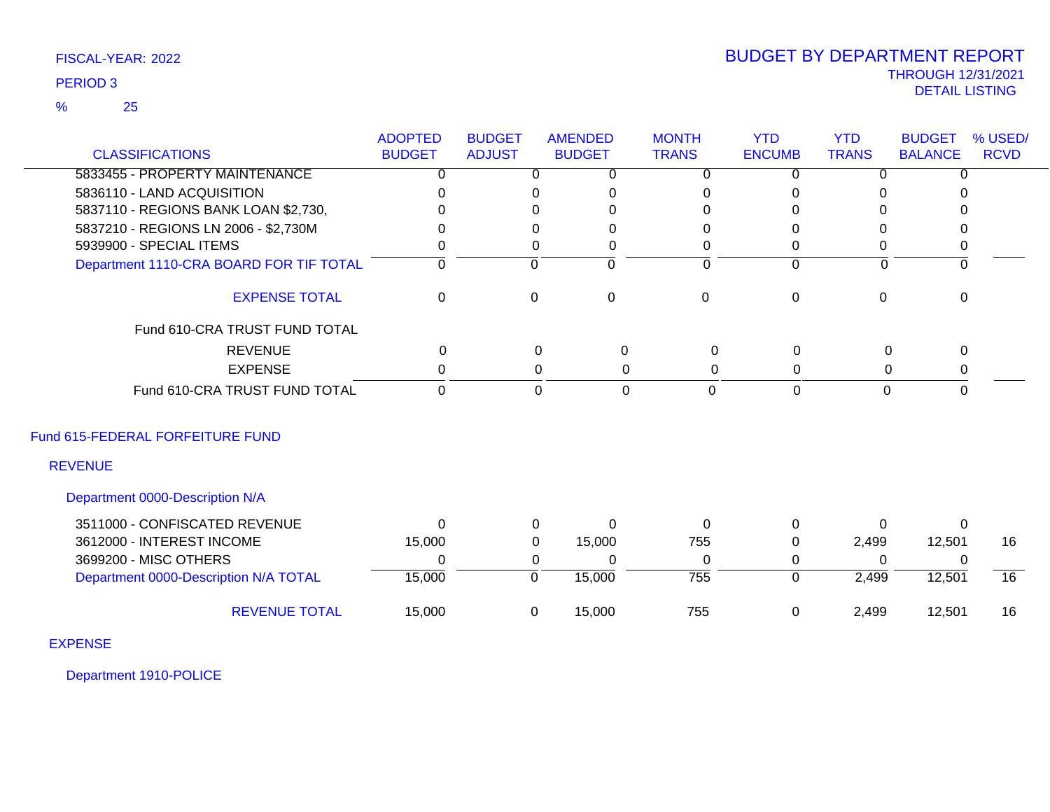FISCAL-YEAR: 2022

PERIOD 3

% 25

# BUDGET BY DEPARTMENT REPORT

THROUGH 12/31/2021

DETAIL LISTING

| CLASSIFICATIONS | ADOPTED BUDGET | BUDGET ADJUST | AMENDED BUDGET | MONTH TRANS | YTD ENCUMB | YTD TRANS | BUDGET BALANCE | % USED/ RCVD |
|---|---|---|---|---|---|---|---|---|
| 5833455 - PROPERTY MAINTENANCE | 0 | 0 | 0 | 0 | 0 | 0 | 0 | |
| 5836110 - LAND ACQUISITION | 0 | 0 | 0 | 0 | 0 | 0 | 0 | |
| 5837110 - REGIONS BANK LOAN $2,730, | 0 | 0 | 0 | 0 | 0 | 0 | 0 | |
| 5837210 - REGIONS LN 2006 - $2,730M | 0 | 0 | 0 | 0 | 0 | 0 | 0 | |
| 5939900 - SPECIAL ITEMS | 0 | 0 | 0 | 0 | 0 | 0 | 0 | |
| Department 1110-CRA BOARD FOR TIF TOTAL | 0 | 0 | 0 | 0 | 0 | 0 | 0 | |
| EXPENSE TOTAL | 0 | 0 | 0 | 0 | 0 | 0 | 0 | |
| Fund 610-CRA TRUST FUND TOTAL | | | | | | | | |
| REVENUE | 0 | 0 | 0 | 0 | 0 | 0 | 0 | |
| EXPENSE | 0 | 0 | 0 | 0 | 0 | 0 | 0 | |
| Fund 610-CRA TRUST FUND TOTAL | 0 | 0 | 0 | 0 | 0 | 0 | 0 | |

## Fund 615-FEDERAL FORFEITURE FUND

### REVENUE

#### Department 0000-Description N/A

| CLASSIFICATIONS | ADOPTED BUDGET | BUDGET ADJUST | AMENDED BUDGET | MONTH TRANS | YTD ENCUMB | YTD TRANS | BUDGET BALANCE | % USED/ RCVD |
|---|---|---|---|---|---|---|---|---|
| 3511000 - CONFISCATED REVENUE | 0 | 0 | 0 | 0 | 0 | 0 | 0 | |
| 3612000 - INTEREST INCOME | 15,000 | 0 | 15,000 | 755 | 0 | 2,499 | 12,501 | 16 |
| 3699200 - MISC OTHERS | 0 | 0 | 0 | 0 | 0 | 0 | 0 | |
| Department 0000-Description N/A TOTAL | 15,000 | 0 | 15,000 | 755 | 0 | 2,499 | 12,501 | 16 |
| REVENUE TOTAL | 15,000 | 0 | 15,000 | 755 | 0 | 2,499 | 12,501 | 16 |

### EXPENSE

#### Department 1910-POLICE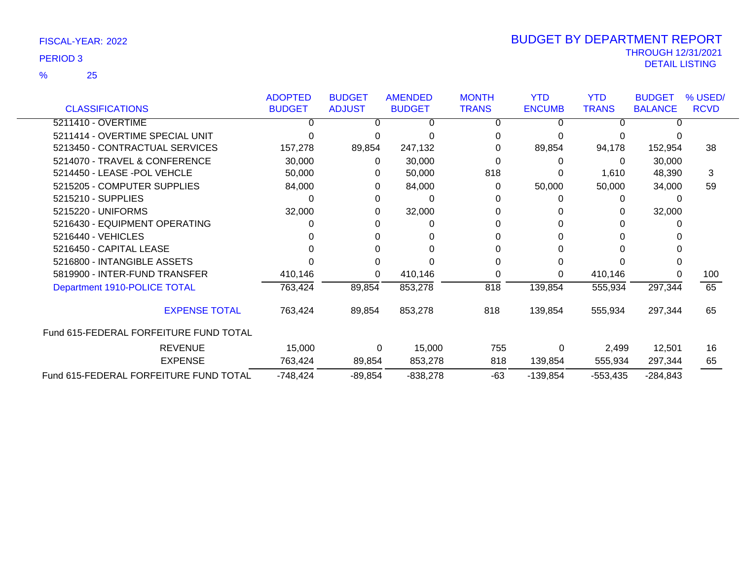FISCAL-YEAR: 2022

PERIOD 3

% 25

# BUDGET BY DEPARTMENT REPORT

THROUGH 12/31/2021

DETAIL LISTING

| CLASSIFICATIONS | ADOPTED BUDGET | BUDGET ADJUST | AMENDED BUDGET | MONTH TRANS | YTD ENCUMB | YTD TRANS | BUDGET BALANCE | % USED/ RCVD |
|---|---|---|---|---|---|---|---|---|
| 5211410 - OVERTIME | 0 | 0 | 0 | 0 | 0 | 0 | 0 | |
| 5211414 - OVERTIME SPECIAL UNIT | 0 | 0 | 0 | 0 | 0 | 0 | 0 | |
| 5213450 - CONTRACTUAL SERVICES | 157,278 | 89,854 | 247,132 | 0 | 89,854 | 94,178 | 152,954 | 38 |
| 5214070 - TRAVEL & CONFERENCE | 30,000 | 0 | 30,000 | 0 | 0 | 0 | 30,000 | |
| 5214450 - LEASE -POL VEHCLE | 50,000 | 0 | 50,000 | 818 | 0 | 1,610 | 48,390 | 3 |
| 5215205 - COMPUTER SUPPLIES | 84,000 | 0 | 84,000 | 0 | 50,000 | 50,000 | 34,000 | 59 |
| 5215210 - SUPPLIES | 0 | 0 | 0 | 0 | 0 | 0 | 0 | |
| 5215220 - UNIFORMS | 32,000 | 0 | 32,000 | 0 | 0 | 0 | 32,000 | |
| 5216430 - EQUIPMENT OPERATING | 0 | 0 | 0 | 0 | 0 | 0 | 0 | |
| 5216440 - VEHICLES | 0 | 0 | 0 | 0 | 0 | 0 | 0 | |
| 5216450 - CAPITAL LEASE | 0 | 0 | 0 | 0 | 0 | 0 | 0 | |
| 5216800 - INTANGIBLE ASSETS | 0 | 0 | 0 | 0 | 0 | 0 | 0 | |
| 5819900 - INTER-FUND TRANSFER | 410,146 | 0 | 410,146 | 0 | 0 | 410,146 | 0 | 100 |
| Department 1910-POLICE TOTAL | 763,424 | 89,854 | 853,278 | 818 | 139,854 | 555,934 | 297,344 | 65 |
| EXPENSE TOTAL | 763,424 | 89,854 | 853,278 | 818 | 139,854 | 555,934 | 297,344 | 65 |
| Fund 615-FEDERAL FORFEITURE FUND TOTAL | | | | | | | | |
| REVENUE | 15,000 | 0 | 15,000 | 755 | 0 | 2,499 | 12,501 | 16 |
| EXPENSE | 763,424 | 89,854 | 853,278 | 818 | 139,854 | 555,934 | 297,344 | 65 |
| Fund 615-FEDERAL FORFEITURE FUND TOTAL | -748,424 | -89,854 | -838,278 | -63 | -139,854 | -553,435 | -284,843 | |